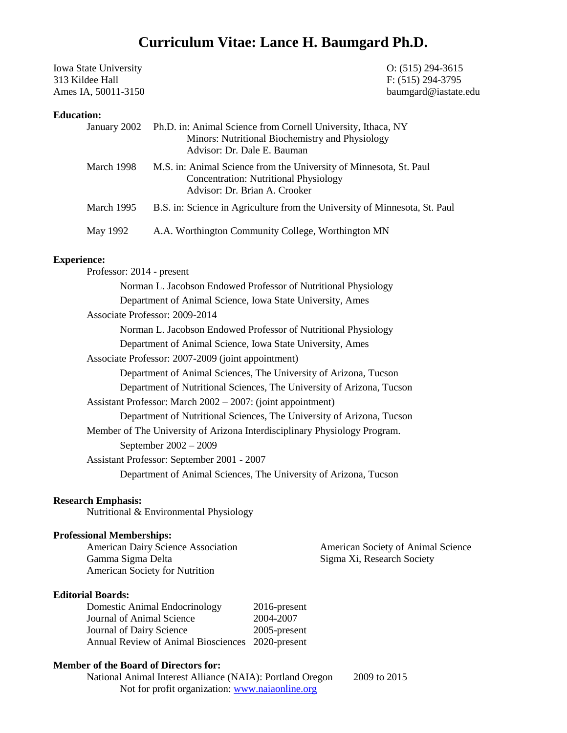# Curriculum Vitae: Lance H. Baumgard Ph.D.

Iowa State University
313 Kildee Hall
Ames IA, 50011-3150

O: (515) 294-3615
F: (515) 294-3795
baumgard@iastate.edu

**Education:**

January 2002 Ph.D. in: Animal Science from Cornell University, Ithaca, NY
Minors: Nutritional Biochemistry and Physiology
Advisor: Dr. Dale E. Bauman

March 1998 M.S. in: Animal Science from the University of Minnesota, St. Paul
Concentration: Nutritional Physiology
Advisor: Dr. Brian A. Crooker

March 1995 B.S. in: Science in Agriculture from the University of Minnesota, St. Paul

May 1992 A.A. Worthington Community College, Worthington MN

**Experience:**

Professor: 2014 - present
Norman L. Jacobson Endowed Professor of Nutritional Physiology
Department of Animal Science, Iowa State University, Ames

Associate Professor: 2009-2014
Norman L. Jacobson Endowed Professor of Nutritional Physiology
Department of Animal Science, Iowa State University, Ames

Associate Professor: 2007-2009 (joint appointment)
Department of Animal Sciences, The University of Arizona, Tucson
Department of Nutritional Sciences, The University of Arizona, Tucson

Assistant Professor: March 2002 – 2007: (joint appointment)
Department of Nutritional Sciences, The University of Arizona, Tucson

Member of The University of Arizona Interdisciplinary Physiology Program.
September 2002 – 2009

Assistant Professor: September 2001 - 2007
Department of Animal Sciences, The University of Arizona, Tucson

**Research Emphasis:**

Nutritional & Environmental Physiology

**Professional Memberships:**

American Dairy Science Association
Gamma Sigma Delta
American Society for Nutrition
American Society of Animal Science
Sigma Xi, Research Society

**Editorial Boards:**

| | |
|---|---|
| Domestic Animal Endocrinology | 2016-present |
| Journal of Animal Science | 2004-2007 |
| Journal of Dairy Science | 2005-present |
| Annual Review of Animal Biosciences | 2020-present |

**Member of the Board of Directors for:**

National Animal Interest Alliance (NAIA): Portland Oregon 2009 to 2015
Not for profit organization: www.naiaonline.org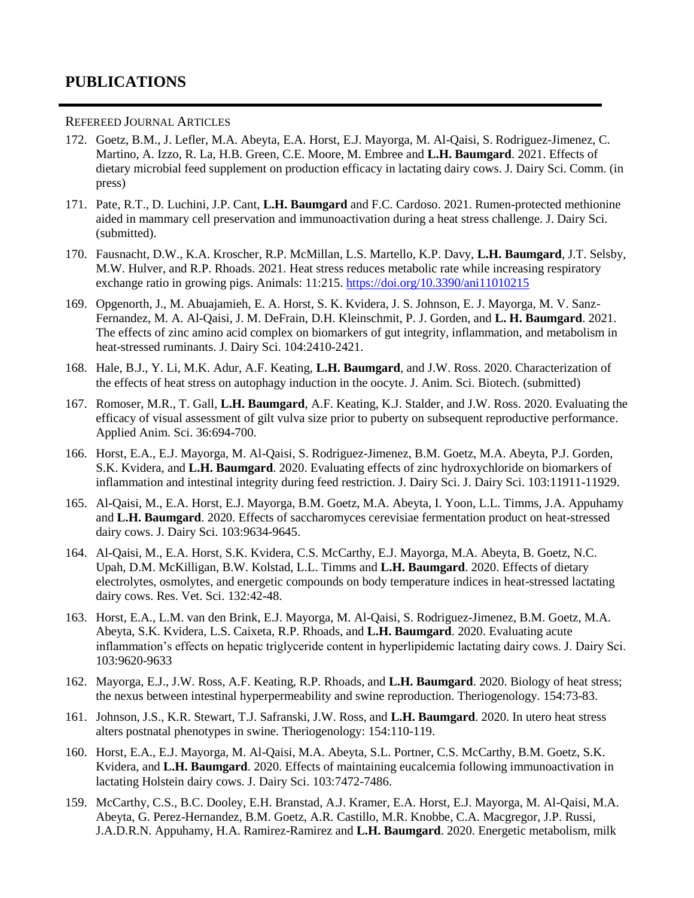# PUBLICATIONS

REFEREED JOURNAL ARTICLES

172. Goetz, B.M., J. Lefler, M.A. Abeyta, E.A. Horst, E.J. Mayorga, M. Al-Qaisi, S. Rodriguez-Jimenez, C. Martino, A. Izzo, R. La, H.B. Green, C.E. Moore, M. Embree and **L.H. Baumgard**. 2021. Effects of dietary microbial feed supplement on production efficacy in lactating dairy cows. J. Dairy Sci. Comm. (in press)

171. Pate, R.T., D. Luchini, J.P. Cant, **L.H. Baumgard** and F.C. Cardoso. 2021. Rumen-protected methionine aided in mammary cell preservation and immunoactivation during a heat stress challenge. J. Dairy Sci. (submitted).

170. Fausnacht, D.W., K.A. Kroscher, R.P. McMillan, L.S. Martello, K.P. Davy, **L.H. Baumgard**, J.T. Selsby, M.W. Hulver, and R.P. Rhoads. 2021. Heat stress reduces metabolic rate while increasing respiratory exchange ratio in growing pigs. Animals: 11:215. https://doi.org/10.3390/ani11010215

169. Opgenorth, J., M. Abuajamieh, E. A. Horst, S. K. Kvidera, J. S. Johnson, E. J. Mayorga, M. V. Sanz-Fernandez, M. A. Al-Qaisi, J. M. DeFrain, D.H. Kleinschmit, P. J. Gorden, and **L. H. Baumgard**. 2021. The effects of zinc amino acid complex on biomarkers of gut integrity, inflammation, and metabolism in heat-stressed ruminants. J. Dairy Sci. 104:2410-2421.

168. Hale, B.J., Y. Li, M.K. Adur, A.F. Keating, **L.H. Baumgard**, and J.W. Ross. 2020. Characterization of the effects of heat stress on autophagy induction in the oocyte. J. Anim. Sci. Biotech. (submitted)

167. Romoser, M.R., T. Gall, **L.H. Baumgard**, A.F. Keating, K.J. Stalder, and J.W. Ross. 2020. Evaluating the efficacy of visual assessment of gilt vulva size prior to puberty on subsequent reproductive performance. Applied Anim. Sci. 36:694-700.

166. Horst, E.A., E.J. Mayorga, M. Al-Qaisi, S. Rodriguez-Jimenez, B.M. Goetz, M.A. Abeyta, P.J. Gorden, S.K. Kvidera, and **L.H. Baumgard**. 2020. Evaluating effects of zinc hydroxychloride on biomarkers of inflammation and intestinal integrity during feed restriction. J. Dairy Sci. J. Dairy Sci. 103:11911-11929.

165. Al-Qaisi, M., E.A. Horst, E.J. Mayorga, B.M. Goetz, M.A. Abeyta, I. Yoon, L.L. Timms, J.A. Appuhamy and **L.H. Baumgard**. 2020. Effects of saccharomyces cerevisiae fermentation product on heat-stressed dairy cows. J. Dairy Sci. 103:9634-9645.

164. Al-Qaisi, M., E.A. Horst, S.K. Kvidera, C.S. McCarthy, E.J. Mayorga, M.A. Abeyta, B. Goetz, N.C. Upah, D.M. McKilligan, B.W. Kolstad, L.L. Timms and **L.H. Baumgard**. 2020. Effects of dietary electrolytes, osmolytes, and energetic compounds on body temperature indices in heat-stressed lactating dairy cows. Res. Vet. Sci. 132:42-48.

163. Horst, E.A., L.M. van den Brink, E.J. Mayorga, M. Al-Qaisi, S. Rodriguez-Jimenez, B.M. Goetz, M.A. Abeyta, S.K. Kvidera, L.S. Caixeta, R.P. Rhoads, and **L.H. Baumgard**. 2020. Evaluating acute inflammation's effects on hepatic triglyceride content in hyperlipidemic lactating dairy cows. J. Dairy Sci. 103:9620-9633

162. Mayorga, E.J., J.W. Ross, A.F. Keating, R.P. Rhoads, and **L.H. Baumgard**. 2020. Biology of heat stress; the nexus between intestinal hyperpermeability and swine reproduction. Theriogenology. 154:73-83.

161. Johnson, J.S., K.R. Stewart, T.J. Safranski, J.W. Ross, and **L.H. Baumgard**. 2020. In utero heat stress alters postnatal phenotypes in swine. Theriogenology: 154:110-119.

160. Horst, E.A., E.J. Mayorga, M. Al-Qaisi, M.A. Abeyta, S.L. Portner, C.S. McCarthy, B.M. Goetz, S.K. Kvidera, and **L.H. Baumgard**. 2020. Effects of maintaining eucalcemia following immunoactivation in lactating Holstein dairy cows. J. Dairy Sci. 103:7472-7486.

159. McCarthy, C.S., B.C. Dooley, E.H. Branstad, A.J. Kramer, E.A. Horst, E.J. Mayorga, M. Al-Qaisi, M.A. Abeyta, G. Perez-Hernandez, B.M. Goetz, A.R. Castillo, M.R. Knobbe, C.A. Macgregor, J.P. Russi, J.A.D.R.N. Appuhamy, H.A. Ramirez-Ramirez and **L.H. Baumgard**. 2020. Energetic metabolism, milk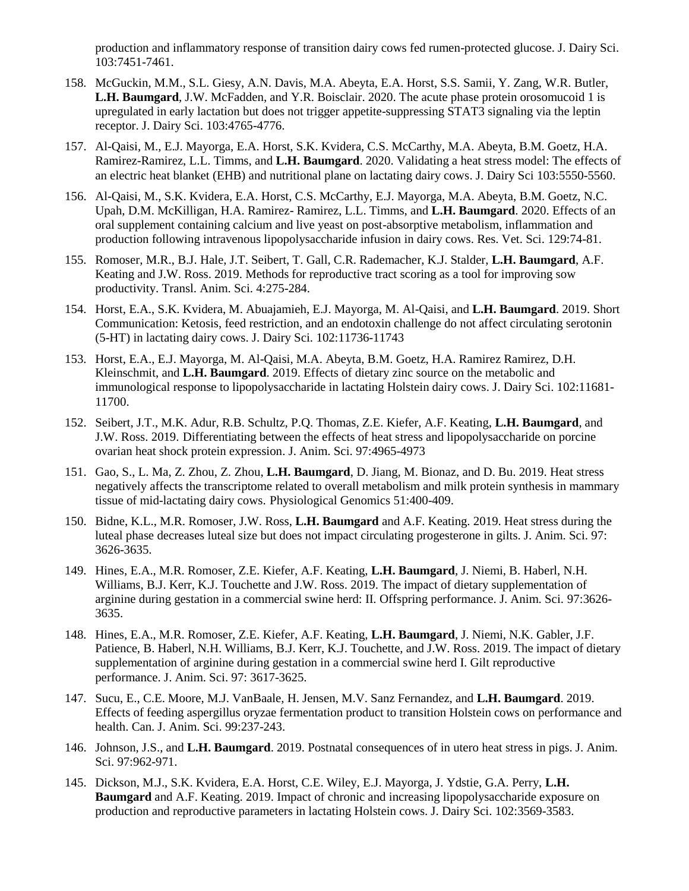production and inflammatory response of transition dairy cows fed rumen-protected glucose. J. Dairy Sci. 103:7451-7461.

158. McGuckin, M.M., S.L. Giesy, A.N. Davis, M.A. Abeyta, E.A. Horst, S.S. Samii, Y. Zang, W.R. Butler, **L.H. Baumgard**, J.W. McFadden, and Y.R. Boisclair. 2020. The acute phase protein orosomucoid 1 is upregulated in early lactation but does not trigger appetite-suppressing STAT3 signaling via the leptin receptor. J. Dairy Sci. 103:4765-4776.

157. Al-Qaisi, M., E.J. Mayorga, E.A. Horst, S.K. Kvidera, C.S. McCarthy, M.A. Abeyta, B.M. Goetz, H.A. Ramirez-Ramirez, L.L. Timms, and **L.H. Baumgard**. 2020. Validating a heat stress model: The effects of an electric heat blanket (EHB) and nutritional plane on lactating dairy cows. J. Dairy Sci 103:5550-5560.

156. Al-Qaisi, M., S.K. Kvidera, E.A. Horst, C.S. McCarthy, E.J. Mayorga, M.A. Abeyta, B.M. Goetz, N.C. Upah, D.M. McKilligan, H.A. Ramirez- Ramirez, L.L. Timms, and **L.H. Baumgard**. 2020. Effects of an oral supplement containing calcium and live yeast on post-absorptive metabolism, inflammation and production following intravenous lipopolysaccharide infusion in dairy cows. Res. Vet. Sci. 129:74-81.

155. Romoser, M.R., B.J. Hale, J.T. Seibert, T. Gall, C.R. Rademacher, K.J. Stalder, **L.H. Baumgard**, A.F. Keating and J.W. Ross. 2019. Methods for reproductive tract scoring as a tool for improving sow productivity. Transl. Anim. Sci. 4:275-284.

154. Horst, E.A., S.K. Kvidera, M. Abuajamieh, E.J. Mayorga, M. Al-Qaisi, and **L.H. Baumgard**. 2019. Short Communication: Ketosis, feed restriction, and an endotoxin challenge do not affect circulating serotonin (5-HT) in lactating dairy cows. J. Dairy Sci. 102:11736-11743

153. Horst, E.A., E.J. Mayorga, M. Al-Qaisi, M.A. Abeyta, B.M. Goetz, H.A. Ramirez Ramirez, D.H. Kleinschmit, and **L.H. Baumgard**. 2019. Effects of dietary zinc source on the metabolic and immunological response to lipopolysaccharide in lactating Holstein dairy cows. J. Dairy Sci. 102:11681-11700.

152. Seibert, J.T., M.K. Adur, R.B. Schultz, P.Q. Thomas, Z.E. Kiefer, A.F. Keating, **L.H. Baumgard**, and J.W. Ross. 2019. Differentiating between the effects of heat stress and lipopolysaccharide on porcine ovarian heat shock protein expression. J. Anim. Sci. 97:4965-4973

151. Gao, S., L. Ma, Z. Zhou, Z. Zhou, **L.H. Baumgard**, D. Jiang, M. Bionaz, and D. Bu. 2019. Heat stress negatively affects the transcriptome related to overall metabolism and milk protein synthesis in mammary tissue of mid-lactating dairy cows. Physiological Genomics 51:400-409.

150. Bidne, K.L., M.R. Romoser, J.W. Ross, **L.H. Baumgard** and A.F. Keating. 2019. Heat stress during the luteal phase decreases luteal size but does not impact circulating progesterone in gilts. J. Anim. Sci. 97: 3626-3635.

149. Hines, E.A., M.R. Romoser, Z.E. Kiefer, A.F. Keating, **L.H. Baumgard**, J. Niemi, B. Haberl, N.H. Williams, B.J. Kerr, K.J. Touchette and J.W. Ross. 2019. The impact of dietary supplementation of arginine during gestation in a commercial swine herd: II. Offspring performance. J. Anim. Sci. 97:3626-3635.

148. Hines, E.A., M.R. Romoser, Z.E. Kiefer, A.F. Keating, **L.H. Baumgard**, J. Niemi, N.K. Gabler, J.F. Patience, B. Haberl, N.H. Williams, B.J. Kerr, K.J. Touchette, and J.W. Ross. 2019. The impact of dietary supplementation of arginine during gestation in a commercial swine herd I. Gilt reproductive performance. J. Anim. Sci. 97: 3617-3625.

147. Sucu, E., C.E. Moore, M.J. VanBaale, H. Jensen, M.V. Sanz Fernandez, and **L.H. Baumgard**. 2019. Effects of feeding aspergillus oryzae fermentation product to transition Holstein cows on performance and health. Can. J. Anim. Sci. 99:237-243.

146. Johnson, J.S., and **L.H. Baumgard**. 2019. Postnatal consequences of in utero heat stress in pigs. J. Anim. Sci. 97:962-971.

145. Dickson, M.J., S.K. Kvidera, E.A. Horst, C.E. Wiley, E.J. Mayorga, J. Ydstie, G.A. Perry, **L.H. Baumgard** and A.F. Keating. 2019. Impact of chronic and increasing lipopolysaccharide exposure on production and reproductive parameters in lactating Holstein cows. J. Dairy Sci. 102:3569-3583.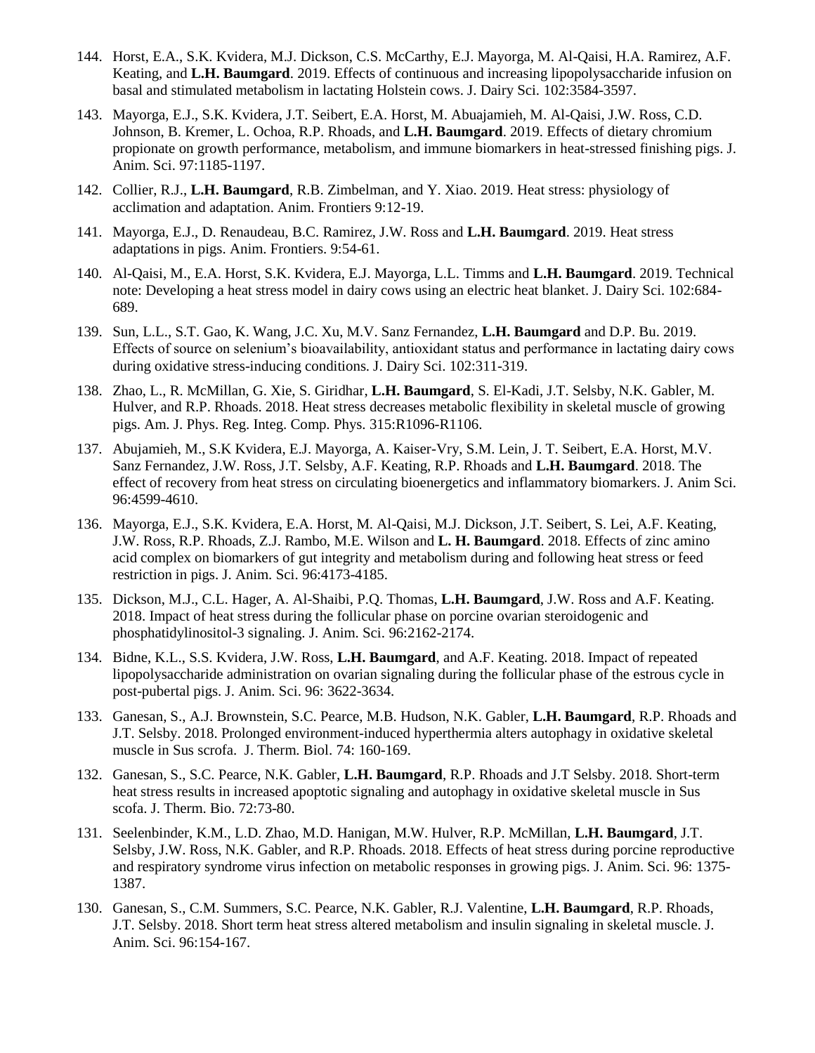144. Horst, E.A., S.K. Kvidera, M.J. Dickson, C.S. McCarthy, E.J. Mayorga, M. Al-Qaisi, H.A. Ramirez, A.F. Keating, and **L.H. Baumgard**. 2019. Effects of continuous and increasing lipopolysaccharide infusion on basal and stimulated metabolism in lactating Holstein cows. J. Dairy Sci. 102:3584-3597.

143. Mayorga, E.J., S.K. Kvidera, J.T. Seibert, E.A. Horst, M. Abuajamieh, M. Al-Qaisi, J.W. Ross, C.D. Johnson, B. Kremer, L. Ochoa, R.P. Rhoads, and **L.H. Baumgard**. 2019. Effects of dietary chromium propionate on growth performance, metabolism, and immune biomarkers in heat-stressed finishing pigs. J. Anim. Sci. 97:1185-1197.

142. Collier, R.J., **L.H. Baumgard**, R.B. Zimbelman, and Y. Xiao. 2019. Heat stress: physiology of acclimation and adaptation. Anim. Frontiers 9:12-19.

141. Mayorga, E.J., D. Renaudeau, B.C. Ramirez, J.W. Ross and **L.H. Baumgard**. 2019. Heat stress adaptations in pigs. Anim. Frontiers. 9:54-61.

140. Al-Qaisi, M., E.A. Horst, S.K. Kvidera, E.J. Mayorga, L.L. Timms and **L.H. Baumgard**. 2019. Technical note: Developing a heat stress model in dairy cows using an electric heat blanket. J. Dairy Sci. 102:684-689.

139. Sun, L.L., S.T. Gao, K. Wang, J.C. Xu, M.V. Sanz Fernandez, **L.H. Baumgard** and D.P. Bu. 2019. Effects of source on selenium's bioavailability, antioxidant status and performance in lactating dairy cows during oxidative stress-inducing conditions. J. Dairy Sci. 102:311-319.

138. Zhao, L., R. McMillan, G. Xie, S. Giridhar, **L.H. Baumgard**, S. El-Kadi, J.T. Selsby, N.K. Gabler, M. Hulver, and R.P. Rhoads. 2018. Heat stress decreases metabolic flexibility in skeletal muscle of growing pigs. Am. J. Phys. Reg. Integ. Comp. Phys. 315:R1096-R1106.

137. Abujamieh, M., S.K Kvidera, E.J. Mayorga, A. Kaiser-Vry, S.M. Lein, J. T. Seibert, E.A. Horst, M.V. Sanz Fernandez, J.W. Ross, J.T. Selsby, A.F. Keating, R.P. Rhoads and **L.H. Baumgard**. 2018. The effect of recovery from heat stress on circulating bioenergetics and inflammatory biomarkers. J. Anim Sci. 96:4599-4610.

136. Mayorga, E.J., S.K. Kvidera, E.A. Horst, M. Al-Qaisi, M.J. Dickson, J.T. Seibert, S. Lei, A.F. Keating, J.W. Ross, R.P. Rhoads, Z.J. Rambo, M.E. Wilson and **L. H. Baumgard**. 2018. Effects of zinc amino acid complex on biomarkers of gut integrity and metabolism during and following heat stress or feed restriction in pigs. J. Anim. Sci. 96:4173-4185.

135. Dickson, M.J., C.L. Hager, A. Al-Shaibi, P.Q. Thomas, **L.H. Baumgard**, J.W. Ross and A.F. Keating. 2018. Impact of heat stress during the follicular phase on porcine ovarian steroidogenic and phosphatidylinositol-3 signaling. J. Anim. Sci. 96:2162-2174.

134. Bidne, K.L., S.S. Kvidera, J.W. Ross, **L.H. Baumgard**, and A.F. Keating. 2018. Impact of repeated lipopolysaccharide administration on ovarian signaling during the follicular phase of the estrous cycle in post-pubertal pigs. J. Anim. Sci. 96: 3622-3634.

133. Ganesan, S., A.J. Brownstein, S.C. Pearce, M.B. Hudson, N.K. Gabler, **L.H. Baumgard**, R.P. Rhoads and J.T. Selsby. 2018. Prolonged environment-induced hyperthermia alters autophagy in oxidative skeletal muscle in Sus scrofa. J. Therm. Biol. 74: 160-169.

132. Ganesan, S., S.C. Pearce, N.K. Gabler, **L.H. Baumgard**, R.P. Rhoads and J.T Selsby. 2018. Short-term heat stress results in increased apoptotic signaling and autophagy in oxidative skeletal muscle in Sus scofa. J. Therm. Bio. 72:73-80.

131. Seelenbinder, K.M., L.D. Zhao, M.D. Hanigan, M.W. Hulver, R.P. McMillan, **L.H. Baumgard**, J.T. Selsby, J.W. Ross, N.K. Gabler, and R.P. Rhoads. 2018. Effects of heat stress during porcine reproductive and respiratory syndrome virus infection on metabolic responses in growing pigs. J. Anim. Sci. 96: 1375-1387.

130. Ganesan, S., C.M. Summers, S.C. Pearce, N.K. Gabler, R.J. Valentine, **L.H. Baumgard**, R.P. Rhoads, J.T. Selsby. 2018. Short term heat stress altered metabolism and insulin signaling in skeletal muscle. J. Anim. Sci. 96:154-167.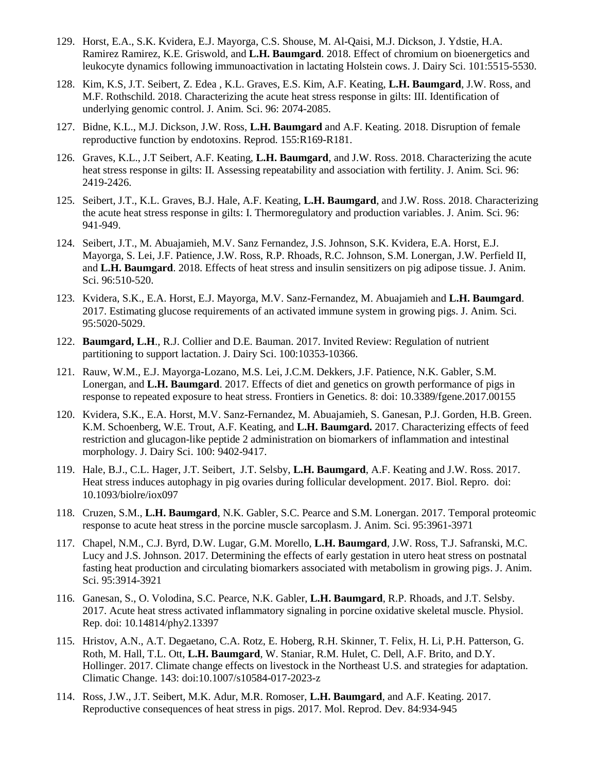129. Horst, E.A., S.K. Kvidera, E.J. Mayorga, C.S. Shouse, M. Al-Qaisi, M.J. Dickson, J. Ydstie, H.A. Ramirez Ramirez, K.E. Griswold, and **L.H. Baumgard**. 2018. Effect of chromium on bioenergetics and leukocyte dynamics following immunoactivation in lactating Holstein cows. J. Dairy Sci. 101:5515-5530.

128. Kim, K.S, J.T. Seibert, Z. Edea , K.L. Graves, E.S. Kim, A.F. Keating, **L.H. Baumgard**, J.W. Ross, and M.F. Rothschild. 2018. Characterizing the acute heat stress response in gilts: III. Identification of underlying genomic control. J. Anim. Sci. 96: 2074-2085.

127. Bidne, K.L., M.J. Dickson, J.W. Ross, **L.H. Baumgard** and A.F. Keating. 2018. Disruption of female reproductive function by endotoxins. Reprod. 155:R169-R181.

126. Graves, K.L., J.T Seibert, A.F. Keating, **L.H. Baumgard**, and J.W. Ross. 2018. Characterizing the acute heat stress response in gilts: II. Assessing repeatability and association with fertility. J. Anim. Sci. 96: 2419-2426.

125. Seibert, J.T., K.L. Graves, B.J. Hale, A.F. Keating, **L.H. Baumgard**, and J.W. Ross. 2018. Characterizing the acute heat stress response in gilts: I. Thermoregulatory and production variables. J. Anim. Sci. 96: 941-949.

124. Seibert, J.T., M. Abuajamieh, M.V. Sanz Fernandez, J.S. Johnson, S.K. Kvidera, E.A. Horst, E.J. Mayorga, S. Lei, J.F. Patience, J.W. Ross, R.P. Rhoads, R.C. Johnson, S.M. Lonergan, J.W. Perfield II, and **L.H. Baumgard**. 2018. Effects of heat stress and insulin sensitizers on pig adipose tissue. J. Anim. Sci. 96:510-520.

123. Kvidera, S.K., E.A. Horst, E.J. Mayorga, M.V. Sanz-Fernandez, M. Abuajamieh and **L.H. Baumgard**. 2017. Estimating glucose requirements of an activated immune system in growing pigs. J. Anim. Sci. 95:5020-5029.

122. **Baumgard, L.H**., R.J. Collier and D.E. Bauman. 2017. Invited Review: Regulation of nutrient partitioning to support lactation. J. Dairy Sci. 100:10353-10366.

121. Rauw, W.M., E.J. Mayorga-Lozano, M.S. Lei, J.C.M. Dekkers, J.F. Patience, N.K. Gabler, S.M. Lonergan, and **L.H. Baumgard**. 2017. Effects of diet and genetics on growth performance of pigs in response to repeated exposure to heat stress. Frontiers in Genetics. 8: doi: 10.3389/fgene.2017.00155

120. Kvidera, S.K., E.A. Horst, M.V. Sanz-Fernandez, M. Abuajamieh, S. Ganesan, P.J. Gorden, H.B. Green. K.M. Schoenberg, W.E. Trout, A.F. Keating, and **L.H. Baumgard.** 2017. Characterizing effects of feed restriction and glucagon-like peptide 2 administration on biomarkers of inflammation and intestinal morphology. J. Dairy Sci. 100: 9402-9417.

119. Hale, B.J., C.L. Hager, J.T. Seibert, J.T. Selsby, **L.H. Baumgard**, A.F. Keating and J.W. Ross. 2017. Heat stress induces autophagy in pig ovaries during follicular development. 2017. Biol. Repro. doi: 10.1093/biolre/iox097

118. Cruzen, S.M., **L.H. Baumgard**, N.K. Gabler, S.C. Pearce and S.M. Lonergan. 2017. Temporal proteomic response to acute heat stress in the porcine muscle sarcoplasm. J. Anim. Sci. 95:3961-3971

117. Chapel, N.M., C.J. Byrd, D.W. Lugar, G.M. Morello, **L.H. Baumgard**, J.W. Ross, T.J. Safranski, M.C. Lucy and J.S. Johnson. 2017. Determining the effects of early gestation in utero heat stress on postnatal fasting heat production and circulating biomarkers associated with metabolism in growing pigs. J. Anim. Sci. 95:3914-3921

116. Ganesan, S., O. Volodina, S.C. Pearce, N.K. Gabler, **L.H. Baumgard**, R.P. Rhoads, and J.T. Selsby. 2017. Acute heat stress activated inflammatory signaling in porcine oxidative skeletal muscle. Physiol. Rep. doi: 10.14814/phy2.13397

115. Hristov, A.N., A.T. Degaetano, C.A. Rotz, E. Hoberg, R.H. Skinner, T. Felix, H. Li, P.H. Patterson, G. Roth, M. Hall, T.L. Ott, **L.H. Baumgard**, W. Staniar, R.M. Hulet, C. Dell, A.F. Brito, and D.Y. Hollinger. 2017. Climate change effects on livestock in the Northeast U.S. and strategies for adaptation. Climatic Change. 143: doi:10.1007/s10584-017-2023-z

114. Ross, J.W., J.T. Seibert, M.K. Adur, M.R. Romoser, **L.H. Baumgard**, and A.F. Keating. 2017. Reproductive consequences of heat stress in pigs. 2017. Mol. Reprod. Dev. 84:934-945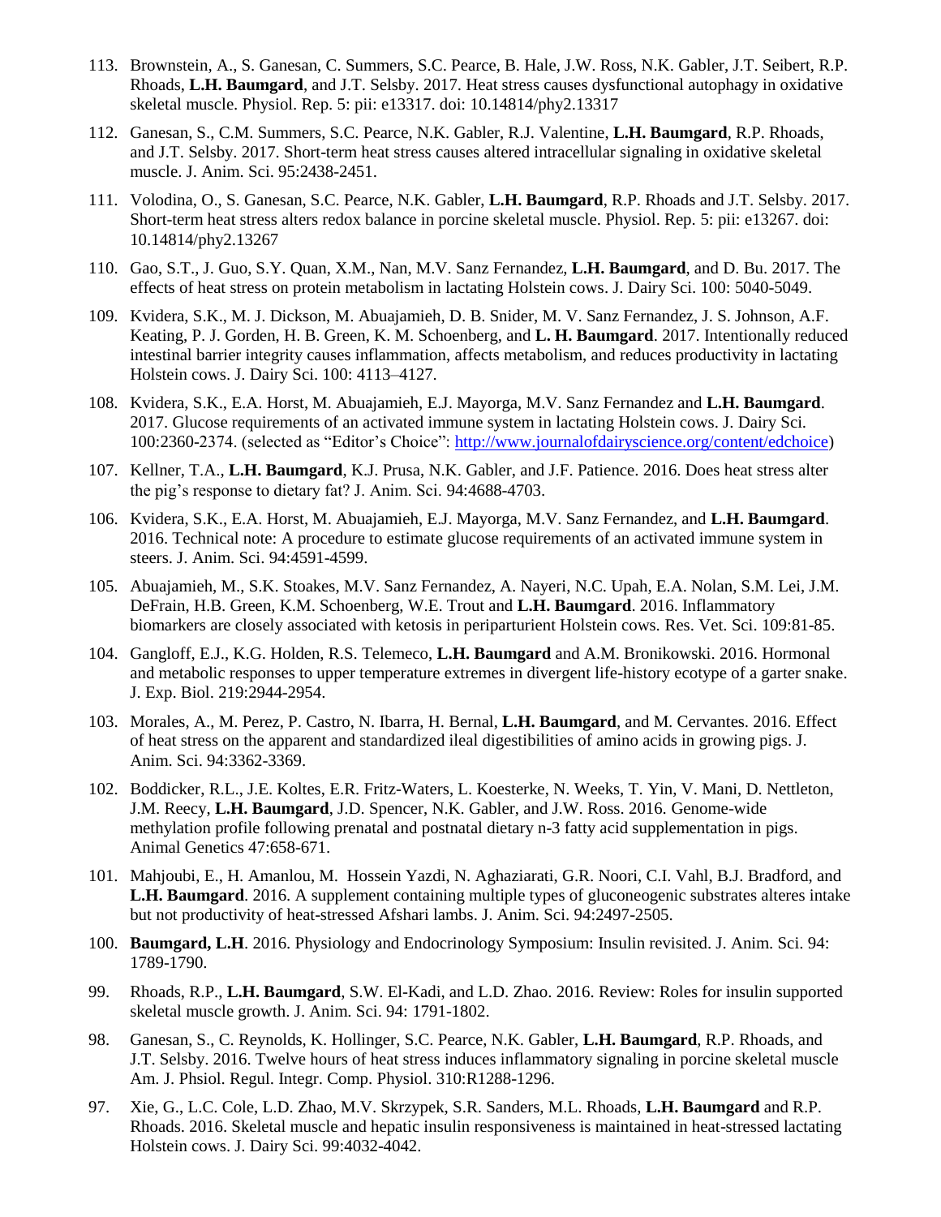113. Brownstein, A., S. Ganesan, C. Summers, S.C. Pearce, B. Hale, J.W. Ross, N.K. Gabler, J.T. Seibert, R.P. Rhoads, **L.H. Baumgard**, and J.T. Selsby. 2017. Heat stress causes dysfunctional autophagy in oxidative skeletal muscle. Physiol. Rep. 5: pii: e13317. doi: 10.14814/phy2.13317

112. Ganesan, S., C.M. Summers, S.C. Pearce, N.K. Gabler, R.J. Valentine, **L.H. Baumgard**, R.P. Rhoads, and J.T. Selsby. 2017. Short-term heat stress causes altered intracellular signaling in oxidative skeletal muscle. J. Anim. Sci. 95:2438-2451.

111. Volodina, O., S. Ganesan, S.C. Pearce, N.K. Gabler, **L.H. Baumgard**, R.P. Rhoads and J.T. Selsby. 2017. Short-term heat stress alters redox balance in porcine skeletal muscle. Physiol. Rep. 5: pii: e13267. doi: 10.14814/phy2.13267

110. Gao, S.T., J. Guo, S.Y. Quan, X.M., Nan, M.V. Sanz Fernandez, **L.H. Baumgard**, and D. Bu. 2017. The effects of heat stress on protein metabolism in lactating Holstein cows. J. Dairy Sci. 100: 5040-5049.

109. Kvidera, S.K., M. J. Dickson, M. Abuajamieh, D. B. Snider, M. V. Sanz Fernandez, J. S. Johnson, A.F. Keating, P. J. Gorden, H. B. Green, K. M. Schoenberg, and **L. H. Baumgard**. 2017. Intentionally reduced intestinal barrier integrity causes inflammation, affects metabolism, and reduces productivity in lactating Holstein cows. J. Dairy Sci. 100: 4113–4127.

108. Kvidera, S.K., E.A. Horst, M. Abuajamieh, E.J. Mayorga, M.V. Sanz Fernandez and **L.H. Baumgard**. 2017. Glucose requirements of an activated immune system in lactating Holstein cows. J. Dairy Sci. 100:2360-2374. (selected as "Editor's Choice": http://www.journalofdairyscience.org/content/edchoice)

107. Kellner, T.A., **L.H. Baumgard**, K.J. Prusa, N.K. Gabler, and J.F. Patience. 2016. Does heat stress alter the pig's response to dietary fat? J. Anim. Sci. 94:4688-4703.

106. Kvidera, S.K., E.A. Horst, M. Abuajamieh, E.J. Mayorga, M.V. Sanz Fernandez, and **L.H. Baumgard**. 2016. Technical note: A procedure to estimate glucose requirements of an activated immune system in steers. J. Anim. Sci. 94:4591-4599.

105. Abuajamieh, M., S.K. Stoakes, M.V. Sanz Fernandez, A. Nayeri, N.C. Upah, E.A. Nolan, S.M. Lei, J.M. DeFrain, H.B. Green, K.M. Schoenberg, W.E. Trout and **L.H. Baumgard**. 2016. Inflammatory biomarkers are closely associated with ketosis in periparturient Holstein cows. Res. Vet. Sci. 109:81-85.

104. Gangloff, E.J., K.G. Holden, R.S. Telemeco, **L.H. Baumgard** and A.M. Bronikowski. 2016. Hormonal and metabolic responses to upper temperature extremes in divergent life-history ecotype of a garter snake. J. Exp. Biol. 219:2944-2954.

103. Morales, A., M. Perez, P. Castro, N. Ibarra, H. Bernal, **L.H. Baumgard**, and M. Cervantes. 2016. Effect of heat stress on the apparent and standardized ileal digestibilities of amino acids in growing pigs. J. Anim. Sci. 94:3362-3369.

102. Boddicker, R.L., J.E. Koltes, E.R. Fritz-Waters, L. Koesterke, N. Weeks, T. Yin, V. Mani, D. Nettleton, J.M. Reecy, **L.H. Baumgard**, J.D. Spencer, N.K. Gabler, and J.W. Ross. 2016. Genome-wide methylation profile following prenatal and postnatal dietary n-3 fatty acid supplementation in pigs. Animal Genetics 47:658-671.

101. Mahjoubi, E., H. Amanlou, M. Hossein Yazdi, N. Aghaziarati, G.R. Noori, C.I. Vahl, B.J. Bradford, and **L.H. Baumgard**. 2016. A supplement containing multiple types of gluconeogenic substrates alteres intake but not productivity of heat-stressed Afshari lambs. J. Anim. Sci. 94:2497-2505.

100. **Baumgard, L.H**. 2016. Physiology and Endocrinology Symposium: Insulin revisited. J. Anim. Sci. 94: 1789-1790.

99. Rhoads, R.P., **L.H. Baumgard**, S.W. El-Kadi, and L.D. Zhao. 2016. Review: Roles for insulin supported skeletal muscle growth. J. Anim. Sci. 94: 1791-1802.

98. Ganesan, S., C. Reynolds, K. Hollinger, S.C. Pearce, N.K. Gabler, **L.H. Baumgard**, R.P. Rhoads, and J.T. Selsby. 2016. Twelve hours of heat stress induces inflammatory signaling in porcine skeletal muscle Am. J. Phsiol. Regul. Integr. Comp. Physiol. 310:R1288-1296.

97. Xie, G., L.C. Cole, L.D. Zhao, M.V. Skrzypek, S.R. Sanders, M.L. Rhoads, **L.H. Baumgard** and R.P. Rhoads. 2016. Skeletal muscle and hepatic insulin responsiveness is maintained in heat-stressed lactating Holstein cows. J. Dairy Sci. 99:4032-4042.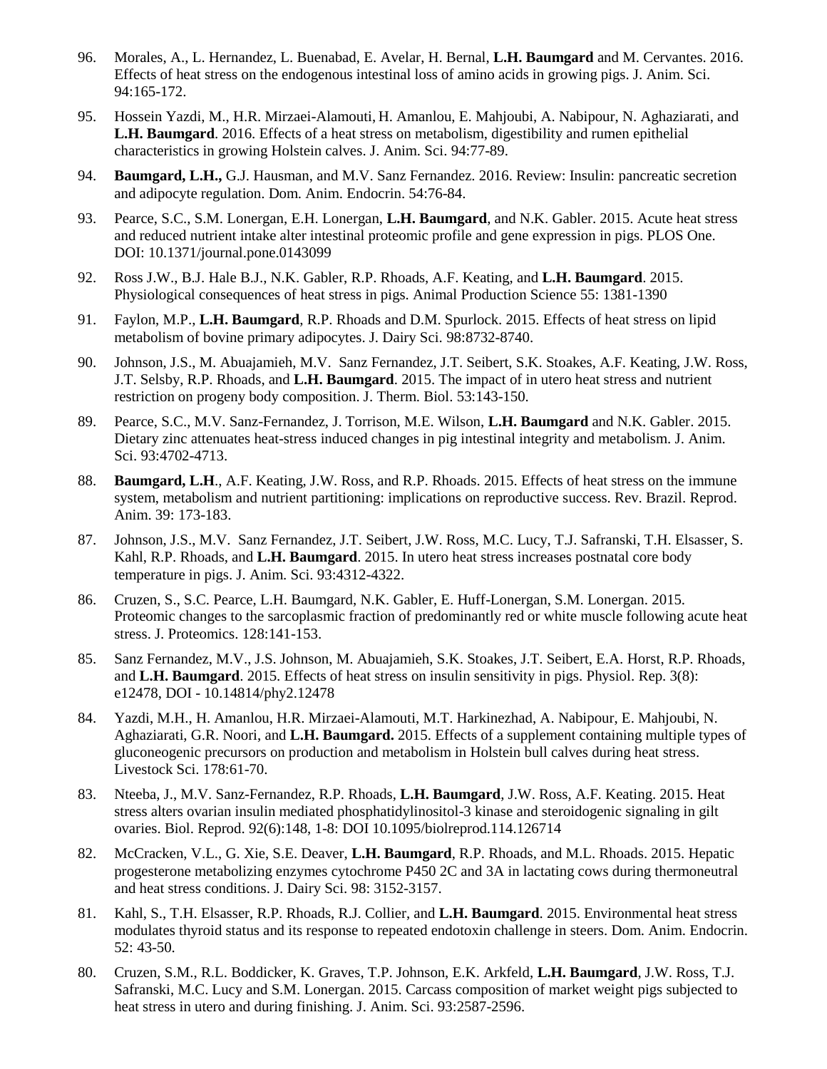96. Morales, A., L. Hernandez, L. Buenabad, E. Avelar, H. Bernal, **L.H. Baumgard** and M. Cervantes. 2016. Effects of heat stress on the endogenous intestinal loss of amino acids in growing pigs. J. Anim. Sci. 94:165-172.

95. Hossein Yazdi, M., H.R. Mirzaei-Alamouti, H. Amanlou, E. Mahjoubi, A. Nabipour, N. Aghaziarati, and **L.H. Baumgard**. 2016. Effects of a heat stress on metabolism, digestibility and rumen epithelial characteristics in growing Holstein calves. J. Anim. Sci. 94:77-89.

94. **Baumgard, L.H.,** G.J. Hausman, and M.V. Sanz Fernandez. 2016. Review: Insulin: pancreatic secretion and adipocyte regulation. Dom. Anim. Endocrin. 54:76-84.

93. Pearce, S.C., S.M. Lonergan, E.H. Lonergan, **L.H. Baumgard**, and N.K. Gabler. 2015. Acute heat stress and reduced nutrient intake alter intestinal proteomic profile and gene expression in pigs. PLOS One. DOI: 10.1371/journal.pone.0143099

92. Ross J.W., B.J. Hale B.J., N.K. Gabler, R.P. Rhoads, A.F. Keating, and **L.H. Baumgard**. 2015. Physiological consequences of heat stress in pigs. Animal Production Science 55: 1381-1390

91. Faylon, M.P., **L.H. Baumgard**, R.P. Rhoads and D.M. Spurlock. 2015. Effects of heat stress on lipid metabolism of bovine primary adipocytes. J. Dairy Sci. 98:8732-8740.

90. Johnson, J.S., M. Abuajamieh, M.V. Sanz Fernandez, J.T. Seibert, S.K. Stoakes, A.F. Keating, J.W. Ross, J.T. Selsby, R.P. Rhoads, and **L.H. Baumgard**. 2015. The impact of in utero heat stress and nutrient restriction on progeny body composition. J. Therm. Biol. 53:143-150.

89. Pearce, S.C., M.V. Sanz-Fernandez, J. Torrison, M.E. Wilson, **L.H. Baumgard** and N.K. Gabler. 2015. Dietary zinc attenuates heat-stress induced changes in pig intestinal integrity and metabolism. J. Anim. Sci. 93:4702-4713.

88. **Baumgard, L.H**., A.F. Keating, J.W. Ross, and R.P. Rhoads. 2015. Effects of heat stress on the immune system, metabolism and nutrient partitioning: implications on reproductive success. Rev. Brazil. Reprod. Anim. 39: 173-183.

87. Johnson, J.S., M.V. Sanz Fernandez, J.T. Seibert, J.W. Ross, M.C. Lucy, T.J. Safranski, T.H. Elsasser, S. Kahl, R.P. Rhoads, and **L.H. Baumgard**. 2015. In utero heat stress increases postnatal core body temperature in pigs. J. Anim. Sci. 93:4312-4322.

86. Cruzen, S., S.C. Pearce, L.H. Baumgard, N.K. Gabler, E. Huff-Lonergan, S.M. Lonergan. 2015. Proteomic changes to the sarcoplasmic fraction of predominantly red or white muscle following acute heat stress. J. Proteomics. 128:141-153.

85. Sanz Fernandez, M.V., J.S. Johnson, M. Abuajamieh, S.K. Stoakes, J.T. Seibert, E.A. Horst, R.P. Rhoads, and **L.H. Baumgard**. 2015. Effects of heat stress on insulin sensitivity in pigs. Physiol. Rep. 3(8): e12478, DOI - 10.14814/phy2.12478

84. Yazdi, M.H., H. Amanlou, H.R. Mirzaei-Alamouti, M.T. Harkinezhad, A. Nabipour, E. Mahjoubi, N. Aghaziarati, G.R. Noori, and **L.H. Baumgard.** 2015. Effects of a supplement containing multiple types of gluconeogenic precursors on production and metabolism in Holstein bull calves during heat stress. Livestock Sci. 178:61-70.

83. Nteeba, J., M.V. Sanz-Fernandez, R.P. Rhoads, **L.H. Baumgard**, J.W. Ross, A.F. Keating. 2015. Heat stress alters ovarian insulin mediated phosphatidylinositol-3 kinase and steroidogenic signaling in gilt ovaries. Biol. Reprod. 92(6):148, 1-8: DOI 10.1095/biolreprod.114.126714

82. McCracken, V.L., G. Xie, S.E. Deaver, **L.H. Baumgard**, R.P. Rhoads, and M.L. Rhoads. 2015. Hepatic progesterone metabolizing enzymes cytochrome P450 2C and 3A in lactating cows during thermoneutral and heat stress conditions. J. Dairy Sci. 98: 3152-3157.

81. Kahl, S., T.H. Elsasser, R.P. Rhoads, R.J. Collier, and **L.H. Baumgard**. 2015. Environmental heat stress modulates thyroid status and its response to repeated endotoxin challenge in steers. Dom. Anim. Endocrin. 52: 43-50.

80. Cruzen, S.M., R.L. Boddicker, K. Graves, T.P. Johnson, E.K. Arkfeld, **L.H. Baumgard**, J.W. Ross, T.J. Safranski, M.C. Lucy and S.M. Lonergan. 2015. Carcass composition of market weight pigs subjected to heat stress in utero and during finishing. J. Anim. Sci. 93:2587-2596.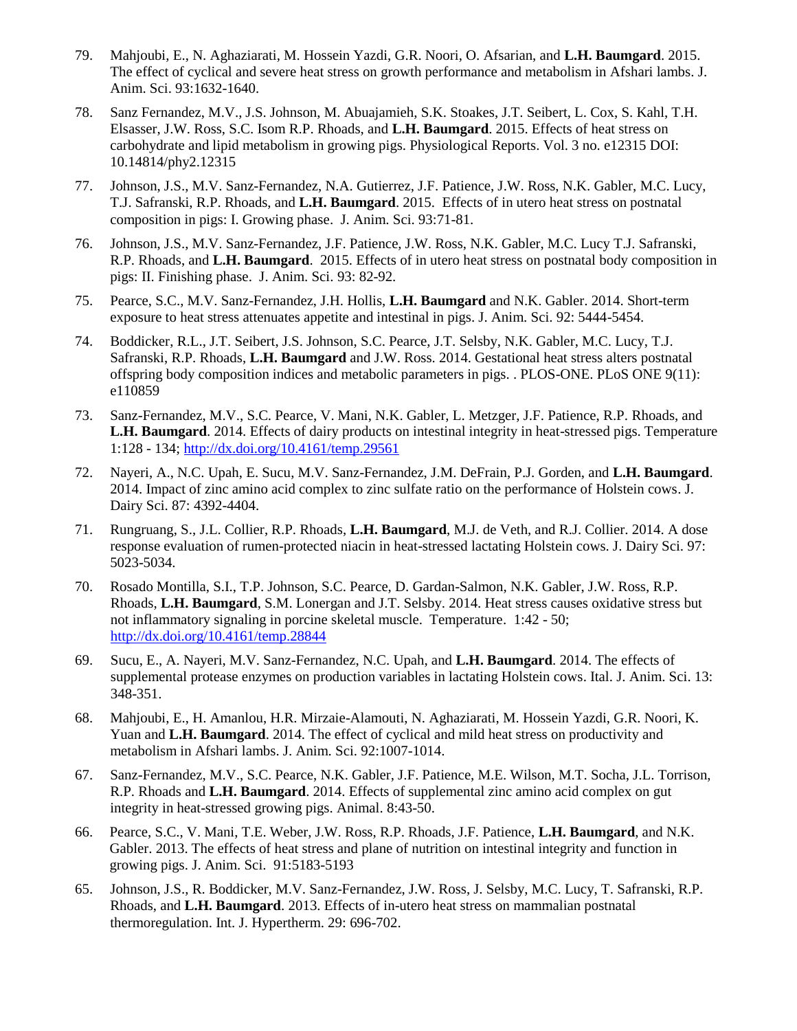79. Mahjoubi, E., N. Aghaziarati, M. Hossein Yazdi, G.R. Noori, O. Afsarian, and **L.H. Baumgard**. 2015. The effect of cyclical and severe heat stress on growth performance and metabolism in Afshari lambs. J. Anim. Sci. 93:1632-1640.

78. Sanz Fernandez, M.V., J.S. Johnson, M. Abuajamieh, S.K. Stoakes, J.T. Seibert, L. Cox, S. Kahl, T.H. Elsasser, J.W. Ross, S.C. Isom R.P. Rhoads, and **L.H. Baumgard**. 2015. Effects of heat stress on carbohydrate and lipid metabolism in growing pigs. Physiological Reports. Vol. 3 no. e12315 DOI: 10.14814/phy2.12315

77. Johnson, J.S., M.V. Sanz-Fernandez, N.A. Gutierrez, J.F. Patience, J.W. Ross, N.K. Gabler, M.C. Lucy, T.J. Safranski, R.P. Rhoads, and **L.H. Baumgard**. 2015. Effects of in utero heat stress on postnatal composition in pigs: I. Growing phase. J. Anim. Sci. 93:71-81.

76. Johnson, J.S., M.V. Sanz-Fernandez, J.F. Patience, J.W. Ross, N.K. Gabler, M.C. Lucy T.J. Safranski, R.P. Rhoads, and **L.H. Baumgard**. 2015. Effects of in utero heat stress on postnatal body composition in pigs: II. Finishing phase. J. Anim. Sci. 93: 82-92.

75. Pearce, S.C., M.V. Sanz-Fernandez, J.H. Hollis, **L.H. Baumgard** and N.K. Gabler. 2014. Short-term exposure to heat stress attenuates appetite and intestinal in pigs. J. Anim. Sci. 92: 5444-5454.

74. Boddicker, R.L., J.T. Seibert, J.S. Johnson, S.C. Pearce, J.T. Selsby, N.K. Gabler, M.C. Lucy, T.J. Safranski, R.P. Rhoads, **L.H. Baumgard** and J.W. Ross. 2014. Gestational heat stress alters postnatal offspring body composition indices and metabolic parameters in pigs. . PLOS-ONE. PLoS ONE 9(11): e110859

73. Sanz-Fernandez, M.V., S.C. Pearce, V. Mani, N.K. Gabler, L. Metzger, J.F. Patience, R.P. Rhoads, and **L.H. Baumgard**. 2014. Effects of dairy products on intestinal integrity in heat-stressed pigs. Temperature 1:128 - 134; http://dx.doi.org/10.4161/temp.29561

72. Nayeri, A., N.C. Upah, E. Sucu, M.V. Sanz-Fernandez, J.M. DeFrain, P.J. Gorden, and **L.H. Baumgard**. 2014. Impact of zinc amino acid complex to zinc sulfate ratio on the performance of Holstein cows. J. Dairy Sci. 87: 4392-4404.

71. Rungruang, S., J.L. Collier, R.P. Rhoads, **L.H. Baumgard**, M.J. de Veth, and R.J. Collier. 2014. A dose response evaluation of rumen-protected niacin in heat-stressed lactating Holstein cows. J. Dairy Sci. 97: 5023-5034.

70. Rosado Montilla, S.I., T.P. Johnson, S.C. Pearce, D. Gardan-Salmon, N.K. Gabler, J.W. Ross, R.P. Rhoads, **L.H. Baumgard**, S.M. Lonergan and J.T. Selsby. 2014. Heat stress causes oxidative stress but not inflammatory signaling in porcine skeletal muscle. Temperature. 1:42 - 50; http://dx.doi.org/10.4161/temp.28844

69. Sucu, E., A. Nayeri, M.V. Sanz-Fernandez, N.C. Upah, and **L.H. Baumgard**. 2014. The effects of supplemental protease enzymes on production variables in lactating Holstein cows. Ital. J. Anim. Sci. 13: 348-351.

68. Mahjoubi, E., H. Amanlou, H.R. Mirzaie-Alamouti, N. Aghaziarati, M. Hossein Yazdi, G.R. Noori, K. Yuan and **L.H. Baumgard**. 2014. The effect of cyclical and mild heat stress on productivity and metabolism in Afshari lambs. J. Anim. Sci. 92:1007-1014.

67. Sanz-Fernandez, M.V., S.C. Pearce, N.K. Gabler, J.F. Patience, M.E. Wilson, M.T. Socha, J.L. Torrison, R.P. Rhoads and **L.H. Baumgard**. 2014. Effects of supplemental zinc amino acid complex on gut integrity in heat-stressed growing pigs. Animal. 8:43-50.

66. Pearce, S.C., V. Mani, T.E. Weber, J.W. Ross, R.P. Rhoads, J.F. Patience, **L.H. Baumgard**, and N.K. Gabler. 2013. The effects of heat stress and plane of nutrition on intestinal integrity and function in growing pigs. J. Anim. Sci. 91:5183-5193

65. Johnson, J.S., R. Boddicker, M.V. Sanz-Fernandez, J.W. Ross, J. Selsby, M.C. Lucy, T. Safranski, R.P. Rhoads, and **L.H. Baumgard**. 2013. Effects of in-utero heat stress on mammalian postnatal thermoregulation. Int. J. Hypertherm. 29: 696-702.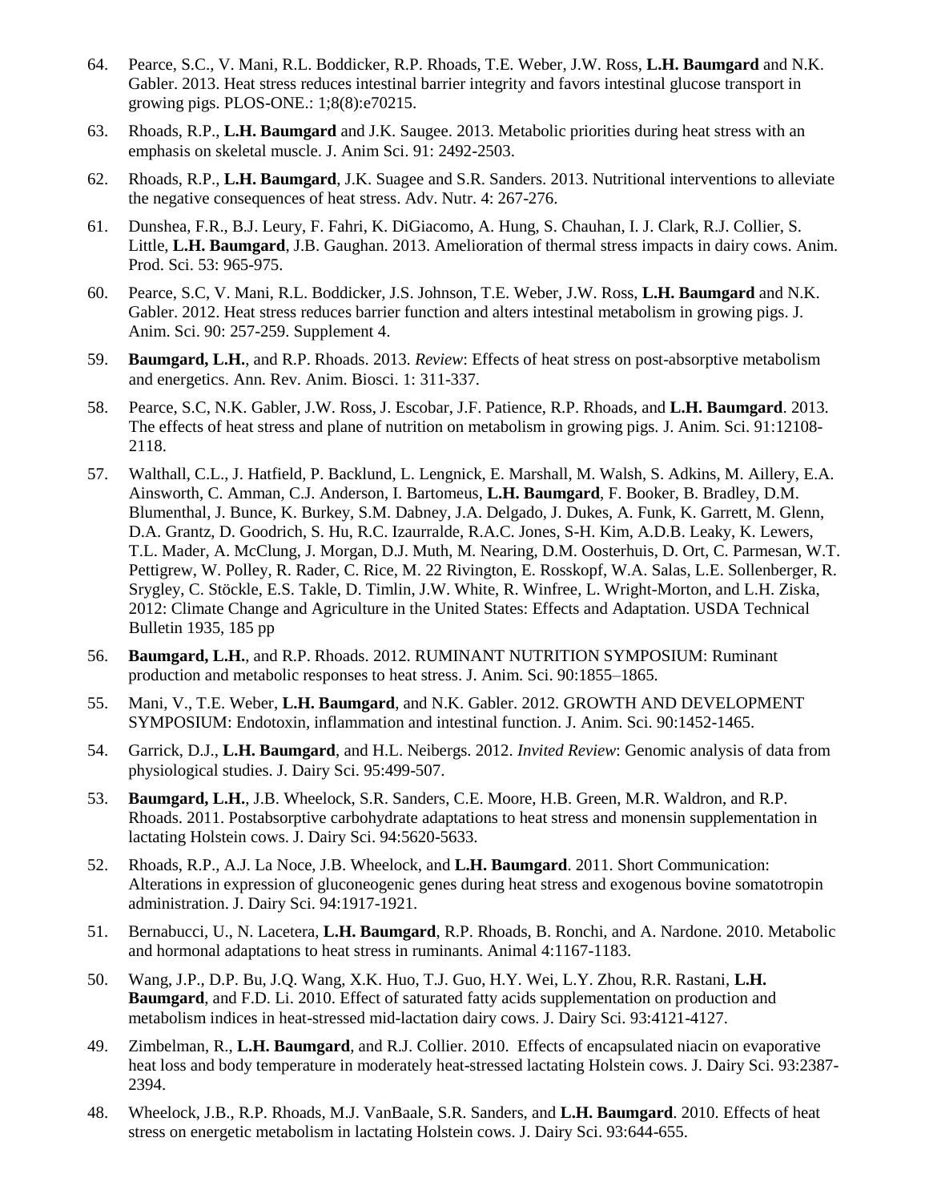64. Pearce, S.C., V. Mani, R.L. Boddicker, R.P. Rhoads, T.E. Weber, J.W. Ross, **L.H. Baumgard** and N.K. Gabler. 2013. Heat stress reduces intestinal barrier integrity and favors intestinal glucose transport in growing pigs. PLOS-ONE.: 1;8(8):e70215.

63. Rhoads, R.P., **L.H. Baumgard** and J.K. Saugee. 2013. Metabolic priorities during heat stress with an emphasis on skeletal muscle. J. Anim Sci. 91: 2492-2503.

62. Rhoads, R.P., **L.H. Baumgard**, J.K. Suagee and S.R. Sanders. 2013. Nutritional interventions to alleviate the negative consequences of heat stress. Adv. Nutr. 4: 267-276.

61. Dunshea, F.R., B.J. Leury, F. Fahri, K. DiGiacomo, A. Hung, S. Chauhan, I. J. Clark, R.J. Collier, S. Little, **L.H. Baumgard**, J.B. Gaughan. 2013. Amelioration of thermal stress impacts in dairy cows. Anim. Prod. Sci. 53: 965-975.

60. Pearce, S.C, V. Mani, R.L. Boddicker, J.S. Johnson, T.E. Weber, J.W. Ross, **L.H. Baumgard** and N.K. Gabler. 2012. Heat stress reduces barrier function and alters intestinal metabolism in growing pigs. J. Anim. Sci. 90: 257-259. Supplement 4.

59. **Baumgard, L.H.**, and R.P. Rhoads. 2013. *Review*: Effects of heat stress on post-absorptive metabolism and energetics. Ann. Rev. Anim. Biosci. 1: 311-337.

58. Pearce, S.C, N.K. Gabler, J.W. Ross, J. Escobar, J.F. Patience, R.P. Rhoads, and **L.H. Baumgard**. 2013. The effects of heat stress and plane of nutrition on metabolism in growing pigs. J. Anim. Sci. 91:12108-2118.

57. Walthall, C.L., J. Hatfield, P. Backlund, L. Lengnick, E. Marshall, M. Walsh, S. Adkins, M. Aillery, E.A. Ainsworth, C. Amman, C.J. Anderson, I. Bartomeus, **L.H. Baumgard**, F. Booker, B. Bradley, D.M. Blumenthal, J. Bunce, K. Burkey, S.M. Dabney, J.A. Delgado, J. Dukes, A. Funk, K. Garrett, M. Glenn, D.A. Grantz, D. Goodrich, S. Hu, R.C. Izaurralde, R.A.C. Jones, S-H. Kim, A.D.B. Leaky, K. Lewers, T.L. Mader, A. McClung, J. Morgan, D.J. Muth, M. Nearing, D.M. Oosterhuis, D. Ort, C. Parmesan, W.T. Pettigrew, W. Polley, R. Rader, C. Rice, M. 22 Rivington, E. Rosskopf, W.A. Salas, L.E. Sollenberger, R. Srygley, C. Stöckle, E.S. Takle, D. Timlin, J.W. White, R. Winfree, L. Wright-Morton, and L.H. Ziska, 2012: Climate Change and Agriculture in the United States: Effects and Adaptation. USDA Technical Bulletin 1935, 185 pp

56. **Baumgard, L.H.**, and R.P. Rhoads. 2012. RUMINANT NUTRITION SYMPOSIUM: Ruminant production and metabolic responses to heat stress. J. Anim. Sci. 90:1855–1865.

55. Mani, V., T.E. Weber, **L.H. Baumgard**, and N.K. Gabler. 2012. GROWTH AND DEVELOPMENT SYMPOSIUM: Endotoxin, inflammation and intestinal function. J. Anim. Sci. 90:1452-1465.

54. Garrick, D.J., **L.H. Baumgard**, and H.L. Neibergs. 2012. *Invited Review*: Genomic analysis of data from physiological studies. J. Dairy Sci. 95:499-507.

53. **Baumgard, L.H.**, J.B. Wheelock, S.R. Sanders, C.E. Moore, H.B. Green, M.R. Waldron, and R.P. Rhoads. 2011. Postabsorptive carbohydrate adaptations to heat stress and monensin supplementation in lactating Holstein cows. J. Dairy Sci. 94:5620-5633.

52. Rhoads, R.P., A.J. La Noce, J.B. Wheelock, and **L.H. Baumgard**. 2011. Short Communication: Alterations in expression of gluconeogenic genes during heat stress and exogenous bovine somatotropin administration. J. Dairy Sci. 94:1917-1921.

51. Bernabucci, U., N. Lacetera, **L.H. Baumgard**, R.P. Rhoads, B. Ronchi, and A. Nardone. 2010. Metabolic and hormonal adaptations to heat stress in ruminants. Animal 4:1167-1183.

50. Wang, J.P., D.P. Bu, J.Q. Wang, X.K. Huo, T.J. Guo, H.Y. Wei, L.Y. Zhou, R.R. Rastani, **L.H. Baumgard**, and F.D. Li. 2010. Effect of saturated fatty acids supplementation on production and metabolism indices in heat-stressed mid-lactation dairy cows. J. Dairy Sci. 93:4121-4127.

49. Zimbelman, R., **L.H. Baumgard**, and R.J. Collier. 2010. Effects of encapsulated niacin on evaporative heat loss and body temperature in moderately heat-stressed lactating Holstein cows. J. Dairy Sci. 93:2387-2394.

48. Wheelock, J.B., R.P. Rhoads, M.J. VanBaale, S.R. Sanders, and **L.H. Baumgard**. 2010. Effects of heat stress on energetic metabolism in lactating Holstein cows. J. Dairy Sci. 93:644-655.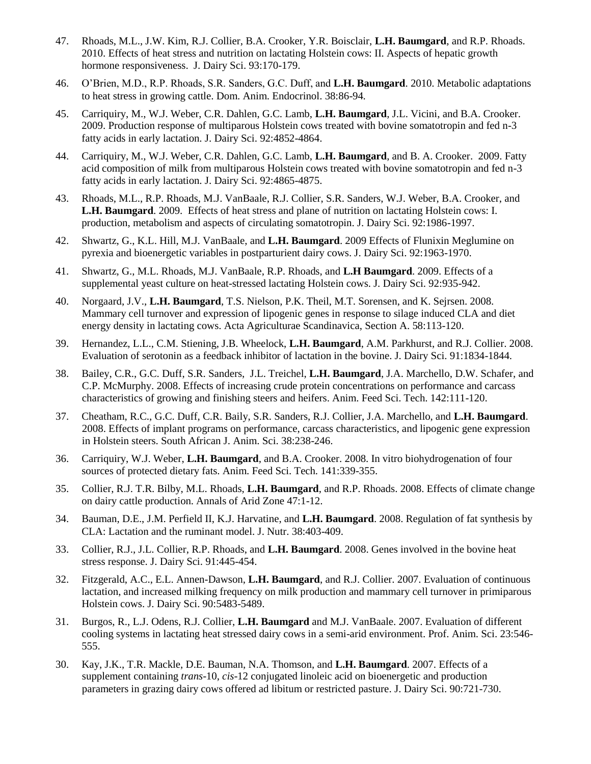47. Rhoads, M.L., J.W. Kim, R.J. Collier, B.A. Crooker, Y.R. Boisclair, **L.H. Baumgard**, and R.P. Rhoads. 2010. Effects of heat stress and nutrition on lactating Holstein cows: II. Aspects of hepatic growth hormone responsiveness. J. Dairy Sci. 93:170-179.

46. O'Brien, M.D., R.P. Rhoads, S.R. Sanders, G.C. Duff, and **L.H. Baumgard**. 2010. Metabolic adaptations to heat stress in growing cattle. Dom. Anim. Endocrinol. 38:86-94.

45. Carriquiry, M., W.J. Weber, C.R. Dahlen, G.C. Lamb, **L.H. Baumgard**, J.L. Vicini, and B.A. Crooker. 2009. Production response of multiparous Holstein cows treated with bovine somatotropin and fed n-3 fatty acids in early lactation. J. Dairy Sci. 92:4852-4864.

44. Carriquiry, M., W.J. Weber, C.R. Dahlen, G.C. Lamb, **L.H. Baumgard**, and B. A. Crooker. 2009. Fatty acid composition of milk from multiparous Holstein cows treated with bovine somatotropin and fed n-3 fatty acids in early lactation. J. Dairy Sci. 92:4865-4875.

43. Rhoads, M.L., R.P. Rhoads, M.J. VanBaale, R.J. Collier, S.R. Sanders, W.J. Weber, B.A. Crooker, and **L.H. Baumgard**. 2009. Effects of heat stress and plane of nutrition on lactating Holstein cows: I. production, metabolism and aspects of circulating somatotropin. J. Dairy Sci. 92:1986-1997.

42. Shwartz, G., K.L. Hill, M.J. VanBaale, and **L.H. Baumgard**. 2009 Effects of Flunixin Meglumine on pyrexia and bioenergetic variables in postparturient dairy cows. J. Dairy Sci. 92:1963-1970.

41. Shwartz, G., M.L. Rhoads, M.J. VanBaale, R.P. Rhoads, and **L.H Baumgard**. 2009. Effects of a supplemental yeast culture on heat-stressed lactating Holstein cows. J. Dairy Sci. 92:935-942.

40. Norgaard, J.V., **L.H. Baumgard**, T.S. Nielson, P.K. Theil, M.T. Sorensen, and K. Sejrsen. 2008. Mammary cell turnover and expression of lipogenic genes in response to silage induced CLA and diet energy density in lactating cows. Acta Agriculturae Scandinavica, Section A. 58:113-120.

39. Hernandez, L.L., C.M. Stiening, J.B. Wheelock, **L.H. Baumgard**, A.M. Parkhurst, and R.J. Collier. 2008. Evaluation of serotonin as a feedback inhibitor of lactation in the bovine. J. Dairy Sci. 91:1834-1844.

38. Bailey, C.R., G.C. Duff, S.R. Sanders, J.L. Treichel, **L.H. Baumgard**, J.A. Marchello, D.W. Schafer, and C.P. McMurphy. 2008. Effects of increasing crude protein concentrations on performance and carcass characteristics of growing and finishing steers and heifers. Anim. Feed Sci. Tech. 142:111-120.

37. Cheatham, R.C., G.C. Duff, C.R. Baily, S.R. Sanders, R.J. Collier, J.A. Marchello, and **L.H. Baumgard**. 2008. Effects of implant programs on performance, carcass characteristics, and lipogenic gene expression in Holstein steers. South African J. Anim. Sci. 38:238-246.

36. Carriquiry, W.J. Weber, **L.H. Baumgard**, and B.A. Crooker. 2008. In vitro biohydrogenation of four sources of protected dietary fats. Anim. Feed Sci. Tech. 141:339-355.

35. Collier, R.J. T.R. Bilby, M.L. Rhoads, **L.H. Baumgard**, and R.P. Rhoads. 2008. Effects of climate change on dairy cattle production. Annals of Arid Zone 47:1-12.

34. Bauman, D.E., J.M. Perfield II, K.J. Harvatine, and **L.H. Baumgard**. 2008. Regulation of fat synthesis by CLA: Lactation and the ruminant model. J. Nutr. 38:403-409.

33. Collier, R.J., J.L. Collier, R.P. Rhoads, and **L.H. Baumgard**. 2008. Genes involved in the bovine heat stress response. J. Dairy Sci. 91:445-454.

32. Fitzgerald, A.C., E.L. Annen-Dawson, **L.H. Baumgard**, and R.J. Collier. 2007. Evaluation of continuous lactation, and increased milking frequency on milk production and mammary cell turnover in primiparous Holstein cows. J. Dairy Sci. 90:5483-5489.

31. Burgos, R., L.J. Odens, R.J. Collier, **L.H. Baumgard** and M.J. VanBaale. 2007. Evaluation of different cooling systems in lactating heat stressed dairy cows in a semi-arid environment. Prof. Anim. Sci. 23:546-555.

30. Kay, J.K., T.R. Mackle, D.E. Bauman, N.A. Thomson, and **L.H. Baumgard**. 2007. Effects of a supplement containing *trans*-10, *cis*-12 conjugated linoleic acid on bioenergetic and production parameters in grazing dairy cows offered ad libitum or restricted pasture. J. Dairy Sci. 90:721-730.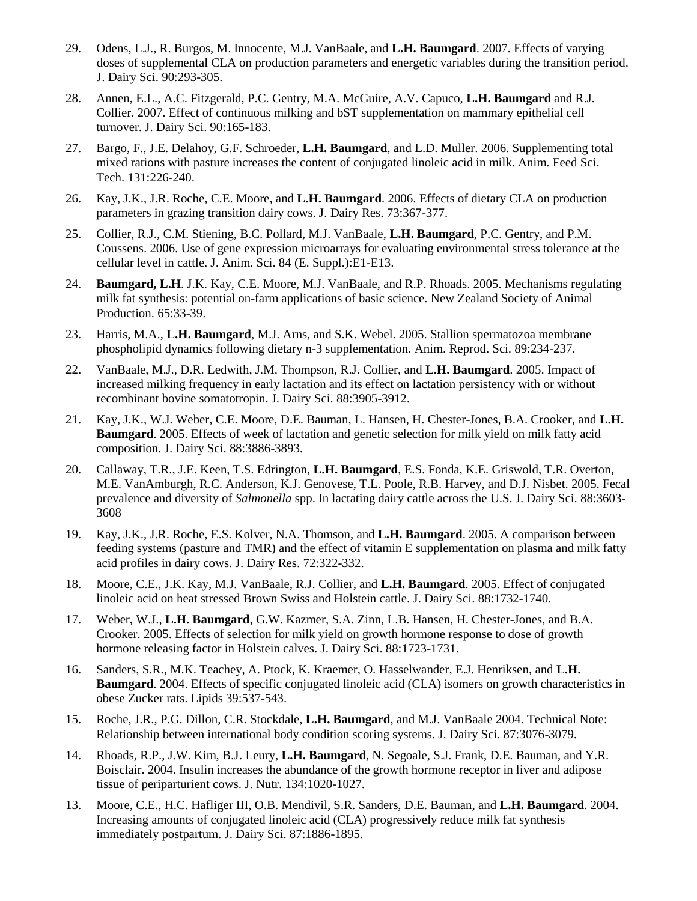29. Odens, L.J., R. Burgos, M. Innocente, M.J. VanBaale, and **L.H. Baumgard**. 2007. Effects of varying doses of supplemental CLA on production parameters and energetic variables during the transition period. J. Dairy Sci. 90:293-305.

28. Annen, E.L., A.C. Fitzgerald, P.C. Gentry, M.A. McGuire, A.V. Capuco, **L.H. Baumgard** and R.J. Collier. 2007. Effect of continuous milking and bST supplementation on mammary epithelial cell turnover. J. Dairy Sci. 90:165-183.

27. Bargo, F., J.E. Delahoy, G.F. Schroeder, **L.H. Baumgard**, and L.D. Muller. 2006. Supplementing total mixed rations with pasture increases the content of conjugated linoleic acid in milk. Anim. Feed Sci. Tech. 131:226-240.

26. Kay, J.K., J.R. Roche, C.E. Moore, and **L.H. Baumgard**. 2006. Effects of dietary CLA on production parameters in grazing transition dairy cows. J. Dairy Res. 73:367-377.

25. Collier, R.J., C.M. Stiening, B.C. Pollard, M.J. VanBaale, **L.H. Baumgard**, P.C. Gentry, and P.M. Coussens. 2006. Use of gene expression microarrays for evaluating environmental stress tolerance at the cellular level in cattle. J. Anim. Sci. 84 (E. Suppl.):E1-E13.

24. **Baumgard, L.H**. J.K. Kay, C.E. Moore, M.J. VanBaale, and R.P. Rhoads. 2005. Mechanisms regulating milk fat synthesis: potential on-farm applications of basic science. New Zealand Society of Animal Production. 65:33-39.

23. Harris, M.A., **L.H. Baumgard**, M.J. Arns, and S.K. Webel. 2005. Stallion spermatozoa membrane phospholipid dynamics following dietary n-3 supplementation. Anim. Reprod. Sci. 89:234-237.

22. VanBaale, M.J., D.R. Ledwith, J.M. Thompson, R.J. Collier, and **L.H. Baumgard**. 2005. Impact of increased milking frequency in early lactation and its effect on lactation persistency with or without recombinant bovine somatotropin. J. Dairy Sci. 88:3905-3912.

21. Kay, J.K., W.J. Weber, C.E. Moore, D.E. Bauman, L. Hansen, H. Chester-Jones, B.A. Crooker, and **L.H. Baumgard**. 2005. Effects of week of lactation and genetic selection for milk yield on milk fatty acid composition. J. Dairy Sci. 88:3886-3893.

20. Callaway, T.R., J.E. Keen, T.S. Edrington, **L.H. Baumgard**, E.S. Fonda, K.E. Griswold, T.R. Overton, M.E. VanAmburgh, R.C. Anderson, K.J. Genovese, T.L. Poole, R.B. Harvey, and D.J. Nisbet. 2005. Fecal prevalence and diversity of *Salmonella* spp. In lactating dairy cattle across the U.S. J. Dairy Sci. 88:3603-3608

19. Kay, J.K., J.R. Roche, E.S. Kolver, N.A. Thomson, and **L.H. Baumgard**. 2005. A comparison between feeding systems (pasture and TMR) and the effect of vitamin E supplementation on plasma and milk fatty acid profiles in dairy cows. J. Dairy Res. 72:322-332.

18. Moore, C.E., J.K. Kay, M.J. VanBaale, R.J. Collier, and **L.H. Baumgard**. 2005. Effect of conjugated linoleic acid on heat stressed Brown Swiss and Holstein cattle. J. Dairy Sci. 88:1732-1740.

17. Weber, W.J., **L.H. Baumgard**, G.W. Kazmer, S.A. Zinn, L.B. Hansen, H. Chester-Jones, and B.A. Crooker. 2005. Effects of selection for milk yield on growth hormone response to dose of growth hormone releasing factor in Holstein calves. J. Dairy Sci. 88:1723-1731.

16. Sanders, S.R., M.K. Teachey, A. Ptock, K. Kraemer, O. Hasselwander, E.J. Henriksen, and **L.H. Baumgard**. 2004. Effects of specific conjugated linoleic acid (CLA) isomers on growth characteristics in obese Zucker rats. Lipids 39:537-543.

15. Roche, J.R., P.G. Dillon, C.R. Stockdale, **L.H. Baumgard**, and M.J. VanBaale 2004. Technical Note: Relationship between international body condition scoring systems. J. Dairy Sci. 87:3076-3079.

14. Rhoads, R.P., J.W. Kim, B.J. Leury, **L.H. Baumgard**, N. Segoale, S.J. Frank, D.E. Bauman, and Y.R. Boisclair. 2004. Insulin increases the abundance of the growth hormone receptor in liver and adipose tissue of periparturient cows. J. Nutr. 134:1020-1027.

13. Moore, C.E., H.C. Hafliger III, O.B. Mendivil, S.R. Sanders, D.E. Bauman, and **L.H. Baumgard**. 2004. Increasing amounts of conjugated linoleic acid (CLA) progressively reduce milk fat synthesis immediately postpartum. J. Dairy Sci. 87:1886-1895.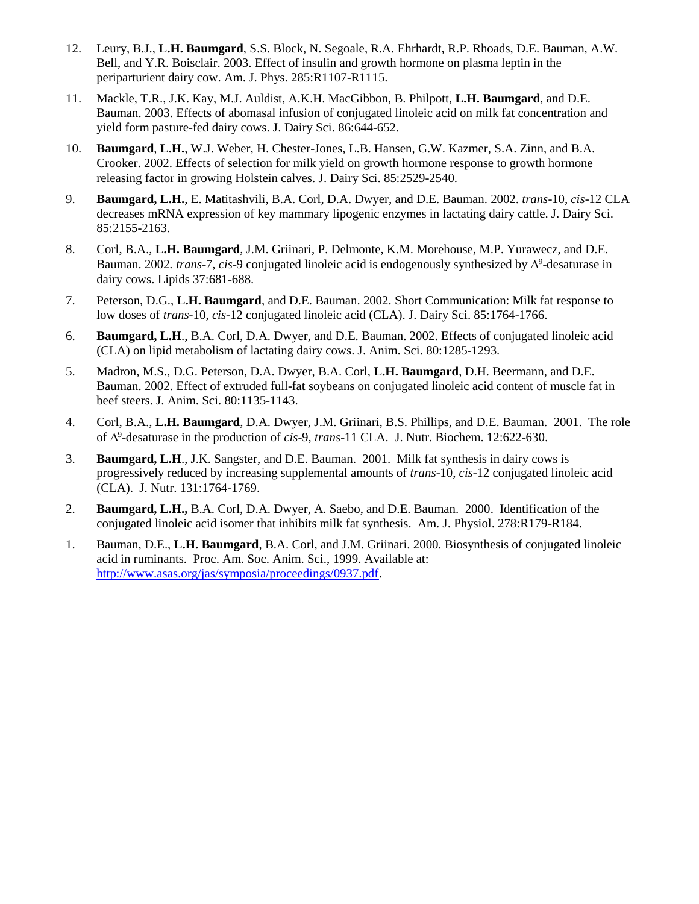12. Leury, B.J., **L.H. Baumgard**, S.S. Block, N. Segoale, R.A. Ehrhardt, R.P. Rhoads, D.E. Bauman, A.W. Bell, and Y.R. Boisclair. 2003. Effect of insulin and growth hormone on plasma leptin in the periparturient dairy cow. Am. J. Phys. 285:R1107-R1115.

11. Mackle, T.R., J.K. Kay, M.J. Auldist, A.K.H. MacGibbon, B. Philpott, **L.H. Baumgard**, and D.E. Bauman. 2003. Effects of abomasal infusion of conjugated linoleic acid on milk fat concentration and yield form pasture-fed dairy cows. J. Dairy Sci. 86:644-652.

10. **Baumgard**, **L.H.**, W.J. Weber, H. Chester-Jones, L.B. Hansen, G.W. Kazmer, S.A. Zinn, and B.A. Crooker. 2002. Effects of selection for milk yield on growth hormone response to growth hormone releasing factor in growing Holstein calves. J. Dairy Sci. 85:2529-2540.

9. **Baumgard, L.H.**, E. Matitashvili, B.A. Corl, D.A. Dwyer, and D.E. Bauman. 2002. *trans*-10, *cis*-12 CLA decreases mRNA expression of key mammary lipogenic enzymes in lactating dairy cattle. J. Dairy Sci. 85:2155-2163.

8. Corl, B.A., **L.H. Baumgard**, J.M. Griinari, P. Delmonte, K.M. Morehouse, M.P. Yurawecz, and D.E. Bauman. 2002. *trans*-7, *cis*-9 conjugated linoleic acid is endogenously synthesized by $\Delta^9$-desaturase in dairy cows. Lipids 37:681-688.

7. Peterson, D.G., **L.H. Baumgard**, and D.E. Bauman. 2002. Short Communication: Milk fat response to low doses of *trans*-10, *cis*-12 conjugated linoleic acid (CLA). J. Dairy Sci. 85:1764-1766.

6. **Baumgard, L.H**., B.A. Corl, D.A. Dwyer, and D.E. Bauman. 2002. Effects of conjugated linoleic acid (CLA) on lipid metabolism of lactating dairy cows. J. Anim. Sci. 80:1285-1293.

5. Madron, M.S., D.G. Peterson, D.A. Dwyer, B.A. Corl, **L.H. Baumgard**, D.H. Beermann, and D.E. Bauman. 2002. Effect of extruded full-fat soybeans on conjugated linoleic acid content of muscle fat in beef steers. J. Anim. Sci. 80:1135-1143.

4. Corl, B.A., **L.H. Baumgard**, D.A. Dwyer, J.M. Griinari, B.S. Phillips, and D.E. Bauman. 2001. The role of $\Delta^9$-desaturase in the production of *cis*-9, *trans*-11 CLA. J. Nutr. Biochem. 12:622-630.

3. **Baumgard, L.H**., J.K. Sangster, and D.E. Bauman. 2001. Milk fat synthesis in dairy cows is progressively reduced by increasing supplemental amounts of *trans*-10, *cis*-12 conjugated linoleic acid (CLA). J. Nutr. 131:1764-1769.

2. **Baumgard, L.H.,** B.A. Corl, D.A. Dwyer, A. Saebo, and D.E. Bauman. 2000. Identification of the conjugated linoleic acid isomer that inhibits milk fat synthesis. Am. J. Physiol. 278:R179-R184.

1. Bauman, D.E., **L.H. Baumgard**, B.A. Corl, and J.M. Griinari. 2000. Biosynthesis of conjugated linoleic acid in ruminants. Proc. Am. Soc. Anim. Sci., 1999. Available at: http://www.asas.org/jas/symposia/proceedings/0937.pdf.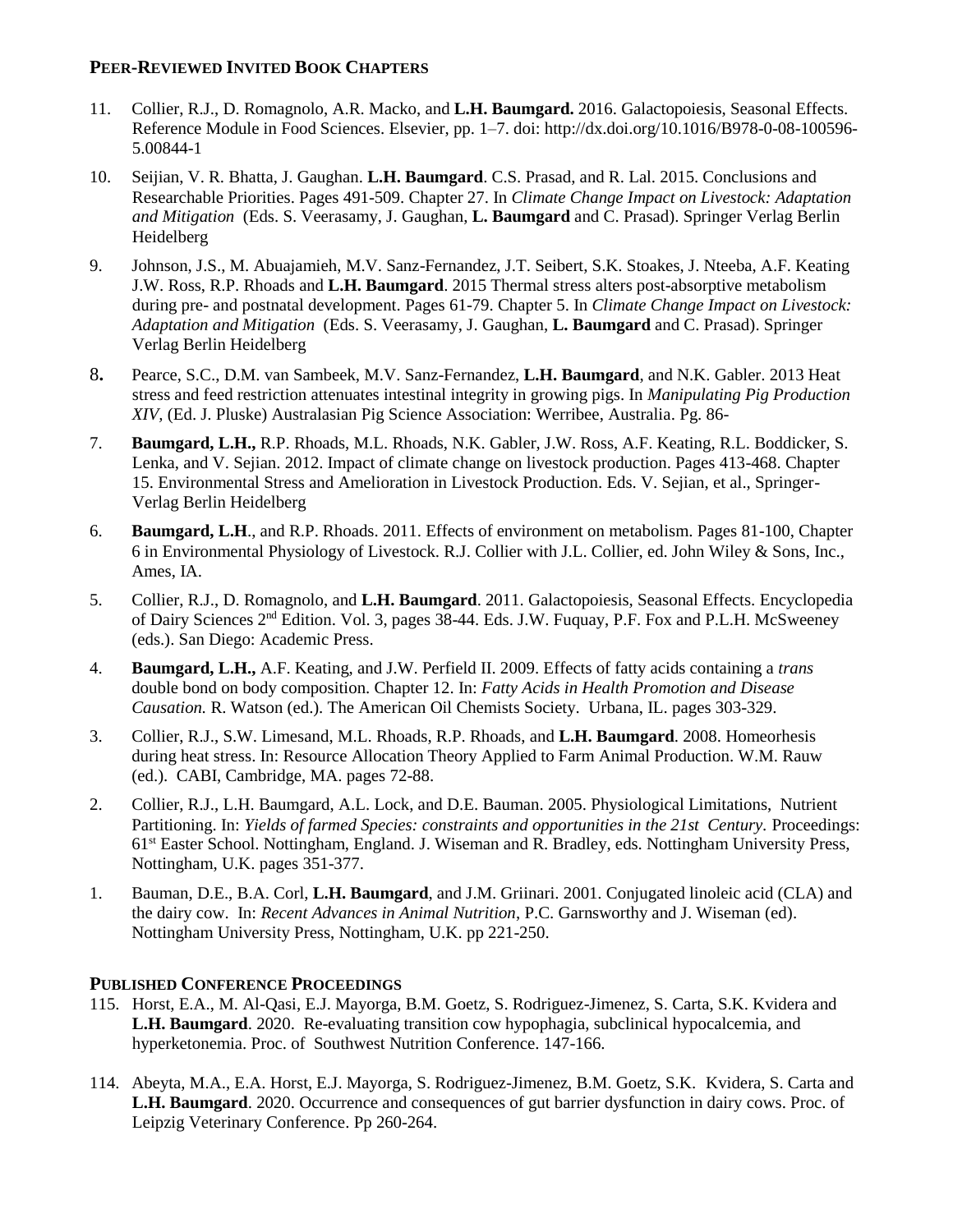## PEER-REVIEWED INVITED BOOK CHAPTERS

11. Collier, R.J., D. Romagnolo, A.R. Macko, and **L.H. Baumgard.** 2016. Galactopoiesis, Seasonal Effects. Reference Module in Food Sciences. Elsevier, pp. 1–7. doi: http://dx.doi.org/10.1016/B978-0-08-100596-5.00844-1

10. Seijian, V. R. Bhatta, J. Gaughan. **L.H. Baumgard**. C.S. Prasad, and R. Lal. 2015. Conclusions and Researchable Priorities. Pages 491-509. Chapter 27. In *Climate Change Impact on Livestock: Adaptation and Mitigation* (Eds. S. Veerasamy, J. Gaughan, **L. Baumgard** and C. Prasad). Springer Verlag Berlin Heidelberg

9. Johnson, J.S., M. Abuajamieh, M.V. Sanz-Fernandez, J.T. Seibert, S.K. Stoakes, J. Nteeba, A.F. Keating J.W. Ross, R.P. Rhoads and **L.H. Baumgard**. 2015 Thermal stress alters post-absorptive metabolism during pre- and postnatal development. Pages 61-79. Chapter 5. In *Climate Change Impact on Livestock: Adaptation and Mitigation* (Eds. S. Veerasamy, J. Gaughan, **L. Baumgard** and C. Prasad). Springer Verlag Berlin Heidelberg

8. Pearce, S.C., D.M. van Sambeek, M.V. Sanz-Fernandez, **L.H. Baumgard**, and N.K. Gabler. 2013 Heat stress and feed restriction attenuates intestinal integrity in growing pigs. In *Manipulating Pig Production XIV,* (Ed. J. Pluske) Australasian Pig Science Association: Werribee, Australia. Pg. 86-

7. **Baumgard, L.H.,** R.P. Rhoads, M.L. Rhoads, N.K. Gabler, J.W. Ross, A.F. Keating, R.L. Boddicker, S. Lenka, and V. Sejian. 2012. Impact of climate change on livestock production. Pages 413-468. Chapter 15. Environmental Stress and Amelioration in Livestock Production. Eds. V. Sejian, et al., Springer-Verlag Berlin Heidelberg

6. **Baumgard, L.H**., and R.P. Rhoads. 2011. Effects of environment on metabolism. Pages 81-100, Chapter 6 in Environmental Physiology of Livestock. R.J. Collier with J.L. Collier, ed. John Wiley & Sons, Inc., Ames, IA.

5. Collier, R.J., D. Romagnolo, and **L.H. Baumgard**. 2011. Galactopoiesis, Seasonal Effects. Encyclopedia of Dairy Sciences 2nd Edition. Vol. 3, pages 38-44. Eds. J.W. Fuquay, P.F. Fox and P.L.H. McSweeney (eds.). San Diego: Academic Press.

4. **Baumgard, L.H.,** A.F. Keating, and J.W. Perfield II. 2009. Effects of fatty acids containing a *trans* double bond on body composition. Chapter 12. In: *Fatty Acids in Health Promotion and Disease Causation.* R. Watson (ed.). The American Oil Chemists Society. Urbana, IL. pages 303-329.

3. Collier, R.J., S.W. Limesand, M.L. Rhoads, R.P. Rhoads, and **L.H. Baumgard**. 2008. Homeorhesis during heat stress. In: Resource Allocation Theory Applied to Farm Animal Production. W.M. Rauw (ed.). CABI, Cambridge, MA. pages 72-88.

2. Collier, R.J., L.H. Baumgard, A.L. Lock, and D.E. Bauman. 2005. Physiological Limitations, Nutrient Partitioning. In: *Yields of farmed Species: constraints and opportunities in the 21st Century.* Proceedings: 61st Easter School. Nottingham, England. J. Wiseman and R. Bradley, eds. Nottingham University Press, Nottingham, U.K. pages 351-377.

1. Bauman, D.E., B.A. Corl, **L.H. Baumgard**, and J.M. Griinari. 2001. Conjugated linoleic acid (CLA) and the dairy cow. In: *Recent Advances in Animal Nutrition*, P.C. Garnsworthy and J. Wiseman (ed). Nottingham University Press, Nottingham, U.K. pp 221-250.

## PUBLISHED CONFERENCE PROCEEDINGS

115. Horst, E.A., M. Al-Qasi, E.J. Mayorga, B.M. Goetz, S. Rodriguez-Jimenez, S. Carta, S.K. Kvidera and **L.H. Baumgard**. 2020. Re-evaluating transition cow hypophagia, subclinical hypocalcemia, and hyperketonemia. Proc. of Southwest Nutrition Conference. 147-166.

114. Abeyta, M.A., E.A. Horst, E.J. Mayorga, S. Rodriguez-Jimenez, B.M. Goetz, S.K. Kvidera, S. Carta and **L.H. Baumgard**. 2020. Occurrence and consequences of gut barrier dysfunction in dairy cows. Proc. of Leipzig Veterinary Conference. Pp 260-264.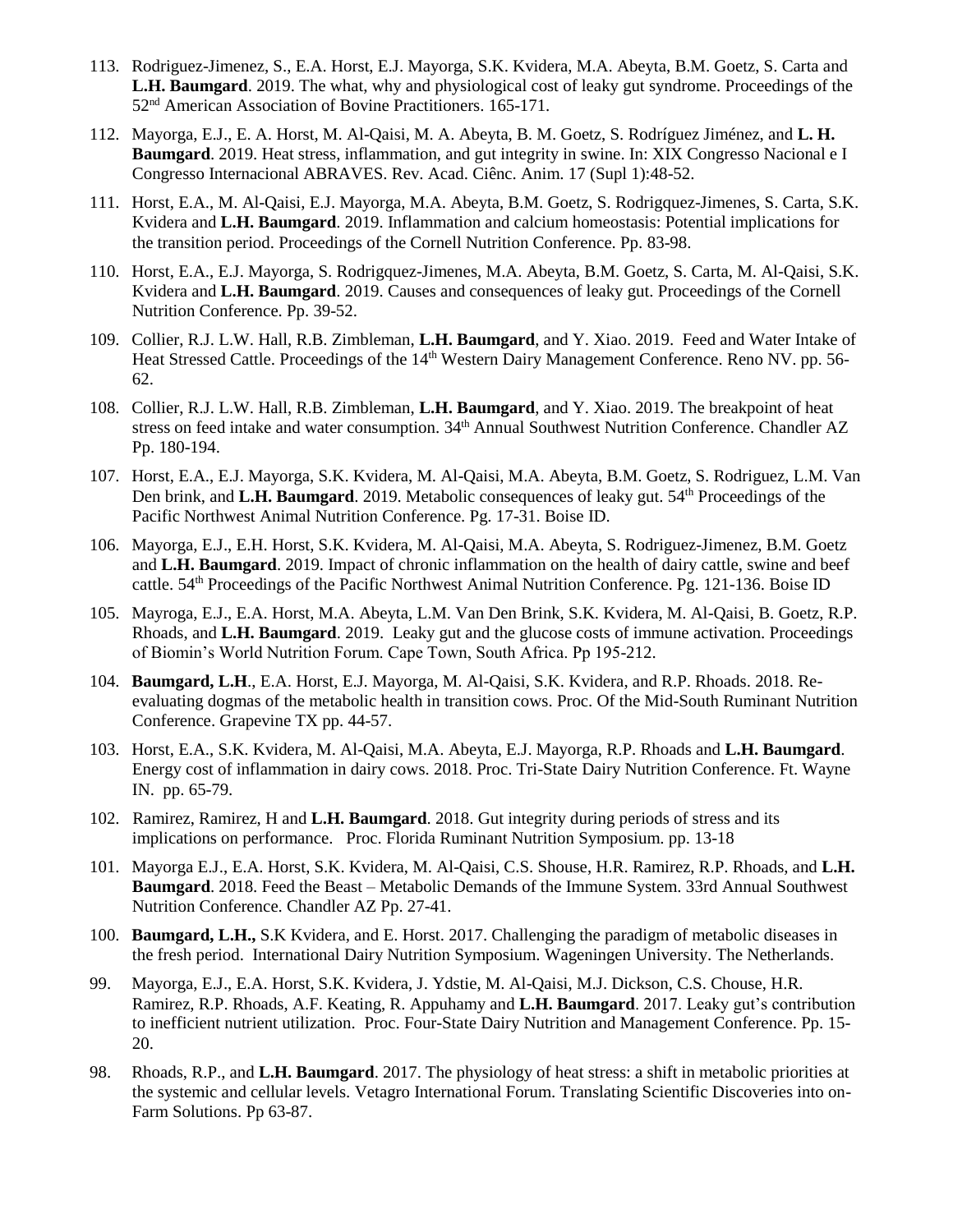113. Rodriguez-Jimenez, S., E.A. Horst, E.J. Mayorga, S.K. Kvidera, M.A. Abeyta, B.M. Goetz, S. Carta and **L.H. Baumgard**. 2019. The what, why and physiological cost of leaky gut syndrome. Proceedings of the 52nd American Association of Bovine Practitioners. 165-171.

112. Mayorga, E.J., E. A. Horst, M. Al-Qaisi, M. A. Abeyta, B. M. Goetz, S. Rodríguez Jiménez, and **L. H. Baumgard**. 2019. Heat stress, inflammation, and gut integrity in swine. In: XIX Congresso Nacional e I Congresso Internacional ABRAVES. Rev. Acad. Ciênc. Anim. 17 (Supl 1):48-52.

111. Horst, E.A., M. Al-Qaisi, E.J. Mayorga, M.A. Abeyta, B.M. Goetz, S. Rodrigquez-Jimenes, S. Carta, S.K. Kvidera and **L.H. Baumgard**. 2019. Inflammation and calcium homeostasis: Potential implications for the transition period. Proceedings of the Cornell Nutrition Conference. Pp. 83-98.

110. Horst, E.A., E.J. Mayorga, S. Rodrigquez-Jimenes, M.A. Abeyta, B.M. Goetz, S. Carta, M. Al-Qaisi, S.K. Kvidera and **L.H. Baumgard**. 2019. Causes and consequences of leaky gut. Proceedings of the Cornell Nutrition Conference. Pp. 39-52.

109. Collier, R.J. L.W. Hall, R.B. Zimbleman, **L.H. Baumgard**, and Y. Xiao. 2019. Feed and Water Intake of Heat Stressed Cattle. Proceedings of the 14th Western Dairy Management Conference. Reno NV. pp. 56-62.

108. Collier, R.J. L.W. Hall, R.B. Zimbleman, **L.H. Baumgard**, and Y. Xiao. 2019. The breakpoint of heat stress on feed intake and water consumption. 34th Annual Southwest Nutrition Conference. Chandler AZ Pp. 180-194.

107. Horst, E.A., E.J. Mayorga, S.K. Kvidera, M. Al-Qaisi, M.A. Abeyta, B.M. Goetz, S. Rodriguez, L.M. Van Den brink, and **L.H. Baumgard**. 2019. Metabolic consequences of leaky gut. 54th Proceedings of the Pacific Northwest Animal Nutrition Conference. Pg. 17-31. Boise ID.

106. Mayorga, E.J., E.H. Horst, S.K. Kvidera, M. Al-Qaisi, M.A. Abeyta, S. Rodriguez-Jimenez, B.M. Goetz and **L.H. Baumgard**. 2019. Impact of chronic inflammation on the health of dairy cattle, swine and beef cattle. 54th Proceedings of the Pacific Northwest Animal Nutrition Conference. Pg. 121-136. Boise ID

105. Mayroga, E.J., E.A. Horst, M.A. Abeyta, L.M. Van Den Brink, S.K. Kvidera, M. Al-Qaisi, B. Goetz, R.P. Rhoads, and **L.H. Baumgard**. 2019. Leaky gut and the glucose costs of immune activation. Proceedings of Biomin's World Nutrition Forum. Cape Town, South Africa. Pp 195-212.

104. **Baumgard, L.H**., E.A. Horst, E.J. Mayorga, M. Al-Qaisi, S.K. Kvidera, and R.P. Rhoads. 2018. Re-evaluating dogmas of the metabolic health in transition cows. Proc. Of the Mid-South Ruminant Nutrition Conference. Grapevine TX pp. 44-57.

103. Horst, E.A., S.K. Kvidera, M. Al-Qaisi, M.A. Abeyta, E.J. Mayorga, R.P. Rhoads and **L.H. Baumgard**. Energy cost of inflammation in dairy cows. 2018. Proc. Tri-State Dairy Nutrition Conference. Ft. Wayne IN. pp. 65-79.

102. Ramirez, Ramirez, H and **L.H. Baumgard**. 2018. Gut integrity during periods of stress and its implications on performance. Proc. Florida Ruminant Nutrition Symposium. pp. 13-18

101. Mayorga E.J., E.A. Horst, S.K. Kvidera, M. Al-Qaisi, C.S. Shouse, H.R. Ramirez, R.P. Rhoads, and **L.H. Baumgard**. 2018. Feed the Beast – Metabolic Demands of the Immune System. 33rd Annual Southwest Nutrition Conference. Chandler AZ Pp. 27-41.

100. **Baumgard, L.H.,** S.K Kvidera, and E. Horst. 2017. Challenging the paradigm of metabolic diseases in the fresh period. International Dairy Nutrition Symposium. Wageningen University. The Netherlands.

99. Mayorga, E.J., E.A. Horst, S.K. Kvidera, J. Ydstie, M. Al-Qaisi, M.J. Dickson, C.S. Chouse, H.R. Ramirez, R.P. Rhoads, A.F. Keating, R. Appuhamy and **L.H. Baumgard**. 2017. Leaky gut's contribution to inefficient nutrient utilization. Proc. Four-State Dairy Nutrition and Management Conference. Pp. 15-20.

98. Rhoads, R.P., and **L.H. Baumgard**. 2017. The physiology of heat stress: a shift in metabolic priorities at the systemic and cellular levels. Vetagro International Forum. Translating Scientific Discoveries into on-Farm Solutions. Pp 63-87.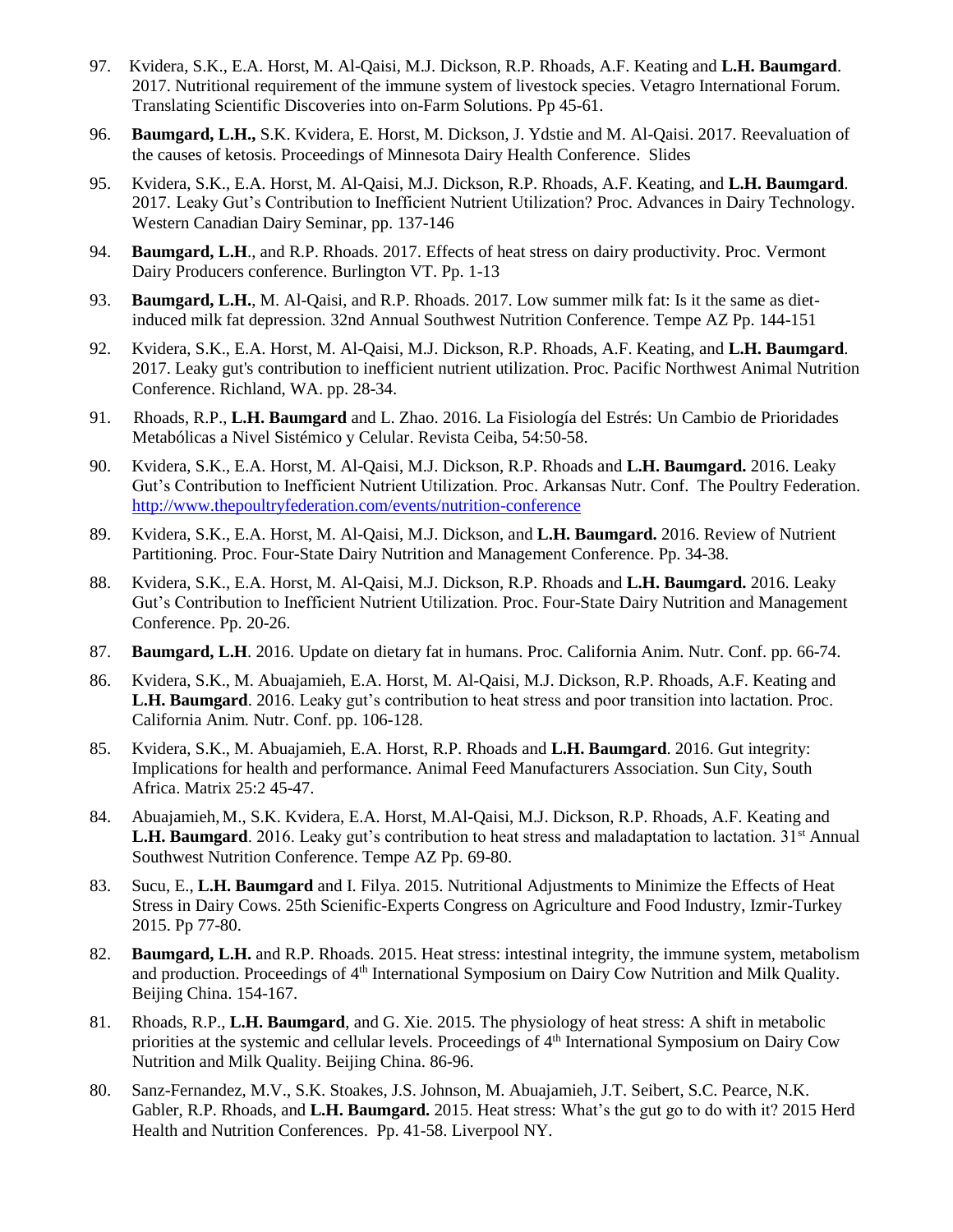97. Kvidera, S.K., E.A. Horst, M. Al-Qaisi, M.J. Dickson, R.P. Rhoads, A.F. Keating and **L.H. Baumgard**. 2017. Nutritional requirement of the immune system of livestock species. Vetagro International Forum. Translating Scientific Discoveries into on-Farm Solutions. Pp 45-61.

96. **Baumgard, L.H.,** S.K. Kvidera, E. Horst, M. Dickson, J. Ydstie and M. Al-Qaisi. 2017. Reevaluation of the causes of ketosis. Proceedings of Minnesota Dairy Health Conference. Slides

95. Kvidera, S.K., E.A. Horst, M. Al-Qaisi, M.J. Dickson, R.P. Rhoads, A.F. Keating, and **L.H. Baumgard**. 2017. Leaky Gut's Contribution to Inefficient Nutrient Utilization? Proc. Advances in Dairy Technology. Western Canadian Dairy Seminar, pp. 137-146

94. **Baumgard, L.H**., and R.P. Rhoads. 2017. Effects of heat stress on dairy productivity. Proc. Vermont Dairy Producers conference. Burlington VT. Pp. 1-13

93. **Baumgard, L.H.**, M. Al-Qaisi, and R.P. Rhoads. 2017. Low summer milk fat: Is it the same as diet-induced milk fat depression. 32nd Annual Southwest Nutrition Conference. Tempe AZ Pp. 144-151

92. Kvidera, S.K., E.A. Horst, M. Al-Qaisi, M.J. Dickson, R.P. Rhoads, A.F. Keating, and **L.H. Baumgard**. 2017. Leaky gut's contribution to inefficient nutrient utilization. Proc. Pacific Northwest Animal Nutrition Conference. Richland, WA. pp. 28-34.

91. Rhoads, R.P., **L.H. Baumgard** and L. Zhao. 2016. La Fisiología del Estrés: Un Cambio de Prioridades Metabólicas a Nivel Sistémico y Celular. Revista Ceiba, 54:50-58.

90. Kvidera, S.K., E.A. Horst, M. Al-Qaisi, M.J. Dickson, R.P. Rhoads and **L.H. Baumgard.** 2016. Leaky Gut's Contribution to Inefficient Nutrient Utilization. Proc. Arkansas Nutr. Conf. The Poultry Federation. http://www.thepoultryfederation.com/events/nutrition-conference

89. Kvidera, S.K., E.A. Horst, M. Al-Qaisi, M.J. Dickson, and **L.H. Baumgard.** 2016. Review of Nutrient Partitioning. Proc. Four-State Dairy Nutrition and Management Conference. Pp. 34-38.

88. Kvidera, S.K., E.A. Horst, M. Al-Qaisi, M.J. Dickson, R.P. Rhoads and **L.H. Baumgard.** 2016. Leaky Gut's Contribution to Inefficient Nutrient Utilization. Proc. Four-State Dairy Nutrition and Management Conference. Pp. 20-26.

87. **Baumgard, L.H**. 2016. Update on dietary fat in humans. Proc. California Anim. Nutr. Conf. pp. 66-74.

86. Kvidera, S.K., M. Abuajamieh, E.A. Horst, M. Al-Qaisi, M.J. Dickson, R.P. Rhoads, A.F. Keating and **L.H. Baumgard**. 2016. Leaky gut's contribution to heat stress and poor transition into lactation. Proc. California Anim. Nutr. Conf. pp. 106-128.

85. Kvidera, S.K., M. Abuajamieh, E.A. Horst, R.P. Rhoads and **L.H. Baumgard**. 2016. Gut integrity: Implications for health and performance. Animal Feed Manufacturers Association. Sun City, South Africa. Matrix 25:2 45-47.

84. Abuajamieh, M., S.K. Kvidera, E.A. Horst, M.Al-Qaisi, M.J. Dickson, R.P. Rhoads, A.F. Keating and **L.H. Baumgard**. 2016. Leaky gut's contribution to heat stress and maladaptation to lactation. 31st Annual Southwest Nutrition Conference. Tempe AZ Pp. 69-80.

83. Sucu, E., **L.H. Baumgard** and I. Filya. 2015. Nutritional Adjustments to Minimize the Effects of Heat Stress in Dairy Cows. 25th Scienific-Experts Congress on Agriculture and Food Industry, Izmir-Turkey 2015. Pp 77-80.

82. **Baumgard, L.H.** and R.P. Rhoads. 2015. Heat stress: intestinal integrity, the immune system, metabolism and production. Proceedings of 4th International Symposium on Dairy Cow Nutrition and Milk Quality. Beijing China. 154-167.

81. Rhoads, R.P., **L.H. Baumgard**, and G. Xie. 2015. The physiology of heat stress: A shift in metabolic priorities at the systemic and cellular levels. Proceedings of 4th International Symposium on Dairy Cow Nutrition and Milk Quality. Beijing China. 86-96.

80. Sanz-Fernandez, M.V., S.K. Stoakes, J.S. Johnson, M. Abuajamieh, J.T. Seibert, S.C. Pearce, N.K. Gabler, R.P. Rhoads, and **L.H. Baumgard.** 2015. Heat stress: What's the gut go to do with it? 2015 Herd Health and Nutrition Conferences. Pp. 41-58. Liverpool NY.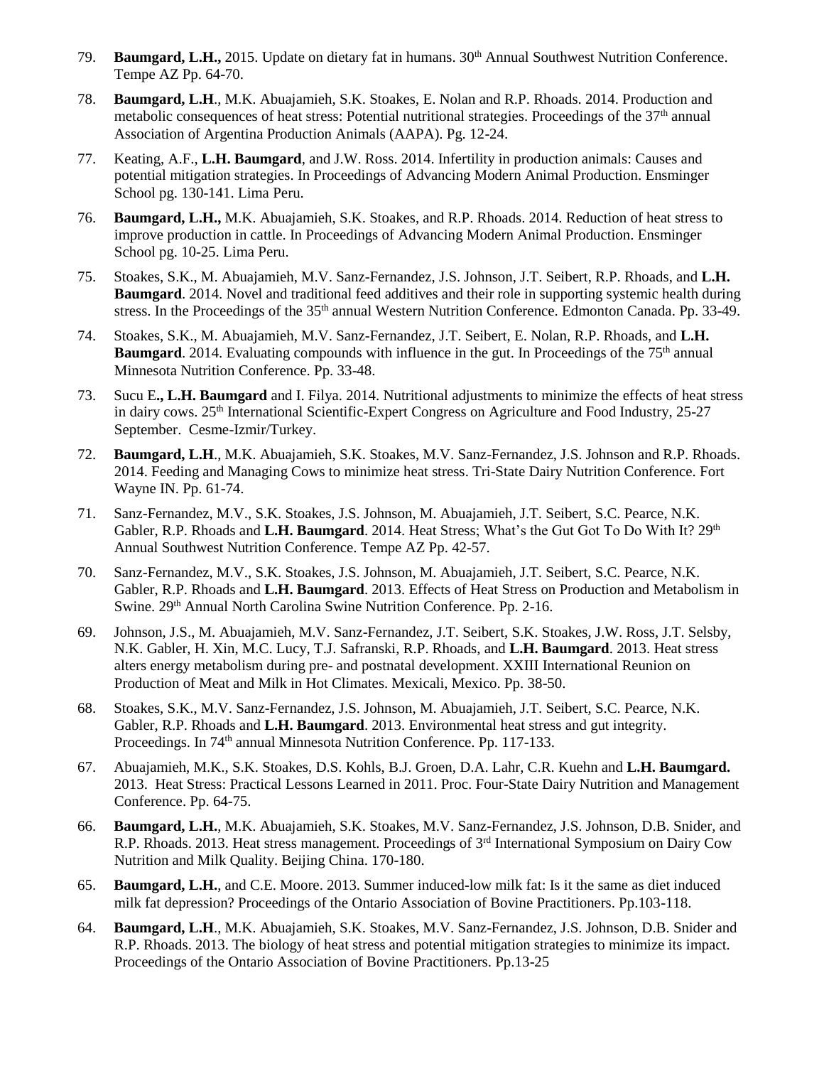79. **Baumgard, L.H.,** 2015. Update on dietary fat in humans. 30th Annual Southwest Nutrition Conference. Tempe AZ Pp. 64-70.

78. **Baumgard, L.H**., M.K. Abuajamieh, S.K. Stoakes, E. Nolan and R.P. Rhoads. 2014. Production and metabolic consequences of heat stress: Potential nutritional strategies. Proceedings of the 37th annual Association of Argentina Production Animals (AAPA). Pg. 12-24.

77. Keating, A.F., **L.H. Baumgard**, and J.W. Ross. 2014. Infertility in production animals: Causes and potential mitigation strategies. In Proceedings of Advancing Modern Animal Production. Ensminger School pg. 130-141. Lima Peru.

76. **Baumgard, L.H.,** M.K. Abuajamieh, S.K. Stoakes, and R.P. Rhoads. 2014. Reduction of heat stress to improve production in cattle. In Proceedings of Advancing Modern Animal Production. Ensminger School pg. 10-25. Lima Peru.

75. Stoakes, S.K., M. Abuajamieh, M.V. Sanz-Fernandez, J.S. Johnson, J.T. Seibert, R.P. Rhoads, and **L.H. Baumgard**. 2014. Novel and traditional feed additives and their role in supporting systemic health during stress. In the Proceedings of the 35th annual Western Nutrition Conference. Edmonton Canada. Pp. 33-49.

74. Stoakes, S.K., M. Abuajamieh, M.V. Sanz-Fernandez, J.T. Seibert, E. Nolan, R.P. Rhoads, and **L.H. Baumgard**. 2014. Evaluating compounds with influence in the gut. In Proceedings of the 75th annual Minnesota Nutrition Conference. Pp. 33-48.

73. Sucu E**., L.H. Baumgard** and I. Filya. 2014. Nutritional adjustments to minimize the effects of heat stress in dairy cows. 25th International Scientific-Expert Congress on Agriculture and Food Industry, 25-27 September. Cesme-Izmir/Turkey.

72. **Baumgard, L.H**., M.K. Abuajamieh, S.K. Stoakes, M.V. Sanz-Fernandez, J.S. Johnson and R.P. Rhoads. 2014. Feeding and Managing Cows to minimize heat stress. Tri-State Dairy Nutrition Conference. Fort Wayne IN. Pp. 61-74.

71. Sanz-Fernandez, M.V., S.K. Stoakes, J.S. Johnson, M. Abuajamieh, J.T. Seibert, S.C. Pearce, N.K. Gabler, R.P. Rhoads and **L.H. Baumgard**. 2014. Heat Stress; What's the Gut Got To Do With It? 29th Annual Southwest Nutrition Conference. Tempe AZ Pp. 42-57.

70. Sanz-Fernandez, M.V., S.K. Stoakes, J.S. Johnson, M. Abuajamieh, J.T. Seibert, S.C. Pearce, N.K. Gabler, R.P. Rhoads and **L.H. Baumgard**. 2013. Effects of Heat Stress on Production and Metabolism in Swine. 29th Annual North Carolina Swine Nutrition Conference. Pp. 2-16.

69. Johnson, J.S., M. Abuajamieh, M.V. Sanz-Fernandez, J.T. Seibert, S.K. Stoakes, J.W. Ross, J.T. Selsby, N.K. Gabler, H. Xin, M.C. Lucy, T.J. Safranski, R.P. Rhoads, and **L.H. Baumgard**. 2013. Heat stress alters energy metabolism during pre- and postnatal development. XXIII International Reunion on Production of Meat and Milk in Hot Climates. Mexicali, Mexico. Pp. 38-50.

68. Stoakes, S.K., M.V. Sanz-Fernandez, J.S. Johnson, M. Abuajamieh, J.T. Seibert, S.C. Pearce, N.K. Gabler, R.P. Rhoads and **L.H. Baumgard**. 2013. Environmental heat stress and gut integrity. Proceedings. In 74th annual Minnesota Nutrition Conference. Pp. 117-133.

67. Abuajamieh, M.K., S.K. Stoakes, D.S. Kohls, B.J. Groen, D.A. Lahr, C.R. Kuehn and **L.H. Baumgard.** 2013. Heat Stress: Practical Lessons Learned in 2011. Proc. Four-State Dairy Nutrition and Management Conference. Pp. 64-75.

66. **Baumgard, L.H.**, M.K. Abuajamieh, S.K. Stoakes, M.V. Sanz-Fernandez, J.S. Johnson, D.B. Snider, and R.P. Rhoads. 2013. Heat stress management. Proceedings of 3rd International Symposium on Dairy Cow Nutrition and Milk Quality. Beijing China. 170-180.

65. **Baumgard, L.H.**, and C.E. Moore. 2013. Summer induced-low milk fat: Is it the same as diet induced milk fat depression? Proceedings of the Ontario Association of Bovine Practitioners. Pp.103-118.

64. **Baumgard, L.H**., M.K. Abuajamieh, S.K. Stoakes, M.V. Sanz-Fernandez, J.S. Johnson, D.B. Snider and R.P. Rhoads. 2013. The biology of heat stress and potential mitigation strategies to minimize its impact. Proceedings of the Ontario Association of Bovine Practitioners. Pp.13-25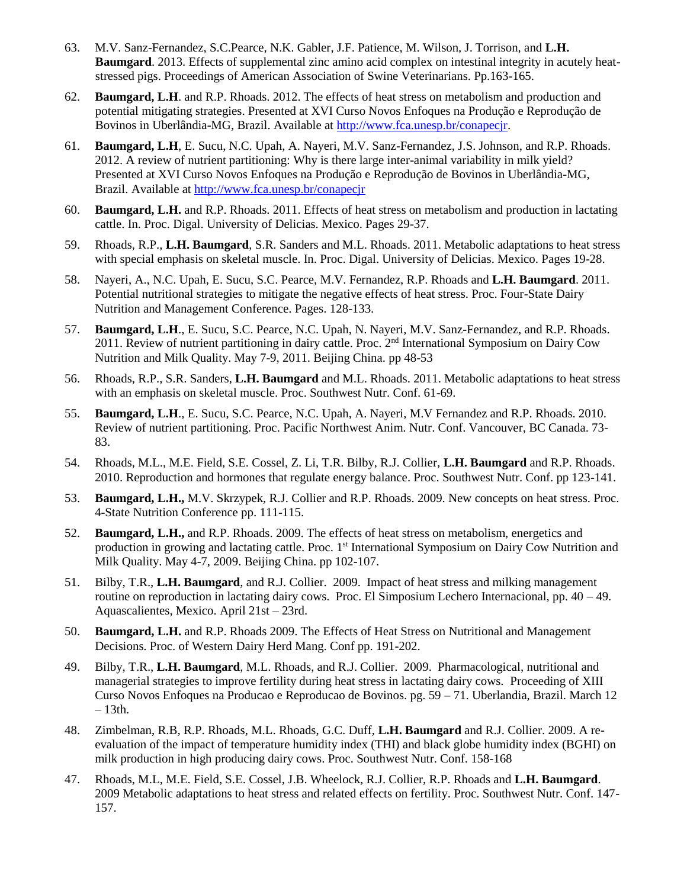63. M.V. Sanz-Fernandez, S.C.Pearce, N.K. Gabler, J.F. Patience, M. Wilson, J. Torrison, and **L.H. Baumgard**. 2013. Effects of supplemental zinc amino acid complex on intestinal integrity in acutely heat-stressed pigs. Proceedings of American Association of Swine Veterinarians. Pp.163-165.

62. **Baumgard, L.H**. and R.P. Rhoads. 2012. The effects of heat stress on metabolism and production and potential mitigating strategies. Presented at XVI Curso Novos Enfoques na Produção e Reprodução de Bovinos in Uberlândia-MG, Brazil. Available at http://www.fca.unesp.br/conapecjr.

61. **Baumgard, L.H**, E. Sucu, N.C. Upah, A. Nayeri, M.V. Sanz-Fernandez, J.S. Johnson, and R.P. Rhoads. 2012. A review of nutrient partitioning: Why is there large inter-animal variability in milk yield? Presented at XVI Curso Novos Enfoques na Produção e Reprodução de Bovinos in Uberlândia-MG, Brazil. Available at http://www.fca.unesp.br/conapecjr

60. **Baumgard, L.H.** and R.P. Rhoads. 2011. Effects of heat stress on metabolism and production in lactating cattle. In. Proc. Digal. University of Delicias. Mexico. Pages 29-37.

59. Rhoads, R.P., **L.H. Baumgard**, S.R. Sanders and M.L. Rhoads. 2011. Metabolic adaptations to heat stress with special emphasis on skeletal muscle. In. Proc. Digal. University of Delicias. Mexico. Pages 19-28.

58. Nayeri, A., N.C. Upah, E. Sucu, S.C. Pearce, M.V. Fernandez, R.P. Rhoads and **L.H. Baumgard**. 2011. Potential nutritional strategies to mitigate the negative effects of heat stress. Proc. Four-State Dairy Nutrition and Management Conference. Pages. 128-133.

57. **Baumgard, L.H**., E. Sucu, S.C. Pearce, N.C. Upah, N. Nayeri, M.V. Sanz-Fernandez, and R.P. Rhoads. 2011. Review of nutrient partitioning in dairy cattle. Proc. 2nd International Symposium on Dairy Cow Nutrition and Milk Quality. May 7-9, 2011. Beijing China. pp 48-53

56. Rhoads, R.P., S.R. Sanders, **L.H. Baumgard** and M.L. Rhoads. 2011. Metabolic adaptations to heat stress with an emphasis on skeletal muscle. Proc. Southwest Nutr. Conf. 61-69.

55. **Baumgard, L.H**., E. Sucu, S.C. Pearce, N.C. Upah, A. Nayeri, M.V Fernandez and R.P. Rhoads. 2010. Review of nutrient partitioning. Proc. Pacific Northwest Anim. Nutr. Conf. Vancouver, BC Canada. 73-83.

54. Rhoads, M.L., M.E. Field, S.E. Cossel, Z. Li, T.R. Bilby, R.J. Collier, **L.H. Baumgard** and R.P. Rhoads. 2010. Reproduction and hormones that regulate energy balance. Proc. Southwest Nutr. Conf. pp 123-141.

53. **Baumgard, L.H.,** M.V. Skrzypek, R.J. Collier and R.P. Rhoads. 2009. New concepts on heat stress. Proc. 4-State Nutrition Conference pp. 111-115.

52. **Baumgard, L.H.,** and R.P. Rhoads. 2009. The effects of heat stress on metabolism, energetics and production in growing and lactating cattle. Proc. 1st International Symposium on Dairy Cow Nutrition and Milk Quality. May 4-7, 2009. Beijing China. pp 102-107.

51. Bilby, T.R., **L.H. Baumgard**, and R.J. Collier. 2009. Impact of heat stress and milking management routine on reproduction in lactating dairy cows. Proc. El Simposium Lechero Internacional, pp. 40 – 49. Aquascalientes, Mexico. April 21st – 23rd.

50. **Baumgard, L.H.** and R.P. Rhoads 2009. The Effects of Heat Stress on Nutritional and Management Decisions. Proc. of Western Dairy Herd Mang. Conf pp. 191-202.

49. Bilby, T.R., **L.H. Baumgard**, M.L. Rhoads, and R.J. Collier. 2009. Pharmacological, nutritional and managerial strategies to improve fertility during heat stress in lactating dairy cows. Proceeding of XIII Curso Novos Enfoques na Producao e Reproducao de Bovinos. pg. 59 – 71. Uberlandia, Brazil. March 12 – 13th.

48. Zimbelman, R.B, R.P. Rhoads, M.L. Rhoads, G.C. Duff, **L.H. Baumgard** and R.J. Collier. 2009. A re-evaluation of the impact of temperature humidity index (THI) and black globe humidity index (BGHI) on milk production in high producing dairy cows. Proc. Southwest Nutr. Conf. 158-168

47. Rhoads, M.L, M.E. Field, S.E. Cossel, J.B. Wheelock, R.J. Collier, R.P. Rhoads and **L.H. Baumgard**. 2009 Metabolic adaptations to heat stress and related effects on fertility. Proc. Southwest Nutr. Conf. 147-157.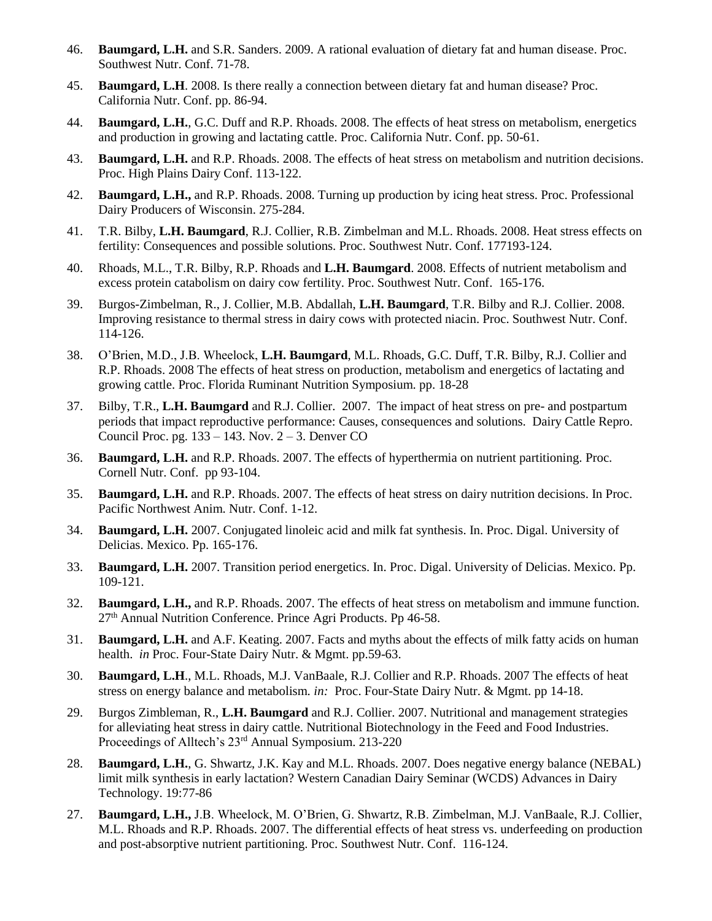46. **Baumgard, L.H.** and S.R. Sanders. 2009. A rational evaluation of dietary fat and human disease. Proc. Southwest Nutr. Conf. 71-78.

45. **Baumgard, L.H**. 2008. Is there really a connection between dietary fat and human disease? Proc. California Nutr. Conf. pp. 86-94.

44. **Baumgard, L.H.**, G.C. Duff and R.P. Rhoads. 2008. The effects of heat stress on metabolism, energetics and production in growing and lactating cattle. Proc. California Nutr. Conf. pp. 50-61.

43. **Baumgard, L.H.** and R.P. Rhoads. 2008. The effects of heat stress on metabolism and nutrition decisions. Proc. High Plains Dairy Conf. 113-122.

42. **Baumgard, L.H.,** and R.P. Rhoads. 2008. Turning up production by icing heat stress. Proc. Professional Dairy Producers of Wisconsin. 275-284.

41. T.R. Bilby, **L.H. Baumgard**, R.J. Collier, R.B. Zimbelman and M.L. Rhoads. 2008. Heat stress effects on fertility: Consequences and possible solutions. Proc. Southwest Nutr. Conf. 177193-124.

40. Rhoads, M.L., T.R. Bilby, R.P. Rhoads and **L.H. Baumgard**. 2008. Effects of nutrient metabolism and excess protein catabolism on dairy cow fertility. Proc. Southwest Nutr. Conf. 165-176.

39. Burgos-Zimbelman, R., J. Collier, M.B. Abdallah, **L.H. Baumgard**, T.R. Bilby and R.J. Collier. 2008. Improving resistance to thermal stress in dairy cows with protected niacin. Proc. Southwest Nutr. Conf. 114-126.

38. O'Brien, M.D., J.B. Wheelock, **L.H. Baumgard**, M.L. Rhoads, G.C. Duff, T.R. Bilby, R.J. Collier and R.P. Rhoads. 2008 The effects of heat stress on production, metabolism and energetics of lactating and growing cattle. Proc. Florida Ruminant Nutrition Symposium. pp. 18-28

37. Bilby, T.R., **L.H. Baumgard** and R.J. Collier. 2007. The impact of heat stress on pre- and postpartum periods that impact reproductive performance: Causes, consequences and solutions. Dairy Cattle Repro. Council Proc. pg. 133 – 143. Nov. 2 – 3. Denver CO

36. **Baumgard, L.H.** and R.P. Rhoads. 2007. The effects of hyperthermia on nutrient partitioning. Proc. Cornell Nutr. Conf. pp 93-104.

35. **Baumgard, L.H.** and R.P. Rhoads. 2007. The effects of heat stress on dairy nutrition decisions. In Proc. Pacific Northwest Anim. Nutr. Conf. 1-12.

34. **Baumgard, L.H.** 2007. Conjugated linoleic acid and milk fat synthesis. In. Proc. Digal. University of Delicias. Mexico. Pp. 165-176.

33. **Baumgard, L.H.** 2007. Transition period energetics. In. Proc. Digal. University of Delicias. Mexico. Pp. 109-121.

32. **Baumgard, L.H.,** and R.P. Rhoads. 2007. The effects of heat stress on metabolism and immune function. 27th Annual Nutrition Conference. Prince Agri Products. Pp 46-58.

31. **Baumgard, L.H.** and A.F. Keating. 2007. Facts and myths about the effects of milk fatty acids on human health. *in* Proc. Four-State Dairy Nutr. & Mgmt. pp.59-63.

30. **Baumgard, L.H**., M.L. Rhoads, M.J. VanBaale, R.J. Collier and R.P. Rhoads. 2007 The effects of heat stress on energy balance and metabolism. *in:* Proc. Four-State Dairy Nutr. & Mgmt. pp 14-18.

29. Burgos Zimbleman, R., **L.H. Baumgard** and R.J. Collier. 2007. Nutritional and management strategies for alleviating heat stress in dairy cattle. Nutritional Biotechnology in the Feed and Food Industries. Proceedings of Alltech's 23rd Annual Symposium. 213-220

28. **Baumgard, L.H.**, G. Shwartz, J.K. Kay and M.L. Rhoads. 2007. Does negative energy balance (NEBAL) limit milk synthesis in early lactation? Western Canadian Dairy Seminar (WCDS) Advances in Dairy Technology. 19:77-86

27. **Baumgard, L.H.,** J.B. Wheelock, M. O'Brien, G. Shwartz, R.B. Zimbelman, M.J. VanBaale, R.J. Collier, M.L. Rhoads and R.P. Rhoads. 2007. The differential effects of heat stress vs. underfeeding on production and post-absorptive nutrient partitioning. Proc. Southwest Nutr. Conf. 116-124.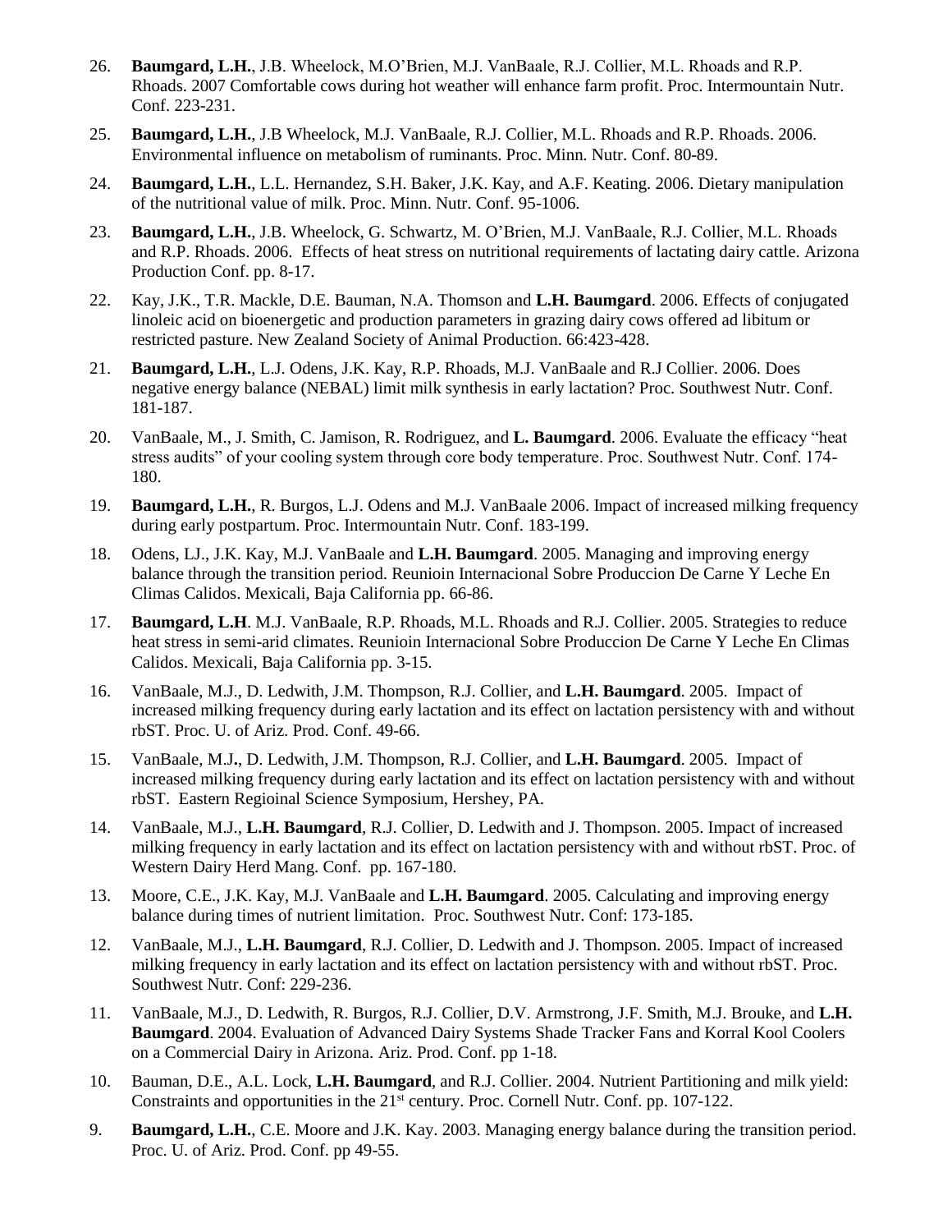26. **Baumgard, L.H.**, J.B. Wheelock, M.O'Brien, M.J. VanBaale, R.J. Collier, M.L. Rhoads and R.P. Rhoads. 2007 Comfortable cows during hot weather will enhance farm profit. Proc. Intermountain Nutr. Conf. 223-231.

25. **Baumgard, L.H.**, J.B Wheelock, M.J. VanBaale, R.J. Collier, M.L. Rhoads and R.P. Rhoads. 2006. Environmental influence on metabolism of ruminants. Proc. Minn. Nutr. Conf. 80-89.

24. **Baumgard, L.H.**, L.L. Hernandez, S.H. Baker, J.K. Kay, and A.F. Keating. 2006. Dietary manipulation of the nutritional value of milk. Proc. Minn. Nutr. Conf. 95-1006.

23. **Baumgard, L.H.**, J.B. Wheelock, G. Schwartz, M. O'Brien, M.J. VanBaale, R.J. Collier, M.L. Rhoads and R.P. Rhoads. 2006. Effects of heat stress on nutritional requirements of lactating dairy cattle. Arizona Production Conf. pp. 8-17.

22. Kay, J.K., T.R. Mackle, D.E. Bauman, N.A. Thomson and **L.H. Baumgard**. 2006. Effects of conjugated linoleic acid on bioenergetic and production parameters in grazing dairy cows offered ad libitum or restricted pasture. New Zealand Society of Animal Production. 66:423-428.

21. **Baumgard, L.H.**, L.J. Odens, J.K. Kay, R.P. Rhoads, M.J. VanBaale and R.J Collier. 2006. Does negative energy balance (NEBAL) limit milk synthesis in early lactation? Proc. Southwest Nutr. Conf. 181-187.

20. VanBaale, M., J. Smith, C. Jamison, R. Rodriguez, and **L. Baumgard**. 2006. Evaluate the efficacy "heat stress audits" of your cooling system through core body temperature. Proc. Southwest Nutr. Conf. 174-180.

19. **Baumgard, L.H.**, R. Burgos, L.J. Odens and M.J. VanBaale 2006. Impact of increased milking frequency during early postpartum. Proc. Intermountain Nutr. Conf. 183-199.

18. Odens, LJ., J.K. Kay, M.J. VanBaale and **L.H. Baumgard**. 2005. Managing and improving energy balance through the transition period. Reunioin Internacional Sobre Produccion De Carne Y Leche En Climas Calidos. Mexicali, Baja California pp. 66-86.

17. **Baumgard, L.H**. M.J. VanBaale, R.P. Rhoads, M.L. Rhoads and R.J. Collier. 2005. Strategies to reduce heat stress in semi-arid climates. Reunioin Internacional Sobre Produccion De Carne Y Leche En Climas Calidos. Mexicali, Baja California pp. 3-15.

16. VanBaale, M.J., D. Ledwith, J.M. Thompson, R.J. Collier, and **L.H. Baumgard**. 2005. Impact of increased milking frequency during early lactation and its effect on lactation persistency with and without rbST. Proc. U. of Ariz. Prod. Conf. 49-66.

15. VanBaale, M.J**.**, D. Ledwith, J.M. Thompson, R.J. Collier, and **L.H. Baumgard**. 2005. Impact of increased milking frequency during early lactation and its effect on lactation persistency with and without rbST. Eastern Regioinal Science Symposium, Hershey, PA.

14. VanBaale, M.J., **L.H. Baumgard**, R.J. Collier, D. Ledwith and J. Thompson. 2005. Impact of increased milking frequency in early lactation and its effect on lactation persistency with and without rbST. Proc. of Western Dairy Herd Mang. Conf. pp. 167-180.

13. Moore, C.E., J.K. Kay, M.J. VanBaale and **L.H. Baumgard**. 2005. Calculating and improving energy balance during times of nutrient limitation. Proc. Southwest Nutr. Conf: 173-185.

12. VanBaale, M.J., **L.H. Baumgard**, R.J. Collier, D. Ledwith and J. Thompson. 2005. Impact of increased milking frequency in early lactation and its effect on lactation persistency with and without rbST. Proc. Southwest Nutr. Conf: 229-236.

11. VanBaale, M.J., D. Ledwith, R. Burgos, R.J. Collier, D.V. Armstrong, J.F. Smith, M.J. Brouke, and **L.H. Baumgard**. 2004. Evaluation of Advanced Dairy Systems Shade Tracker Fans and Korral Kool Coolers on a Commercial Dairy in Arizona. Ariz. Prod. Conf. pp 1-18.

10. Bauman, D.E., A.L. Lock, **L.H. Baumgard**, and R.J. Collier. 2004. Nutrient Partitioning and milk yield: Constraints and opportunities in the 21st century. Proc. Cornell Nutr. Conf. pp. 107-122.

9. **Baumgard, L.H.**, C.E. Moore and J.K. Kay. 2003. Managing energy balance during the transition period. Proc. U. of Ariz. Prod. Conf. pp 49-55.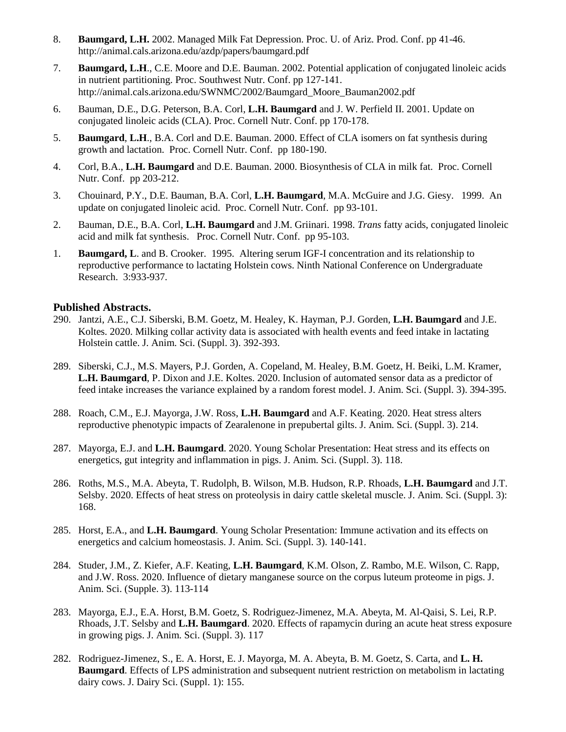8. **Baumgard, L.H.** 2002. Managed Milk Fat Depression. Proc. U. of Ariz. Prod. Conf. pp 41-46. http://animal.cals.arizona.edu/azdp/papers/baumgard.pdf

7. **Baumgard, L.H**., C.E. Moore and D.E. Bauman. 2002. Potential application of conjugated linoleic acids in nutrient partitioning. Proc. Southwest Nutr. Conf. pp 127-141. http://animal.cals.arizona.edu/SWNMC/2002/Baumgard_Moore_Bauman2002.pdf

6. Bauman, D.E., D.G. Peterson, B.A. Corl, **L.H. Baumgard** and J. W. Perfield II. 2001. Update on conjugated linoleic acids (CLA). Proc. Cornell Nutr. Conf. pp 170-178.

5. **Baumgard**, **L.H**., B.A. Corl and D.E. Bauman. 2000. Effect of CLA isomers on fat synthesis during growth and lactation. Proc. Cornell Nutr. Conf. pp 180-190.

4. Corl, B.A., **L.H. Baumgard** and D.E. Bauman. 2000. Biosynthesis of CLA in milk fat. Proc. Cornell Nutr. Conf. pp 203-212.

3. Chouinard, P.Y., D.E. Bauman, B.A. Corl, **L.H. Baumgard**, M.A. McGuire and J.G. Giesy. 1999. An update on conjugated linoleic acid. Proc. Cornell Nutr. Conf. pp 93-101.

2. Bauman, D.E., B.A. Corl, **L.H. Baumgard** and J.M. Griinari. 1998. *Trans* fatty acids, conjugated linoleic acid and milk fat synthesis. Proc. Cornell Nutr. Conf. pp 95-103.

1. **Baumgard, L**. and B. Crooker. 1995. Altering serum IGF-I concentration and its relationship to reproductive performance to lactating Holstein cows. Ninth National Conference on Undergraduate Research. 3:933-937.

### Published Abstracts.

290. Jantzi, A.E., C.J. Siberski, B.M. Goetz, M. Healey, K. Hayman, P.J. Gorden, **L.H. Baumgard** and J.E. Koltes. 2020. Milking collar activity data is associated with health events and feed intake in lactating Holstein cattle. J. Anim. Sci. (Suppl. 3). 392-393.

289. Siberski, C.J., M.S. Mayers, P.J. Gorden, A. Copeland, M. Healey, B.M. Goetz, H. Beiki, L.M. Kramer, **L.H. Baumgard**, P. Dixon and J.E. Koltes. 2020. Inclusion of automated sensor data as a predictor of feed intake increases the variance explained by a random forest model. J. Anim. Sci. (Suppl. 3). 394-395.

288. Roach, C.M., E.J. Mayorga, J.W. Ross, **L.H. Baumgard** and A.F. Keating. 2020. Heat stress alters reproductive phenotypic impacts of Zearalenone in prepubertal gilts. J. Anim. Sci. (Suppl. 3). 214.

287. Mayorga, E.J. and **L.H. Baumgard**. 2020. Young Scholar Presentation: Heat stress and its effects on energetics, gut integrity and inflammation in pigs. J. Anim. Sci. (Suppl. 3). 118.

286. Roths, M.S., M.A. Abeyta, T. Rudolph, B. Wilson, M.B. Hudson, R.P. Rhoads, **L.H. Baumgard** and J.T. Selsby. 2020. Effects of heat stress on proteolysis in dairy cattle skeletal muscle. J. Anim. Sci. (Suppl. 3): 168.

285. Horst, E.A., and **L.H. Baumgard**. Young Scholar Presentation: Immune activation and its effects on energetics and calcium homeostasis. J. Anim. Sci. (Suppl. 3). 140-141.

284. Studer, J.M., Z. Kiefer, A.F. Keating, **L.H. Baumgard**, K.M. Olson, Z. Rambo, M.E. Wilson, C. Rapp, and J.W. Ross. 2020. Influence of dietary manganese source on the corpus luteum proteome in pigs. J. Anim. Sci. (Supple. 3). 113-114

283. Mayorga, E.J., E.A. Horst, B.M. Goetz, S. Rodriguez-Jimenez, M.A. Abeyta, M. Al-Qaisi, S. Lei, R.P. Rhoads, J.T. Selsby and **L.H. Baumgard**. 2020. Effects of rapamycin during an acute heat stress exposure in growing pigs. J. Anim. Sci. (Suppl. 3). 117

282. Rodriguez-Jimenez, S., E. A. Horst, E. J. Mayorga, M. A. Abeyta, B. M. Goetz, S. Carta, and **L. H. Baumgard**. Effects of LPS administration and subsequent nutrient restriction on metabolism in lactating dairy cows. J. Dairy Sci. (Suppl. 1): 155.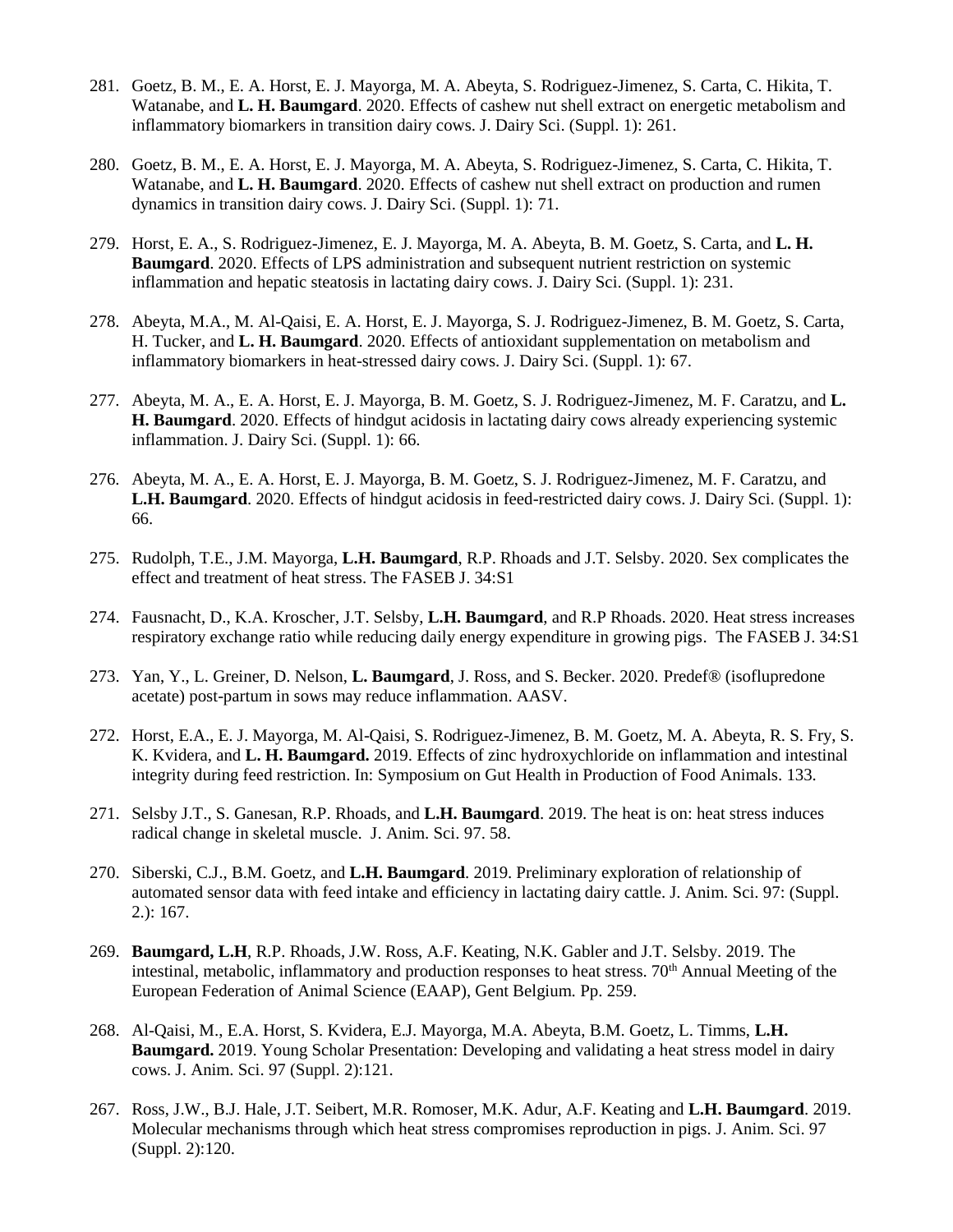281. Goetz, B. M., E. A. Horst, E. J. Mayorga, M. A. Abeyta, S. Rodriguez-Jimenez, S. Carta, C. Hikita, T. Watanabe, and **L. H. Baumgard**. 2020. Effects of cashew nut shell extract on energetic metabolism and inflammatory biomarkers in transition dairy cows. J. Dairy Sci. (Suppl. 1): 261.

280. Goetz, B. M., E. A. Horst, E. J. Mayorga, M. A. Abeyta, S. Rodriguez-Jimenez, S. Carta, C. Hikita, T. Watanabe, and **L. H. Baumgard**. 2020. Effects of cashew nut shell extract on production and rumen dynamics in transition dairy cows. J. Dairy Sci. (Suppl. 1): 71.

279. Horst, E. A., S. Rodriguez-Jimenez, E. J. Mayorga, M. A. Abeyta, B. M. Goetz, S. Carta, and **L. H. Baumgard**. 2020. Effects of LPS administration and subsequent nutrient restriction on systemic inflammation and hepatic steatosis in lactating dairy cows. J. Dairy Sci. (Suppl. 1): 231.

278. Abeyta, M.A., M. Al-Qaisi, E. A. Horst, E. J. Mayorga, S. J. Rodriguez-Jimenez, B. M. Goetz, S. Carta, H. Tucker, and **L. H. Baumgard**. 2020. Effects of antioxidant supplementation on metabolism and inflammatory biomarkers in heat-stressed dairy cows. J. Dairy Sci. (Suppl. 1): 67.

277. Abeyta, M. A., E. A. Horst, E. J. Mayorga, B. M. Goetz, S. J. Rodriguez-Jimenez, M. F. Caratzu, and **L. H. Baumgard**. 2020. Effects of hindgut acidosis in lactating dairy cows already experiencing systemic inflammation. J. Dairy Sci. (Suppl. 1): 66.

276. Abeyta, M. A., E. A. Horst, E. J. Mayorga, B. M. Goetz, S. J. Rodriguez-Jimenez, M. F. Caratzu, and **L.H. Baumgard**. 2020. Effects of hindgut acidosis in feed-restricted dairy cows. J. Dairy Sci. (Suppl. 1): 66.

275. Rudolph, T.E., J.M. Mayorga, **L.H. Baumgard**, R.P. Rhoads and J.T. Selsby. 2020. Sex complicates the effect and treatment of heat stress. The FASEB J. 34:S1

274. Fausnacht, D., K.A. Kroscher, J.T. Selsby, **L.H. Baumgard**, and R.P Rhoads. 2020. Heat stress increases respiratory exchange ratio while reducing daily energy expenditure in growing pigs. The FASEB J. 34:S1

273. Yan, Y., L. Greiner, D. Nelson, **L. Baumgard**, J. Ross, and S. Becker. 2020. Predef® (isoflupredone acetate) post-partum in sows may reduce inflammation. AASV.

272. Horst, E.A., E. J. Mayorga, M. Al-Qaisi, S. Rodriguez-Jimenez, B. M. Goetz, M. A. Abeyta, R. S. Fry, S. K. Kvidera, and **L. H. Baumgard.** 2019. Effects of zinc hydroxychloride on inflammation and intestinal integrity during feed restriction. In: Symposium on Gut Health in Production of Food Animals. 133.

271. Selsby J.T., S. Ganesan, R.P. Rhoads, and **L.H. Baumgard**. 2019. The heat is on: heat stress induces radical change in skeletal muscle. J. Anim. Sci. 97. 58.

270. Siberski, C.J., B.M. Goetz, and **L.H. Baumgard**. 2019. Preliminary exploration of relationship of automated sensor data with feed intake and efficiency in lactating dairy cattle. J. Anim. Sci. 97: (Suppl. 2.): 167.

269. **Baumgard, L.H**, R.P. Rhoads, J.W. Ross, A.F. Keating, N.K. Gabler and J.T. Selsby. 2019. The intestinal, metabolic, inflammatory and production responses to heat stress. 70th Annual Meeting of the European Federation of Animal Science (EAAP), Gent Belgium. Pp. 259.

268. Al-Qaisi, M., E.A. Horst, S. Kvidera, E.J. Mayorga, M.A. Abeyta, B.M. Goetz, L. Timms, **L.H. Baumgard.** 2019. Young Scholar Presentation: Developing and validating a heat stress model in dairy cows. J. Anim. Sci. 97 (Suppl. 2):121.

267. Ross, J.W., B.J. Hale, J.T. Seibert, M.R. Romoser, M.K. Adur, A.F. Keating and **L.H. Baumgard**. 2019. Molecular mechanisms through which heat stress compromises reproduction in pigs. J. Anim. Sci. 97 (Suppl. 2):120.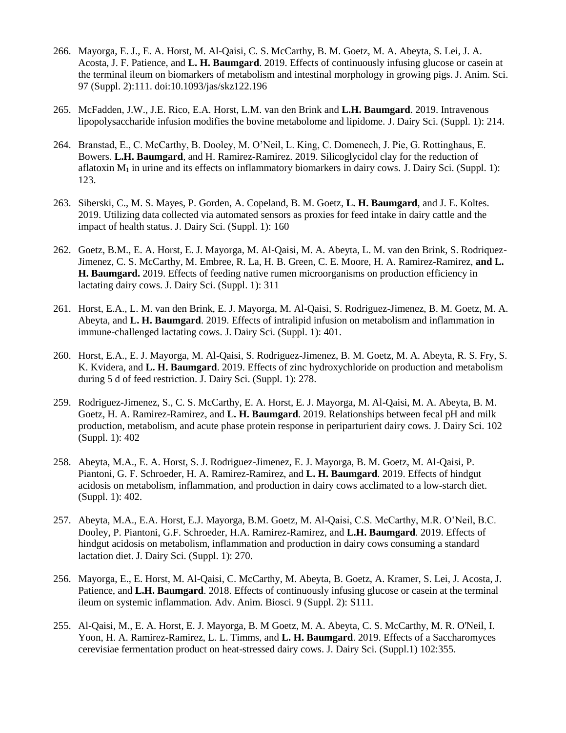266. Mayorga, E. J., E. A. Horst, M. Al-Qaisi, C. S. McCarthy, B. M. Goetz, M. A. Abeyta, S. Lei, J. A. Acosta, J. F. Patience, and **L. H. Baumgard**. 2019. Effects of continuously infusing glucose or casein at the terminal ileum on biomarkers of metabolism and intestinal morphology in growing pigs. J. Anim. Sci. 97 (Suppl. 2):111. doi:10.1093/jas/skz122.196

265. McFadden, J.W., J.E. Rico, E.A. Horst, L.M. van den Brink and **L.H. Baumgard**. 2019. Intravenous lipopolysaccharide infusion modifies the bovine metabolome and lipidome. J. Dairy Sci. (Suppl. 1): 214.

264. Branstad, E., C. McCarthy, B. Dooley, M. O'Neil, L. King, C. Domenech, J. Pie, G. Rottinghaus, E. Bowers. **L.H. Baumgard**, and H. Ramirez-Ramirez. 2019. Silicoglycidol clay for the reduction of aflatoxin $M_1$ in urine and its effects on inflammatory biomarkers in dairy cows. J. Dairy Sci. (Suppl. 1): 123.

263. Siberski, C., M. S. Mayes, P. Gorden, A. Copeland, B. M. Goetz, **L. H. Baumgard**, and J. E. Koltes. 2019. Utilizing data collected via automated sensors as proxies for feed intake in dairy cattle and the impact of health status. J. Dairy Sci. (Suppl. 1): 160

262. Goetz, B.M., E. A. Horst, E. J. Mayorga, M. Al-Qaisi, M. A. Abeyta, L. M. van den Brink, S. Rodriquez-Jimenez, C. S. McCarthy, M. Embree, R. La, H. B. Green, C. E. Moore, H. A. Ramirez-Ramirez, **and L. H. Baumgard.** 2019. Effects of feeding native rumen microorganisms on production efficiency in lactating dairy cows. J. Dairy Sci. (Suppl. 1): 311

261. Horst, E.A., L. M. van den Brink, E. J. Mayorga, M. Al-Qaisi, S. Rodriguez-Jimenez, B. M. Goetz, M. A. Abeyta, and **L. H. Baumgard**. 2019. Effects of intralipid infusion on metabolism and inflammation in immune-challenged lactating cows. J. Dairy Sci. (Suppl. 1): 401.

260. Horst, E.A., E. J. Mayorga, M. Al-Qaisi, S. Rodriguez-Jimenez, B. M. Goetz, M. A. Abeyta, R. S. Fry, S. K. Kvidera, and **L. H. Baumgard**. 2019. Effects of zinc hydroxychloride on production and metabolism during 5 d of feed restriction. J. Dairy Sci. (Suppl. 1): 278.

259. Rodriguez-Jimenez, S., C. S. McCarthy, E. A. Horst, E. J. Mayorga, M. Al-Qaisi, M. A. Abeyta, B. M. Goetz, H. A. Ramirez-Ramirez, and **L. H. Baumgard**. 2019. Relationships between fecal pH and milk production, metabolism, and acute phase protein response in periparturient dairy cows. J. Dairy Sci. 102 (Suppl. 1): 402

258. Abeyta, M.A., E. A. Horst, S. J. Rodriguez-Jimenez, E. J. Mayorga, B. M. Goetz, M. Al-Qaisi, P. Piantoni, G. F. Schroeder, H. A. Ramirez-Ramirez, and **L. H. Baumgard**. 2019. Effects of hindgut acidosis on metabolism, inflammation, and production in dairy cows acclimated to a low-starch diet. (Suppl. 1): 402.

257. Abeyta, M.A., E.A. Horst, E.J. Mayorga, B.M. Goetz, M. Al-Qaisi, C.S. McCarthy, M.R. O'Neil, B.C. Dooley, P. Piantoni, G.F. Schroeder, H.A. Ramirez-Ramirez, and **L.H. Baumgard**. 2019. Effects of hindgut acidosis on metabolism, inflammation and production in dairy cows consuming a standard lactation diet. J. Dairy Sci. (Suppl. 1): 270.

256. Mayorga, E., E. Horst, M. Al-Qaisi, C. McCarthy, M. Abeyta, B. Goetz, A. Kramer, S. Lei, J. Acosta, J. Patience, and **L.H. Baumgard**. 2018. Effects of continuously infusing glucose or casein at the terminal ileum on systemic inflammation. Adv. Anim. Biosci. 9 (Suppl. 2): S111.

255. Al-Qaisi, M., E. A. Horst, E. J. Mayorga, B. M Goetz, M. A. Abeyta, C. S. McCarthy, M. R. O'Neil, I. Yoon, H. A. Ramirez-Ramirez, L. L. Timms, and **L. H. Baumgard**. 2019. Effects of a Saccharomyces cerevisiae fermentation product on heat-stressed dairy cows. J. Dairy Sci. (Suppl.1) 102:355.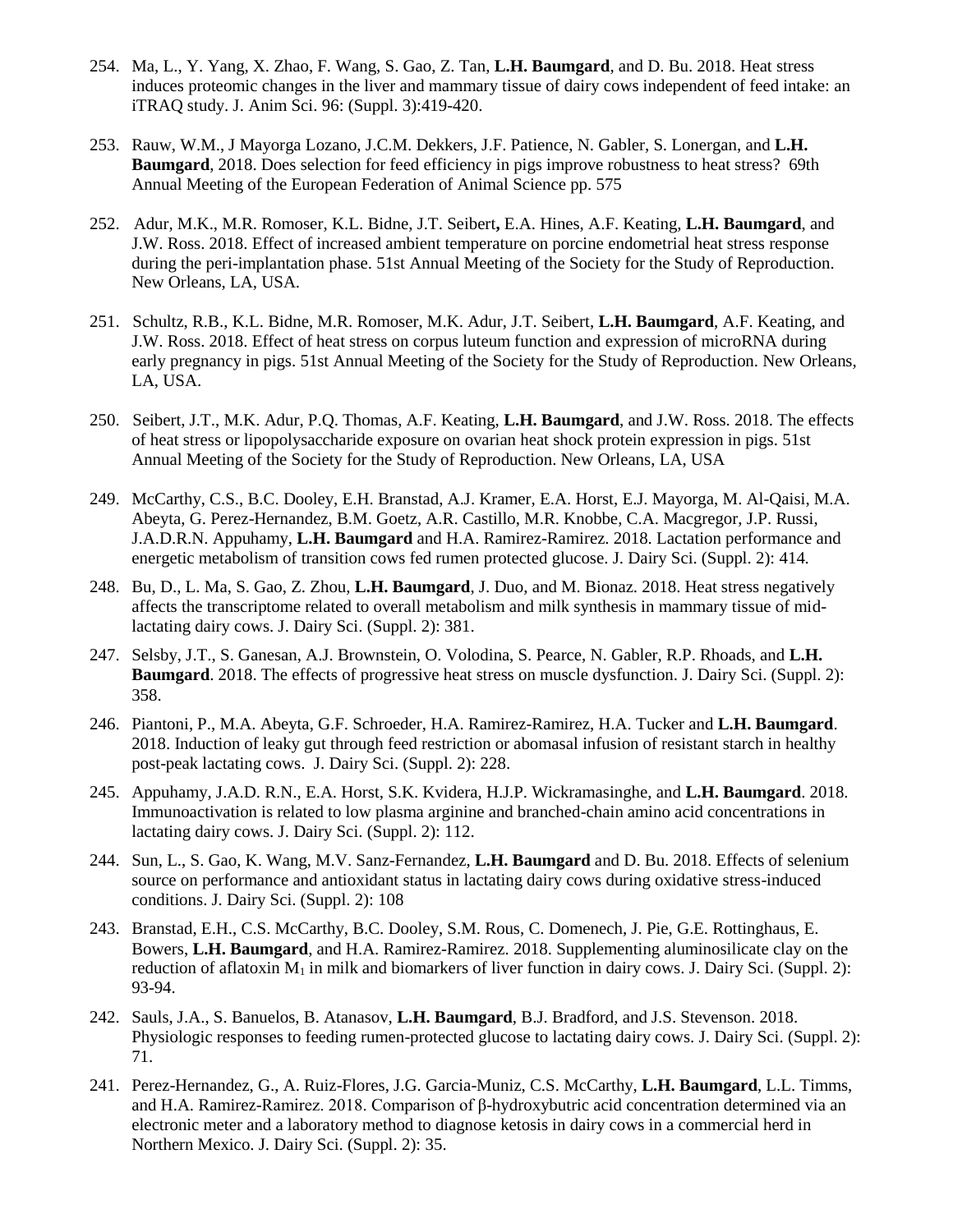254. Ma, L., Y. Yang, X. Zhao, F. Wang, S. Gao, Z. Tan, **L.H. Baumgard**, and D. Bu. 2018. Heat stress induces proteomic changes in the liver and mammary tissue of dairy cows independent of feed intake: an iTRAQ study. J. Anim Sci. 96: (Suppl. 3):419-420.

253. Rauw, W.M., J Mayorga Lozano, J.C.M. Dekkers, J.F. Patience, N. Gabler, S. Lonergan, and **L.H. Baumgard**, 2018. Does selection for feed efficiency in pigs improve robustness to heat stress? 69th Annual Meeting of the European Federation of Animal Science pp. 575

252. Adur, M.K., M.R. Romoser, K.L. Bidne, J.T. Seibert**,** E.A. Hines, A.F. Keating, **L.H. Baumgard**, and J.W. Ross. 2018. Effect of increased ambient temperature on porcine endometrial heat stress response during the peri-implantation phase. 51st Annual Meeting of the Society for the Study of Reproduction. New Orleans, LA, USA.

251. Schultz, R.B., K.L. Bidne, M.R. Romoser, M.K. Adur, J.T. Seibert, **L.H. Baumgard**, A.F. Keating, and J.W. Ross. 2018. Effect of heat stress on corpus luteum function and expression of microRNA during early pregnancy in pigs. 51st Annual Meeting of the Society for the Study of Reproduction. New Orleans, LA, USA.

250. Seibert, J.T., M.K. Adur, P.Q. Thomas, A.F. Keating, **L.H. Baumgard**, and J.W. Ross. 2018. The effects of heat stress or lipopolysaccharide exposure on ovarian heat shock protein expression in pigs. 51st Annual Meeting of the Society for the Study of Reproduction. New Orleans, LA, USA

249. McCarthy, C.S., B.C. Dooley, E.H. Branstad, A.J. Kramer, E.A. Horst, E.J. Mayorga, M. Al-Qaisi, M.A. Abeyta, G. Perez-Hernandez, B.M. Goetz, A.R. Castillo, M.R. Knobbe, C.A. Macgregor, J.P. Russi, J.A.D.R.N. Appuhamy, **L.H. Baumgard** and H.A. Ramirez-Ramirez. 2018. Lactation performance and energetic metabolism of transition cows fed rumen protected glucose. J. Dairy Sci. (Suppl. 2): 414.

248. Bu, D., L. Ma, S. Gao, Z. Zhou, **L.H. Baumgard**, J. Duo, and M. Bionaz. 2018. Heat stress negatively affects the transcriptome related to overall metabolism and milk synthesis in mammary tissue of mid-lactating dairy cows. J. Dairy Sci. (Suppl. 2): 381.

247. Selsby, J.T., S. Ganesan, A.J. Brownstein, O. Volodina, S. Pearce, N. Gabler, R.P. Rhoads, and **L.H. Baumgard**. 2018. The effects of progressive heat stress on muscle dysfunction. J. Dairy Sci. (Suppl. 2): 358.

246. Piantoni, P., M.A. Abeyta, G.F. Schroeder, H.A. Ramirez-Ramirez, H.A. Tucker and **L.H. Baumgard**. 2018. Induction of leaky gut through feed restriction or abomasal infusion of resistant starch in healthy post-peak lactating cows. J. Dairy Sci. (Suppl. 2): 228.

245. Appuhamy, J.A.D. R.N., E.A. Horst, S.K. Kvidera, H.J.P. Wickramasinghe, and **L.H. Baumgard**. 2018. Immunoactivation is related to low plasma arginine and branched-chain amino acid concentrations in lactating dairy cows. J. Dairy Sci. (Suppl. 2): 112.

244. Sun, L., S. Gao, K. Wang, M.V. Sanz-Fernandez, **L.H. Baumgard** and D. Bu. 2018. Effects of selenium source on performance and antioxidant status in lactating dairy cows during oxidative stress-induced conditions. J. Dairy Sci. (Suppl. 2): 108

243. Branstad, E.H., C.S. McCarthy, B.C. Dooley, S.M. Rous, C. Domenech, J. Pie, G.E. Rottinghaus, E. Bowers, **L.H. Baumgard**, and H.A. Ramirez-Ramirez. 2018. Supplementing aluminosilicate clay on the reduction of aflatoxin $M_1$ in milk and biomarkers of liver function in dairy cows. J. Dairy Sci. (Suppl. 2): 93-94.

242. Sauls, J.A., S. Banuelos, B. Atanasov, **L.H. Baumgard**, B.J. Bradford, and J.S. Stevenson. 2018. Physiologic responses to feeding rumen-protected glucose to lactating dairy cows. J. Dairy Sci. (Suppl. 2): 71.

241. Perez-Hernandez, G., A. Ruiz-Flores, J.G. Garcia-Muniz, C.S. McCarthy, **L.H. Baumgard**, L.L. Timms, and H.A. Ramirez-Ramirez. 2018. Comparison of β-hydroxybutric acid concentration determined via an electronic meter and a laboratory method to diagnose ketosis in dairy cows in a commercial herd in Northern Mexico. J. Dairy Sci. (Suppl. 2): 35.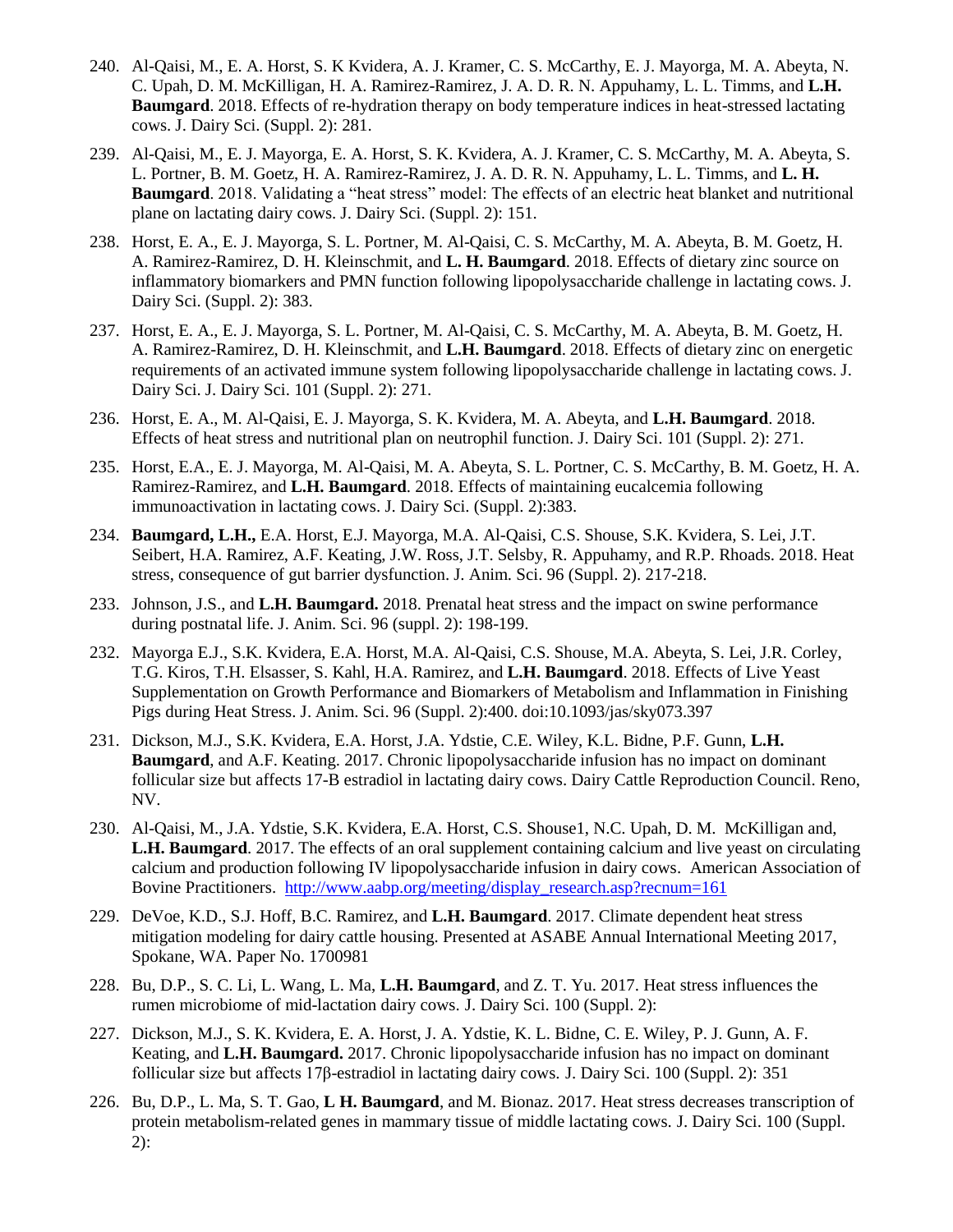240. Al-Qaisi, M., E. A. Horst, S. K Kvidera, A. J. Kramer, C. S. McCarthy, E. J. Mayorga, M. A. Abeyta, N. C. Upah, D. M. McKilligan, H. A. Ramirez-Ramirez, J. A. D. R. N. Appuhamy, L. L. Timms, and **L.H. Baumgard**. 2018. Effects of re-hydration therapy on body temperature indices in heat-stressed lactating cows. J. Dairy Sci. (Suppl. 2): 281.

239. Al-Qaisi, M., E. J. Mayorga, E. A. Horst, S. K. Kvidera, A. J. Kramer, C. S. McCarthy, M. A. Abeyta, S. L. Portner, B. M. Goetz, H. A. Ramirez-Ramirez, J. A. D. R. N. Appuhamy, L. L. Timms, and **L. H. Baumgard**. 2018. Validating a "heat stress" model: The effects of an electric heat blanket and nutritional plane on lactating dairy cows. J. Dairy Sci. (Suppl. 2): 151.

238. Horst, E. A., E. J. Mayorga, S. L. Portner, M. Al-Qaisi, C. S. McCarthy, M. A. Abeyta, B. M. Goetz, H. A. Ramirez-Ramirez, D. H. Kleinschmit, and **L. H. Baumgard**. 2018. Effects of dietary zinc source on inflammatory biomarkers and PMN function following lipopolysaccharide challenge in lactating cows. J. Dairy Sci. (Suppl. 2): 383.

237. Horst, E. A., E. J. Mayorga, S. L. Portner, M. Al-Qaisi, C. S. McCarthy, M. A. Abeyta, B. M. Goetz, H. A. Ramirez-Ramirez, D. H. Kleinschmit, and **L.H. Baumgard**. 2018. Effects of dietary zinc on energetic requirements of an activated immune system following lipopolysaccharide challenge in lactating cows. J. Dairy Sci. J. Dairy Sci. 101 (Suppl. 2): 271.

236. Horst, E. A., M. Al-Qaisi, E. J. Mayorga, S. K. Kvidera, M. A. Abeyta, and **L.H. Baumgard**. 2018. Effects of heat stress and nutritional plan on neutrophil function. J. Dairy Sci. 101 (Suppl. 2): 271.

235. Horst, E.A., E. J. Mayorga, M. Al-Qaisi, M. A. Abeyta, S. L. Portner, C. S. McCarthy, B. M. Goetz, H. A. Ramirez-Ramirez, and **L.H. Baumgard**. 2018. Effects of maintaining eucalcemia following immunoactivation in lactating cows. J. Dairy Sci. (Suppl. 2):383.

234. **Baumgard, L.H.,** E.A. Horst, E.J. Mayorga, M.A. Al-Qaisi, C.S. Shouse, S.K. Kvidera, S. Lei, J.T. Seibert, H.A. Ramirez, A.F. Keating, J.W. Ross, J.T. Selsby, R. Appuhamy, and R.P. Rhoads. 2018. Heat stress, consequence of gut barrier dysfunction. J. Anim. Sci. 96 (Suppl. 2). 217-218.

233. Johnson, J.S., and **L.H. Baumgard.** 2018. Prenatal heat stress and the impact on swine performance during postnatal life. J. Anim. Sci. 96 (suppl. 2): 198-199.

232. Mayorga E.J., S.K. Kvidera, E.A. Horst, M.A. Al-Qaisi, C.S. Shouse, M.A. Abeyta, S. Lei, J.R. Corley, T.G. Kiros, T.H. Elsasser, S. Kahl, H.A. Ramirez, and **L.H. Baumgard**. 2018. Effects of Live Yeast Supplementation on Growth Performance and Biomarkers of Metabolism and Inflammation in Finishing Pigs during Heat Stress. J. Anim. Sci. 96 (Suppl. 2):400. doi:10.1093/jas/sky073.397

231. Dickson, M.J., S.K. Kvidera, E.A. Horst, J.A. Ydstie, C.E. Wiley, K.L. Bidne, P.F. Gunn, **L.H. Baumgard**, and A.F. Keating. 2017. Chronic lipopolysaccharide infusion has no impact on dominant follicular size but affects 17-B estradiol in lactating dairy cows. Dairy Cattle Reproduction Council. Reno, NV.

230. Al-Qaisi, M., J.A. Ydstie, S.K. Kvidera, E.A. Horst, C.S. Shouse1, N.C. Upah, D. M. McKilligan and, **L.H. Baumgard**. 2017. The effects of an oral supplement containing calcium and live yeast on circulating calcium and production following IV lipopolysaccharide infusion in dairy cows. American Association of Bovine Practitioners. http://www.aabp.org/meeting/display_research.asp?recnum=161

229. DeVoe, K.D., S.J. Hoff, B.C. Ramirez, and **L.H. Baumgard**. 2017. Climate dependent heat stress mitigation modeling for dairy cattle housing. Presented at ASABE Annual International Meeting 2017, Spokane, WA. Paper No. 1700981

228. Bu, D.P., S. C. Li, L. Wang, L. Ma, **L.H. Baumgard**, and Z. T. Yu. 2017. Heat stress influences the rumen microbiome of mid-lactation dairy cows. J. Dairy Sci. 100 (Suppl. 2):

227. Dickson, M.J., S. K. Kvidera, E. A. Horst, J. A. Ydstie, K. L. Bidne, C. E. Wiley, P. J. Gunn, A. F. Keating, and **L.H. Baumgard.** 2017. Chronic lipopolysaccharide infusion has no impact on dominant follicular size but affects 17β-estradiol in lactating dairy cows. J. Dairy Sci. 100 (Suppl. 2): 351

226. Bu, D.P., L. Ma, S. T. Gao, **L H. Baumgard**, and M. Bionaz. 2017. Heat stress decreases transcription of protein metabolism-related genes in mammary tissue of middle lactating cows. J. Dairy Sci. 100 (Suppl. 2):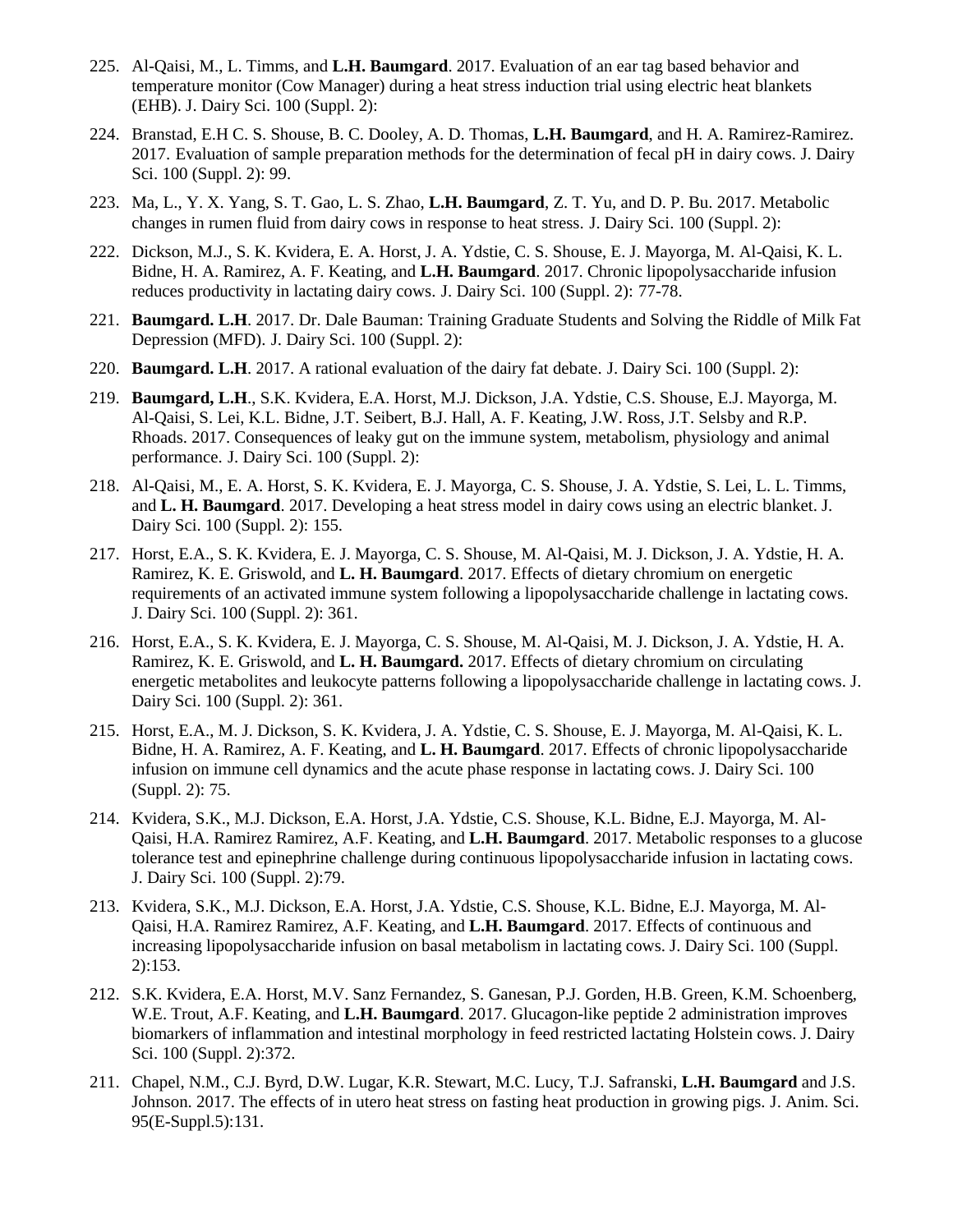225. Al-Qaisi, M., L. Timms, and **L.H. Baumgard**. 2017. Evaluation of an ear tag based behavior and temperature monitor (Cow Manager) during a heat stress induction trial using electric heat blankets (EHB). J. Dairy Sci. 100 (Suppl. 2):

224. Branstad, E.H C. S. Shouse, B. C. Dooley, A. D. Thomas, **L.H. Baumgard**, and H. A. Ramirez-Ramirez. 2017. Evaluation of sample preparation methods for the determination of fecal pH in dairy cows. J. Dairy Sci. 100 (Suppl. 2): 99.

223. Ma, L., Y. X. Yang, S. T. Gao, L. S. Zhao, **L.H. Baumgard**, Z. T. Yu, and D. P. Bu. 2017. Metabolic changes in rumen fluid from dairy cows in response to heat stress. J. Dairy Sci. 100 (Suppl. 2):

222. Dickson, M.J., S. K. Kvidera, E. A. Horst, J. A. Ydstie, C. S. Shouse, E. J. Mayorga, M. Al-Qaisi, K. L. Bidne, H. A. Ramirez, A. F. Keating, and **L.H. Baumgard**. 2017. Chronic lipopolysaccharide infusion reduces productivity in lactating dairy cows. J. Dairy Sci. 100 (Suppl. 2): 77-78.

221. **Baumgard. L.H**. 2017. Dr. Dale Bauman: Training Graduate Students and Solving the Riddle of Milk Fat Depression (MFD). J. Dairy Sci. 100 (Suppl. 2):

220. **Baumgard. L.H**. 2017. A rational evaluation of the dairy fat debate. J. Dairy Sci. 100 (Suppl. 2):

219. **Baumgard, L.H**., S.K. Kvidera, E.A. Horst, M.J. Dickson, J.A. Ydstie, C.S. Shouse, E.J. Mayorga, M. Al-Qaisi, S. Lei, K.L. Bidne, J.T. Seibert, B.J. Hall, A. F. Keating, J.W. Ross, J.T. Selsby and R.P. Rhoads. 2017. Consequences of leaky gut on the immune system, metabolism, physiology and animal performance. J. Dairy Sci. 100 (Suppl. 2):

218. Al-Qaisi, M., E. A. Horst, S. K. Kvidera, E. J. Mayorga, C. S. Shouse, J. A. Ydstie, S. Lei, L. L. Timms, and **L. H. Baumgard**. 2017. Developing a heat stress model in dairy cows using an electric blanket. J. Dairy Sci. 100 (Suppl. 2): 155.

217. Horst, E.A., S. K. Kvidera, E. J. Mayorga, C. S. Shouse, M. Al-Qaisi, M. J. Dickson, J. A. Ydstie, H. A. Ramirez, K. E. Griswold, and **L. H. Baumgard**. 2017. Effects of dietary chromium on energetic requirements of an activated immune system following a lipopolysaccharide challenge in lactating cows. J. Dairy Sci. 100 (Suppl. 2): 361.

216. Horst, E.A., S. K. Kvidera, E. J. Mayorga, C. S. Shouse, M. Al-Qaisi, M. J. Dickson, J. A. Ydstie, H. A. Ramirez, K. E. Griswold, and **L. H. Baumgard.** 2017. Effects of dietary chromium on circulating energetic metabolites and leukocyte patterns following a lipopolysaccharide challenge in lactating cows. J. Dairy Sci. 100 (Suppl. 2): 361.

215. Horst, E.A., M. J. Dickson, S. K. Kvidera, J. A. Ydstie, C. S. Shouse, E. J. Mayorga, M. Al-Qaisi, K. L. Bidne, H. A. Ramirez, A. F. Keating, and **L. H. Baumgard**. 2017. Effects of chronic lipopolysaccharide infusion on immune cell dynamics and the acute phase response in lactating cows. J. Dairy Sci. 100 (Suppl. 2): 75.

214. Kvidera, S.K., M.J. Dickson, E.A. Horst, J.A. Ydstie, C.S. Shouse, K.L. Bidne, E.J. Mayorga, M. Al-Qaisi, H.A. Ramirez Ramirez, A.F. Keating, and **L.H. Baumgard**. 2017. Metabolic responses to a glucose tolerance test and epinephrine challenge during continuous lipopolysaccharide infusion in lactating cows. J. Dairy Sci. 100 (Suppl. 2):79.

213. Kvidera, S.K., M.J. Dickson, E.A. Horst, J.A. Ydstie, C.S. Shouse, K.L. Bidne, E.J. Mayorga, M. Al-Qaisi, H.A. Ramirez Ramirez, A.F. Keating, and **L.H. Baumgard**. 2017. Effects of continuous and increasing lipopolysaccharide infusion on basal metabolism in lactating cows. J. Dairy Sci. 100 (Suppl. 2):153.

212. S.K. Kvidera, E.A. Horst, M.V. Sanz Fernandez, S. Ganesan, P.J. Gorden, H.B. Green, K.M. Schoenberg, W.E. Trout, A.F. Keating, and **L.H. Baumgard**. 2017. Glucagon-like peptide 2 administration improves biomarkers of inflammation and intestinal morphology in feed restricted lactating Holstein cows. J. Dairy Sci. 100 (Suppl. 2):372.

211. Chapel, N.M., C.J. Byrd, D.W. Lugar, K.R. Stewart, M.C. Lucy, T.J. Safranski, **L.H. Baumgard** and J.S. Johnson. 2017. The effects of in utero heat stress on fasting heat production in growing pigs. J. Anim. Sci. 95(E-Suppl.5):131.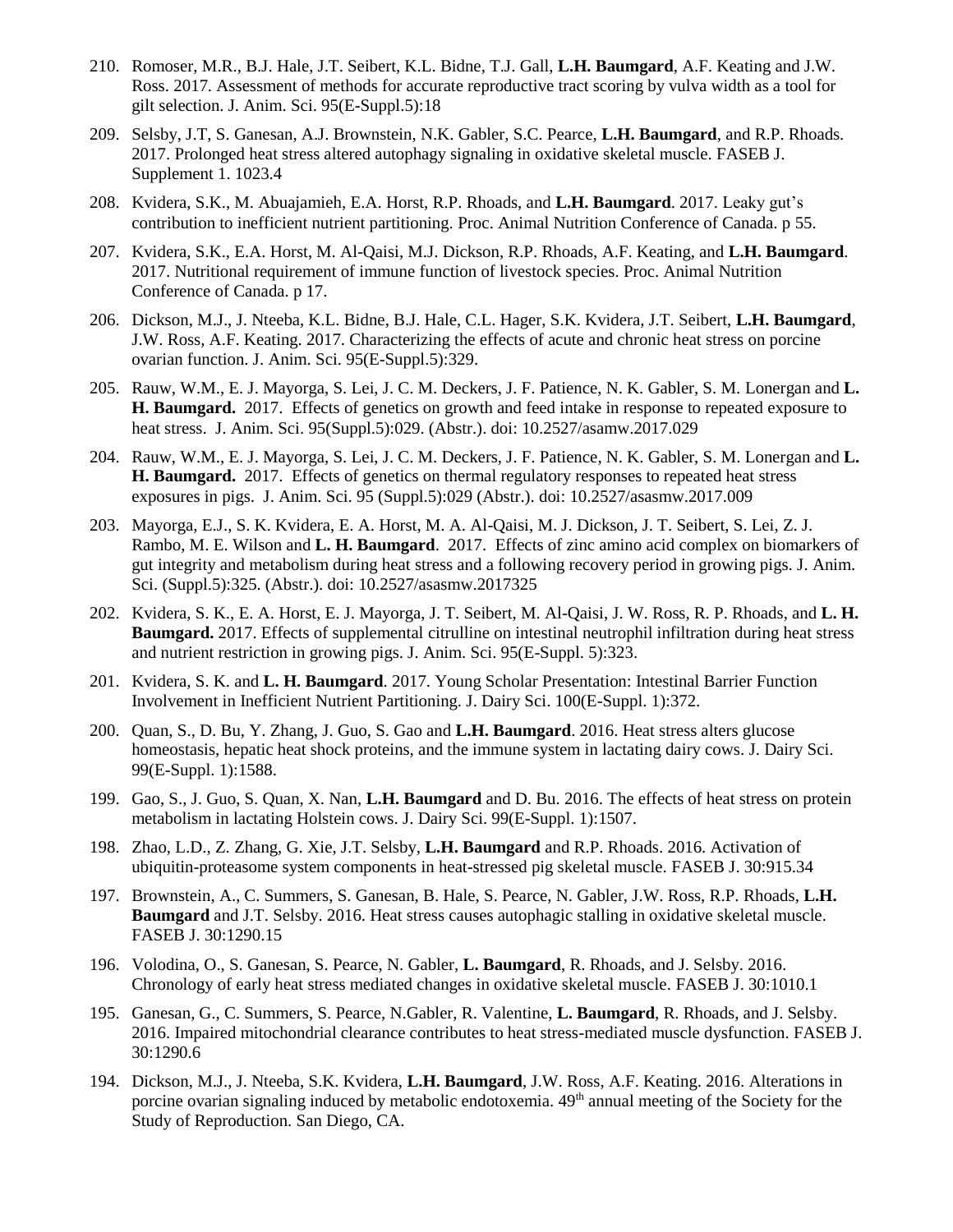210. Romoser, M.R., B.J. Hale, J.T. Seibert, K.L. Bidne, T.J. Gall, **L.H. Baumgard**, A.F. Keating and J.W. Ross. 2017. Assessment of methods for accurate reproductive tract scoring by vulva width as a tool for gilt selection. J. Anim. Sci. 95(E-Suppl.5):18

209. Selsby, J.T, S. Ganesan, A.J. Brownstein, N.K. Gabler, S.C. Pearce, **L.H. Baumgard**, and R.P. Rhoads. 2017. Prolonged heat stress altered autophagy signaling in oxidative skeletal muscle. FASEB J. Supplement 1. 1023.4

208. Kvidera, S.K., M. Abuajamieh, E.A. Horst, R.P. Rhoads, and **L.H. Baumgard**. 2017. Leaky gut's contribution to inefficient nutrient partitioning. Proc. Animal Nutrition Conference of Canada. p 55.

207. Kvidera, S.K., E.A. Horst, M. Al-Qaisi, M.J. Dickson, R.P. Rhoads, A.F. Keating, and **L.H. Baumgard**. 2017. Nutritional requirement of immune function of livestock species. Proc. Animal Nutrition Conference of Canada. p 17.

206. Dickson, M.J., J. Nteeba, K.L. Bidne, B.J. Hale, C.L. Hager, S.K. Kvidera, J.T. Seibert, **L.H. Baumgard**, J.W. Ross, A.F. Keating. 2017. Characterizing the effects of acute and chronic heat stress on porcine ovarian function. J. Anim. Sci. 95(E-Suppl.5):329.

205. Rauw, W.M., E. J. Mayorga, S. Lei, J. C. M. Deckers, J. F. Patience, N. K. Gabler, S. M. Lonergan and **L. H. Baumgard.** 2017. Effects of genetics on growth and feed intake in response to repeated exposure to heat stress. J. Anim. Sci. 95(Suppl.5):029. (Abstr.). doi: 10.2527/asamw.2017.029

204. Rauw, W.M., E. J. Mayorga, S. Lei, J. C. M. Deckers, J. F. Patience, N. K. Gabler, S. M. Lonergan and **L. H. Baumgard.** 2017. Effects of genetics on thermal regulatory responses to repeated heat stress exposures in pigs. J. Anim. Sci. 95 (Suppl.5):029 (Abstr.). doi: 10.2527/asasmw.2017.009

203. Mayorga, E.J., S. K. Kvidera, E. A. Horst, M. A. Al-Qaisi, M. J. Dickson, J. T. Seibert, S. Lei, Z. J. Rambo, M. E. Wilson and **L. H. Baumgard**. 2017. Effects of zinc amino acid complex on biomarkers of gut integrity and metabolism during heat stress and a following recovery period in growing pigs. J. Anim. Sci. (Suppl.5):325. (Abstr.). doi: 10.2527/asasmw.2017325

202. Kvidera, S. K., E. A. Horst, E. J. Mayorga, J. T. Seibert, M. Al-Qaisi, J. W. Ross, R. P. Rhoads, and **L. H. Baumgard.** 2017. Effects of supplemental citrulline on intestinal neutrophil infiltration during heat stress and nutrient restriction in growing pigs. J. Anim. Sci. 95(E-Suppl. 5):323.

201. Kvidera, S. K. and **L. H. Baumgard**. 2017. Young Scholar Presentation: Intestinal Barrier Function Involvement in Inefficient Nutrient Partitioning. J. Dairy Sci. 100(E-Suppl. 1):372.

200. Quan, S., D. Bu, Y. Zhang, J. Guo, S. Gao and **L.H. Baumgard**. 2016. Heat stress alters glucose homeostasis, hepatic heat shock proteins, and the immune system in lactating dairy cows. J. Dairy Sci. 99(E-Suppl. 1):1588.

199. Gao, S., J. Guo, S. Quan, X. Nan, **L.H. Baumgard** and D. Bu. 2016. The effects of heat stress on protein metabolism in lactating Holstein cows. J. Dairy Sci. 99(E-Suppl. 1):1507.

198. Zhao, L.D., Z. Zhang, G. Xie, J.T. Selsby, **L.H. Baumgard** and R.P. Rhoads. 2016. Activation of ubiquitin-proteasome system components in heat-stressed pig skeletal muscle. FASEB J. 30:915.34

197. Brownstein, A., C. Summers, S. Ganesan, B. Hale, S. Pearce, N. Gabler, J.W. Ross, R.P. Rhoads, **L.H. Baumgard** and J.T. Selsby. 2016. Heat stress causes autophagic stalling in oxidative skeletal muscle. FASEB J. 30:1290.15

196. Volodina, O., S. Ganesan, S. Pearce, N. Gabler, **L. Baumgard**, R. Rhoads, and J. Selsby. 2016. Chronology of early heat stress mediated changes in oxidative skeletal muscle. FASEB J. 30:1010.1

195. Ganesan, G., C. Summers, S. Pearce, N.Gabler, R. Valentine, **L. Baumgard**, R. Rhoads, and J. Selsby. 2016. Impaired mitochondrial clearance contributes to heat stress-mediated muscle dysfunction. FASEB J. 30:1290.6

194. Dickson, M.J., J. Nteeba, S.K. Kvidera, **L.H. Baumgard**, J.W. Ross, A.F. Keating. 2016. Alterations in porcine ovarian signaling induced by metabolic endotoxemia. 49th annual meeting of the Society for the Study of Reproduction. San Diego, CA.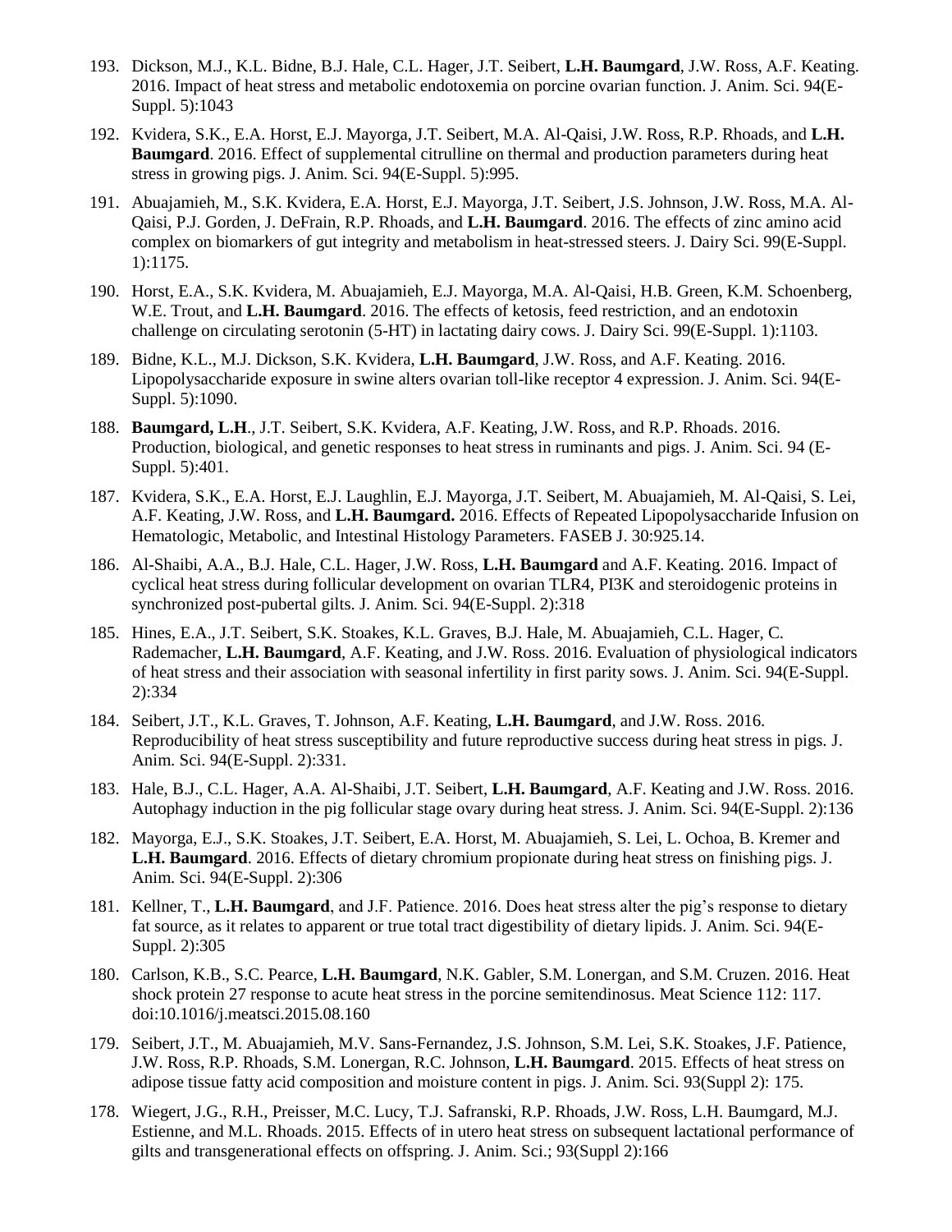193. Dickson, M.J., K.L. Bidne, B.J. Hale, C.L. Hager, J.T. Seibert, **L.H. Baumgard**, J.W. Ross, A.F. Keating. 2016. Impact of heat stress and metabolic endotoxemia on porcine ovarian function. J. Anim. Sci. 94(E-Suppl. 5):1043

192. Kvidera, S.K., E.A. Horst, E.J. Mayorga, J.T. Seibert, M.A. Al-Qaisi, J.W. Ross, R.P. Rhoads, and **L.H. Baumgard**. 2016. Effect of supplemental citrulline on thermal and production parameters during heat stress in growing pigs. J. Anim. Sci. 94(E-Suppl. 5):995.

191. Abuajamieh, M., S.K. Kvidera, E.A. Horst, E.J. Mayorga, J.T. Seibert, J.S. Johnson, J.W. Ross, M.A. Al-Qaisi, P.J. Gorden, J. DeFrain, R.P. Rhoads, and **L.H. Baumgard**. 2016. The effects of zinc amino acid complex on biomarkers of gut integrity and metabolism in heat-stressed steers. J. Dairy Sci. 99(E-Suppl. 1):1175.

190. Horst, E.A., S.K. Kvidera, M. Abuajamieh, E.J. Mayorga, M.A. Al-Qaisi, H.B. Green, K.M. Schoenberg, W.E. Trout, and **L.H. Baumgard**. 2016. The effects of ketosis, feed restriction, and an endotoxin challenge on circulating serotonin (5-HT) in lactating dairy cows. J. Dairy Sci. 99(E-Suppl. 1):1103.

189. Bidne, K.L., M.J. Dickson, S.K. Kvidera, **L.H. Baumgard**, J.W. Ross, and A.F. Keating. 2016. Lipopolysaccharide exposure in swine alters ovarian toll-like receptor 4 expression. J. Anim. Sci. 94(E-Suppl. 5):1090.

188. **Baumgard, L.H**., J.T. Seibert, S.K. Kvidera, A.F. Keating, J.W. Ross, and R.P. Rhoads. 2016. Production, biological, and genetic responses to heat stress in ruminants and pigs. J. Anim. Sci. 94 (E-Suppl. 5):401.

187. Kvidera, S.K., E.A. Horst, E.J. Laughlin, E.J. Mayorga, J.T. Seibert, M. Abuajamieh, M. Al-Qaisi, S. Lei, A.F. Keating, J.W. Ross, and **L.H. Baumgard.** 2016. Effects of Repeated Lipopolysaccharide Infusion on Hematologic, Metabolic, and Intestinal Histology Parameters. FASEB J. 30:925.14.

186. Al-Shaibi, A.A., B.J. Hale, C.L. Hager, J.W. Ross, **L.H. Baumgard** and A.F. Keating. 2016. Impact of cyclical heat stress during follicular development on ovarian TLR4, PI3K and steroidogenic proteins in synchronized post-pubertal gilts. J. Anim. Sci. 94(E-Suppl. 2):318

185. Hines, E.A., J.T. Seibert, S.K. Stoakes, K.L. Graves, B.J. Hale, M. Abuajamieh, C.L. Hager, C. Rademacher, **L.H. Baumgard**, A.F. Keating, and J.W. Ross. 2016. Evaluation of physiological indicators of heat stress and their association with seasonal infertility in first parity sows. J. Anim. Sci. 94(E-Suppl. 2):334

184. Seibert, J.T., K.L. Graves, T. Johnson, A.F. Keating, **L.H. Baumgard**, and J.W. Ross. 2016. Reproducibility of heat stress susceptibility and future reproductive success during heat stress in pigs. J. Anim. Sci. 94(E-Suppl. 2):331.

183. Hale, B.J., C.L. Hager, A.A. Al-Shaibi, J.T. Seibert, **L.H. Baumgard**, A.F. Keating and J.W. Ross. 2016. Autophagy induction in the pig follicular stage ovary during heat stress. J. Anim. Sci. 94(E-Suppl. 2):136

182. Mayorga, E.J., S.K. Stoakes, J.T. Seibert, E.A. Horst, M. Abuajamieh, S. Lei, L. Ochoa, B. Kremer and **L.H. Baumgard**. 2016. Effects of dietary chromium propionate during heat stress on finishing pigs. J. Anim. Sci. 94(E-Suppl. 2):306

181. Kellner, T., **L.H. Baumgard**, and J.F. Patience. 2016. Does heat stress alter the pig's response to dietary fat source, as it relates to apparent or true total tract digestibility of dietary lipids. J. Anim. Sci. 94(E-Suppl. 2):305

180. Carlson, K.B., S.C. Pearce, **L.H. Baumgard**, N.K. Gabler, S.M. Lonergan, and S.M. Cruzen. 2016. Heat shock protein 27 response to acute heat stress in the porcine semitendinosus. Meat Science 112: 117. doi:10.1016/j.meatsci.2015.08.160

179. Seibert, J.T., M. Abuajamieh, M.V. Sans-Fernandez, J.S. Johnson, S.M. Lei, S.K. Stoakes, J.F. Patience, J.W. Ross, R.P. Rhoads, S.M. Lonergan, R.C. Johnson, **L.H. Baumgard**. 2015. Effects of heat stress on adipose tissue fatty acid composition and moisture content in pigs. J. Anim. Sci. 93(Suppl 2): 175.

178. Wiegert, J.G., R.H., Preisser, M.C. Lucy, T.J. Safranski, R.P. Rhoads, J.W. Ross, L.H. Baumgard, M.J. Estienne, and M.L. Rhoads. 2015. Effects of in utero heat stress on subsequent lactational performance of gilts and transgenerational effects on offspring. J. Anim. Sci.; 93(Suppl 2):166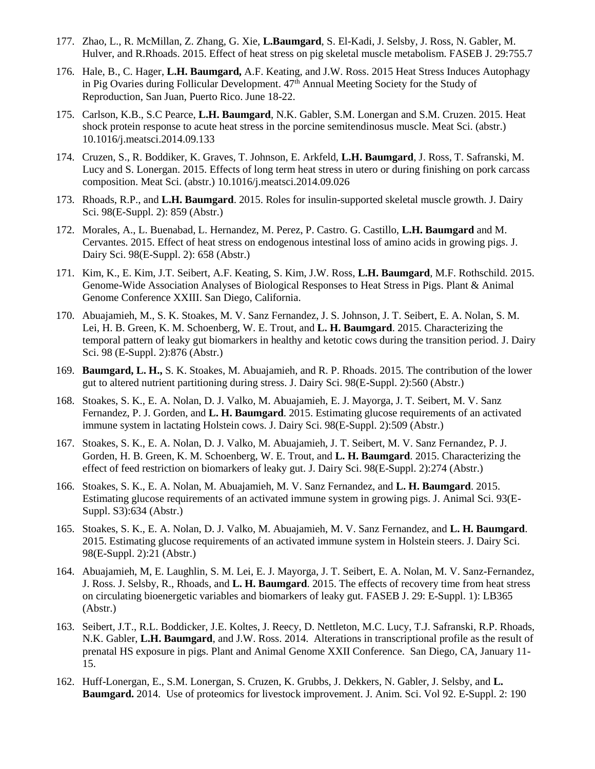177. Zhao, L., R. McMillan, Z. Zhang, G. Xie, **L.Baumgard**, S. El-Kadi, J. Selsby, J. Ross, N. Gabler, M. Hulver, and R.Rhoads. 2015. Effect of heat stress on pig skeletal muscle metabolism. FASEB J. 29:755.7

176. Hale, B., C. Hager, **L.H. Baumgard,** A.F. Keating, and J.W. Ross. 2015 Heat Stress Induces Autophagy in Pig Ovaries during Follicular Development. 47th Annual Meeting Society for the Study of Reproduction, San Juan, Puerto Rico. June 18-22.

175. Carlson, K.B., S.C Pearce, **L.H. Baumgard**, N.K. Gabler, S.M. Lonergan and S.M. Cruzen. 2015. Heat shock protein response to acute heat stress in the porcine semitendinosus muscle. Meat Sci. (abstr.) 10.1016/j.meatsci.2014.09.133

174. Cruzen, S., R. Boddiker, K. Graves, T. Johnson, E. Arkfeld, **L.H. Baumgard**, J. Ross, T. Safranski, M. Lucy and S. Lonergan. 2015. Effects of long term heat stress in utero or during finishing on pork carcass composition. Meat Sci. (abstr.) 10.1016/j.meatsci.2014.09.026

173. Rhoads, R.P., and **L.H. Baumgard**. 2015. Roles for insulin-supported skeletal muscle growth. J. Dairy Sci. 98(E-Suppl. 2): 859 (Abstr.)

172. Morales, A., L. Buenabad, L. Hernandez, M. Perez, P. Castro. G. Castillo, **L.H. Baumgard** and M. Cervantes. 2015. Effect of heat stress on endogenous intestinal loss of amino acids in growing pigs. J. Dairy Sci. 98(E-Suppl. 2): 658 (Abstr.)

171. Kim, K., E. Kim, J.T. Seibert, A.F. Keating, S. Kim, J.W. Ross, **L.H. Baumgard**, M.F. Rothschild. 2015. Genome-Wide Association Analyses of Biological Responses to Heat Stress in Pigs. Plant & Animal Genome Conference XXIII. San Diego, California.

170. Abuajamieh, M., S. K. Stoakes, M. V. Sanz Fernandez, J. S. Johnson, J. T. Seibert, E. A. Nolan, S. M. Lei, H. B. Green, K. M. Schoenberg, W. E. Trout, and **L. H. Baumgard**. 2015. Characterizing the temporal pattern of leaky gut biomarkers in healthy and ketotic cows during the transition period. J. Dairy Sci. 98 (E-Suppl. 2):876 (Abstr.)

169. **Baumgard, L. H.,** S. K. Stoakes, M. Abuajamieh, and R. P. Rhoads. 2015. The contribution of the lower gut to altered nutrient partitioning during stress. J. Dairy Sci. 98(E-Suppl. 2):560 (Abstr.)

168. Stoakes, S. K., E. A. Nolan, D. J. Valko, M. Abuajamieh, E. J. Mayorga, J. T. Seibert, M. V. Sanz Fernandez, P. J. Gorden, and **L. H. Baumgard**. 2015. Estimating glucose requirements of an activated immune system in lactating Holstein cows. J. Dairy Sci. 98(E-Suppl. 2):509 (Abstr.)

167. Stoakes, S. K., E. A. Nolan, D. J. Valko, M. Abuajamieh, J. T. Seibert, M. V. Sanz Fernandez, P. J. Gorden, H. B. Green, K. M. Schoenberg, W. E. Trout, and **L. H. Baumgard**. 2015. Characterizing the effect of feed restriction on biomarkers of leaky gut. J. Dairy Sci. 98(E-Suppl. 2):274 (Abstr.)

166. Stoakes, S. K., E. A. Nolan, M. Abuajamieh, M. V. Sanz Fernandez, and **L. H. Baumgard**. 2015. Estimating glucose requirements of an activated immune system in growing pigs. J. Animal Sci. 93(E-Suppl. S3):634 (Abstr.)

165. Stoakes, S. K., E. A. Nolan, D. J. Valko, M. Abuajamieh, M. V. Sanz Fernandez, and **L. H. Baumgard**. 2015. Estimating glucose requirements of an activated immune system in Holstein steers. J. Dairy Sci. 98(E-Suppl. 2):21 (Abstr.)

164. Abuajamieh, M, E. Laughlin, S. M. Lei, E. J. Mayorga, J. T. Seibert, E. A. Nolan, M. V. Sanz-Fernandez, J. Ross. J. Selsby, R., Rhoads, and **L. H. Baumgard**. 2015. The effects of recovery time from heat stress on circulating bioenergetic variables and biomarkers of leaky gut. FASEB J. 29: E-Suppl. 1): LB365 (Abstr.)

163. Seibert, J.T., R.L. Boddicker, J.E. Koltes, J. Reecy, D. Nettleton, M.C. Lucy, T.J. Safranski, R.P. Rhoads, N.K. Gabler, **L.H. Baumgard**, and J.W. Ross. 2014. Alterations in transcriptional profile as the result of prenatal HS exposure in pigs. Plant and Animal Genome XXII Conference. San Diego, CA, January 11-15.

162. Huff-Lonergan, E., S.M. Lonergan, S. Cruzen, K. Grubbs, J. Dekkers, N. Gabler, J. Selsby, and **L. Baumgard.** 2014. Use of proteomics for livestock improvement. J. Anim. Sci. Vol 92. E-Suppl. 2: 190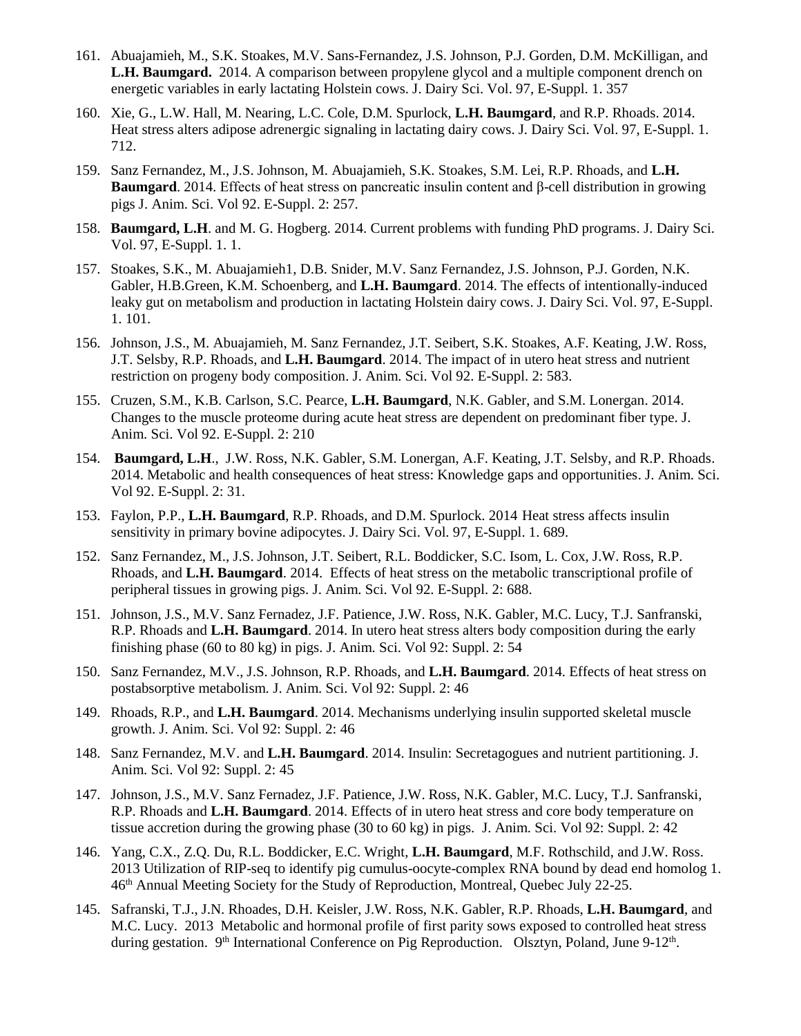161. Abuajamieh, M., S.K. Stoakes, M.V. Sans-Fernandez, J.S. Johnson, P.J. Gorden, D.M. McKilligan, and **L.H. Baumgard.** 2014. A comparison between propylene glycol and a multiple component drench on energetic variables in early lactating Holstein cows. J. Dairy Sci. Vol. 97, E-Suppl. 1. 357

160. Xie, G., L.W. Hall, M. Nearing, L.C. Cole, D.M. Spurlock, **L.H. Baumgard**, and R.P. Rhoads. 2014. Heat stress alters adipose adrenergic signaling in lactating dairy cows. J. Dairy Sci. Vol. 97, E-Suppl. 1. 712.

159. Sanz Fernandez, M., J.S. Johnson, M. Abuajamieh, S.K. Stoakes, S.M. Lei, R.P. Rhoads, and **L.H. Baumgard**. 2014. Effects of heat stress on pancreatic insulin content and β-cell distribution in growing pigs J. Anim. Sci. Vol 92. E-Suppl. 2: 257.

158. **Baumgard, L.H**. and M. G. Hogberg. 2014. Current problems with funding PhD programs. J. Dairy Sci. Vol. 97, E-Suppl. 1. 1.

157. Stoakes, S.K., M. Abuajamieh1, D.B. Snider, M.V. Sanz Fernandez, J.S. Johnson, P.J. Gorden, N.K. Gabler, H.B.Green, K.M. Schoenberg, and **L.H. Baumgard**. 2014. The effects of intentionally-induced leaky gut on metabolism and production in lactating Holstein dairy cows. J. Dairy Sci. Vol. 97, E-Suppl. 1. 101.

156. Johnson, J.S., M. Abuajamieh, M. Sanz Fernandez, J.T. Seibert, S.K. Stoakes, A.F. Keating, J.W. Ross, J.T. Selsby, R.P. Rhoads, and **L.H. Baumgard**. 2014. The impact of in utero heat stress and nutrient restriction on progeny body composition. J. Anim. Sci. Vol 92. E-Suppl. 2: 583.

155. Cruzen, S.M., K.B. Carlson, S.C. Pearce, **L.H. Baumgard**, N.K. Gabler, and S.M. Lonergan. 2014. Changes to the muscle proteome during acute heat stress are dependent on predominant fiber type. J. Anim. Sci. Vol 92. E-Suppl. 2: 210

154. **Baumgard, L.H**., J.W. Ross, N.K. Gabler, S.M. Lonergan, A.F. Keating, J.T. Selsby, and R.P. Rhoads. 2014. Metabolic and health consequences of heat stress: Knowledge gaps and opportunities. J. Anim. Sci. Vol 92. E-Suppl. 2: 31.

153. Faylon, P.P., **L.H. Baumgard**, R.P. Rhoads, and D.M. Spurlock. 2014 Heat stress affects insulin sensitivity in primary bovine adipocytes. J. Dairy Sci. Vol. 97, E-Suppl. 1. 689.

152. Sanz Fernandez, M., J.S. Johnson, J.T. Seibert, R.L. Boddicker, S.C. Isom, L. Cox, J.W. Ross, R.P. Rhoads, and **L.H. Baumgard**. 2014. Effects of heat stress on the metabolic transcriptional profile of peripheral tissues in growing pigs. J. Anim. Sci. Vol 92. E-Suppl. 2: 688.

151. Johnson, J.S., M.V. Sanz Fernadez, J.F. Patience, J.W. Ross, N.K. Gabler, M.C. Lucy, T.J. Sanfranski, R.P. Rhoads and **L.H. Baumgard**. 2014. In utero heat stress alters body composition during the early finishing phase (60 to 80 kg) in pigs. J. Anim. Sci. Vol 92: Suppl. 2: 54

150. Sanz Fernandez, M.V., J.S. Johnson, R.P. Rhoads, and **L.H. Baumgard**. 2014. Effects of heat stress on postabsorptive metabolism. J. Anim. Sci. Vol 92: Suppl. 2: 46

149. Rhoads, R.P., and **L.H. Baumgard**. 2014. Mechanisms underlying insulin supported skeletal muscle growth. J. Anim. Sci. Vol 92: Suppl. 2: 46

148. Sanz Fernandez, M.V. and **L.H. Baumgard**. 2014. Insulin: Secretagogues and nutrient partitioning. J. Anim. Sci. Vol 92: Suppl. 2: 45

147. Johnson, J.S., M.V. Sanz Fernadez, J.F. Patience, J.W. Ross, N.K. Gabler, M.C. Lucy, T.J. Sanfranski, R.P. Rhoads and **L.H. Baumgard**. 2014. Effects of in utero heat stress and core body temperature on tissue accretion during the growing phase (30 to 60 kg) in pigs. J. Anim. Sci. Vol 92: Suppl. 2: 42

146. Yang, C.X., Z.Q. Du, R.L. Boddicker, E.C. Wright, **L.H. Baumgard**, M.F. Rothschild, and J.W. Ross. 2013 Utilization of RIP-seq to identify pig cumulus-oocyte-complex RNA bound by dead end homolog 1. 46th Annual Meeting Society for the Study of Reproduction, Montreal, Quebec July 22-25.

145. Safranski, T.J., J.N. Rhoades, D.H. Keisler, J.W. Ross, N.K. Gabler, R.P. Rhoads, **L.H. Baumgard**, and M.C. Lucy. 2013 Metabolic and hormonal profile of first parity sows exposed to controlled heat stress during gestation. 9th International Conference on Pig Reproduction. Olsztyn, Poland, June 9-12th.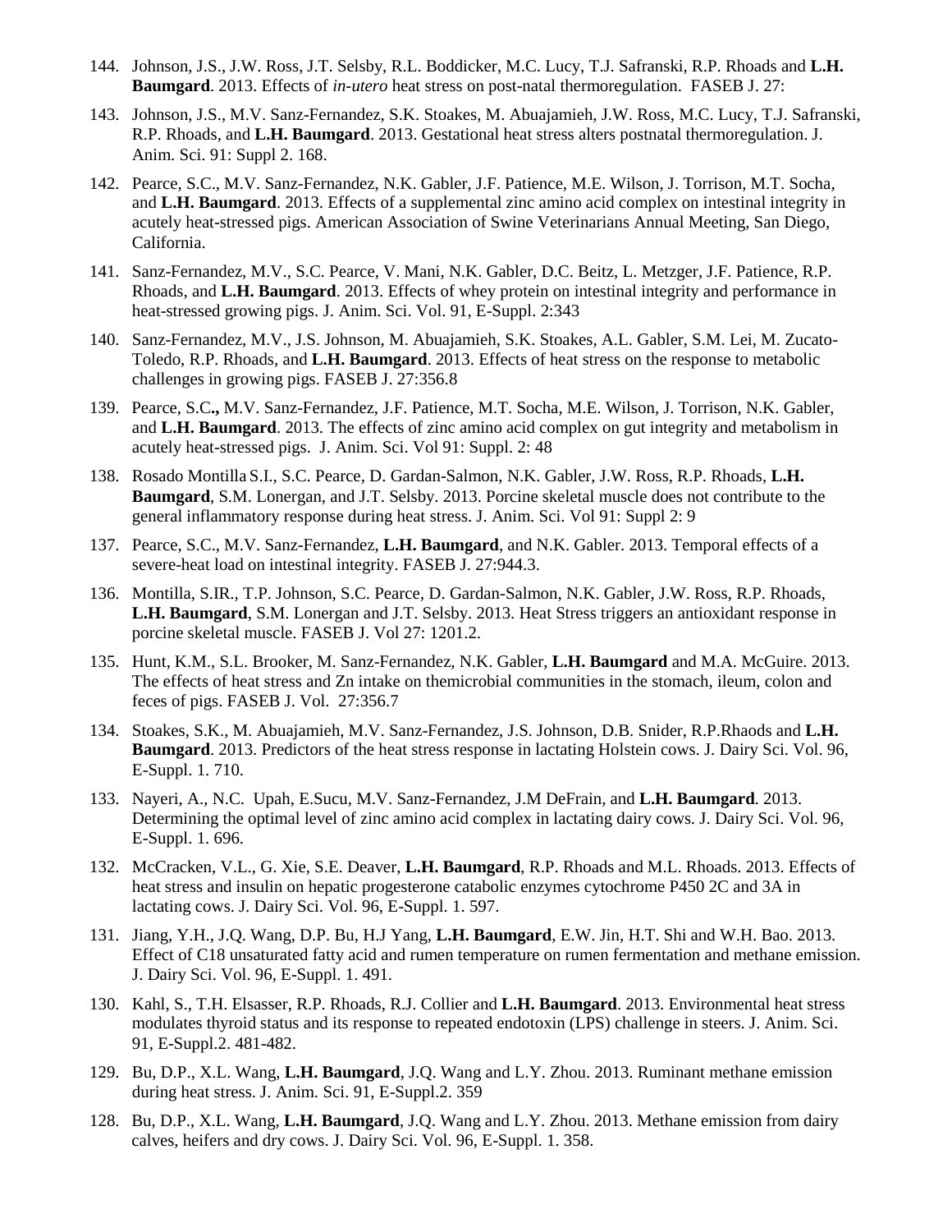144. Johnson, J.S., J.W. Ross, J.T. Selsby, R.L. Boddicker, M.C. Lucy, T.J. Safranski, R.P. Rhoads and **L.H. Baumgard**. 2013. Effects of *in-utero* heat stress on post-natal thermoregulation. FASEB J. 27:

143. Johnson, J.S., M.V. Sanz-Fernandez, S.K. Stoakes, M. Abuajamieh, J.W. Ross, M.C. Lucy, T.J. Safranski, R.P. Rhoads, and **L.H. Baumgard**. 2013. Gestational heat stress alters postnatal thermoregulation. J. Anim. Sci. 91: Suppl 2. 168.

142. Pearce, S.C., M.V. Sanz-Fernandez, N.K. Gabler, J.F. Patience, M.E. Wilson, J. Torrison, M.T. Socha, and **L.H. Baumgard**. 2013. Effects of a supplemental zinc amino acid complex on intestinal integrity in acutely heat-stressed pigs. American Association of Swine Veterinarians Annual Meeting, San Diego, California.

141. Sanz-Fernandez, M.V., S.C. Pearce, V. Mani, N.K. Gabler, D.C. Beitz, L. Metzger, J.F. Patience, R.P. Rhoads, and **L.H. Baumgard**. 2013. Effects of whey protein on intestinal integrity and performance in heat-stressed growing pigs. J. Anim. Sci. Vol. 91, E-Suppl. 2:343

140. Sanz-Fernandez, M.V., J.S. Johnson, M. Abuajamieh, S.K. Stoakes, A.L. Gabler, S.M. Lei, M. Zucato-Toledo, R.P. Rhoads, and **L.H. Baumgard**. 2013. Effects of heat stress on the response to metabolic challenges in growing pigs. FASEB J. 27:356.8

139. Pearce, S.C**.,** M.V. Sanz-Fernandez, J.F. Patience, M.T. Socha, M.E. Wilson, J. Torrison, N.K. Gabler, and **L.H. Baumgard**. 2013. The effects of zinc amino acid complex on gut integrity and metabolism in acutely heat-stressed pigs. J. Anim. Sci. Vol 91: Suppl. 2: 48

138. Rosado Montilla S.I., S.C. Pearce, D. Gardan-Salmon, N.K. Gabler, J.W. Ross, R.P. Rhoads, **L.H. Baumgard**, S.M. Lonergan, and J.T. Selsby. 2013. Porcine skeletal muscle does not contribute to the general inflammatory response during heat stress. J. Anim. Sci. Vol 91: Suppl 2: 9

137. Pearce, S.C., M.V. Sanz-Fernandez, **L.H. Baumgard**, and N.K. Gabler. 2013. Temporal effects of a severe-heat load on intestinal integrity. FASEB J. 27:944.3.

136. Montilla, S.IR., T.P. Johnson, S.C. Pearce, D. Gardan-Salmon, N.K. Gabler, J.W. Ross, R.P. Rhoads, **L.H. Baumgard**, S.M. Lonergan and J.T. Selsby. 2013. Heat Stress triggers an antioxidant response in porcine skeletal muscle. FASEB J. Vol 27: 1201.2.

135. Hunt, K.M., S.L. Brooker, M. Sanz-Fernandez, N.K. Gabler, **L.H. Baumgard** and M.A. McGuire. 2013. The effects of heat stress and Zn intake on themicrobial communities in the stomach, ileum, colon and feces of pigs. FASEB J. Vol. 27:356.7

134. Stoakes, S.K., M. Abuajamieh, M.V. Sanz-Fernandez, J.S. Johnson, D.B. Snider, R.P.Rhaods and **L.H. Baumgard**. 2013. Predictors of the heat stress response in lactating Holstein cows. J. Dairy Sci. Vol. 96, E-Suppl. 1. 710.

133. Nayeri, A., N.C. Upah, E.Sucu, M.V. Sanz-Fernandez, J.M DeFrain, and **L.H. Baumgard**. 2013. Determining the optimal level of zinc amino acid complex in lactating dairy cows. J. Dairy Sci. Vol. 96, E-Suppl. 1. 696.

132. McCracken, V.L., G. Xie, S.E. Deaver, **L.H. Baumgard**, R.P. Rhoads and M.L. Rhoads. 2013. Effects of heat stress and insulin on hepatic progesterone catabolic enzymes cytochrome P450 2C and 3A in lactating cows. J. Dairy Sci. Vol. 96, E-Suppl. 1. 597.

131. Jiang, Y.H., J.Q. Wang, D.P. Bu, H.J Yang, **L.H. Baumgard**, E.W. Jin, H.T. Shi and W.H. Bao. 2013. Effect of C18 unsaturated fatty acid and rumen temperature on rumen fermentation and methane emission. J. Dairy Sci. Vol. 96, E-Suppl. 1. 491.

130. Kahl, S., T.H. Elsasser, R.P. Rhoads, R.J. Collier and **L.H. Baumgard**. 2013. Environmental heat stress modulates thyroid status and its response to repeated endotoxin (LPS) challenge in steers. J. Anim. Sci. 91, E-Suppl.2. 481-482.

129. Bu, D.P., X.L. Wang, **L.H. Baumgard**, J.Q. Wang and L.Y. Zhou. 2013. Ruminant methane emission during heat stress. J. Anim. Sci. 91, E-Suppl.2. 359

128. Bu, D.P., X.L. Wang, **L.H. Baumgard**, J.Q. Wang and L.Y. Zhou. 2013. Methane emission from dairy calves, heifers and dry cows. J. Dairy Sci. Vol. 96, E-Suppl. 1. 358.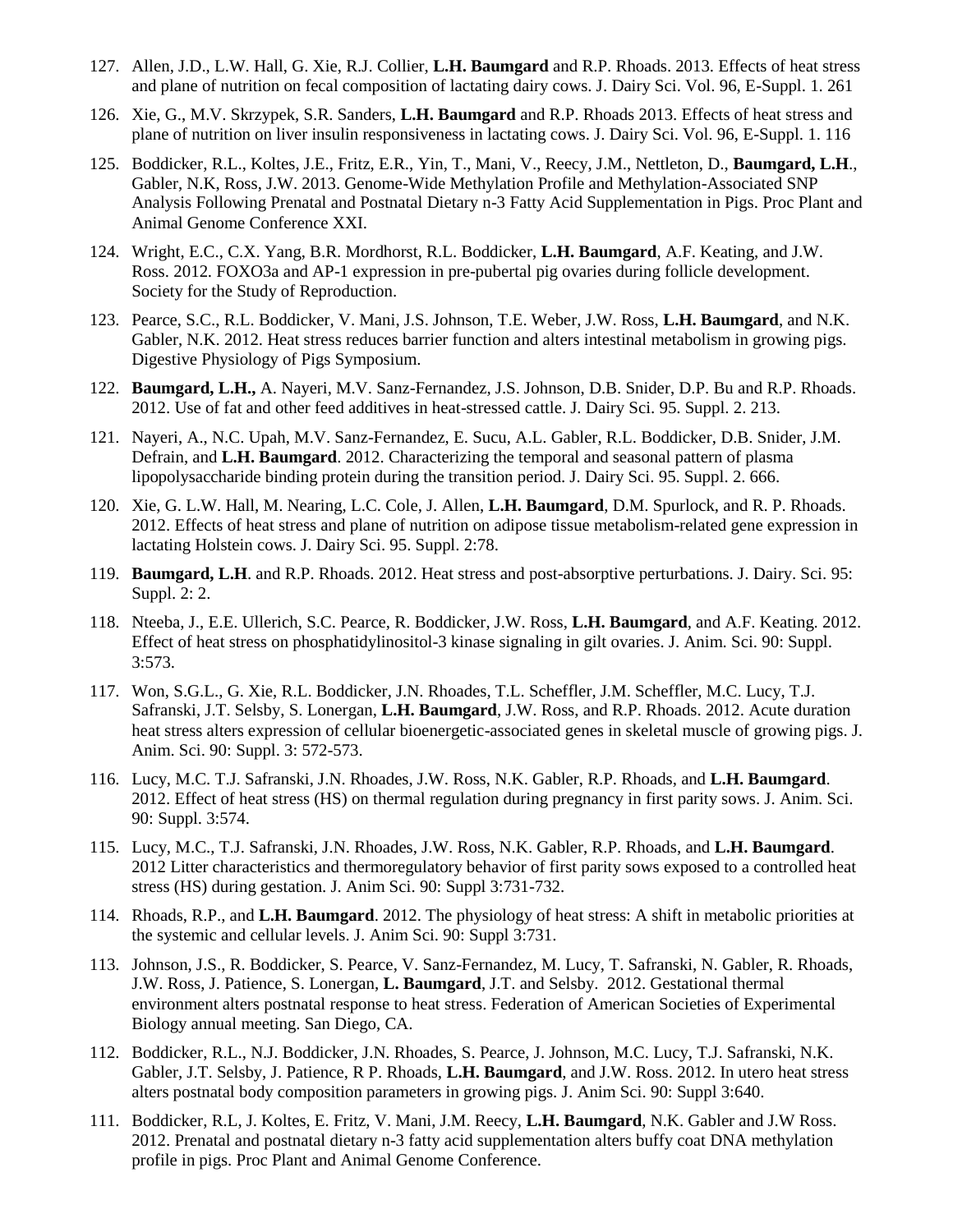127. Allen, J.D., L.W. Hall, G. Xie, R.J. Collier, **L.H. Baumgard** and R.P. Rhoads. 2013. Effects of heat stress and plane of nutrition on fecal composition of lactating dairy cows. J. Dairy Sci. Vol. 96, E-Suppl. 1. 261

126. Xie, G., M.V. Skrzypek, S.R. Sanders, **L.H. Baumgard** and R.P. Rhoads 2013. Effects of heat stress and plane of nutrition on liver insulin responsiveness in lactating cows. J. Dairy Sci. Vol. 96, E-Suppl. 1. 116

125. Boddicker, R.L., Koltes, J.E., Fritz, E.R., Yin, T., Mani, V., Reecy, J.M., Nettleton, D., **Baumgard, L.H**., Gabler, N.K, Ross, J.W. 2013. Genome-Wide Methylation Profile and Methylation-Associated SNP Analysis Following Prenatal and Postnatal Dietary n-3 Fatty Acid Supplementation in Pigs. Proc Plant and Animal Genome Conference XXI.

124. Wright, E.C., C.X. Yang, B.R. Mordhorst, R.L. Boddicker, **L.H. Baumgard**, A.F. Keating, and J.W. Ross. 2012. FOXO3a and AP-1 expression in pre-pubertal pig ovaries during follicle development. Society for the Study of Reproduction.

123. Pearce, S.C., R.L. Boddicker, V. Mani, J.S. Johnson, T.E. Weber, J.W. Ross, **L.H. Baumgard**, and N.K. Gabler, N.K. 2012. Heat stress reduces barrier function and alters intestinal metabolism in growing pigs. Digestive Physiology of Pigs Symposium.

122. **Baumgard, L.H.,** A. Nayeri, M.V. Sanz-Fernandez, J.S. Johnson, D.B. Snider, D.P. Bu and R.P. Rhoads. 2012. Use of fat and other feed additives in heat-stressed cattle. J. Dairy Sci. 95. Suppl. 2. 213.

121. Nayeri, A., N.C. Upah, M.V. Sanz-Fernandez, E. Sucu, A.L. Gabler, R.L. Boddicker, D.B. Snider, J.M. Defrain, and **L.H. Baumgard**. 2012. Characterizing the temporal and seasonal pattern of plasma lipopolysaccharide binding protein during the transition period. J. Dairy Sci. 95. Suppl. 2. 666.

120. Xie, G. L.W. Hall, M. Nearing, L.C. Cole, J. Allen, **L.H. Baumgard**, D.M. Spurlock, and R. P. Rhoads. 2012. Effects of heat stress and plane of nutrition on adipose tissue metabolism-related gene expression in lactating Holstein cows. J. Dairy Sci. 95. Suppl. 2:78.

119. **Baumgard, L.H**. and R.P. Rhoads. 2012. Heat stress and post-absorptive perturbations. J. Dairy. Sci. 95: Suppl. 2: 2.

118. Nteeba, J., E.E. Ullerich, S.C. Pearce, R. Boddicker, J.W. Ross, **L.H. Baumgard**, and A.F. Keating. 2012. Effect of heat stress on phosphatidylinositol-3 kinase signaling in gilt ovaries. J. Anim. Sci. 90: Suppl. 3:573.

117. Won, S.G.L., G. Xie, R.L. Boddicker, J.N. Rhoades, T.L. Scheffler, J.M. Scheffler, M.C. Lucy, T.J. Safranski, J.T. Selsby, S. Lonergan, **L.H. Baumgard**, J.W. Ross, and R.P. Rhoads. 2012. Acute duration heat stress alters expression of cellular bioenergetic-associated genes in skeletal muscle of growing pigs. J. Anim. Sci. 90: Suppl. 3: 572-573.

116. Lucy, M.C. T.J. Safranski, J.N. Rhoades, J.W. Ross, N.K. Gabler, R.P. Rhoads, and **L.H. Baumgard**. 2012. Effect of heat stress (HS) on thermal regulation during pregnancy in first parity sows. J. Anim. Sci. 90: Suppl. 3:574.

115. Lucy, M.C., T.J. Safranski, J.N. Rhoades, J.W. Ross, N.K. Gabler, R.P. Rhoads, and **L.H. Baumgard**. 2012 Litter characteristics and thermoregulatory behavior of first parity sows exposed to a controlled heat stress (HS) during gestation. J. Anim Sci. 90: Suppl 3:731-732.

114. Rhoads, R.P., and **L.H. Baumgard**. 2012. The physiology of heat stress: A shift in metabolic priorities at the systemic and cellular levels. J. Anim Sci. 90: Suppl 3:731.

113. Johnson, J.S., R. Boddicker, S. Pearce, V. Sanz-Fernandez, M. Lucy, T. Safranski, N. Gabler, R. Rhoads, J.W. Ross, J. Patience, S. Lonergan, **L. Baumgard**, J.T. and Selsby. 2012. Gestational thermal environment alters postnatal response to heat stress. Federation of American Societies of Experimental Biology annual meeting. San Diego, CA.

112. Boddicker, R.L., N.J. Boddicker, J.N. Rhoades, S. Pearce, J. Johnson, M.C. Lucy, T.J. Safranski, N.K. Gabler, J.T. Selsby, J. Patience, R P. Rhoads, **L.H. Baumgard**, and J.W. Ross. 2012. In utero heat stress alters postnatal body composition parameters in growing pigs. J. Anim Sci. 90: Suppl 3:640.

111. Boddicker, R.L, J. Koltes, E. Fritz, V. Mani, J.M. Reecy, **L.H. Baumgard**, N.K. Gabler and J.W Ross. 2012. Prenatal and postnatal dietary n-3 fatty acid supplementation alters buffy coat DNA methylation profile in pigs. Proc Plant and Animal Genome Conference.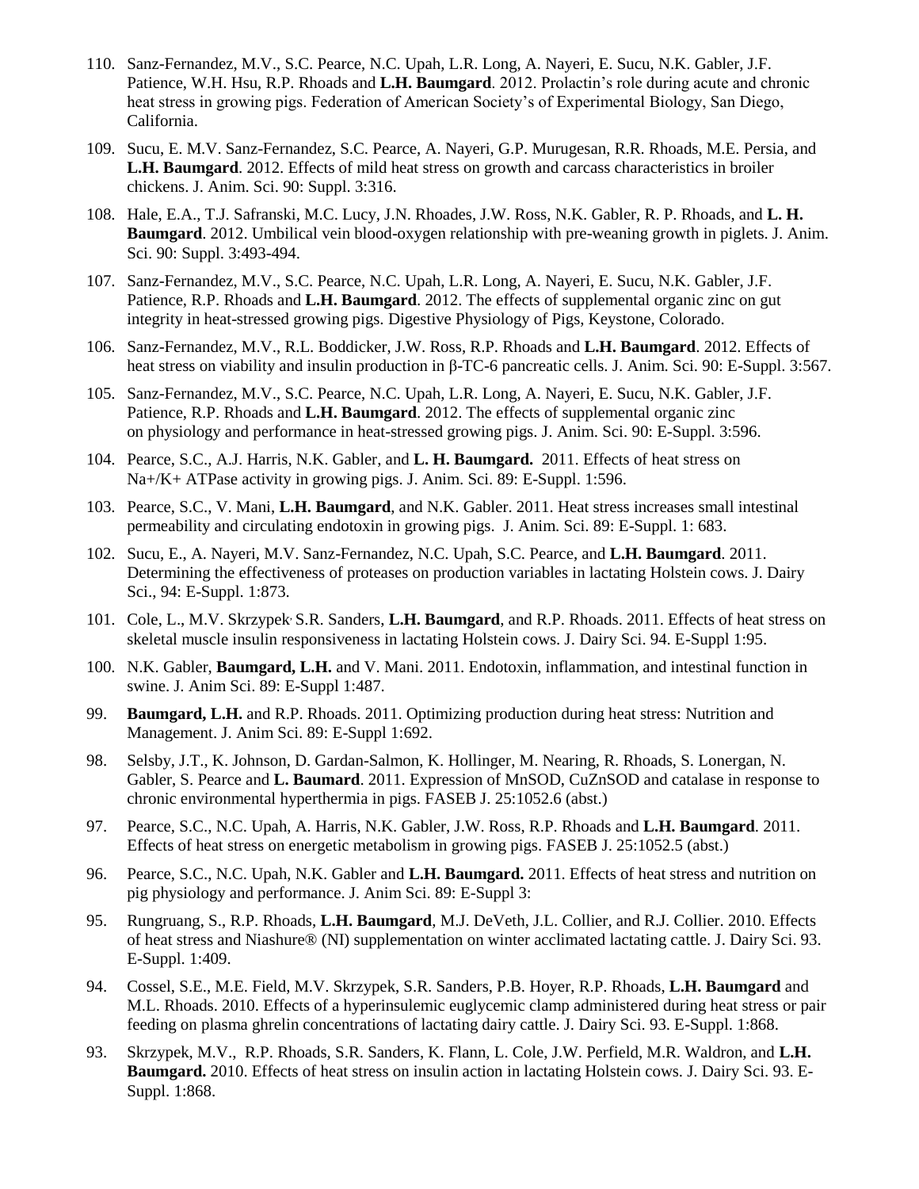110. Sanz-Fernandez, M.V., S.C. Pearce, N.C. Upah, L.R. Long, A. Nayeri, E. Sucu, N.K. Gabler, J.F. Patience, W.H. Hsu, R.P. Rhoads and **L.H. Baumgard**. 2012. Prolactin's role during acute and chronic heat stress in growing pigs. Federation of American Society's of Experimental Biology, San Diego, California.

109. Sucu, E. M.V. Sanz-Fernandez, S.C. Pearce, A. Nayeri, G.P. Murugesan, R.R. Rhoads, M.E. Persia, and **L.H. Baumgard**. 2012. Effects of mild heat stress on growth and carcass characteristics in broiler chickens. J. Anim. Sci. 90: Suppl. 3:316.

108. Hale, E.A., T.J. Safranski, M.C. Lucy, J.N. Rhoades, J.W. Ross, N.K. Gabler, R. P. Rhoads, and **L. H. Baumgard**. 2012. Umbilical vein blood-oxygen relationship with pre-weaning growth in piglets. J. Anim. Sci. 90: Suppl. 3:493-494.

107. Sanz-Fernandez, M.V., S.C. Pearce, N.C. Upah, L.R. Long, A. Nayeri, E. Sucu, N.K. Gabler, J.F. Patience, R.P. Rhoads and **L.H. Baumgard**. 2012. The effects of supplemental organic zinc on gut integrity in heat-stressed growing pigs. Digestive Physiology of Pigs, Keystone, Colorado.

106. Sanz-Fernandez, M.V., R.L. Boddicker, J.W. Ross, R.P. Rhoads and **L.H. Baumgard**. 2012. Effects of heat stress on viability and insulin production in β-TC-6 pancreatic cells. J. Anim. Sci. 90: E-Suppl. 3:567.

105. Sanz-Fernandez, M.V., S.C. Pearce, N.C. Upah, L.R. Long, A. Nayeri, E. Sucu, N.K. Gabler, J.F. Patience, R.P. Rhoads and **L.H. Baumgard**. 2012. The effects of supplemental organic zinc on physiology and performance in heat-stressed growing pigs. J. Anim. Sci. 90: E-Suppl. 3:596.

104. Pearce, S.C., A.J. Harris, N.K. Gabler, and **L. H. Baumgard.** 2011. Effects of heat stress on $Na^+/K^+$ ATPase activity in growing pigs. J. Anim. Sci. 89: E-Suppl. 1:596.

103. Pearce, S.C., V. Mani, **L.H. Baumgard**, and N.K. Gabler. 2011. Heat stress increases small intestinal permeability and circulating endotoxin in growing pigs. J. Anim. Sci. 89: E-Suppl. 1: 683.

102. Sucu, E., A. Nayeri, M.V. Sanz-Fernandez, N.C. Upah, S.C. Pearce, and **L.H. Baumgard**. 2011. Determining the effectiveness of proteases on production variables in lactating Holstein cows. J. Dairy Sci., 94: E-Suppl. 1:873.

101. Cole, L., M.V. Skrzypek, S.R. Sanders, **L.H. Baumgard**, and R.P. Rhoads. 2011. Effects of heat stress on skeletal muscle insulin responsiveness in lactating Holstein cows. J. Dairy Sci. 94. E-Suppl 1:95.

100. N.K. Gabler, **Baumgard, L.H.** and V. Mani. 2011. Endotoxin, inflammation, and intestinal function in swine. J. Anim Sci. 89: E-Suppl 1:487.

99. **Baumgard, L.H.** and R.P. Rhoads. 2011. Optimizing production during heat stress: Nutrition and Management. J. Anim Sci. 89: E-Suppl 1:692.

98. Selsby, J.T., K. Johnson, D. Gardan-Salmon, K. Hollinger, M. Nearing, R. Rhoads, S. Lonergan, N. Gabler, S. Pearce and **L. Baumard**. 2011. Expression of MnSOD, CuZnSOD and catalase in response to chronic environmental hyperthermia in pigs. FASEB J. 25:1052.6 (abst.)

97. Pearce, S.C., N.C. Upah, A. Harris, N.K. Gabler, J.W. Ross, R.P. Rhoads and **L.H. Baumgard**. 2011. Effects of heat stress on energetic metabolism in growing pigs. FASEB J. 25:1052.5 (abst.)

96. Pearce, S.C., N.C. Upah, N.K. Gabler and **L.H. Baumgard.** 2011. Effects of heat stress and nutrition on pig physiology and performance. J. Anim Sci. 89: E-Suppl 3:

95. Rungruang, S., R.P. Rhoads, **L.H. Baumgard**, M.J. DeVeth, J.L. Collier, and R.J. Collier. 2010. Effects of heat stress and Niashure® (NI) supplementation on winter acclimated lactating cattle. J. Dairy Sci. 93. E-Suppl. 1:409.

94. Cossel, S.E., M.E. Field, M.V. Skrzypek, S.R. Sanders, P.B. Hoyer, R.P. Rhoads, **L.H. Baumgard** and M.L. Rhoads. 2010. Effects of a hyperinsulemic euglycemic clamp administered during heat stress or pair feeding on plasma ghrelin concentrations of lactating dairy cattle. J. Dairy Sci. 93. E-Suppl. 1:868.

93. Skrzypek, M.V., R.P. Rhoads, S.R. Sanders, K. Flann, L. Cole, J.W. Perfield, M.R. Waldron, and **L.H. Baumgard.** 2010. Effects of heat stress on insulin action in lactating Holstein cows. J. Dairy Sci. 93. E-Suppl. 1:868.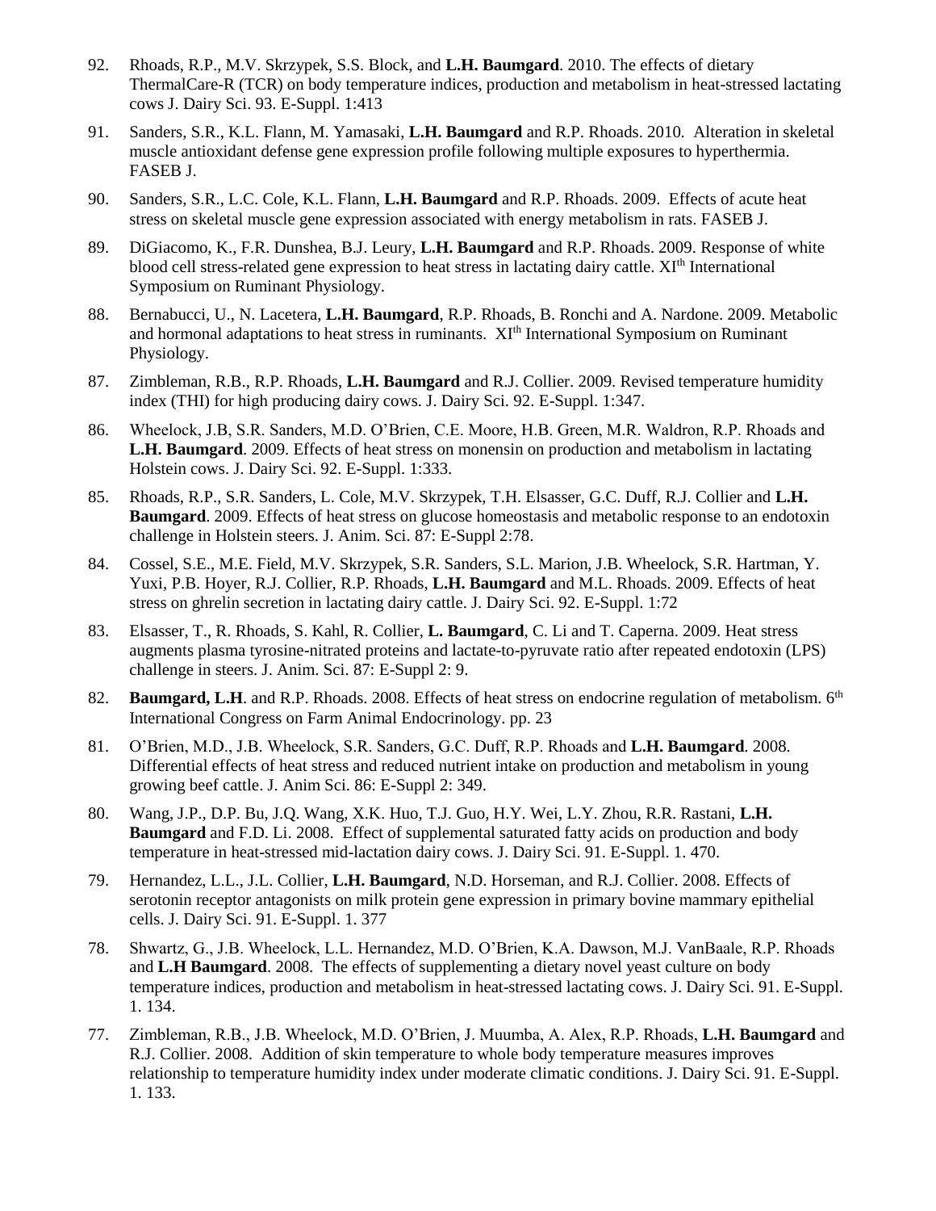92. Rhoads, R.P., M.V. Skrzypek, S.S. Block, and **L.H. Baumgard**. 2010. The effects of dietary ThermalCare-R (TCR) on body temperature indices, production and metabolism in heat-stressed lactating cows J. Dairy Sci. 93. E-Suppl. 1:413

91. Sanders, S.R., K.L. Flann, M. Yamasaki, **L.H. Baumgard** and R.P. Rhoads. 2010. Alteration in skeletal muscle antioxidant defense gene expression profile following multiple exposures to hyperthermia. FASEB J.

90. Sanders, S.R., L.C. Cole, K.L. Flann, **L.H. Baumgard** and R.P. Rhoads. 2009. Effects of acute heat stress on skeletal muscle gene expression associated with energy metabolism in rats. FASEB J.

89. DiGiacomo, K., F.R. Dunshea, B.J. Leury, **L.H. Baumgard** and R.P. Rhoads. 2009. Response of white blood cell stress-related gene expression to heat stress in lactating dairy cattle. XI[th] International Symposium on Ruminant Physiology.

88. Bernabucci, U., N. Lacetera, **L.H. Baumgard**, R.P. Rhoads, B. Ronchi and A. Nardone. 2009. Metabolic and hormonal adaptations to heat stress in ruminants. XI[th] International Symposium on Ruminant Physiology.

87. Zimbleman, R.B., R.P. Rhoads, **L.H. Baumgard** and R.J. Collier. 2009. Revised temperature humidity index (THI) for high producing dairy cows. J. Dairy Sci. 92. E-Suppl. 1:347.

86. Wheelock, J.B, S.R. Sanders, M.D. O'Brien, C.E. Moore, H.B. Green, M.R. Waldron, R.P. Rhoads and **L.H. Baumgard**. 2009. Effects of heat stress on monensin on production and metabolism in lactating Holstein cows. J. Dairy Sci. 92. E-Suppl. 1:333.

85. Rhoads, R.P., S.R. Sanders, L. Cole, M.V. Skrzypek, T.H. Elsasser, G.C. Duff, R.J. Collier and **L.H. Baumgard**. 2009. Effects of heat stress on glucose homeostasis and metabolic response to an endotoxin challenge in Holstein steers. J. Anim. Sci. 87: E-Suppl 2:78.

84. Cossel, S.E., M.E. Field, M.V. Skrzypek, S.R. Sanders, S.L. Marion, J.B. Wheelock, S.R. Hartman, Y. Yuxi, P.B. Hoyer, R.J. Collier, R.P. Rhoads, **L.H. Baumgard** and M.L. Rhoads. 2009. Effects of heat stress on ghrelin secretion in lactating dairy cattle. J. Dairy Sci. 92. E-Suppl. 1:72

83. Elsasser, T., R. Rhoads, S. Kahl, R. Collier, **L. Baumgard**, C. Li and T. Caperna. 2009. Heat stress augments plasma tyrosine-nitrated proteins and lactate-to-pyruvate ratio after repeated endotoxin (LPS) challenge in steers. J. Anim. Sci. 87: E-Suppl 2: 9.

82. **Baumgard, L.H**. and R.P. Rhoads. 2008. Effects of heat stress on endocrine regulation of metabolism. 6[th] International Congress on Farm Animal Endocrinology. pp. 23

81. O'Brien, M.D., J.B. Wheelock, S.R. Sanders, G.C. Duff, R.P. Rhoads and **L.H. Baumgard**. 2008. Differential effects of heat stress and reduced nutrient intake on production and metabolism in young growing beef cattle. J. Anim Sci. 86: E-Suppl 2: 349.

80. Wang, J.P., D.P. Bu, J.Q. Wang, X.K. Huo, T.J. Guo, H.Y. Wei, L.Y. Zhou, R.R. Rastani, **L.H. Baumgard** and F.D. Li. 2008. Effect of supplemental saturated fatty acids on production and body temperature in heat-stressed mid-lactation dairy cows. J. Dairy Sci. 91. E-Suppl. 1. 470.

79. Hernandez, L.L., J.L. Collier, **L.H. Baumgard**, N.D. Horseman, and R.J. Collier. 2008. Effects of serotonin receptor antagonists on milk protein gene expression in primary bovine mammary epithelial cells. J. Dairy Sci. 91. E-Suppl. 1. 377

78. Shwartz, G., J.B. Wheelock, L.L. Hernandez, M.D. O'Brien, K.A. Dawson, M.J. VanBaale, R.P. Rhoads and **L.H Baumgard**. 2008. The effects of supplementing a dietary novel yeast culture on body temperature indices, production and metabolism in heat-stressed lactating cows. J. Dairy Sci. 91. E-Suppl. 1. 134.

77. Zimbleman, R.B., J.B. Wheelock, M.D. O'Brien, J. Muumba, A. Alex, R.P. Rhoads, **L.H. Baumgard** and R.J. Collier. 2008. Addition of skin temperature to whole body temperature measures improves relationship to temperature humidity index under moderate climatic conditions. J. Dairy Sci. 91. E-Suppl. 1. 133.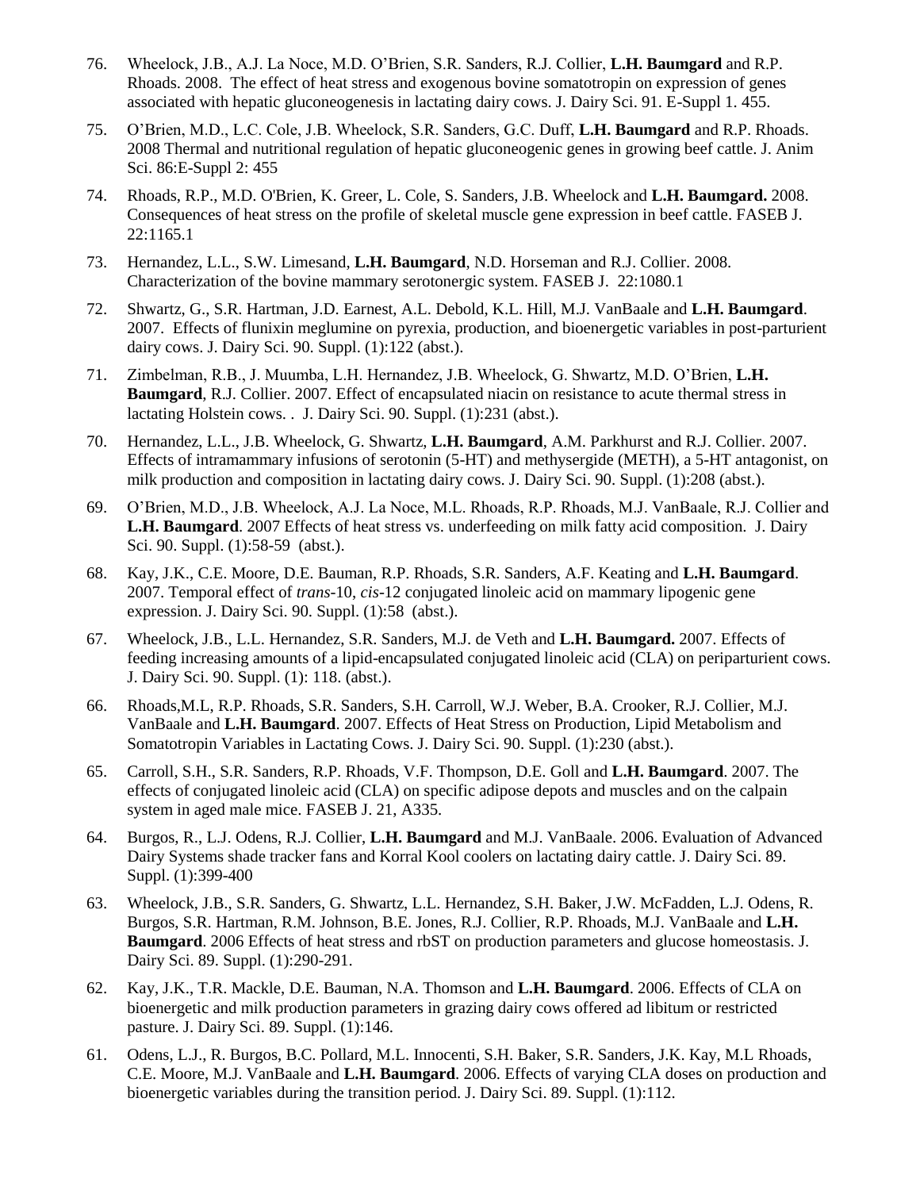76. Wheelock, J.B., A.J. La Noce, M.D. O'Brien, S.R. Sanders, R.J. Collier, **L.H. Baumgard** and R.P. Rhoads. 2008. The effect of heat stress and exogenous bovine somatotropin on expression of genes associated with hepatic gluconeogenesis in lactating dairy cows. J. Dairy Sci. 91. E-Suppl 1. 455.

75. O'Brien, M.D., L.C. Cole, J.B. Wheelock, S.R. Sanders, G.C. Duff, **L.H. Baumgard** and R.P. Rhoads. 2008 Thermal and nutritional regulation of hepatic gluconeogenic genes in growing beef cattle. J. Anim Sci. 86:E-Suppl 2: 455

74. Rhoads, R.P., M.D. O'Brien, K. Greer, L. Cole, S. Sanders, J.B. Wheelock and **L.H. Baumgard.** 2008. Consequences of heat stress on the profile of skeletal muscle gene expression in beef cattle. FASEB J. 22:1165.1

73. Hernandez, L.L., S.W. Limesand, **L.H. Baumgard**, N.D. Horseman and R.J. Collier. 2008. Characterization of the bovine mammary serotonergic system. FASEB J. 22:1080.1

72. Shwartz, G., S.R. Hartman, J.D. Earnest, A.L. Debold, K.L. Hill, M.J. VanBaale and **L.H. Baumgard**. 2007. Effects of flunixin meglumine on pyrexia, production, and bioenergetic variables in post-parturient dairy cows. J. Dairy Sci. 90. Suppl. (1):122 (abst.).

71. Zimbelman, R.B., J. Muumba, L.H. Hernandez, J.B. Wheelock, G. Shwartz, M.D. O'Brien, **L.H. Baumgard**, R.J. Collier. 2007. Effect of encapsulated niacin on resistance to acute thermal stress in lactating Holstein cows. . J. Dairy Sci. 90. Suppl. (1):231 (abst.).

70. Hernandez, L.L., J.B. Wheelock, G. Shwartz, **L.H. Baumgard**, A.M. Parkhurst and R.J. Collier. 2007. Effects of intramammary infusions of serotonin (5-HT) and methysergide (METH), a 5-HT antagonist, on milk production and composition in lactating dairy cows. J. Dairy Sci. 90. Suppl. (1):208 (abst.).

69. O'Brien, M.D., J.B. Wheelock, A.J. La Noce, M.L. Rhoads, R.P. Rhoads, M.J. VanBaale, R.J. Collier and **L.H. Baumgard**. 2007 Effects of heat stress vs. underfeeding on milk fatty acid composition. J. Dairy Sci. 90. Suppl. (1):58-59 (abst.).

68. Kay, J.K., C.E. Moore, D.E. Bauman, R.P. Rhoads, S.R. Sanders, A.F. Keating and **L.H. Baumgard**. 2007. Temporal effect of *trans*-10, *cis*-12 conjugated linoleic acid on mammary lipogenic gene expression. J. Dairy Sci. 90. Suppl. (1):58 (abst.).

67. Wheelock, J.B., L.L. Hernandez, S.R. Sanders, M.J. de Veth and **L.H. Baumgard.** 2007. Effects of feeding increasing amounts of a lipid-encapsulated conjugated linoleic acid (CLA) on periparturient cows. J. Dairy Sci. 90. Suppl. (1): 118. (abst.).

66. Rhoads,M.L, R.P. Rhoads, S.R. Sanders, S.H. Carroll, W.J. Weber, B.A. Crooker, R.J. Collier, M.J. VanBaale and **L.H. Baumgard**. 2007. Effects of Heat Stress on Production, Lipid Metabolism and Somatotropin Variables in Lactating Cows. J. Dairy Sci. 90. Suppl. (1):230 (abst.).

65. Carroll, S.H., S.R. Sanders, R.P. Rhoads, V.F. Thompson, D.E. Goll and **L.H. Baumgard**. 2007. The effects of conjugated linoleic acid (CLA) on specific adipose depots and muscles and on the calpain system in aged male mice. FASEB J. 21, A335.

64. Burgos, R., L.J. Odens, R.J. Collier, **L.H. Baumgard** and M.J. VanBaale. 2006. Evaluation of Advanced Dairy Systems shade tracker fans and Korral Kool coolers on lactating dairy cattle. J. Dairy Sci. 89. Suppl. (1):399-400

63. Wheelock, J.B., S.R. Sanders, G. Shwartz, L.L. Hernandez, S.H. Baker, J.W. McFadden, L.J. Odens, R. Burgos, S.R. Hartman, R.M. Johnson, B.E. Jones, R.J. Collier, R.P. Rhoads, M.J. VanBaale and **L.H. Baumgard**. 2006 Effects of heat stress and rbST on production parameters and glucose homeostasis. J. Dairy Sci. 89. Suppl. (1):290-291.

62. Kay, J.K., T.R. Mackle, D.E. Bauman, N.A. Thomson and **L.H. Baumgard**. 2006. Effects of CLA on bioenergetic and milk production parameters in grazing dairy cows offered ad libitum or restricted pasture. J. Dairy Sci. 89. Suppl. (1):146.

61. Odens, L.J., R. Burgos, B.C. Pollard, M.L. Innocenti, S.H. Baker, S.R. Sanders, J.K. Kay, M.L Rhoads, C.E. Moore, M.J. VanBaale and **L.H. Baumgard**. 2006. Effects of varying CLA doses on production and bioenergetic variables during the transition period. J. Dairy Sci. 89. Suppl. (1):112.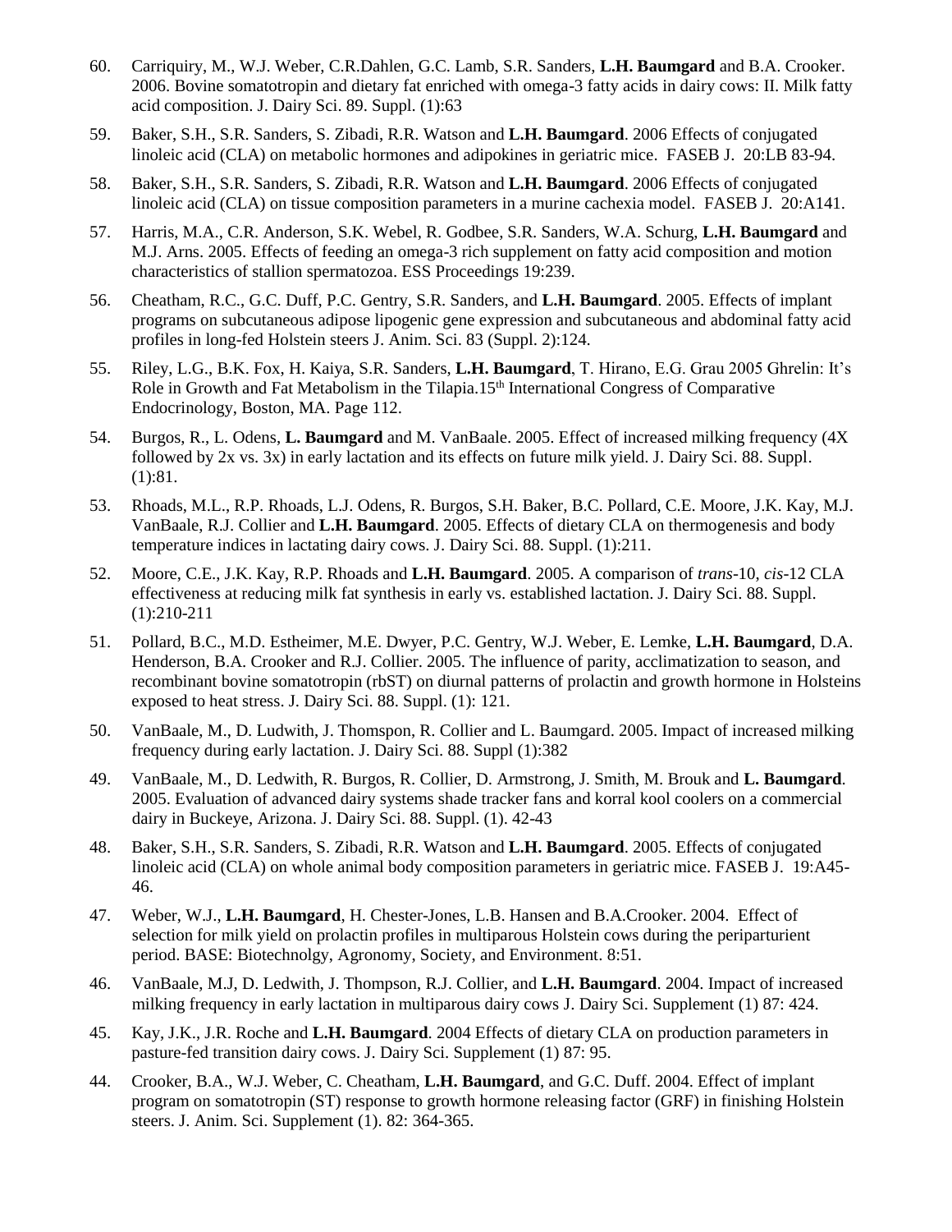60. Carriquiry, M., W.J. Weber, C.R.Dahlen, G.C. Lamb, S.R. Sanders, **L.H. Baumgard** and B.A. Crooker. 2006. Bovine somatotropin and dietary fat enriched with omega-3 fatty acids in dairy cows: II. Milk fatty acid composition. J. Dairy Sci. 89. Suppl. (1):63

59. Baker, S.H., S.R. Sanders, S. Zibadi, R.R. Watson and **L.H. Baumgard**. 2006 Effects of conjugated linoleic acid (CLA) on metabolic hormones and adipokines in geriatric mice. FASEB J. 20:LB 83-94.

58. Baker, S.H., S.R. Sanders, S. Zibadi, R.R. Watson and **L.H. Baumgard**. 2006 Effects of conjugated linoleic acid (CLA) on tissue composition parameters in a murine cachexia model. FASEB J. 20:A141.

57. Harris, M.A., C.R. Anderson, S.K. Webel, R. Godbee, S.R. Sanders, W.A. Schurg, **L.H. Baumgard** and M.J. Arns. 2005. Effects of feeding an omega-3 rich supplement on fatty acid composition and motion characteristics of stallion spermatozoa. ESS Proceedings 19:239.

56. Cheatham, R.C., G.C. Duff, P.C. Gentry, S.R. Sanders, and **L.H. Baumgard**. 2005. Effects of implant programs on subcutaneous adipose lipogenic gene expression and subcutaneous and abdominal fatty acid profiles in long-fed Holstein steers J. Anim. Sci. 83 (Suppl. 2):124.

55. Riley, L.G., B.K. Fox, H. Kaiya, S.R. Sanders, **L.H. Baumgard**, T. Hirano, E.G. Grau 2005 Ghrelin: It's Role in Growth and Fat Metabolism in the Tilapia.15th International Congress of Comparative Endocrinology, Boston, MA. Page 112.

54. Burgos, R., L. Odens, **L. Baumgard** and M. VanBaale. 2005. Effect of increased milking frequency (4X followed by 2x vs. 3x) in early lactation and its effects on future milk yield. J. Dairy Sci. 88. Suppl. (1):81.

53. Rhoads, M.L., R.P. Rhoads, L.J. Odens, R. Burgos, S.H. Baker, B.C. Pollard, C.E. Moore, J.K. Kay, M.J. VanBaale, R.J. Collier and **L.H. Baumgard**. 2005. Effects of dietary CLA on thermogenesis and body temperature indices in lactating dairy cows. J. Dairy Sci. 88. Suppl. (1):211.

52. Moore, C.E., J.K. Kay, R.P. Rhoads and **L.H. Baumgard**. 2005. A comparison of *trans*-10, *cis*-12 CLA effectiveness at reducing milk fat synthesis in early vs. established lactation. J. Dairy Sci. 88. Suppl. (1):210-211

51. Pollard, B.C., M.D. Estheimer, M.E. Dwyer, P.C. Gentry, W.J. Weber, E. Lemke, **L.H. Baumgard**, D.A. Henderson, B.A. Crooker and R.J. Collier. 2005. The influence of parity, acclimatization to season, and recombinant bovine somatotropin (rbST) on diurnal patterns of prolactin and growth hormone in Holsteins exposed to heat stress. J. Dairy Sci. 88. Suppl. (1): 121.

50. VanBaale, M., D. Ludwith, J. Thomspon, R. Collier and L. Baumgard. 2005. Impact of increased milking frequency during early lactation. J. Dairy Sci. 88. Suppl (1):382

49. VanBaale, M., D. Ledwith, R. Burgos, R. Collier, D. Armstrong, J. Smith, M. Brouk and **L. Baumgard**. 2005. Evaluation of advanced dairy systems shade tracker fans and korral kool coolers on a commercial dairy in Buckeye, Arizona. J. Dairy Sci. 88. Suppl. (1). 42-43

48. Baker, S.H., S.R. Sanders, S. Zibadi, R.R. Watson and **L.H. Baumgard**. 2005. Effects of conjugated linoleic acid (CLA) on whole animal body composition parameters in geriatric mice. FASEB J. 19:A45-46.

47. Weber, W.J., **L.H. Baumgard**, H. Chester-Jones, L.B. Hansen and B.A.Crooker. 2004. Effect of selection for milk yield on prolactin profiles in multiparous Holstein cows during the periparturient period. BASE: Biotechnolgy, Agronomy, Society, and Environment. 8:51.

46. VanBaale, M.J, D. Ledwith, J. Thompson, R.J. Collier, and **L.H. Baumgard**. 2004. Impact of increased milking frequency in early lactation in multiparous dairy cows J. Dairy Sci. Supplement (1) 87: 424.

45. Kay, J.K., J.R. Roche and **L.H. Baumgard**. 2004 Effects of dietary CLA on production parameters in pasture-fed transition dairy cows. J. Dairy Sci. Supplement (1) 87: 95.

44. Crooker, B.A., W.J. Weber, C. Cheatham, **L.H. Baumgard**, and G.C. Duff. 2004. Effect of implant program on somatotropin (ST) response to growth hormone releasing factor (GRF) in finishing Holstein steers. J. Anim. Sci. Supplement (1). 82: 364-365.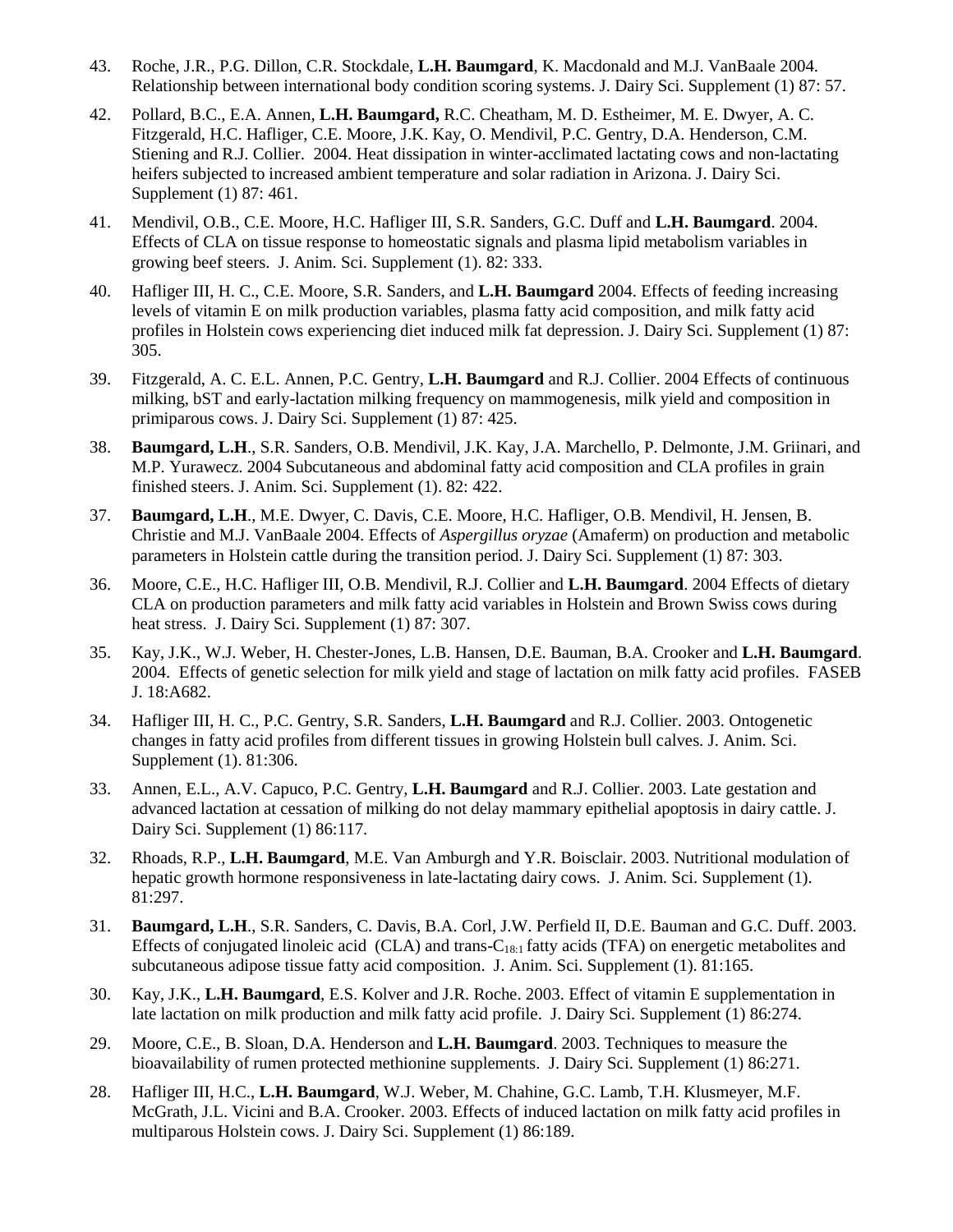43. Roche, J.R., P.G. Dillon, C.R. Stockdale, **L.H. Baumgard**, K. Macdonald and M.J. VanBaale 2004. Relationship between international body condition scoring systems. J. Dairy Sci. Supplement (1) 87: 57.

42. Pollard, B.C., E.A. Annen, **L.H. Baumgard,** R.C. Cheatham, M. D. Estheimer, M. E. Dwyer, A. C. Fitzgerald, H.C. Hafliger, C.E. Moore, J.K. Kay, O. Mendivil, P.C. Gentry, D.A. Henderson, C.M. Stiening and R.J. Collier. 2004. Heat dissipation in winter-acclimated lactating cows and non-lactating heifers subjected to increased ambient temperature and solar radiation in Arizona. J. Dairy Sci. Supplement (1) 87: 461.

41. Mendivil, O.B., C.E. Moore, H.C. Hafliger III, S.R. Sanders, G.C. Duff and **L.H. Baumgard**. 2004. Effects of CLA on tissue response to homeostatic signals and plasma lipid metabolism variables in growing beef steers. J. Anim. Sci. Supplement (1). 82: 333.

40. Hafliger III, H. C., C.E. Moore, S.R. Sanders, and **L.H. Baumgard** 2004. Effects of feeding increasing levels of vitamin E on milk production variables, plasma fatty acid composition, and milk fatty acid profiles in Holstein cows experiencing diet induced milk fat depression. J. Dairy Sci. Supplement (1) 87: 305.

39. Fitzgerald, A. C. E.L. Annen, P.C. Gentry, **L.H. Baumgard** and R.J. Collier. 2004 Effects of continuous milking, bST and early-lactation milking frequency on mammogenesis, milk yield and composition in primiparous cows. J. Dairy Sci. Supplement (1) 87: 425.

38. **Baumgard, L.H**., S.R. Sanders, O.B. Mendivil, J.K. Kay, J.A. Marchello, P. Delmonte, J.M. Griinari, and M.P. Yurawecz. 2004 Subcutaneous and abdominal fatty acid composition and CLA profiles in grain finished steers. J. Anim. Sci. Supplement (1). 82: 422.

37. **Baumgard, L.H**., M.E. Dwyer, C. Davis, C.E. Moore, H.C. Hafliger, O.B. Mendivil, H. Jensen, B. Christie and M.J. VanBaale 2004. Effects of *Aspergillus oryzae* (Amaferm) on production and metabolic parameters in Holstein cattle during the transition period. J. Dairy Sci. Supplement (1) 87: 303.

36. Moore, C.E., H.C. Hafliger III, O.B. Mendivil, R.J. Collier and **L.H. Baumgard**. 2004 Effects of dietary CLA on production parameters and milk fatty acid variables in Holstein and Brown Swiss cows during heat stress. J. Dairy Sci. Supplement (1) 87: 307.

35. Kay, J.K., W.J. Weber, H. Chester-Jones, L.B. Hansen, D.E. Bauman, B.A. Crooker and **L.H. Baumgard**. 2004. Effects of genetic selection for milk yield and stage of lactation on milk fatty acid profiles. FASEB J. 18:A682.

34. Hafliger III, H. C., P.C. Gentry, S.R. Sanders, **L.H. Baumgard** and R.J. Collier. 2003. Ontogenetic changes in fatty acid profiles from different tissues in growing Holstein bull calves. J. Anim. Sci. Supplement (1). 81:306.

33. Annen, E.L., A.V. Capuco, P.C. Gentry, **L.H. Baumgard** and R.J. Collier. 2003. Late gestation and advanced lactation at cessation of milking do not delay mammary epithelial apoptosis in dairy cattle. J. Dairy Sci. Supplement (1) 86:117.

32. Rhoads, R.P., **L.H. Baumgard**, M.E. Van Amburgh and Y.R. Boisclair. 2003. Nutritional modulation of hepatic growth hormone responsiveness in late-lactating dairy cows. J. Anim. Sci. Supplement (1). 81:297.

31. **Baumgard, L.H**., S.R. Sanders, C. Davis, B.A. Corl, J.W. Perfield II, D.E. Bauman and G.C. Duff. 2003. Effects of conjugated linoleic acid (CLA) and trans-$C_{18:1}$ fatty acids (TFA) on energetic metabolites and subcutaneous adipose tissue fatty acid composition. J. Anim. Sci. Supplement (1). 81:165.

30. Kay, J.K., **L.H. Baumgard**, E.S. Kolver and J.R. Roche. 2003. Effect of vitamin E supplementation in late lactation on milk production and milk fatty acid profile. J. Dairy Sci. Supplement (1) 86:274.

29. Moore, C.E., B. Sloan, D.A. Henderson and **L.H. Baumgard**. 2003. Techniques to measure the bioavailability of rumen protected methionine supplements. J. Dairy Sci. Supplement (1) 86:271.

28. Hafliger III, H.C., **L.H. Baumgard**, W.J. Weber, M. Chahine, G.C. Lamb, T.H. Klusmeyer, M.F. McGrath, J.L. Vicini and B.A. Crooker. 2003. Effects of induced lactation on milk fatty acid profiles in multiparous Holstein cows. J. Dairy Sci. Supplement (1) 86:189.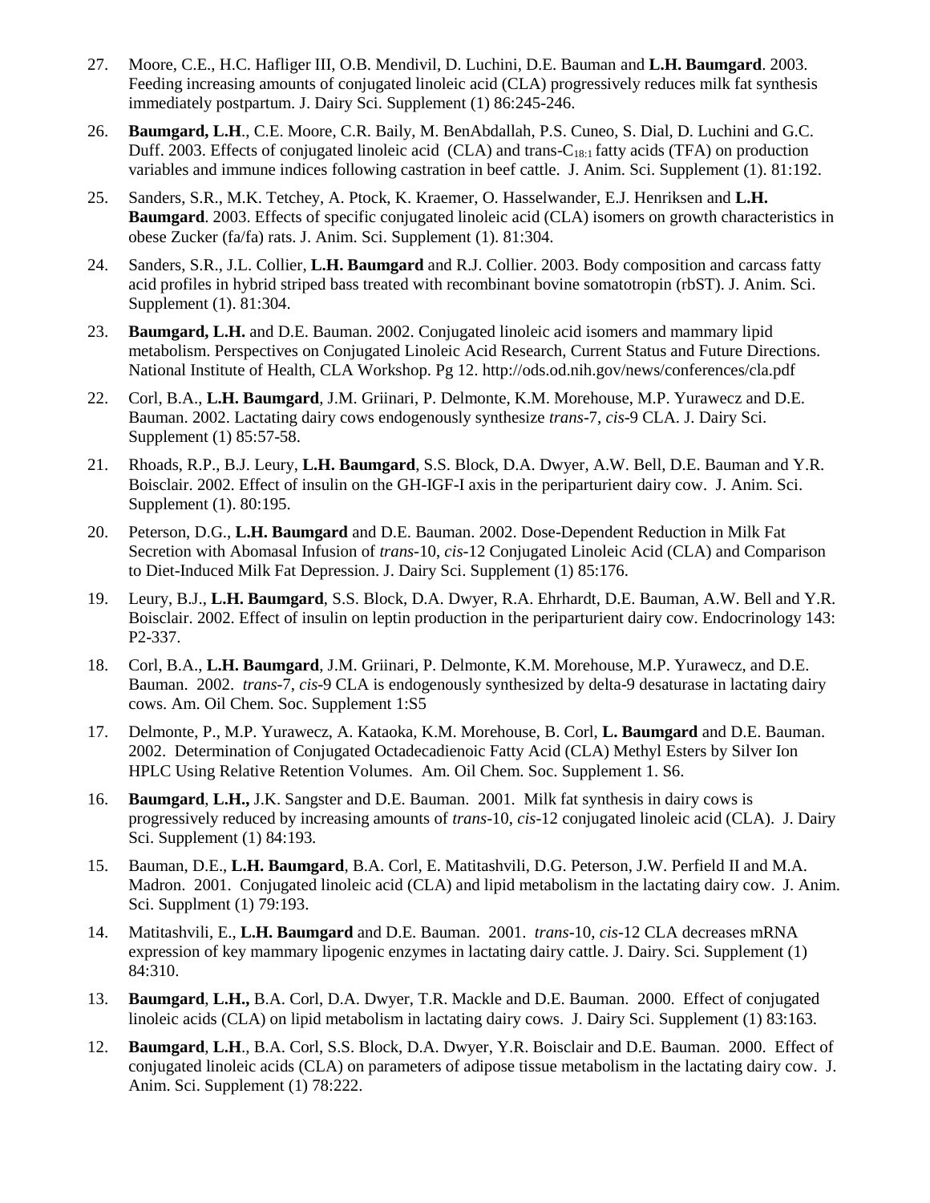27. Moore, C.E., H.C. Hafliger III, O.B. Mendivil, D. Luchini, D.E. Bauman and **L.H. Baumgard**. 2003. Feeding increasing amounts of conjugated linoleic acid (CLA) progressively reduces milk fat synthesis immediately postpartum. J. Dairy Sci. Supplement (1) 86:245-246.

26. **Baumgard, L.H**., C.E. Moore, C.R. Baily, M. BenAbdallah, P.S. Cuneo, S. Dial, D. Luchini and G.C. Duff. 2003. Effects of conjugated linoleic acid (CLA) and trans-$C_{18:1}$ fatty acids (TFA) on production variables and immune indices following castration in beef cattle. J. Anim. Sci. Supplement (1). 81:192.

25. Sanders, S.R., M.K. Tetchey, A. Ptock, K. Kraemer, O. Hasselwander, E.J. Henriksen and **L.H. Baumgard**. 2003. Effects of specific conjugated linoleic acid (CLA) isomers on growth characteristics in obese Zucker (fa/fa) rats. J. Anim. Sci. Supplement (1). 81:304.

24. Sanders, S.R., J.L. Collier, **L.H. Baumgard** and R.J. Collier. 2003. Body composition and carcass fatty acid profiles in hybrid striped bass treated with recombinant bovine somatotropin (rbST). J. Anim. Sci. Supplement (1). 81:304.

23. **Baumgard, L.H.** and D.E. Bauman. 2002. Conjugated linoleic acid isomers and mammary lipid metabolism. Perspectives on Conjugated Linoleic Acid Research, Current Status and Future Directions. National Institute of Health, CLA Workshop. Pg 12. http://ods.od.nih.gov/news/conferences/cla.pdf

22. Corl, B.A., **L.H. Baumgard**, J.M. Griinari, P. Delmonte, K.M. Morehouse, M.P. Yurawecz and D.E. Bauman. 2002. Lactating dairy cows endogenously synthesize *trans*-7, *cis*-9 CLA. J. Dairy Sci. Supplement (1) 85:57-58.

21. Rhoads, R.P., B.J. Leury, **L.H. Baumgard**, S.S. Block, D.A. Dwyer, A.W. Bell, D.E. Bauman and Y.R. Boisclair. 2002. Effect of insulin on the GH-IGF-I axis in the periparturient dairy cow. J. Anim. Sci. Supplement (1). 80:195.

20. Peterson, D.G., **L.H. Baumgard** and D.E. Bauman. 2002. Dose-Dependent Reduction in Milk Fat Secretion with Abomasal Infusion of *trans*-10, *cis*-12 Conjugated Linoleic Acid (CLA) and Comparison to Diet-Induced Milk Fat Depression. J. Dairy Sci. Supplement (1) 85:176.

19. Leury, B.J., **L.H. Baumgard**, S.S. Block, D.A. Dwyer, R.A. Ehrhardt, D.E. Bauman, A.W. Bell and Y.R. Boisclair. 2002. Effect of insulin on leptin production in the periparturient dairy cow. Endocrinology 143: P2-337.

18. Corl, B.A., **L.H. Baumgard**, J.M. Griinari, P. Delmonte, K.M. Morehouse, M.P. Yurawecz, and D.E. Bauman. 2002. *trans*-7, *cis*-9 CLA is endogenously synthesized by delta-9 desaturase in lactating dairy cows. Am. Oil Chem. Soc. Supplement 1:S5

17. Delmonte, P., M.P. Yurawecz, A. Kataoka, K.M. Morehouse, B. Corl, **L. Baumgard** and D.E. Bauman. 2002. Determination of Conjugated Octadecadienoic Fatty Acid (CLA) Methyl Esters by Silver Ion HPLC Using Relative Retention Volumes. Am. Oil Chem. Soc. Supplement 1. S6.

16. **Baumgard**, **L.H.,** J.K. Sangster and D.E. Bauman. 2001. Milk fat synthesis in dairy cows is progressively reduced by increasing amounts of *trans*-10, *cis*-12 conjugated linoleic acid (CLA). J. Dairy Sci. Supplement (1) 84:193.

15. Bauman, D.E., **L.H. Baumgard**, B.A. Corl, E. Matitashvili, D.G. Peterson, J.W. Perfield II and M.A. Madron. 2001. Conjugated linoleic acid (CLA) and lipid metabolism in the lactating dairy cow. J. Anim. Sci. Supplment (1) 79:193.

14. Matitashvili, E., **L.H. Baumgard** and D.E. Bauman. 2001. *trans*-10, *cis*-12 CLA decreases mRNA expression of key mammary lipogenic enzymes in lactating dairy cattle. J. Dairy. Sci. Supplement (1) 84:310.

13. **Baumgard**, **L.H.,** B.A. Corl, D.A. Dwyer, T.R. Mackle and D.E. Bauman. 2000. Effect of conjugated linoleic acids (CLA) on lipid metabolism in lactating dairy cows. J. Dairy Sci. Supplement (1) 83:163.

12. **Baumgard**, **L.H**., B.A. Corl, S.S. Block, D.A. Dwyer, Y.R. Boisclair and D.E. Bauman. 2000. Effect of conjugated linoleic acids (CLA) on parameters of adipose tissue metabolism in the lactating dairy cow. J. Anim. Sci. Supplement (1) 78:222.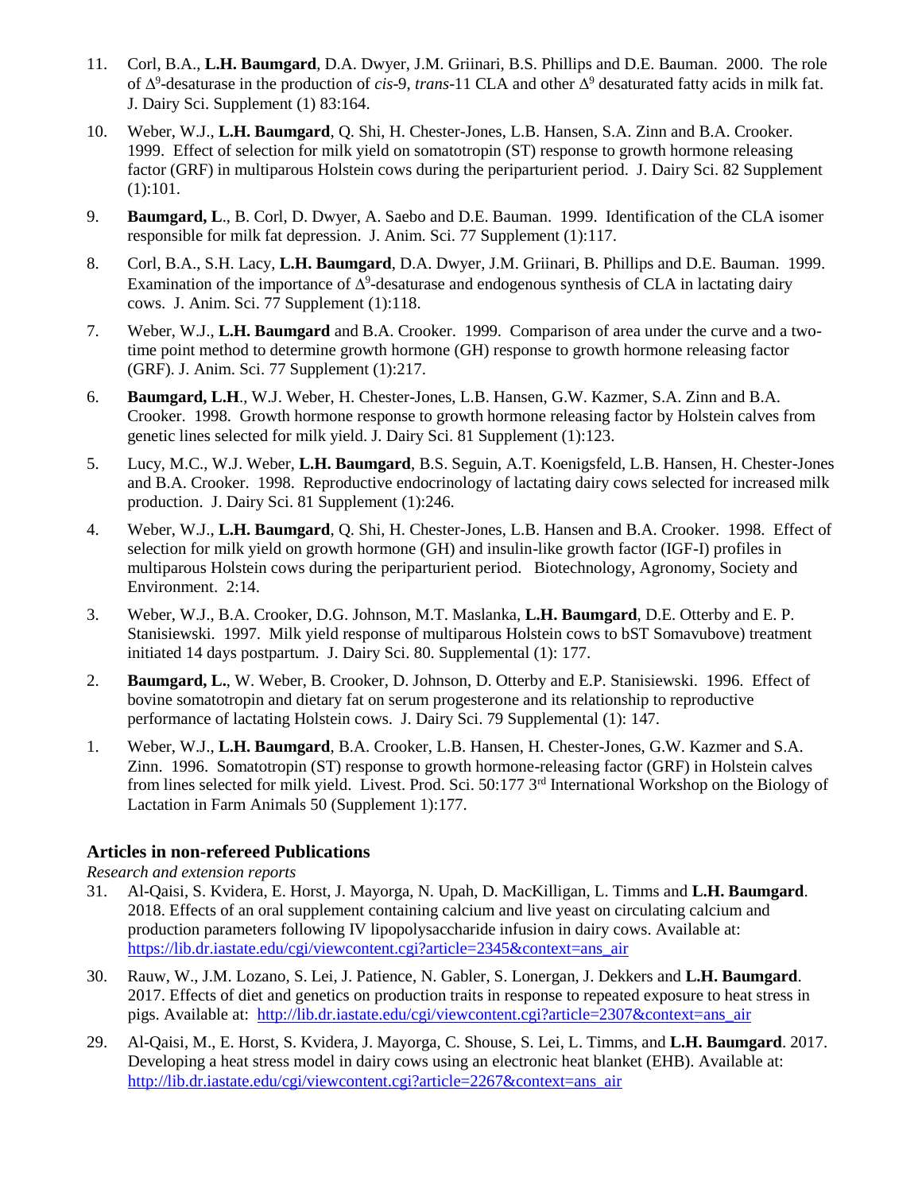11. Corl, B.A., **L.H. Baumgard**, D.A. Dwyer, J.M. Griinari, B.S. Phillips and D.E. Bauman. 2000. The role of $\Delta^9$-desaturase in the production of *cis*-9, *trans*-11 CLA and other $\Delta^9$ desaturated fatty acids in milk fat. J. Dairy Sci. Supplement (1) 83:164.

10. Weber, W.J., **L.H. Baumgard**, Q. Shi, H. Chester-Jones, L.B. Hansen, S.A. Zinn and B.A. Crooker. 1999. Effect of selection for milk yield on somatotropin (ST) response to growth hormone releasing factor (GRF) in multiparous Holstein cows during the periparturient period. J. Dairy Sci. 82 Supplement (1):101.

9. **Baumgard, L**., B. Corl, D. Dwyer, A. Saebo and D.E. Bauman. 1999. Identification of the CLA isomer responsible for milk fat depression. J. Anim. Sci. 77 Supplement (1):117.

8. Corl, B.A., S.H. Lacy, **L.H. Baumgard**, D.A. Dwyer, J.M. Griinari, B. Phillips and D.E. Bauman. 1999. Examination of the importance of $\Delta^9$-desaturase and endogenous synthesis of CLA in lactating dairy cows. J. Anim. Sci. 77 Supplement (1):118.

7. Weber, W.J., **L.H. Baumgard** and B.A. Crooker. 1999. Comparison of area under the curve and a two-time point method to determine growth hormone (GH) response to growth hormone releasing factor (GRF). J. Anim. Sci. 77 Supplement (1):217.

6. **Baumgard, L.H**., W.J. Weber, H. Chester-Jones, L.B. Hansen, G.W. Kazmer, S.A. Zinn and B.A. Crooker. 1998. Growth hormone response to growth hormone releasing factor by Holstein calves from genetic lines selected for milk yield. J. Dairy Sci. 81 Supplement (1):123.

5. Lucy, M.C., W.J. Weber, **L.H. Baumgard**, B.S. Seguin, A.T. Koenigsfeld, L.B. Hansen, H. Chester-Jones and B.A. Crooker. 1998. Reproductive endocrinology of lactating dairy cows selected for increased milk production. J. Dairy Sci. 81 Supplement (1):246.

4. Weber, W.J., **L.H. Baumgard**, Q. Shi, H. Chester-Jones, L.B. Hansen and B.A. Crooker. 1998. Effect of selection for milk yield on growth hormone (GH) and insulin-like growth factor (IGF-I) profiles in multiparous Holstein cows during the periparturient period. Biotechnology, Agronomy, Society and Environment. 2:14.

3. Weber, W.J., B.A. Crooker, D.G. Johnson, M.T. Maslanka, **L.H. Baumgard**, D.E. Otterby and E. P. Stanisiewski. 1997. Milk yield response of multiparous Holstein cows to bST Somavubove) treatment initiated 14 days postpartum. J. Dairy Sci. 80. Supplemental (1): 177.

2. **Baumgard, L.**, W. Weber, B. Crooker, D. Johnson, D. Otterby and E.P. Stanisiewski. 1996. Effect of bovine somatotropin and dietary fat on serum progesterone and its relationship to reproductive performance of lactating Holstein cows. J. Dairy Sci. 79 Supplemental (1): 147.

1. Weber, W.J., **L.H. Baumgard**, B.A. Crooker, L.B. Hansen, H. Chester-Jones, G.W. Kazmer and S.A. Zinn. 1996. Somatotropin (ST) response to growth hormone-releasing factor (GRF) in Holstein calves from lines selected for milk yield. Livest. Prod. Sci. 50:177 3rd International Workshop on the Biology of Lactation in Farm Animals 50 (Supplement 1):177.

### Articles in non-refereed Publications

*Research and extension reports*

31. Al-Qaisi, S. Kvidera, E. Horst, J. Mayorga, N. Upah, D. MacKilligan, L. Timms and **L.H. Baumgard**. 2018. Effects of an oral supplement containing calcium and live yeast on circulating calcium and production parameters following IV lipopolysaccharide infusion in dairy cows. Available at: https://lib.dr.iastate.edu/cgi/viewcontent.cgi?article=2345&context=ans_air

30. Rauw, W., J.M. Lozano, S. Lei, J. Patience, N. Gabler, S. Lonergan, J. Dekkers and **L.H. Baumgard**. 2017. Effects of diet and genetics on production traits in response to repeated exposure to heat stress in pigs. Available at: http://lib.dr.iastate.edu/cgi/viewcontent.cgi?article=2307&context=ans_air

29. Al-Qaisi, M., E. Horst, S. Kvidera, J. Mayorga, C. Shouse, S. Lei, L. Timms, and **L.H. Baumgard**. 2017. Developing a heat stress model in dairy cows using an electronic heat blanket (EHB). Available at: http://lib.dr.iastate.edu/cgi/viewcontent.cgi?article=2267&context=ans_air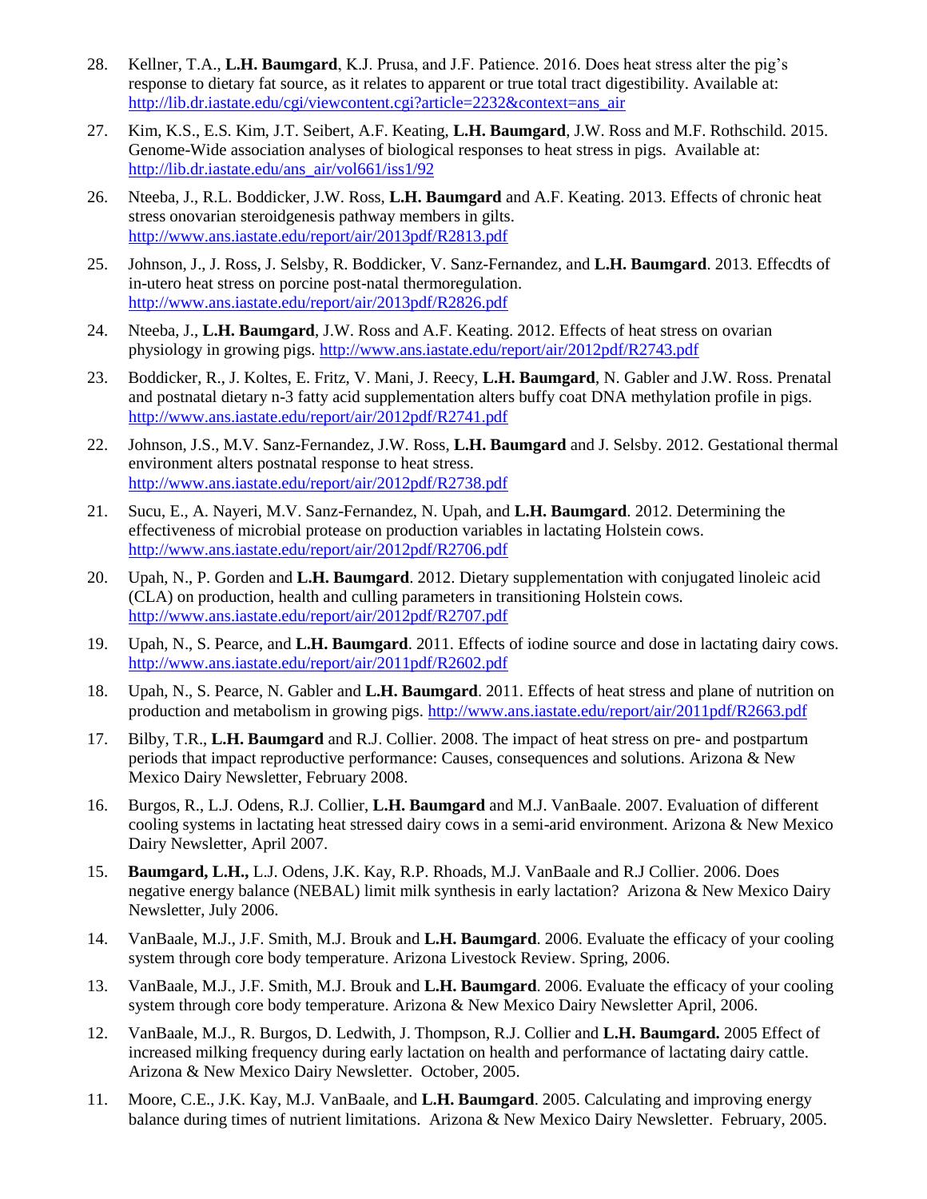28. Kellner, T.A., **L.H. Baumgard**, K.J. Prusa, and J.F. Patience. 2016. Does heat stress alter the pig's response to dietary fat source, as it relates to apparent or true total tract digestibility. Available at: http://lib.dr.iastate.edu/cgi/viewcontent.cgi?article=2232&context=ans_air

27. Kim, K.S., E.S. Kim, J.T. Seibert, A.F. Keating, **L.H. Baumgard**, J.W. Ross and M.F. Rothschild. 2015. Genome-Wide association analyses of biological responses to heat stress in pigs. Available at: http://lib.dr.iastate.edu/ans_air/vol661/iss1/92

26. Nteeba, J., R.L. Boddicker, J.W. Ross, **L.H. Baumgard** and A.F. Keating. 2013. Effects of chronic heat stress onovarian steroidgenesis pathway members in gilts. http://www.ans.iastate.edu/report/air/2013pdf/R2813.pdf

25. Johnson, J., J. Ross, J. Selsby, R. Boddicker, V. Sanz-Fernandez, and **L.H. Baumgard**. 2013. Effecdts of in-utero heat stress on porcine post-natal thermoregulation. http://www.ans.iastate.edu/report/air/2013pdf/R2826.pdf

24. Nteeba, J., **L.H. Baumgard**, J.W. Ross and A.F. Keating. 2012. Effects of heat stress on ovarian physiology in growing pigs. http://www.ans.iastate.edu/report/air/2012pdf/R2743.pdf

23. Boddicker, R., J. Koltes, E. Fritz, V. Mani, J. Reecy, **L.H. Baumgard**, N. Gabler and J.W. Ross. Prenatal and postnatal dietary n-3 fatty acid supplementation alters buffy coat DNA methylation profile in pigs. http://www.ans.iastate.edu/report/air/2012pdf/R2741.pdf

22. Johnson, J.S., M.V. Sanz-Fernandez, J.W. Ross, **L.H. Baumgard** and J. Selsby. 2012. Gestational thermal environment alters postnatal response to heat stress. http://www.ans.iastate.edu/report/air/2012pdf/R2738.pdf

21. Sucu, E., A. Nayeri, M.V. Sanz-Fernandez, N. Upah, and **L.H. Baumgard**. 2012. Determining the effectiveness of microbial protease on production variables in lactating Holstein cows. http://www.ans.iastate.edu/report/air/2012pdf/R2706.pdf

20. Upah, N., P. Gorden and **L.H. Baumgard**. 2012. Dietary supplementation with conjugated linoleic acid (CLA) on production, health and culling parameters in transitioning Holstein cows. http://www.ans.iastate.edu/report/air/2012pdf/R2707.pdf

19. Upah, N., S. Pearce, and **L.H. Baumgard**. 2011. Effects of iodine source and dose in lactating dairy cows. http://www.ans.iastate.edu/report/air/2011pdf/R2602.pdf

18. Upah, N., S. Pearce, N. Gabler and **L.H. Baumgard**. 2011. Effects of heat stress and plane of nutrition on production and metabolism in growing pigs. http://www.ans.iastate.edu/report/air/2011pdf/R2663.pdf

17. Bilby, T.R., **L.H. Baumgard** and R.J. Collier. 2008. The impact of heat stress on pre- and postpartum periods that impact reproductive performance: Causes, consequences and solutions. Arizona & New Mexico Dairy Newsletter, February 2008.

16. Burgos, R., L.J. Odens, R.J. Collier, **L.H. Baumgard** and M.J. VanBaale. 2007. Evaluation of different cooling systems in lactating heat stressed dairy cows in a semi-arid environment. Arizona & New Mexico Dairy Newsletter, April 2007.

15. **Baumgard, L.H.,** L.J. Odens, J.K. Kay, R.P. Rhoads, M.J. VanBaale and R.J Collier. 2006. Does negative energy balance (NEBAL) limit milk synthesis in early lactation? Arizona & New Mexico Dairy Newsletter, July 2006.

14. VanBaale, M.J., J.F. Smith, M.J. Brouk and **L.H. Baumgard**. 2006. Evaluate the efficacy of your cooling system through core body temperature. Arizona Livestock Review. Spring, 2006.

13. VanBaale, M.J., J.F. Smith, M.J. Brouk and **L.H. Baumgard**. 2006. Evaluate the efficacy of your cooling system through core body temperature. Arizona & New Mexico Dairy Newsletter April, 2006.

12. VanBaale, M.J., R. Burgos, D. Ledwith, J. Thompson, R.J. Collier and **L.H. Baumgard.** 2005 Effect of increased milking frequency during early lactation on health and performance of lactating dairy cattle. Arizona & New Mexico Dairy Newsletter. October, 2005.

11. Moore, C.E., J.K. Kay, M.J. VanBaale, and **L.H. Baumgard**. 2005. Calculating and improving energy balance during times of nutrient limitations. Arizona & New Mexico Dairy Newsletter. February, 2005.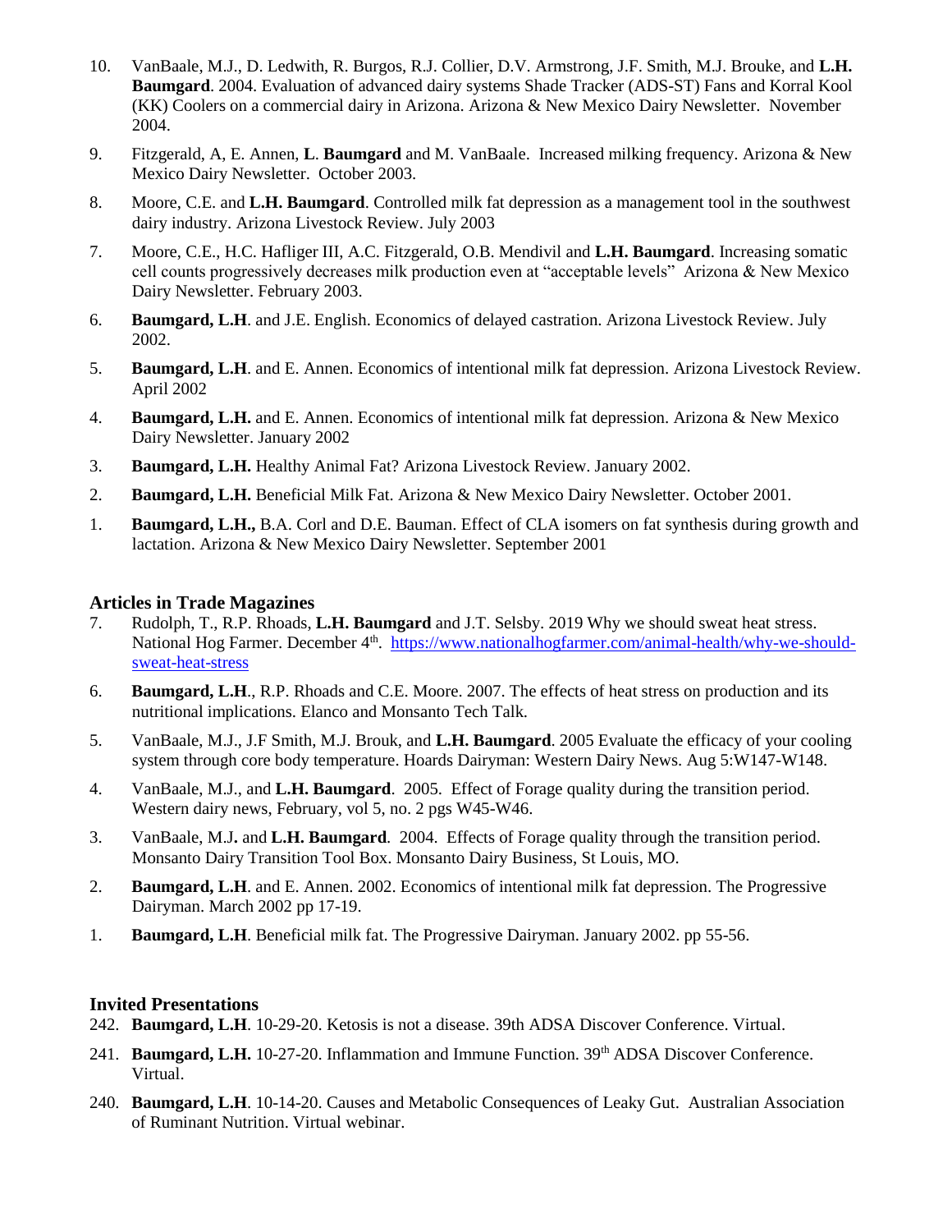10. VanBaale, M.J., D. Ledwith, R. Burgos, R.J. Collier, D.V. Armstrong, J.F. Smith, M.J. Brouke, and **L.H. Baumgard**. 2004. Evaluation of advanced dairy systems Shade Tracker (ADS-ST) Fans and Korral Kool (KK) Coolers on a commercial dairy in Arizona. Arizona & New Mexico Dairy Newsletter. November 2004.

9. Fitzgerald, A, E. Annen, **L**. **Baumgard** and M. VanBaale. Increased milking frequency. Arizona & New Mexico Dairy Newsletter. October 2003.

8. Moore, C.E. and **L.H. Baumgard**. Controlled milk fat depression as a management tool in the southwest dairy industry. Arizona Livestock Review. July 2003

7. Moore, C.E., H.C. Hafliger III, A.C. Fitzgerald, O.B. Mendivil and **L.H. Baumgard**. Increasing somatic cell counts progressively decreases milk production even at "acceptable levels" Arizona & New Mexico Dairy Newsletter. February 2003.

6. **Baumgard, L.H**. and J.E. English. Economics of delayed castration. Arizona Livestock Review. July 2002.

5. **Baumgard, L.H**. and E. Annen. Economics of intentional milk fat depression. Arizona Livestock Review. April 2002

4. **Baumgard, L.H.** and E. Annen. Economics of intentional milk fat depression. Arizona & New Mexico Dairy Newsletter. January 2002

3. **Baumgard, L.H.** Healthy Animal Fat? Arizona Livestock Review. January 2002.

2. **Baumgard, L.H.** Beneficial Milk Fat. Arizona & New Mexico Dairy Newsletter. October 2001.

1. **Baumgard, L.H.,** B.A. Corl and D.E. Bauman. Effect of CLA isomers on fat synthesis during growth and lactation. Arizona & New Mexico Dairy Newsletter. September 2001

## Articles in Trade Magazines

7. Rudolph, T., R.P. Rhoads, **L.H. Baumgard** and J.T. Selsby. 2019 Why we should sweat heat stress. National Hog Farmer. December 4th. https://www.nationalhogfarmer.com/animal-health/why-we-should-sweat-heat-stress

6. **Baumgard, L.H**., R.P. Rhoads and C.E. Moore. 2007. The effects of heat stress on production and its nutritional implications. Elanco and Monsanto Tech Talk.

5. VanBaale, M.J., J.F Smith, M.J. Brouk, and **L.H. Baumgard**. 2005 Evaluate the efficacy of your cooling system through core body temperature. Hoards Dairyman: Western Dairy News. Aug 5:W147-W148.

4. VanBaale, M.J., and **L.H. Baumgard**. 2005. Effect of Forage quality during the transition period. Western dairy news, February, vol 5, no. 2 pgs W45-W46.

3. VanBaale, M.J**.** and **L.H. Baumgard**. 2004. Effects of Forage quality through the transition period. Monsanto Dairy Transition Tool Box. Monsanto Dairy Business, St Louis, MO.

2. **Baumgard, L.H**. and E. Annen. 2002. Economics of intentional milk fat depression. The Progressive Dairyman. March 2002 pp 17-19.

1. **Baumgard, L.H**. Beneficial milk fat. The Progressive Dairyman. January 2002. pp 55-56.

## Invited Presentations

242. **Baumgard, L.H**. 10-29-20. Ketosis is not a disease. 39th ADSA Discover Conference. Virtual.

241. **Baumgard, L.H.** 10-27-20. Inflammation and Immune Function. 39th ADSA Discover Conference. Virtual.

240. **Baumgard, L.H**. 10-14-20. Causes and Metabolic Consequences of Leaky Gut. Australian Association of Ruminant Nutrition. Virtual webinar.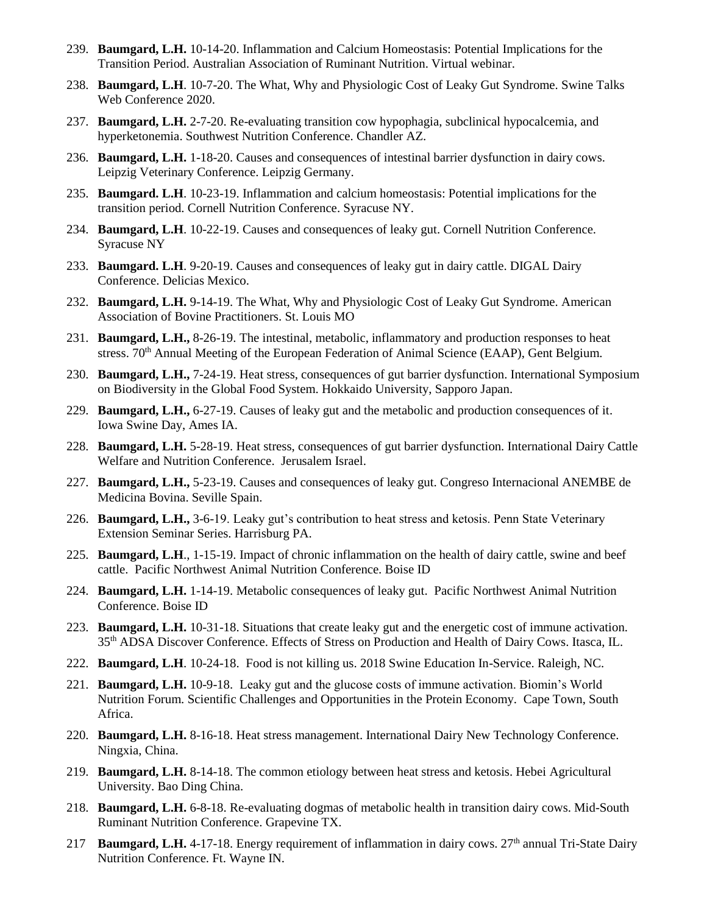239. **Baumgard, L.H.** 10-14-20. Inflammation and Calcium Homeostasis: Potential Implications for the Transition Period. Australian Association of Ruminant Nutrition. Virtual webinar.

238. **Baumgard, L.H**. 10-7-20. The What, Why and Physiologic Cost of Leaky Gut Syndrome. Swine Talks Web Conference 2020.

237. **Baumgard, L.H.** 2-7-20. Re-evaluating transition cow hypophagia, subclinical hypocalcemia, and hyperketonemia. Southwest Nutrition Conference. Chandler AZ.

236. **Baumgard, L.H.** 1-18-20. Causes and consequences of intestinal barrier dysfunction in dairy cows. Leipzig Veterinary Conference. Leipzig Germany.

235. **Baumgard. L.H**. 10-23-19. Inflammation and calcium homeostasis: Potential implications for the transition period. Cornell Nutrition Conference. Syracuse NY.

234. **Baumgard, L.H**. 10-22-19. Causes and consequences of leaky gut. Cornell Nutrition Conference. Syracuse NY

233. **Baumgard. L.H**. 9-20-19. Causes and consequences of leaky gut in dairy cattle. DIGAL Dairy Conference. Delicias Mexico.

232. **Baumgard, L.H.** 9-14-19. The What, Why and Physiologic Cost of Leaky Gut Syndrome. American Association of Bovine Practitioners. St. Louis MO

231. **Baumgard, L.H.,** 8-26-19. The intestinal, metabolic, inflammatory and production responses to heat stress. 70th Annual Meeting of the European Federation of Animal Science (EAAP), Gent Belgium.

230. **Baumgard, L.H.,** 7-24-19. Heat stress, consequences of gut barrier dysfunction. International Symposium on Biodiversity in the Global Food System. Hokkaido University, Sapporo Japan.

229. **Baumgard, L.H.,** 6-27-19. Causes of leaky gut and the metabolic and production consequences of it. Iowa Swine Day, Ames IA.

228. **Baumgard, L.H.** 5-28-19. Heat stress, consequences of gut barrier dysfunction. International Dairy Cattle Welfare and Nutrition Conference. Jerusalem Israel.

227. **Baumgard, L.H.,** 5-23-19. Causes and consequences of leaky gut. Congreso Internacional ANEMBE de Medicina Bovina. Seville Spain.

226. **Baumgard, L.H.,** 3-6-19. Leaky gut's contribution to heat stress and ketosis. Penn State Veterinary Extension Seminar Series. Harrisburg PA.

225. **Baumgard, L.H**., 1-15-19. Impact of chronic inflammation on the health of dairy cattle, swine and beef cattle. Pacific Northwest Animal Nutrition Conference. Boise ID

224. **Baumgard, L.H.** 1-14-19. Metabolic consequences of leaky gut. Pacific Northwest Animal Nutrition Conference. Boise ID

223. **Baumgard, L.H.** 10-31-18. Situations that create leaky gut and the energetic cost of immune activation. 35th ADSA Discover Conference. Effects of Stress on Production and Health of Dairy Cows. Itasca, IL.

222. **Baumgard, L.H**. 10-24-18. Food is not killing us. 2018 Swine Education In-Service. Raleigh, NC.

221. **Baumgard, L.H.** 10-9-18. Leaky gut and the glucose costs of immune activation. Biomin's World Nutrition Forum. Scientific Challenges and Opportunities in the Protein Economy. Cape Town, South Africa.

220. **Baumgard, L.H.** 8-16-18. Heat stress management. International Dairy New Technology Conference. Ningxia, China.

219. **Baumgard, L.H.** 8-14-18. The common etiology between heat stress and ketosis. Hebei Agricultural University. Bao Ding China.

218. **Baumgard, L.H.** 6-8-18. Re-evaluating dogmas of metabolic health in transition dairy cows. Mid-South Ruminant Nutrition Conference. Grapevine TX.

217 **Baumgard, L.H.** 4-17-18. Energy requirement of inflammation in dairy cows. 27th annual Tri-State Dairy Nutrition Conference. Ft. Wayne IN.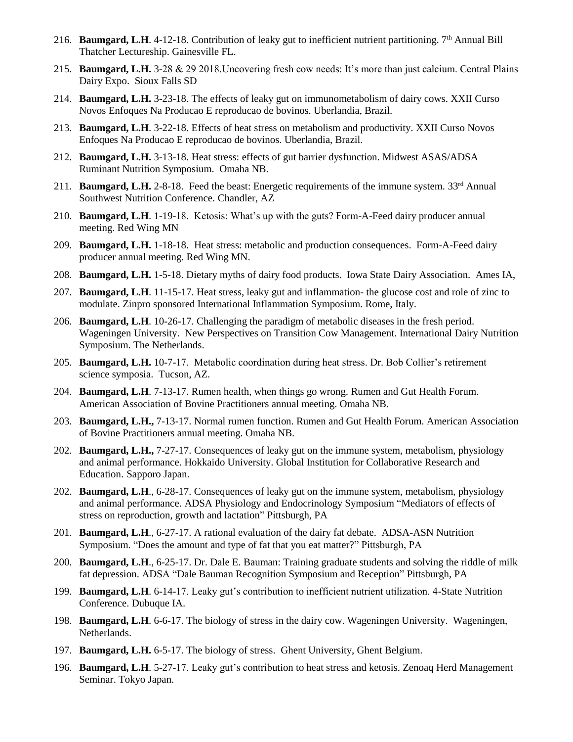216. **Baumgard, L.H**. 4-12-18. Contribution of leaky gut to inefficient nutrient partitioning. 7th Annual Bill Thatcher Lectureship. Gainesville FL.

215. **Baumgard, L.H.** 3-28 & 29 2018.Uncovering fresh cow needs: It's more than just calcium. Central Plains Dairy Expo. Sioux Falls SD

214. **Baumgard, L.H.** 3-23-18. The effects of leaky gut on immunometabolism of dairy cows. XXII Curso Novos Enfoques Na Producao E reproducao de bovinos. Uberlandia, Brazil.

213. **Baumgard, L.H**. 3-22-18. Effects of heat stress on metabolism and productivity. XXII Curso Novos Enfoques Na Producao E reproducao de bovinos. Uberlandia, Brazil.

212. **Baumgard, L.H.** 3-13-18. Heat stress: effects of gut barrier dysfunction. Midwest ASAS/ADSA Ruminant Nutrition Symposium. Omaha NB.

211. **Baumgard, L.H.** 2-8-18. Feed the beast: Energetic requirements of the immune system. 33rd Annual Southwest Nutrition Conference. Chandler, AZ

210. **Baumgard, L.H**. 1-19-18. Ketosis: What's up with the guts? Form-A-Feed dairy producer annual meeting. Red Wing MN

209. **Baumgard, L.H.** 1-18-18. Heat stress: metabolic and production consequences. Form-A-Feed dairy producer annual meeting. Red Wing MN.

208. **Baumgard, L.H.** 1-5-18. Dietary myths of dairy food products. Iowa State Dairy Association. Ames IA,

207. **Baumgard, L.H**. 11-15-17. Heat stress, leaky gut and inflammation- the glucose cost and role of zinc to modulate. Zinpro sponsored International Inflammation Symposium. Rome, Italy.

206. **Baumgard, L.H**. 10-26-17. Challenging the paradigm of metabolic diseases in the fresh period. Wageningen University. New Perspectives on Transition Cow Management. International Dairy Nutrition Symposium. The Netherlands.

205. **Baumgard, L.H.** 10-7-17. Metabolic coordination during heat stress. Dr. Bob Collier's retirement science symposia. Tucson, AZ.

204. **Baumgard, L.H**. 7-13-17. Rumen health, when things go wrong. Rumen and Gut Health Forum. American Association of Bovine Practitioners annual meeting. Omaha NB.

203. **Baumgard, L.H.,** 7-13-17. Normal rumen function. Rumen and Gut Health Forum. American Association of Bovine Practitioners annual meeting. Omaha NB.

202. **Baumgard, L.H.,** 7-27-17. Consequences of leaky gut on the immune system, metabolism, physiology and animal performance. Hokkaido University. Global Institution for Collaborative Research and Education. Sapporo Japan.

202. **Baumgard, L.H**., 6-28-17. Consequences of leaky gut on the immune system, metabolism, physiology and animal performance. ADSA Physiology and Endocrinology Symposium "Mediators of effects of stress on reproduction, growth and lactation" Pittsburgh, PA

201. **Baumgard, L.H**., 6-27-17. A rational evaluation of the dairy fat debate. ADSA-ASN Nutrition Symposium. "Does the amount and type of fat that you eat matter?" Pittsburgh, PA

200. **Baumgard, L.H**., 6-25-17. Dr. Dale E. Bauman: Training graduate students and solving the riddle of milk fat depression. ADSA "Dale Bauman Recognition Symposium and Reception" Pittsburgh, PA

199. **Baumgard, L.H**. 6-14-17. Leaky gut's contribution to inefficient nutrient utilization. 4-State Nutrition Conference. Dubuque IA.

198. **Baumgard, L.H**. 6-6-17. The biology of stress in the dairy cow. Wageningen University. Wageningen, Netherlands.

197. **Baumgard, L.H.** 6-5-17. The biology of stress. Ghent University, Ghent Belgium.

196. **Baumgard, L.H**. 5-27-17. Leaky gut's contribution to heat stress and ketosis. Zenoaq Herd Management Seminar. Tokyo Japan.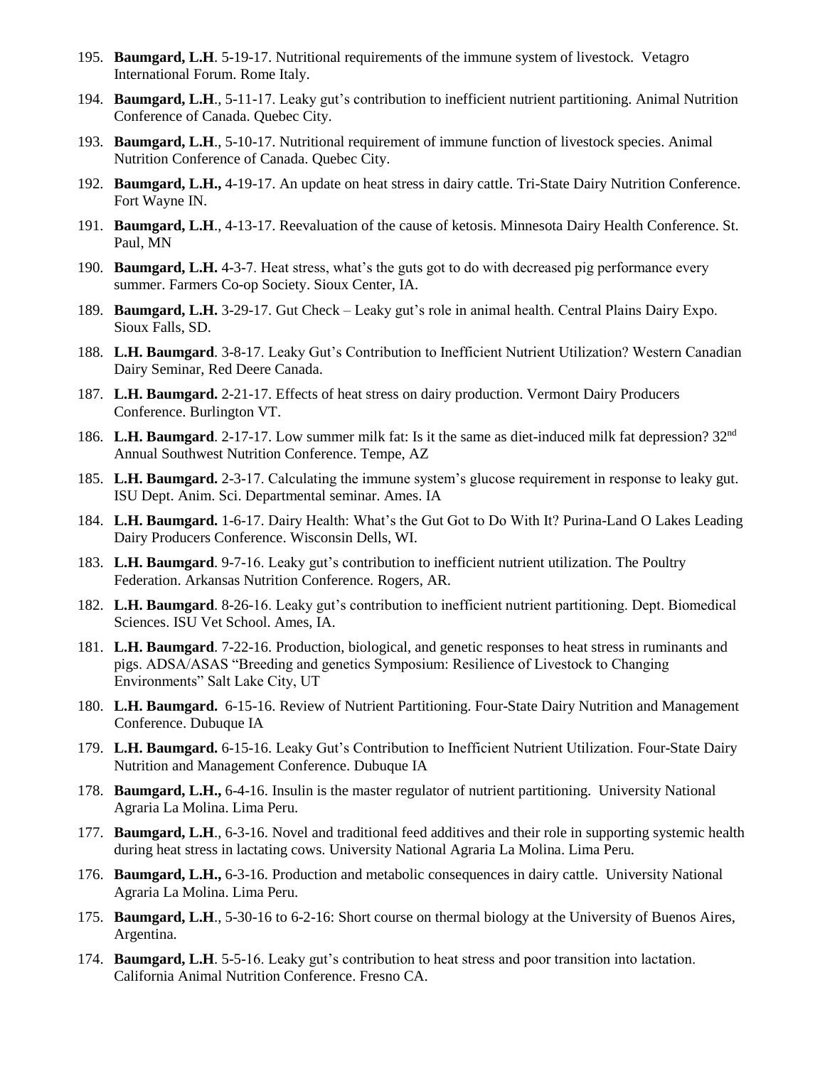195. **Baumgard, L.H**. 5-19-17. Nutritional requirements of the immune system of livestock. Vetagro International Forum. Rome Italy.

194. **Baumgard, L.H**., 5-11-17. Leaky gut's contribution to inefficient nutrient partitioning. Animal Nutrition Conference of Canada. Quebec City.

193. **Baumgard, L.H**., 5-10-17. Nutritional requirement of immune function of livestock species. Animal Nutrition Conference of Canada. Quebec City.

192. **Baumgard, L.H.,** 4-19-17. An update on heat stress in dairy cattle. Tri-State Dairy Nutrition Conference. Fort Wayne IN.

191. **Baumgard, L.H**., 4-13-17. Reevaluation of the cause of ketosis. Minnesota Dairy Health Conference. St. Paul, MN

190. **Baumgard, L.H.** 4-3-7. Heat stress, what's the guts got to do with decreased pig performance every summer. Farmers Co-op Society. Sioux Center, IA.

189. **Baumgard, L.H.** 3-29-17. Gut Check – Leaky gut's role in animal health. Central Plains Dairy Expo. Sioux Falls, SD.

188. **L.H. Baumgard**. 3-8-17. Leaky Gut's Contribution to Inefficient Nutrient Utilization? Western Canadian Dairy Seminar, Red Deere Canada.

187. **L.H. Baumgard.** 2-21-17. Effects of heat stress on dairy production. Vermont Dairy Producers Conference. Burlington VT.

186. **L.H. Baumgard**. 2-17-17. Low summer milk fat: Is it the same as diet-induced milk fat depression? 32nd Annual Southwest Nutrition Conference. Tempe, AZ

185. **L.H. Baumgard.** 2-3-17. Calculating the immune system's glucose requirement in response to leaky gut. ISU Dept. Anim. Sci. Departmental seminar. Ames. IA

184. **L.H. Baumgard.** 1-6-17. Dairy Health: What's the Gut Got to Do With It? Purina-Land O Lakes Leading Dairy Producers Conference. Wisconsin Dells, WI.

183. **L.H. Baumgard**. 9-7-16. Leaky gut's contribution to inefficient nutrient utilization. The Poultry Federation. Arkansas Nutrition Conference. Rogers, AR.

182. **L.H. Baumgard**. 8-26-16. Leaky gut's contribution to inefficient nutrient partitioning. Dept. Biomedical Sciences. ISU Vet School. Ames, IA.

181. **L.H. Baumgard**. 7-22-16. Production, biological, and genetic responses to heat stress in ruminants and pigs. ADSA/ASAS "Breeding and genetics Symposium: Resilience of Livestock to Changing Environments" Salt Lake City, UT

180. **L.H. Baumgard.** 6-15-16. Review of Nutrient Partitioning. Four-State Dairy Nutrition and Management Conference. Dubuque IA

179. **L.H. Baumgard.** 6-15-16. Leaky Gut's Contribution to Inefficient Nutrient Utilization. Four-State Dairy Nutrition and Management Conference. Dubuque IA

178. **Baumgard, L.H.,** 6-4-16. Insulin is the master regulator of nutrient partitioning. University National Agraria La Molina. Lima Peru.

177. **Baumgard, L.H**., 6-3-16. Novel and traditional feed additives and their role in supporting systemic health during heat stress in lactating cows. University National Agraria La Molina. Lima Peru.

176. **Baumgard, L.H.,** 6-3-16. Production and metabolic consequences in dairy cattle. University National Agraria La Molina. Lima Peru.

175. **Baumgard, L.H**., 5-30-16 to 6-2-16: Short course on thermal biology at the University of Buenos Aires, Argentina.

174. **Baumgard, L.H**. 5-5-16. Leaky gut's contribution to heat stress and poor transition into lactation. California Animal Nutrition Conference. Fresno CA.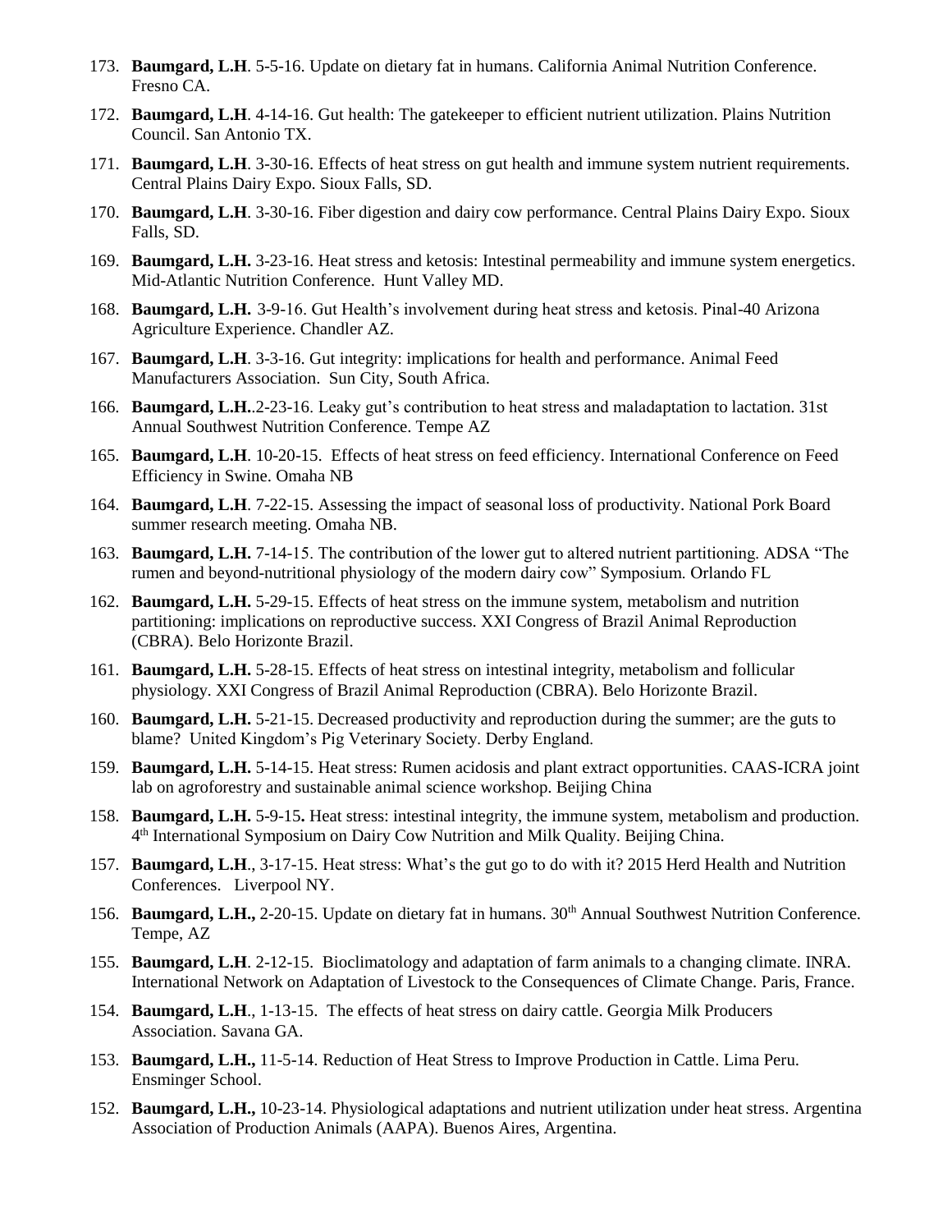173. **Baumgard, L.H**. 5-5-16. Update on dietary fat in humans. California Animal Nutrition Conference. Fresno CA.

172. **Baumgard, L.H**. 4-14-16. Gut health: The gatekeeper to efficient nutrient utilization. Plains Nutrition Council. San Antonio TX.

171. **Baumgard, L.H**. 3-30-16. Effects of heat stress on gut health and immune system nutrient requirements. Central Plains Dairy Expo. Sioux Falls, SD.

170. **Baumgard, L.H**. 3-30-16. Fiber digestion and dairy cow performance. Central Plains Dairy Expo. Sioux Falls, SD.

169. **Baumgard, L.H.** 3-23-16. Heat stress and ketosis: Intestinal permeability and immune system energetics. Mid-Atlantic Nutrition Conference. Hunt Valley MD.

168. **Baumgard, L.H.** 3-9-16. Gut Health's involvement during heat stress and ketosis. Pinal-40 Arizona Agriculture Experience. Chandler AZ.

167. **Baumgard, L.H**. 3-3-16. Gut integrity: implications for health and performance. Animal Feed Manufacturers Association. Sun City, South Africa.

166. **Baumgard, L.H.**.2-23-16. Leaky gut's contribution to heat stress and maladaptation to lactation. 31st Annual Southwest Nutrition Conference. Tempe AZ

165. **Baumgard, L.H**. 10-20-15. Effects of heat stress on feed efficiency. International Conference on Feed Efficiency in Swine. Omaha NB

164. **Baumgard, L.H**. 7-22-15. Assessing the impact of seasonal loss of productivity. National Pork Board summer research meeting. Omaha NB.

163. **Baumgard, L.H.** 7-14-15. The contribution of the lower gut to altered nutrient partitioning. ADSA "The rumen and beyond-nutritional physiology of the modern dairy cow" Symposium. Orlando FL

162. **Baumgard, L.H.** 5-29-15. Effects of heat stress on the immune system, metabolism and nutrition partitioning: implications on reproductive success. XXI Congress of Brazil Animal Reproduction (CBRA). Belo Horizonte Brazil.

161. **Baumgard, L.H.** 5-28-15. Effects of heat stress on intestinal integrity, metabolism and follicular physiology. XXI Congress of Brazil Animal Reproduction (CBRA). Belo Horizonte Brazil.

160. **Baumgard, L.H.** 5-21-15. Decreased productivity and reproduction during the summer; are the guts to blame? United Kingdom's Pig Veterinary Society. Derby England.

159. **Baumgard, L.H.** 5-14-15. Heat stress: Rumen acidosis and plant extract opportunities. CAAS-ICRA joint lab on agroforestry and sustainable animal science workshop. Beijing China

158. **Baumgard, L.H.** 5-9-15**.** Heat stress: intestinal integrity, the immune system, metabolism and production. 4th International Symposium on Dairy Cow Nutrition and Milk Quality. Beijing China.

157. **Baumgard, L.H**., 3-17-15. Heat stress: What's the gut go to do with it? 2015 Herd Health and Nutrition Conferences. Liverpool NY.

156. **Baumgard, L.H.,** 2-20-15. Update on dietary fat in humans. 30th Annual Southwest Nutrition Conference. Tempe, AZ

155. **Baumgard, L.H**. 2-12-15. Bioclimatology and adaptation of farm animals to a changing climate. INRA. International Network on Adaptation of Livestock to the Consequences of Climate Change. Paris, France.

154. **Baumgard, L.H**., 1-13-15. The effects of heat stress on dairy cattle. Georgia Milk Producers Association. Savana GA.

153. **Baumgard, L.H.,** 11-5-14. Reduction of Heat Stress to Improve Production in Cattle. Lima Peru. Ensminger School.

152. **Baumgard, L.H.,** 10-23-14. Physiological adaptations and nutrient utilization under heat stress. Argentina Association of Production Animals (AAPA). Buenos Aires, Argentina.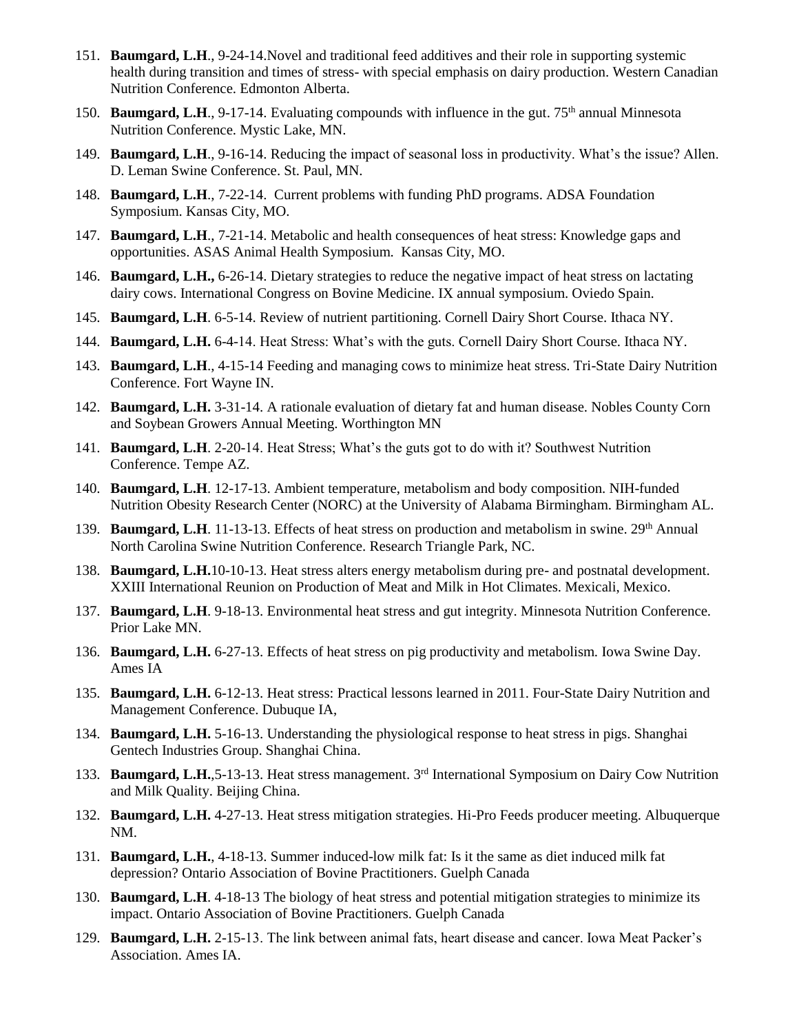151. **Baumgard, L.H**., 9-24-14.Novel and traditional feed additives and their role in supporting systemic health during transition and times of stress- with special emphasis on dairy production. Western Canadian Nutrition Conference. Edmonton Alberta.

150. **Baumgard, L.H**., 9-17-14. Evaluating compounds with influence in the gut. 75th annual Minnesota Nutrition Conference. Mystic Lake, MN.

149. **Baumgard, L.H**., 9-16-14. Reducing the impact of seasonal loss in productivity. What's the issue? Allen. D. Leman Swine Conference. St. Paul, MN.

148. **Baumgard, L.H**., 7-22-14. Current problems with funding PhD programs. ADSA Foundation Symposium. Kansas City, MO.

147. **Baumgard, L.H**., 7-21-14. Metabolic and health consequences of heat stress: Knowledge gaps and opportunities. ASAS Animal Health Symposium. Kansas City, MO.

146. **Baumgard, L.H.,** 6-26-14. Dietary strategies to reduce the negative impact of heat stress on lactating dairy cows. International Congress on Bovine Medicine. IX annual symposium. Oviedo Spain.

145. **Baumgard, L.H**. 6-5-14. Review of nutrient partitioning. Cornell Dairy Short Course. Ithaca NY.

144. **Baumgard, L.H.** 6-4-14. Heat Stress: What's with the guts. Cornell Dairy Short Course. Ithaca NY.

143. **Baumgard, L.H**., 4-15-14 Feeding and managing cows to minimize heat stress. Tri-State Dairy Nutrition Conference. Fort Wayne IN.

142. **Baumgard, L.H.** 3-31-14. A rationale evaluation of dietary fat and human disease. Nobles County Corn and Soybean Growers Annual Meeting. Worthington MN

141. **Baumgard, L.H**. 2-20-14. Heat Stress; What's the guts got to do with it? Southwest Nutrition Conference. Tempe AZ.

140. **Baumgard, L.H**. 12-17-13. Ambient temperature, metabolism and body composition. NIH-funded Nutrition Obesity Research Center (NORC) at the University of Alabama Birmingham. Birmingham AL.

139. **Baumgard, L.H**. 11-13-13. Effects of heat stress on production and metabolism in swine. 29th Annual North Carolina Swine Nutrition Conference. Research Triangle Park, NC.

138. **Baumgard, L.H.**10-10-13. Heat stress alters energy metabolism during pre- and postnatal development. XXIII International Reunion on Production of Meat and Milk in Hot Climates. Mexicali, Mexico.

137. **Baumgard, L.H**. 9-18-13. Environmental heat stress and gut integrity. Minnesota Nutrition Conference. Prior Lake MN.

136. **Baumgard, L.H.** 6-27-13. Effects of heat stress on pig productivity and metabolism. Iowa Swine Day. Ames IA

135. **Baumgard, L.H.** 6-12-13. Heat stress: Practical lessons learned in 2011. Four-State Dairy Nutrition and Management Conference. Dubuque IA,

134. **Baumgard, L.H.** 5-16-13. Understanding the physiological response to heat stress in pigs. Shanghai Gentech Industries Group. Shanghai China.

133. **Baumgard, L.H.**,5-13-13. Heat stress management. 3rd International Symposium on Dairy Cow Nutrition and Milk Quality. Beijing China.

132. **Baumgard, L.H.** 4-27-13. Heat stress mitigation strategies. Hi-Pro Feeds producer meeting. Albuquerque NM.

131. **Baumgard, L.H.**, 4-18-13. Summer induced-low milk fat: Is it the same as diet induced milk fat depression? Ontario Association of Bovine Practitioners. Guelph Canada

130. **Baumgard, L.H**. 4-18-13 The biology of heat stress and potential mitigation strategies to minimize its impact. Ontario Association of Bovine Practitioners. Guelph Canada

129. **Baumgard, L.H.** 2-15-13. The link between animal fats, heart disease and cancer. Iowa Meat Packer's Association. Ames IA.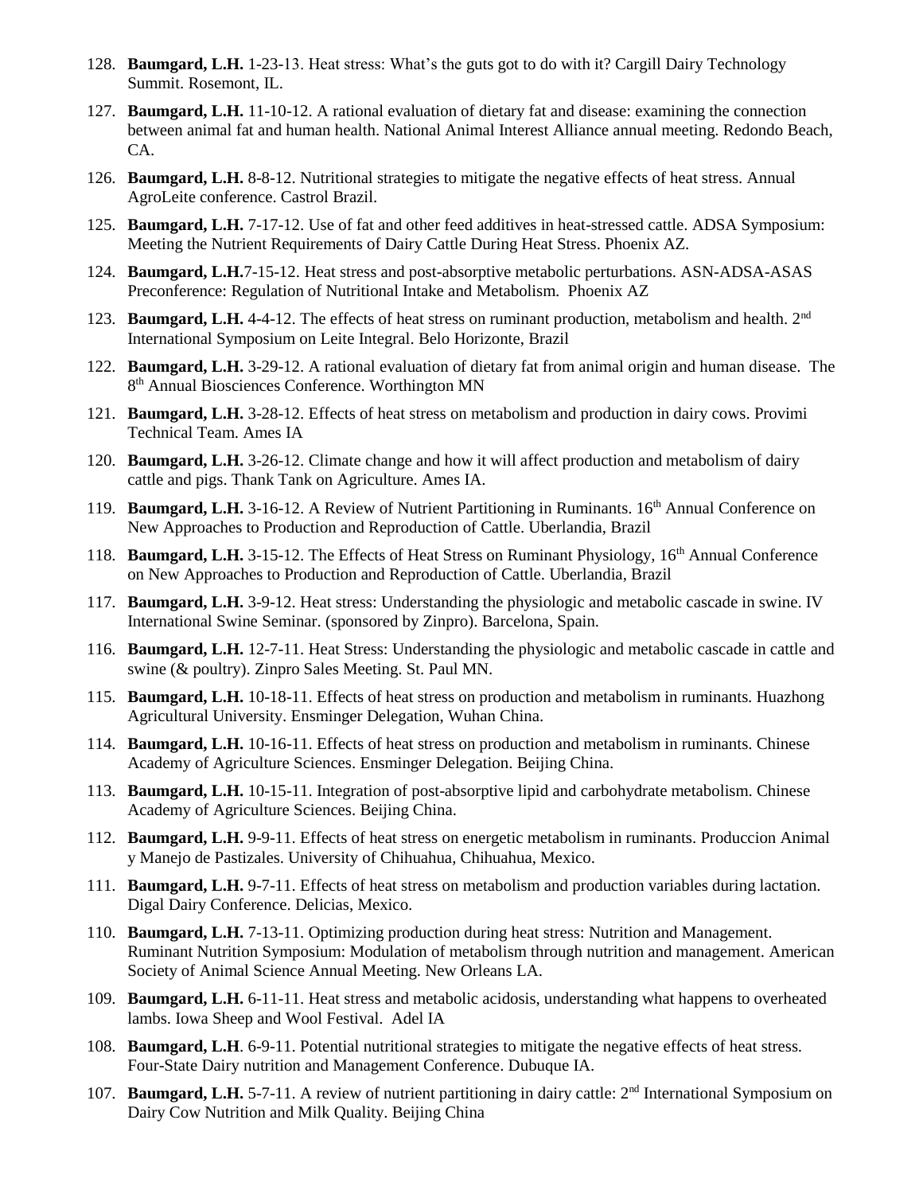128. **Baumgard, L.H.** 1-23-13. Heat stress: What's the guts got to do with it? Cargill Dairy Technology Summit. Rosemont, IL.

127. **Baumgard, L.H.** 11-10-12. A rational evaluation of dietary fat and disease: examining the connection between animal fat and human health. National Animal Interest Alliance annual meeting. Redondo Beach, CA.

126. **Baumgard, L.H.** 8-8-12. Nutritional strategies to mitigate the negative effects of heat stress. Annual AgroLeite conference. Castrol Brazil.

125. **Baumgard, L.H.** 7-17-12. Use of fat and other feed additives in heat-stressed cattle. ADSA Symposium: Meeting the Nutrient Requirements of Dairy Cattle During Heat Stress. Phoenix AZ.

124. **Baumgard, L.H.**7-15-12. Heat stress and post-absorptive metabolic perturbations. ASN-ADSA-ASAS Preconference: Regulation of Nutritional Intake and Metabolism. Phoenix AZ

123. **Baumgard, L.H.** 4-4-12. The effects of heat stress on ruminant production, metabolism and health. 2nd International Symposium on Leite Integral. Belo Horizonte, Brazil

122. **Baumgard, L.H.** 3-29-12. A rational evaluation of dietary fat from animal origin and human disease. The 8th Annual Biosciences Conference. Worthington MN

121. **Baumgard, L.H.** 3-28-12. Effects of heat stress on metabolism and production in dairy cows. Provimi Technical Team. Ames IA

120. **Baumgard, L.H.** 3-26-12. Climate change and how it will affect production and metabolism of dairy cattle and pigs. Thank Tank on Agriculture. Ames IA.

119. **Baumgard, L.H.** 3-16-12. A Review of Nutrient Partitioning in Ruminants. 16th Annual Conference on New Approaches to Production and Reproduction of Cattle. Uberlandia, Brazil

118. **Baumgard, L.H.** 3-15-12. The Effects of Heat Stress on Ruminant Physiology, 16th Annual Conference on New Approaches to Production and Reproduction of Cattle. Uberlandia, Brazil

117. **Baumgard, L.H.** 3-9-12. Heat stress: Understanding the physiologic and metabolic cascade in swine. IV International Swine Seminar. (sponsored by Zinpro). Barcelona, Spain.

116. **Baumgard, L.H.** 12-7-11. Heat Stress: Understanding the physiologic and metabolic cascade in cattle and swine (& poultry). Zinpro Sales Meeting. St. Paul MN.

115. **Baumgard, L.H.** 10-18-11. Effects of heat stress on production and metabolism in ruminants. Huazhong Agricultural University. Ensminger Delegation, Wuhan China.

114. **Baumgard, L.H.** 10-16-11. Effects of heat stress on production and metabolism in ruminants. Chinese Academy of Agriculture Sciences. Ensminger Delegation. Beijing China.

113. **Baumgard, L.H.** 10-15-11. Integration of post-absorptive lipid and carbohydrate metabolism. Chinese Academy of Agriculture Sciences. Beijing China.

112. **Baumgard, L.H.** 9-9-11. Effects of heat stress on energetic metabolism in ruminants. Produccion Animal y Manejo de Pastizales. University of Chihuahua, Chihuahua, Mexico.

111. **Baumgard, L.H.** 9-7-11. Effects of heat stress on metabolism and production variables during lactation. Digal Dairy Conference. Delicias, Mexico.

110. **Baumgard, L.H.** 7-13-11. Optimizing production during heat stress: Nutrition and Management. Ruminant Nutrition Symposium: Modulation of metabolism through nutrition and management. American Society of Animal Science Annual Meeting. New Orleans LA.

109. **Baumgard, L.H.** 6-11-11. Heat stress and metabolic acidosis, understanding what happens to overheated lambs. Iowa Sheep and Wool Festival. Adel IA

108. **Baumgard, L.H**. 6-9-11. Potential nutritional strategies to mitigate the negative effects of heat stress. Four-State Dairy nutrition and Management Conference. Dubuque IA.

107. **Baumgard, L.H.** 5-7-11. A review of nutrient partitioning in dairy cattle: 2nd International Symposium on Dairy Cow Nutrition and Milk Quality. Beijing China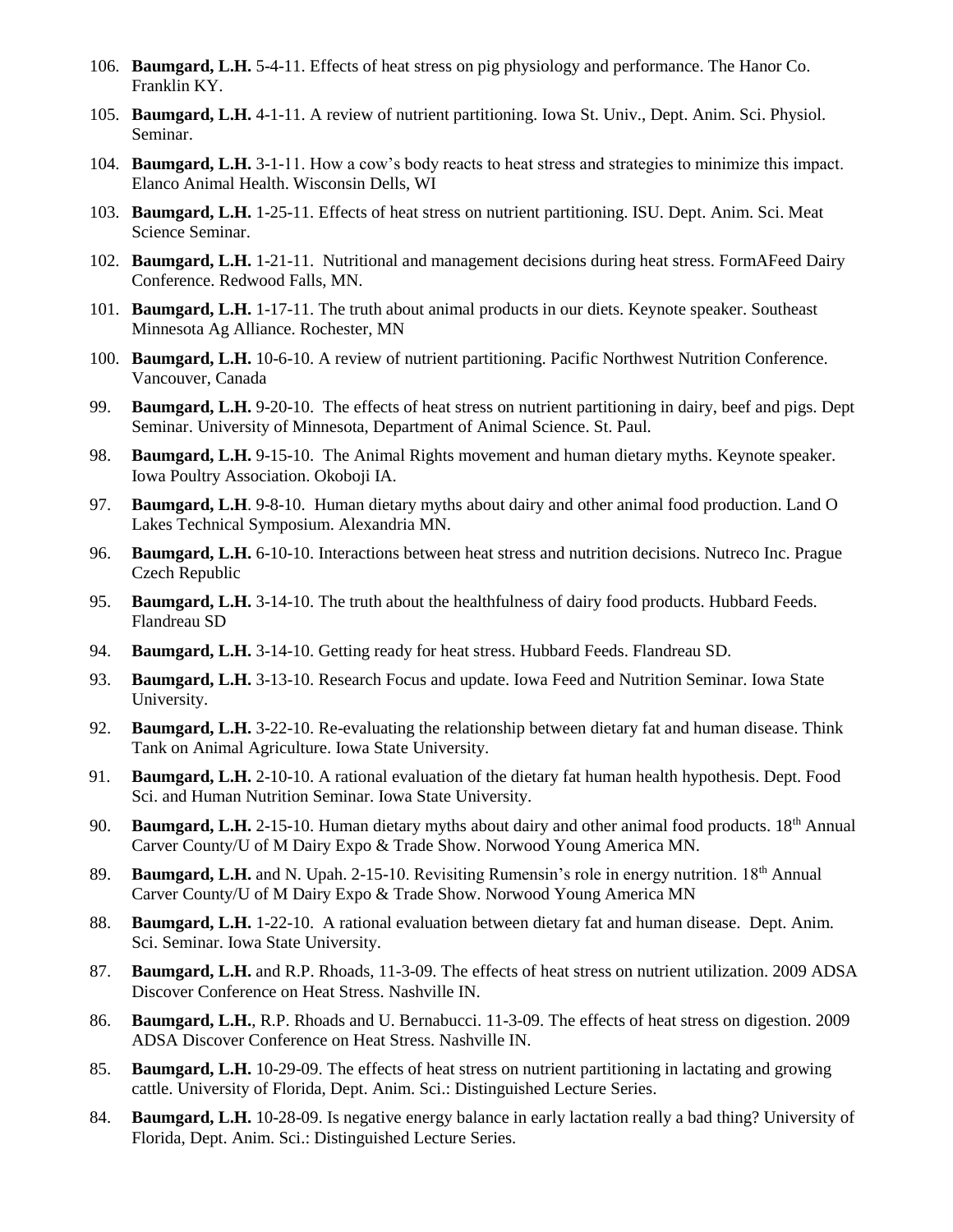106. **Baumgard, L.H.** 5-4-11. Effects of heat stress on pig physiology and performance. The Hanor Co. Franklin KY.

105. **Baumgard, L.H.** 4-1-11. A review of nutrient partitioning. Iowa St. Univ., Dept. Anim. Sci. Physiol. Seminar.

104. **Baumgard, L.H.** 3-1-11. How a cow's body reacts to heat stress and strategies to minimize this impact. Elanco Animal Health. Wisconsin Dells, WI

103. **Baumgard, L.H.** 1-25-11. Effects of heat stress on nutrient partitioning. ISU. Dept. Anim. Sci. Meat Science Seminar.

102. **Baumgard, L.H.** 1-21-11. Nutritional and management decisions during heat stress. FormAFeed Dairy Conference. Redwood Falls, MN.

101. **Baumgard, L.H.** 1-17-11. The truth about animal products in our diets. Keynote speaker. Southeast Minnesota Ag Alliance. Rochester, MN

100. **Baumgard, L.H.** 10-6-10. A review of nutrient partitioning. Pacific Northwest Nutrition Conference. Vancouver, Canada

99. **Baumgard, L.H.** 9-20-10. The effects of heat stress on nutrient partitioning in dairy, beef and pigs. Dept Seminar. University of Minnesota, Department of Animal Science. St. Paul.

98. **Baumgard, L.H.** 9-15-10. The Animal Rights movement and human dietary myths. Keynote speaker. Iowa Poultry Association. Okoboji IA.

97. **Baumgard, L.H**. 9-8-10. Human dietary myths about dairy and other animal food production. Land O Lakes Technical Symposium. Alexandria MN.

96. **Baumgard, L.H.** 6-10-10. Interactions between heat stress and nutrition decisions. Nutreco Inc. Prague Czech Republic

95. **Baumgard, L.H.** 3-14-10. The truth about the healthfulness of dairy food products. Hubbard Feeds. Flandreau SD

94. **Baumgard, L.H.** 3-14-10. Getting ready for heat stress. Hubbard Feeds. Flandreau SD.

93. **Baumgard, L.H.** 3-13-10. Research Focus and update. Iowa Feed and Nutrition Seminar. Iowa State University.

92. **Baumgard, L.H.** 3-22-10. Re-evaluating the relationship between dietary fat and human disease. Think Tank on Animal Agriculture. Iowa State University.

91. **Baumgard, L.H.** 2-10-10. A rational evaluation of the dietary fat human health hypothesis. Dept. Food Sci. and Human Nutrition Seminar. Iowa State University.

90. **Baumgard, L.H.** 2-15-10. Human dietary myths about dairy and other animal food products. 18th Annual Carver County/U of M Dairy Expo & Trade Show. Norwood Young America MN.

89. **Baumgard, L.H.** and N. Upah. 2-15-10. Revisiting Rumensin's role in energy nutrition. 18th Annual Carver County/U of M Dairy Expo & Trade Show. Norwood Young America MN

88. **Baumgard, L.H.** 1-22-10. A rational evaluation between dietary fat and human disease. Dept. Anim. Sci. Seminar. Iowa State University.

87. **Baumgard, L.H.** and R.P. Rhoads, 11-3-09. The effects of heat stress on nutrient utilization. 2009 ADSA Discover Conference on Heat Stress. Nashville IN.

86. **Baumgard, L.H.**, R.P. Rhoads and U. Bernabucci. 11-3-09. The effects of heat stress on digestion. 2009 ADSA Discover Conference on Heat Stress. Nashville IN.

85. **Baumgard, L.H.** 10-29-09. The effects of heat stress on nutrient partitioning in lactating and growing cattle. University of Florida, Dept. Anim. Sci.: Distinguished Lecture Series.

84. **Baumgard, L.H.** 10-28-09. Is negative energy balance in early lactation really a bad thing? University of Florida, Dept. Anim. Sci.: Distinguished Lecture Series.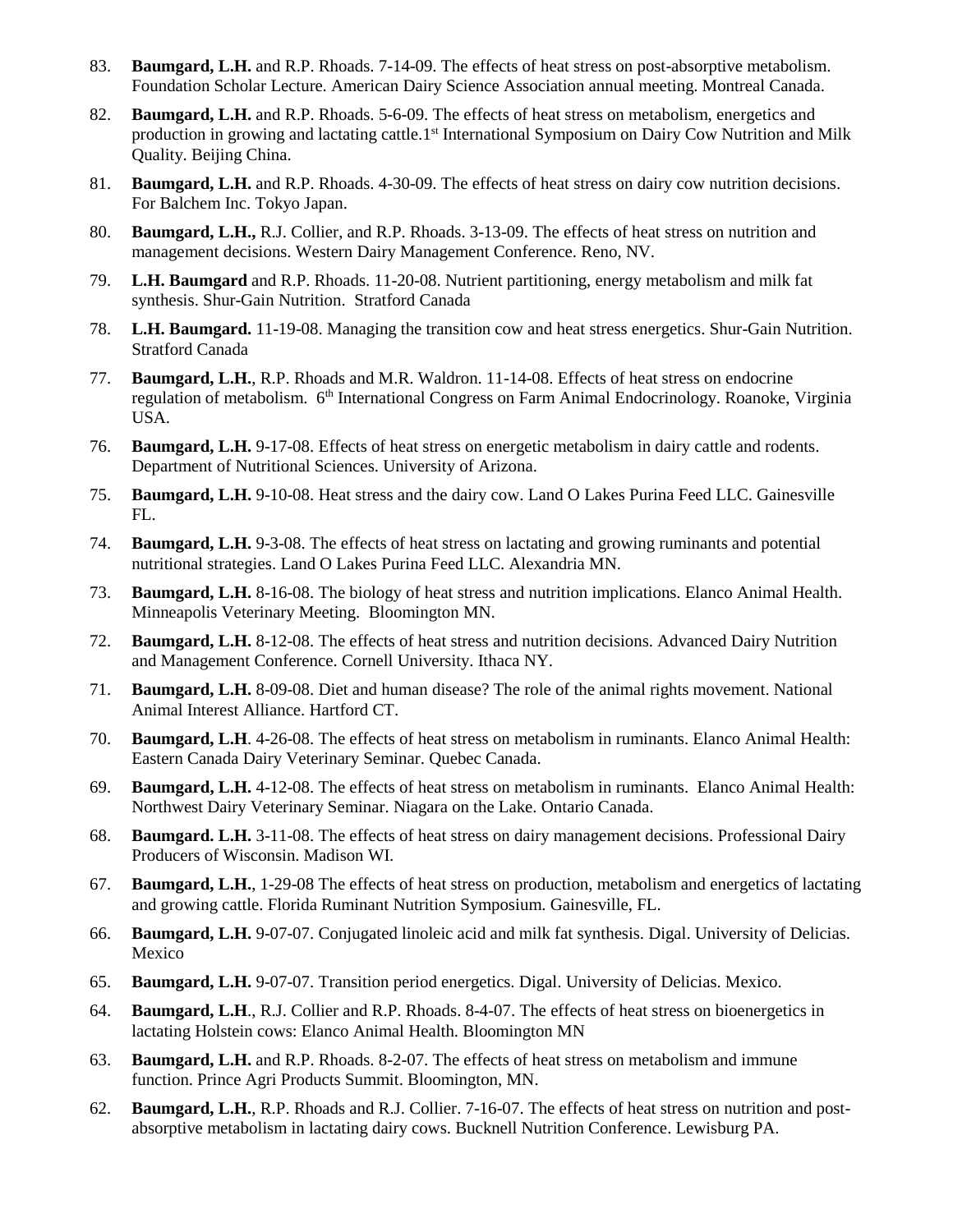83. **Baumgard, L.H.** and R.P. Rhoads. 7-14-09. The effects of heat stress on post-absorptive metabolism. Foundation Scholar Lecture. American Dairy Science Association annual meeting. Montreal Canada.

82. **Baumgard, L.H.** and R.P. Rhoads. 5-6-09. The effects of heat stress on metabolism, energetics and production in growing and lactating cattle.1st International Symposium on Dairy Cow Nutrition and Milk Quality. Beijing China.

81. **Baumgard, L.H.** and R.P. Rhoads. 4-30-09. The effects of heat stress on dairy cow nutrition decisions. For Balchem Inc. Tokyo Japan.

80. **Baumgard, L.H.,** R.J. Collier, and R.P. Rhoads. 3-13-09. The effects of heat stress on nutrition and management decisions. Western Dairy Management Conference. Reno, NV.

79. **L.H. Baumgard** and R.P. Rhoads. 11-20-08. Nutrient partitioning, energy metabolism and milk fat synthesis. Shur-Gain Nutrition. Stratford Canada

78. **L.H. Baumgard.** 11-19-08. Managing the transition cow and heat stress energetics. Shur-Gain Nutrition. Stratford Canada

77. **Baumgard, L.H.**, R.P. Rhoads and M.R. Waldron. 11-14-08. Effects of heat stress on endocrine regulation of metabolism. 6th International Congress on Farm Animal Endocrinology. Roanoke, Virginia USA.

76. **Baumgard, L.H.** 9-17-08. Effects of heat stress on energetic metabolism in dairy cattle and rodents. Department of Nutritional Sciences. University of Arizona.

75. **Baumgard, L.H.** 9-10-08. Heat stress and the dairy cow. Land O Lakes Purina Feed LLC. Gainesville FL.

74. **Baumgard, L.H.** 9-3-08. The effects of heat stress on lactating and growing ruminants and potential nutritional strategies. Land O Lakes Purina Feed LLC. Alexandria MN.

73. **Baumgard, L.H.** 8-16-08. The biology of heat stress and nutrition implications. Elanco Animal Health. Minneapolis Veterinary Meeting. Bloomington MN.

72. **Baumgard, L.H.** 8-12-08. The effects of heat stress and nutrition decisions. Advanced Dairy Nutrition and Management Conference. Cornell University. Ithaca NY.

71. **Baumgard, L.H.** 8-09-08. Diet and human disease? The role of the animal rights movement. National Animal Interest Alliance. Hartford CT.

70. **Baumgard, L.H**. 4-26-08. The effects of heat stress on metabolism in ruminants. Elanco Animal Health: Eastern Canada Dairy Veterinary Seminar. Quebec Canada.

69. **Baumgard, L.H.** 4-12-08. The effects of heat stress on metabolism in ruminants. Elanco Animal Health: Northwest Dairy Veterinary Seminar. Niagara on the Lake. Ontario Canada.

68. **Baumgard. L.H.** 3-11-08. The effects of heat stress on dairy management decisions. Professional Dairy Producers of Wisconsin. Madison WI.

67. **Baumgard, L.H.**, 1-29-08 The effects of heat stress on production, metabolism and energetics of lactating and growing cattle. Florida Ruminant Nutrition Symposium. Gainesville, FL.

66. **Baumgard, L.H.** 9-07-07. Conjugated linoleic acid and milk fat synthesis. Digal. University of Delicias. Mexico

65. **Baumgard, L.H.** 9-07-07. Transition period energetics. Digal. University of Delicias. Mexico.

64. **Baumgard, L.H**., R.J. Collier and R.P. Rhoads. 8-4-07. The effects of heat stress on bioenergetics in lactating Holstein cows: Elanco Animal Health. Bloomington MN

63. **Baumgard, L.H.** and R.P. Rhoads. 8-2-07. The effects of heat stress on metabolism and immune function. Prince Agri Products Summit. Bloomington, MN.

62. **Baumgard, L.H.**, R.P. Rhoads and R.J. Collier. 7-16-07. The effects of heat stress on nutrition and post-absorptive metabolism in lactating dairy cows. Bucknell Nutrition Conference. Lewisburg PA.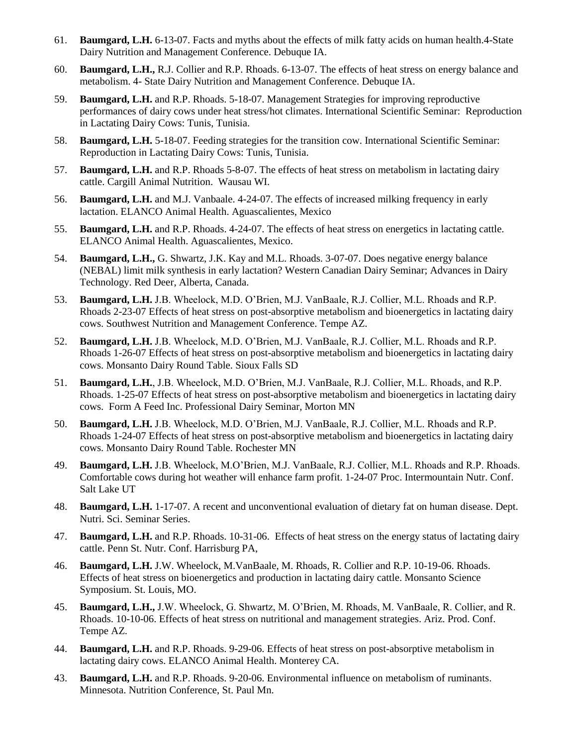61. **Baumgard, L.H.** 6-13-07. Facts and myths about the effects of milk fatty acids on human health.4-State Dairy Nutrition and Management Conference. Debuque IA.

60. **Baumgard, L.H.,** R.J. Collier and R.P. Rhoads. 6-13-07. The effects of heat stress on energy balance and metabolism. 4- State Dairy Nutrition and Management Conference. Debuque IA.

59. **Baumgard, L.H.** and R.P. Rhoads. 5-18-07. Management Strategies for improving reproductive performances of dairy cows under heat stress/hot climates. International Scientific Seminar: Reproduction in Lactating Dairy Cows: Tunis, Tunisia.

58. **Baumgard, L.H.** 5-18-07. Feeding strategies for the transition cow. International Scientific Seminar: Reproduction in Lactating Dairy Cows: Tunis, Tunisia.

57. **Baumgard, L.H.** and R.P. Rhoads 5-8-07. The effects of heat stress on metabolism in lactating dairy cattle. Cargill Animal Nutrition. Wausau WI.

56. **Baumgard, L.H.** and M.J. Vanbaale. 4-24-07. The effects of increased milking frequency in early lactation. ELANCO Animal Health. Aguascalientes, Mexico

55. **Baumgard, L.H.** and R.P. Rhoads. 4-24-07. The effects of heat stress on energetics in lactating cattle. ELANCO Animal Health. Aguascalientes, Mexico.

54. **Baumgard, L.H.,** G. Shwartz, J.K. Kay and M.L. Rhoads. 3-07-07. Does negative energy balance (NEBAL) limit milk synthesis in early lactation? Western Canadian Dairy Seminar; Advances in Dairy Technology. Red Deer, Alberta, Canada.

53. **Baumgard, L.H.** J.B. Wheelock, M.D. O'Brien, M.J. VanBaale, R.J. Collier, M.L. Rhoads and R.P. Rhoads 2-23-07 Effects of heat stress on post-absorptive metabolism and bioenergetics in lactating dairy cows. Southwest Nutrition and Management Conference. Tempe AZ.

52. **Baumgard, L.H.** J.B. Wheelock, M.D. O'Brien, M.J. VanBaale, R.J. Collier, M.L. Rhoads and R.P. Rhoads 1-26-07 Effects of heat stress on post-absorptive metabolism and bioenergetics in lactating dairy cows. Monsanto Dairy Round Table. Sioux Falls SD

51. **Baumgard, L.H.**, J.B. Wheelock, M.D. O'Brien, M.J. VanBaale, R.J. Collier, M.L. Rhoads, and R.P. Rhoads. 1-25-07 Effects of heat stress on post-absorptive metabolism and bioenergetics in lactating dairy cows. Form A Feed Inc. Professional Dairy Seminar, Morton MN

50. **Baumgard, L.H.** J.B. Wheelock, M.D. O'Brien, M.J. VanBaale, R.J. Collier, M.L. Rhoads and R.P. Rhoads 1-24-07 Effects of heat stress on post-absorptive metabolism and bioenergetics in lactating dairy cows. Monsanto Dairy Round Table. Rochester MN

49. **Baumgard, L.H.** J.B. Wheelock, M.O'Brien, M.J. VanBaale, R.J. Collier, M.L. Rhoads and R.P. Rhoads. Comfortable cows during hot weather will enhance farm profit. 1-24-07 Proc. Intermountain Nutr. Conf. Salt Lake UT

48. **Baumgard, L.H.** 1-17-07. A recent and unconventional evaluation of dietary fat on human disease. Dept. Nutri. Sci. Seminar Series.

47. **Baumgard, L.H.** and R.P. Rhoads. 10-31-06. Effects of heat stress on the energy status of lactating dairy cattle. Penn St. Nutr. Conf. Harrisburg PA,

46. **Baumgard, L.H.** J.W. Wheelock, M.VanBaale, M. Rhoads, R. Collier and R.P. 10-19-06. Rhoads. Effects of heat stress on bioenergetics and production in lactating dairy cattle. Monsanto Science Symposium. St. Louis, MO.

45. **Baumgard, L.H.,** J.W. Wheelock, G. Shwartz, M. O'Brien, M. Rhoads, M. VanBaale, R. Collier, and R. Rhoads. 10-10-06. Effects of heat stress on nutritional and management strategies. Ariz. Prod. Conf. Tempe AZ.

44. **Baumgard, L.H.** and R.P. Rhoads. 9-29-06. Effects of heat stress on post-absorptive metabolism in lactating dairy cows. ELANCO Animal Health. Monterey CA.

43. **Baumgard, L.H.** and R.P. Rhoads. 9-20-06. Environmental influence on metabolism of ruminants. Minnesota. Nutrition Conference, St. Paul Mn.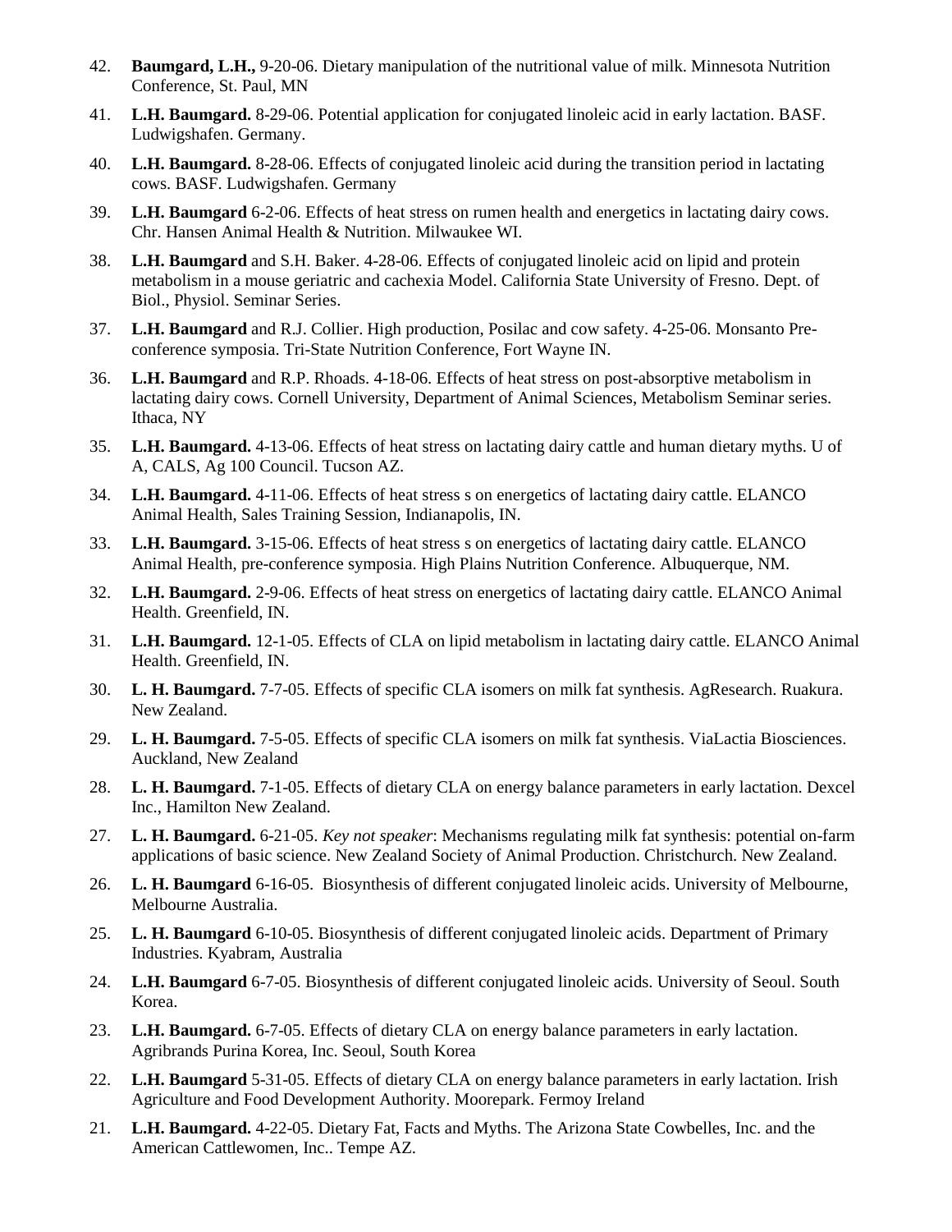42. **Baumgard, L.H.,** 9-20-06. Dietary manipulation of the nutritional value of milk. Minnesota Nutrition Conference, St. Paul, MN

41. **L.H. Baumgard.** 8-29-06. Potential application for conjugated linoleic acid in early lactation. BASF. Ludwigshafen. Germany.

40. **L.H. Baumgard.** 8-28-06. Effects of conjugated linoleic acid during the transition period in lactating cows. BASF. Ludwigshafen. Germany

39. **L.H. Baumgard** 6-2-06. Effects of heat stress on rumen health and energetics in lactating dairy cows. Chr. Hansen Animal Health & Nutrition. Milwaukee WI.

38. **L.H. Baumgard** and S.H. Baker. 4-28-06. Effects of conjugated linoleic acid on lipid and protein metabolism in a mouse geriatric and cachexia Model. California State University of Fresno. Dept. of Biol., Physiol. Seminar Series.

37. **L.H. Baumgard** and R.J. Collier. High production, Posilac and cow safety. 4-25-06. Monsanto Pre-conference symposia. Tri-State Nutrition Conference, Fort Wayne IN.

36. **L.H. Baumgard** and R.P. Rhoads. 4-18-06. Effects of heat stress on post-absorptive metabolism in lactating dairy cows. Cornell University, Department of Animal Sciences, Metabolism Seminar series. Ithaca, NY

35. **L.H. Baumgard.** 4-13-06. Effects of heat stress on lactating dairy cattle and human dietary myths. U of A, CALS, Ag 100 Council. Tucson AZ.

34. **L.H. Baumgard.** 4-11-06. Effects of heat stress s on energetics of lactating dairy cattle. ELANCO Animal Health, Sales Training Session, Indianapolis, IN.

33. **L.H. Baumgard.** 3-15-06. Effects of heat stress s on energetics of lactating dairy cattle. ELANCO Animal Health, pre-conference symposia. High Plains Nutrition Conference. Albuquerque, NM.

32. **L.H. Baumgard.** 2-9-06. Effects of heat stress on energetics of lactating dairy cattle. ELANCO Animal Health. Greenfield, IN.

31. **L.H. Baumgard.** 12-1-05. Effects of CLA on lipid metabolism in lactating dairy cattle. ELANCO Animal Health. Greenfield, IN.

30. **L. H. Baumgard.** 7-7-05. Effects of specific CLA isomers on milk fat synthesis. AgResearch. Ruakura. New Zealand.

29. **L. H. Baumgard.** 7-5-05. Effects of specific CLA isomers on milk fat synthesis. ViaLactia Biosciences. Auckland, New Zealand

28. **L. H. Baumgard.** 7-1-05. Effects of dietary CLA on energy balance parameters in early lactation. Dexcel Inc., Hamilton New Zealand.

27. **L. H. Baumgard.** 6-21-05. *Key not speaker*: Mechanisms regulating milk fat synthesis: potential on-farm applications of basic science. New Zealand Society of Animal Production. Christchurch. New Zealand.

26. **L. H. Baumgard** 6-16-05. Biosynthesis of different conjugated linoleic acids. University of Melbourne, Melbourne Australia.

25. **L. H. Baumgard** 6-10-05. Biosynthesis of different conjugated linoleic acids. Department of Primary Industries. Kyabram, Australia

24. **L.H. Baumgard** 6-7-05. Biosynthesis of different conjugated linoleic acids. University of Seoul. South Korea.

23. **L.H. Baumgard.** 6-7-05. Effects of dietary CLA on energy balance parameters in early lactation. Agribrands Purina Korea, Inc. Seoul, South Korea

22. **L.H. Baumgard** 5-31-05. Effects of dietary CLA on energy balance parameters in early lactation. Irish Agriculture and Food Development Authority. Moorepark. Fermoy Ireland

21. **L.H. Baumgard.** 4-22-05. Dietary Fat, Facts and Myths. The Arizona State Cowbelles, Inc. and the American Cattlewomen, Inc.. Tempe AZ.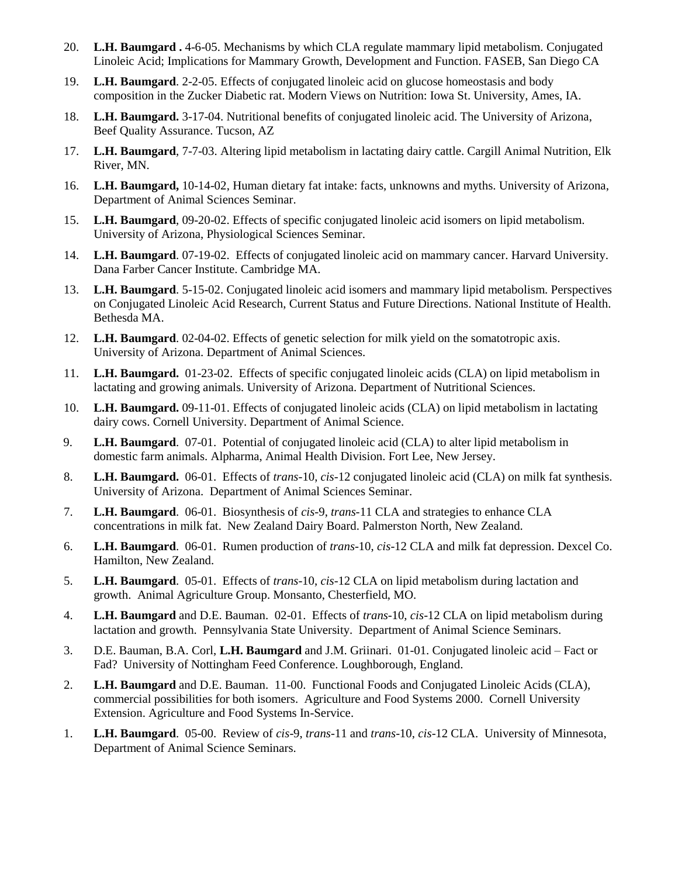20. **L.H. Baumgard .** 4-6-05. Mechanisms by which CLA regulate mammary lipid metabolism. Conjugated Linoleic Acid; Implications for Mammary Growth, Development and Function. FASEB, San Diego CA

19. **L.H. Baumgard**. 2-2-05. Effects of conjugated linoleic acid on glucose homeostasis and body composition in the Zucker Diabetic rat. Modern Views on Nutrition: Iowa St. University, Ames, IA.

18. **L.H. Baumgard.** 3-17-04. Nutritional benefits of conjugated linoleic acid. The University of Arizona, Beef Quality Assurance. Tucson, AZ

17. **L.H. Baumgard**, 7-7-03. Altering lipid metabolism in lactating dairy cattle. Cargill Animal Nutrition, Elk River, MN.

16. **L.H. Baumgard,** 10-14-02, Human dietary fat intake: facts, unknowns and myths. University of Arizona, Department of Animal Sciences Seminar.

15. **L.H. Baumgard**, 09-20-02. Effects of specific conjugated linoleic acid isomers on lipid metabolism. University of Arizona, Physiological Sciences Seminar.

14. **L.H. Baumgard**. 07-19-02. Effects of conjugated linoleic acid on mammary cancer. Harvard University. Dana Farber Cancer Institute. Cambridge MA.

13. **L.H. Baumgard**. 5-15-02. Conjugated linoleic acid isomers and mammary lipid metabolism. Perspectives on Conjugated Linoleic Acid Research, Current Status and Future Directions. National Institute of Health. Bethesda MA.

12. **L.H. Baumgard**. 02-04-02. Effects of genetic selection for milk yield on the somatotropic axis. University of Arizona. Department of Animal Sciences.

11. **L.H. Baumgard.** 01-23-02. Effects of specific conjugated linoleic acids (CLA) on lipid metabolism in lactating and growing animals. University of Arizona. Department of Nutritional Sciences.

10. **L.H. Baumgard.** 09-11-01. Effects of conjugated linoleic acids (CLA) on lipid metabolism in lactating dairy cows. Cornell University. Department of Animal Science.

9. **L.H. Baumgard**. 07-01. Potential of conjugated linoleic acid (CLA) to alter lipid metabolism in domestic farm animals. Alpharma, Animal Health Division. Fort Lee, New Jersey.

8. **L.H. Baumgard.** 06-01. Effects of *trans*-10, *cis*-12 conjugated linoleic acid (CLA) on milk fat synthesis. University of Arizona. Department of Animal Sciences Seminar.

7. **L.H. Baumgard**. 06-01. Biosynthesis of *cis*-9, *trans*-11 CLA and strategies to enhance CLA concentrations in milk fat. New Zealand Dairy Board. Palmerston North, New Zealand.

6. **L.H. Baumgard**. 06-01. Rumen production of *trans*-10, *cis*-12 CLA and milk fat depression. Dexcel Co. Hamilton, New Zealand.

5. **L.H. Baumgard**. 05-01. Effects of *trans*-10, *cis*-12 CLA on lipid metabolism during lactation and growth. Animal Agriculture Group. Monsanto, Chesterfield, MO.

4. **L.H. Baumgard** and D.E. Bauman. 02-01. Effects of *trans*-10, *cis*-12 CLA on lipid metabolism during lactation and growth. Pennsylvania State University. Department of Animal Science Seminars.

3. D.E. Bauman, B.A. Corl, **L.H. Baumgard** and J.M. Griinari. 01-01. Conjugated linoleic acid – Fact or Fad? University of Nottingham Feed Conference. Loughborough, England.

2. **L.H. Baumgard** and D.E. Bauman. 11-00. Functional Foods and Conjugated Linoleic Acids (CLA), commercial possibilities for both isomers. Agriculture and Food Systems 2000. Cornell University Extension. Agriculture and Food Systems In-Service.

1. **L.H. Baumgard**. 05-00. Review of *cis*-9, *trans*-11 and *trans*-10, *cis*-12 CLA. University of Minnesota, Department of Animal Science Seminars.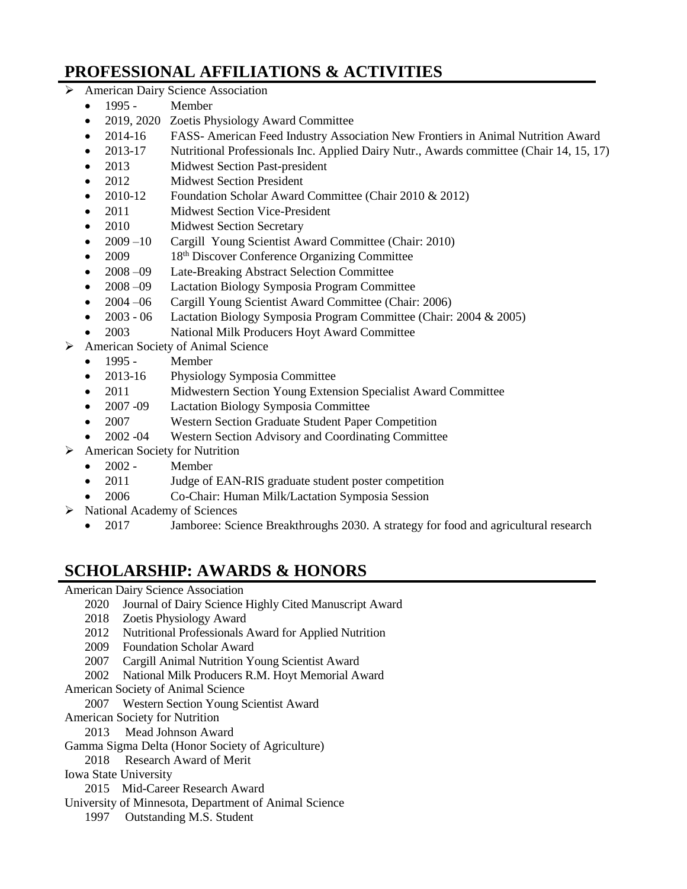## PROFESSIONAL AFFILIATIONS & ACTIVITIES

- American Dairy Science Association
  - 1995 - Member
  - 2019, 2020 Zoetis Physiology Award Committee
  - 2014-16 FASS- American Feed Industry Association New Frontiers in Animal Nutrition Award
  - 2013-17 Nutritional Professionals Inc. Applied Dairy Nutr., Awards committee (Chair 14, 15, 17)
  - 2013 Midwest Section Past-president
  - 2012 Midwest Section President
  - 2010-12 Foundation Scholar Award Committee (Chair 2010 & 2012)
  - 2011 Midwest Section Vice-President
  - 2010 Midwest Section Secretary
  - 2009 –10 Cargill Young Scientist Award Committee (Chair: 2010)
  - 2009 18th Discover Conference Organizing Committee
  - 2008 –09 Late-Breaking Abstract Selection Committee
  - 2008 –09 Lactation Biology Symposia Program Committee
  - 2004 –06 Cargill Young Scientist Award Committee (Chair: 2006)
  - 2003 - 06 Lactation Biology Symposia Program Committee (Chair: 2004 & 2005)
  - 2003 National Milk Producers Hoyt Award Committee
- American Society of Animal Science
  - 1995 - Member
  - 2013-16 Physiology Symposia Committee
  - 2011 Midwestern Section Young Extension Specialist Award Committee
  - 2007 -09 Lactation Biology Symposia Committee
  - 2007 Western Section Graduate Student Paper Competition
  - 2002 -04 Western Section Advisory and Coordinating Committee
- American Society for Nutrition
  - 2002 - Member
  - 2011 Judge of EAN-RIS graduate student poster competition
  - 2006 Co-Chair: Human Milk/Lactation Symposia Session
- National Academy of Sciences
  - 2017 Jamboree: Science Breakthroughs 2030. A strategy for food and agricultural research

## SCHOLARSHIP: AWARDS & HONORS

American Dairy Science Association

- 2020 Journal of Dairy Science Highly Cited Manuscript Award
- 2018 Zoetis Physiology Award
- 2012 Nutritional Professionals Award for Applied Nutrition
- 2009 Foundation Scholar Award
- 2007 Cargill Animal Nutrition Young Scientist Award
- 2002 National Milk Producers R.M. Hoyt Memorial Award

American Society of Animal Science

- 2007 Western Section Young Scientist Award

American Society for Nutrition

- 2013 Mead Johnson Award

Gamma Sigma Delta (Honor Society of Agriculture)

- 2018 Research Award of Merit

Iowa State University

- 2015 Mid-Career Research Award

University of Minnesota, Department of Animal Science

- 1997 Outstanding M.S. Student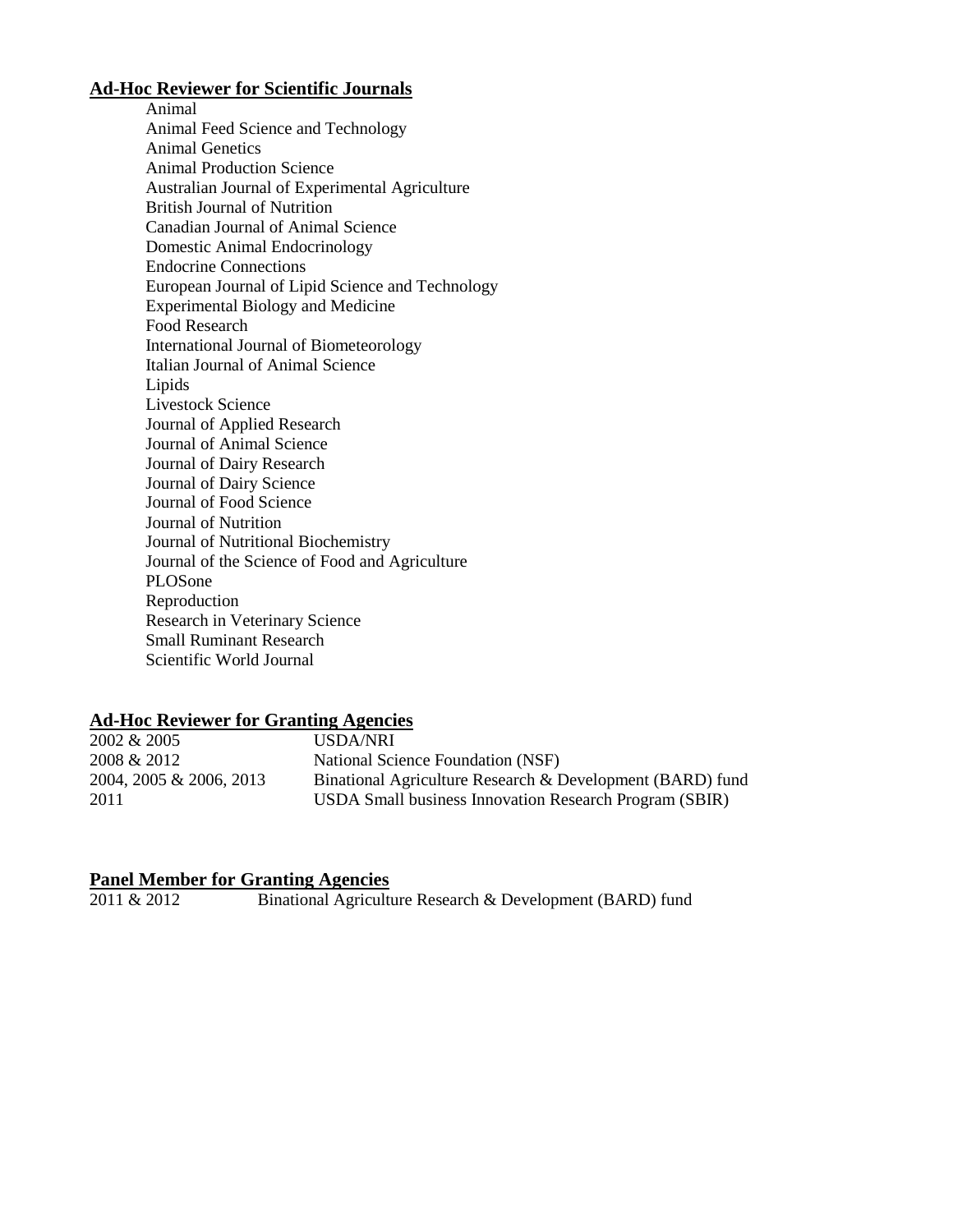**Ad-Hoc Reviewer for Scientific Journals**

Animal
Animal Feed Science and Technology
Animal Genetics
Animal Production Science
Australian Journal of Experimental Agriculture
British Journal of Nutrition
Canadian Journal of Animal Science
Domestic Animal Endocrinology
Endocrine Connections
European Journal of Lipid Science and Technology
Experimental Biology and Medicine
Food Research
International Journal of Biometeorology
Italian Journal of Animal Science
Lipids
Livestock Science
Journal of Applied Research
Journal of Animal Science
Journal of Dairy Research
Journal of Dairy Science
Journal of Food Science
Journal of Nutrition
Journal of Nutritional Biochemistry
Journal of the Science of Food and Agriculture
PLOSone
Reproduction
Research in Veterinary Science
Small Ruminant Research
Scientific World Journal

**Ad-Hoc Reviewer for Granting Agencies**

| | |
|---|---|
| 2002 & 2005 | USDA/NRI |
| 2008 & 2012 | National Science Foundation (NSF) |
| 2004, 2005 & 2006, 2013 | Binational Agriculture Research & Development (BARD) fund |
| 2011 | USDA Small business Innovation Research Program (SBIR) |

**Panel Member for Granting Agencies**

| | |
|---|---|
| 2011 & 2012 | Binational Agriculture Research & Development (BARD) fund |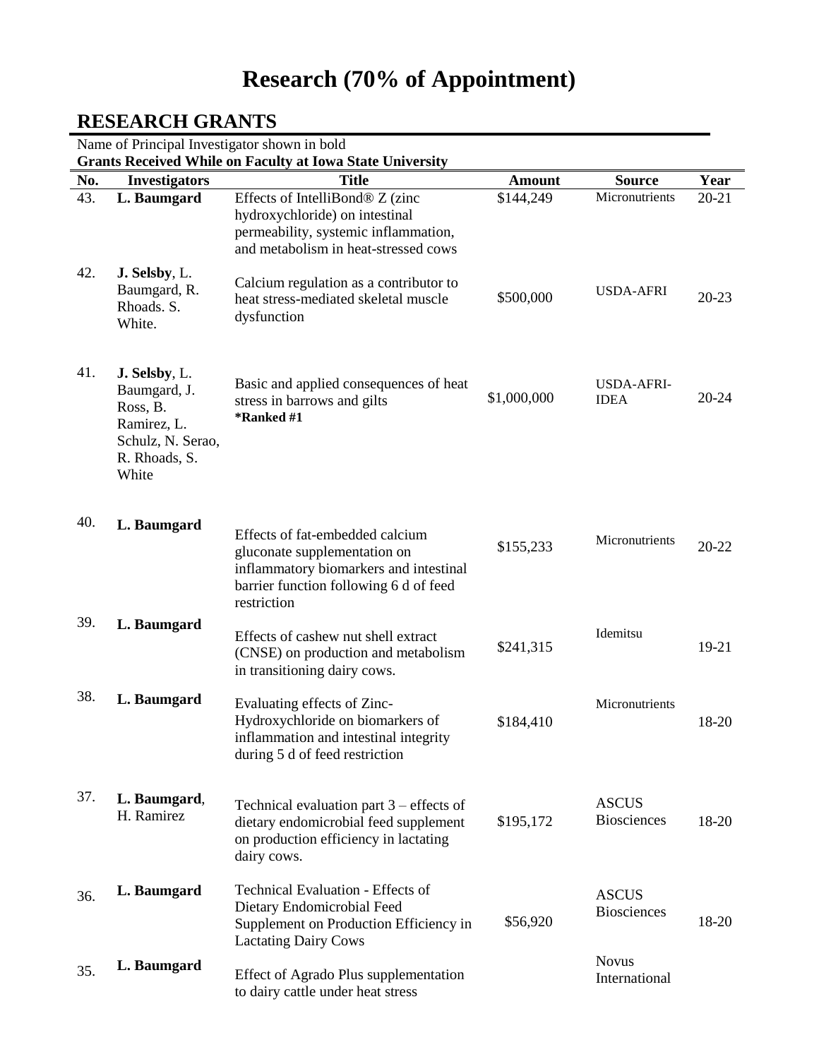# Research (70% of Appointment)

## RESEARCH GRANTS

Name of Principal Investigator shown in bold

**Grants Received While on Faculty at Iowa State University**

| No. | Investigators | Title | Amount | Source | Year |
|---|---|---|---|---|---|
| 43. | **L. Baumgard** | Effects of IntelliBond® Z (zinc hydroxychloride) on intestinal permeability, systemic inflammation, and metabolism in heat-stressed cows | $144,249 | Micronutrients | 20-21 |
| 42. | **J. Selsby**, L. Baumgard, R. Rhoads. S. White. | Calcium regulation as a contributor to heat stress-mediated skeletal muscle dysfunction | $500,000 | USDA-AFRI | 20-23 |
| 41. | **J. Selsby**, L. Baumgard, J. Ross, B. Ramirez, L. Schulz, N. Serao, R. Rhoads, S. White | Basic and applied consequences of heat stress in barrows and gilts **\*Ranked #1** | $1,000,000 | USDA-AFRI-IDEA | 20-24 |
| 40. | **L. Baumgard** | Effects of fat-embedded calcium gluconate supplementation on inflammatory biomarkers and intestinal barrier function following 6 d of feed restriction | $155,233 | Micronutrients | 20-22 |
| 39. | **L. Baumgard** | Effects of cashew nut shell extract (CNSE) on production and metabolism in transitioning dairy cows. | $241,315 | Idemitsu | 19-21 |
| 38. | **L. Baumgard** | Evaluating effects of Zinc-Hydroxychloride on biomarkers of inflammation and intestinal integrity during 5 d of feed restriction | $184,410 | Micronutrients | 18-20 |
| 37. | **L. Baumgard**, H. Ramirez | Technical evaluation part 3 – effects of dietary endomicrobial feed supplement on production efficiency in lactating dairy cows. | $195,172 | ASCUS Biosciences | 18-20 |
| 36. | **L. Baumgard** | Technical Evaluation - Effects of Dietary Endomicrobial Feed Supplement on Production Efficiency in Lactating Dairy Cows | $56,920 | ASCUS Biosciences | 18-20 |
| 35. | **L. Baumgard** | Effect of Agrado Plus supplementation to dairy cattle under heat stress | | Novus International | |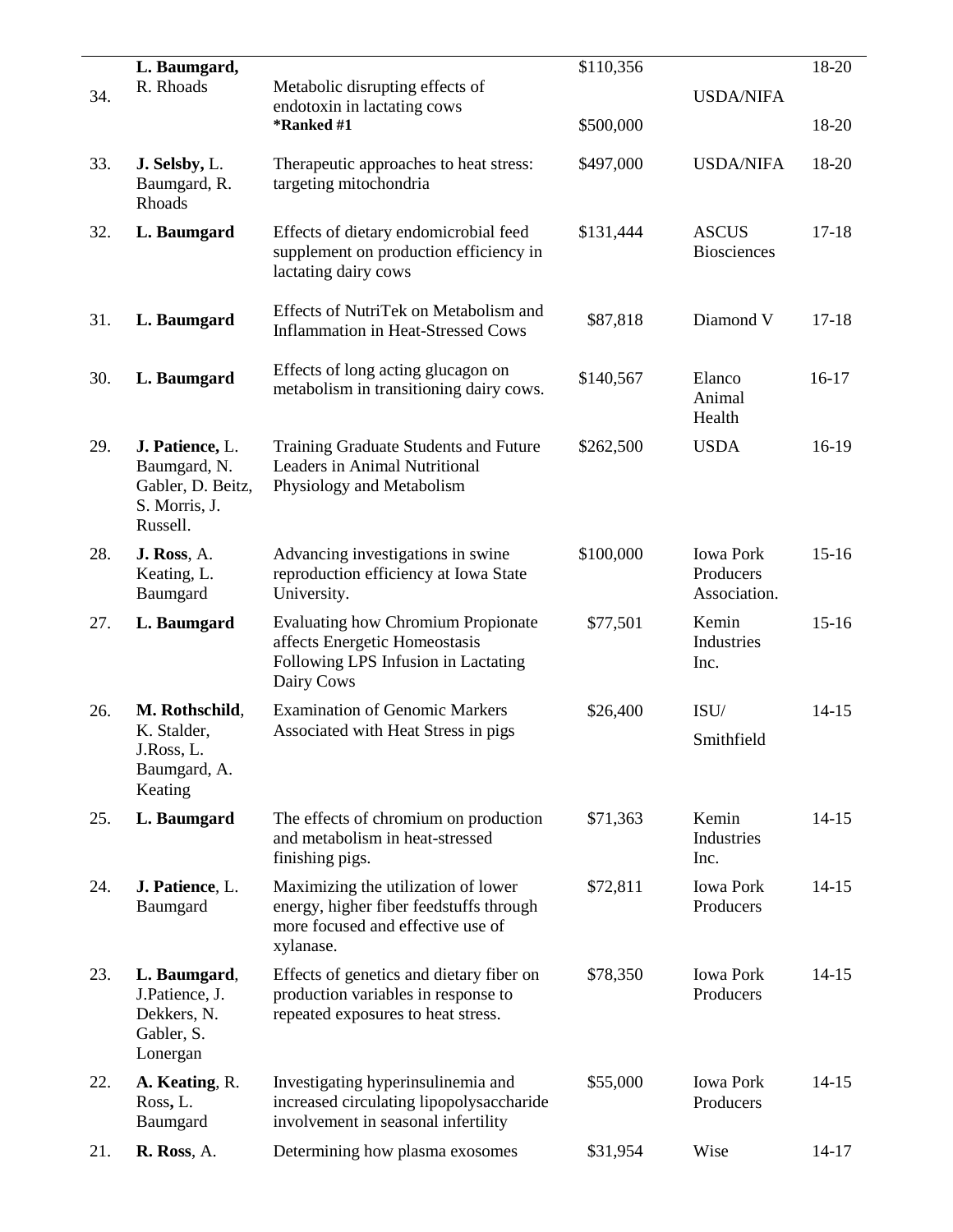| | | | | | |
|---|---|---|---|---|---|
| 34. | **L. Baumgard,** R. Rhoads | Metabolic disrupting effects of endotoxin in lactating cows **\*Ranked #1** | $110,356<br>$500,000 | USDA/NIFA | 18-20<br>18-20 |
| 33. | **J. Selsby,** L. Baumgard, R. Rhoads | Therapeutic approaches to heat stress: targeting mitochondria | $497,000 | USDA/NIFA | 18-20 |
| 32. | **L. Baumgard** | Effects of dietary endomicrobial feed supplement on production efficiency in lactating dairy cows | $131,444 | ASCUS Biosciences | 17-18 |
| 31. | **L. Baumgard** | Effects of NutriTek on Metabolism and Inflammation in Heat-Stressed Cows | $87,818 | Diamond V | 17-18 |
| 30. | **L. Baumgard** | Effects of long acting glucagon on metabolism in transitioning dairy cows. | $140,567 | Elanco Animal Health | 16-17 |
| 29. | **J. Patience,** L. Baumgard, N. Gabler, D. Beitz, S. Morris, J. Russell. | Training Graduate Students and Future Leaders in Animal Nutritional Physiology and Metabolism | $262,500 | USDA | 16-19 |
| 28. | **J. Ross**, A. Keating, L. Baumgard | Advancing investigations in swine reproduction efficiency at Iowa State University. | $100,000 | Iowa Pork Producers Association. | 15-16 |
| 27. | **L. Baumgard** | Evaluating how Chromium Propionate affects Energetic Homeostasis Following LPS Infusion in Lactating Dairy Cows | $77,501 | Kemin Industries Inc. | 15-16 |
| 26. | **M. Rothschild**, K. Stalder, J.Ross, L. Baumgard, A. Keating | Examination of Genomic Markers Associated with Heat Stress in pigs | $26,400 | ISU/ Smithfield | 14-15 |
| 25. | **L. Baumgard** | The effects of chromium on production and metabolism in heat-stressed finishing pigs. | $71,363 | Kemin Industries Inc. | 14-15 |
| 24. | **J. Patience**, L. Baumgard | Maximizing the utilization of lower energy, higher fiber feedstuffs through more focused and effective use of xylanase. | $72,811 | Iowa Pork Producers | 14-15 |
| 23. | **L. Baumgard**, J.Patience, J. Dekkers, N. Gabler, S. Lonergan | Effects of genetics and dietary fiber on production variables in response to repeated exposures to heat stress. | $78,350 | Iowa Pork Producers | 14-15 |
| 22. | **A. Keating**, R. Ross**,** L. Baumgard | Investigating hyperinsulinemia and increased circulating lipopolysaccharide involvement in seasonal infertility | $55,000 | Iowa Pork Producers | 14-15 |
| 21. | **R. Ross**, A. | Determining how plasma exosomes | $31,954 | Wise | 14-17 |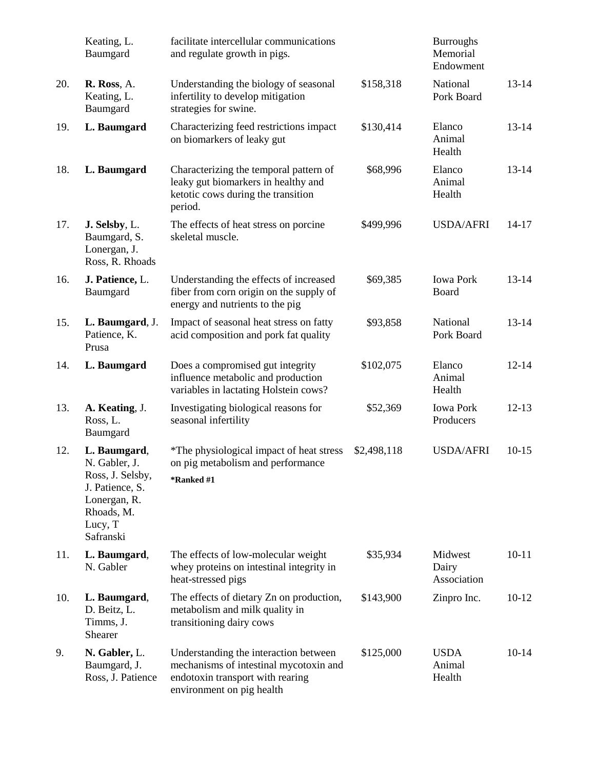| | | | | | |
|---|---|---|---|---|---|
| | Keating, L. Baumgard | facilitate intercellular communications and regulate growth in pigs. | | Burroughs Memorial Endowment | |
| 20. | **R. Ross**, A. Keating, L. Baumgard | Understanding the biology of seasonal infertility to develop mitigation strategies for swine. | $158,318 | National Pork Board | 13-14 |
| 19. | **L. Baumgard** | Characterizing feed restrictions impact on biomarkers of leaky gut | $130,414 | Elanco Animal Health | 13-14 |
| 18. | **L. Baumgard** | Characterizing the temporal pattern of leaky gut biomarkers in healthy and ketotic cows during the transition period. | $68,996 | Elanco Animal Health | 13-14 |
| 17. | **J. Selsby**, L. Baumgard, S. Lonergan, J. Ross, R. Rhoads | The effects of heat stress on porcine skeletal muscle. | $499,996 | USDA/AFRI | 14-17 |
| 16. | **J. Patience,** L. Baumgard | Understanding the effects of increased fiber from corn origin on the supply of energy and nutrients to the pig | $69,385 | Iowa Pork Board | 13-14 |
| 15. | **L. Baumgard**, J. Patience, K. Prusa | Impact of seasonal heat stress on fatty acid composition and pork fat quality | $93,858 | National Pork Board | 13-14 |
| 14. | **L. Baumgard** | Does a compromised gut integrity influence metabolic and production variables in lactating Holstein cows? | $102,075 | Elanco Animal Health | 12-14 |
| 13. | **A. Keating**, J. Ross, L. Baumgard | Investigating biological reasons for seasonal infertility | $52,369 | Iowa Pork Producers | 12-13 |
| 12. | **L. Baumgard**, N. Gabler, J. Ross, J. Selsby, J. Patience, S. Lonergan, R. Rhoads, M. Lucy, T Safranski | *The physiological impact of heat stress on pig metabolism and performance **\*Ranked #1** | $2,498,118 | USDA/AFRI | 10-15 |
| 11. | **L. Baumgard**, N. Gabler | The effects of low-molecular weight whey proteins on intestinal integrity in heat-stressed pigs | $35,934 | Midwest Dairy Association | 10-11 |
| 10. | **L. Baumgard**, D. Beitz, L. Timms, J. Shearer | The effects of dietary Zn on production, metabolism and milk quality in transitioning dairy cows | $143,900 | Zinpro Inc. | 10-12 |
| 9. | **N. Gabler,** L. Baumgard, J. Ross, J. Patience | Understanding the interaction between mechanisms of intestinal mycotoxin and endotoxin transport with rearing environment on pig health | $125,000 | USDA Animal Health | 10-14 |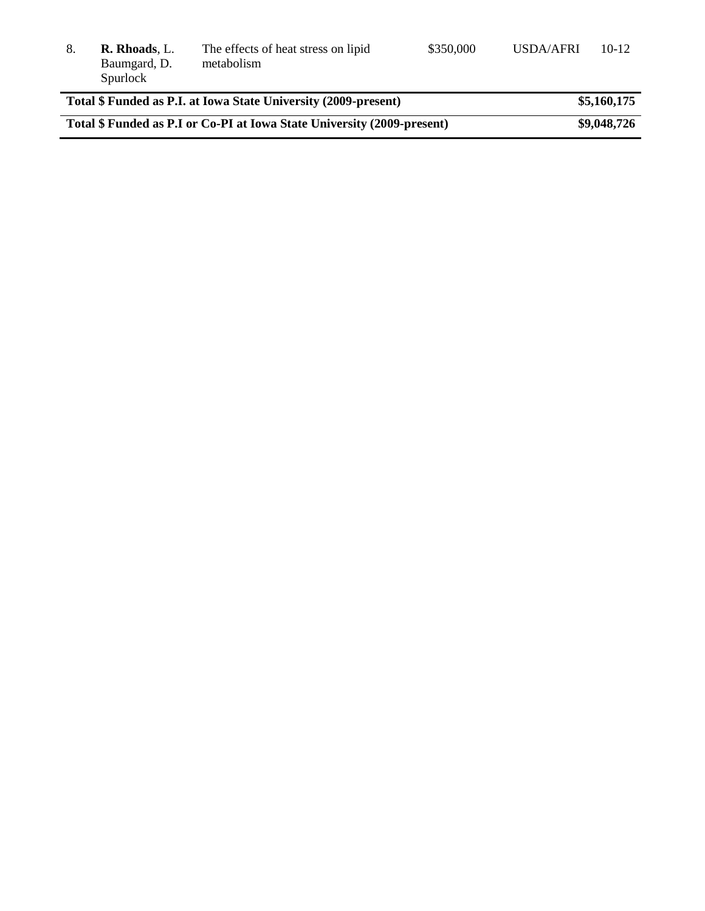| | | | | | |
|---|---|---|---|---|---|
| 8. | **R. Rhoads**, L. Baumgard, D. Spurlock | The effects of heat stress on lipid metabolism | $350,000 | USDA/AFRI | 10-12 |
| **Total $ Funded as P.I. at Iowa State University (2009-present)** | | | | | **$5,160,175** |
| **Total $ Funded as P.I or Co-PI at Iowa State University (2009-present)** | | | | | **$9,048,726** |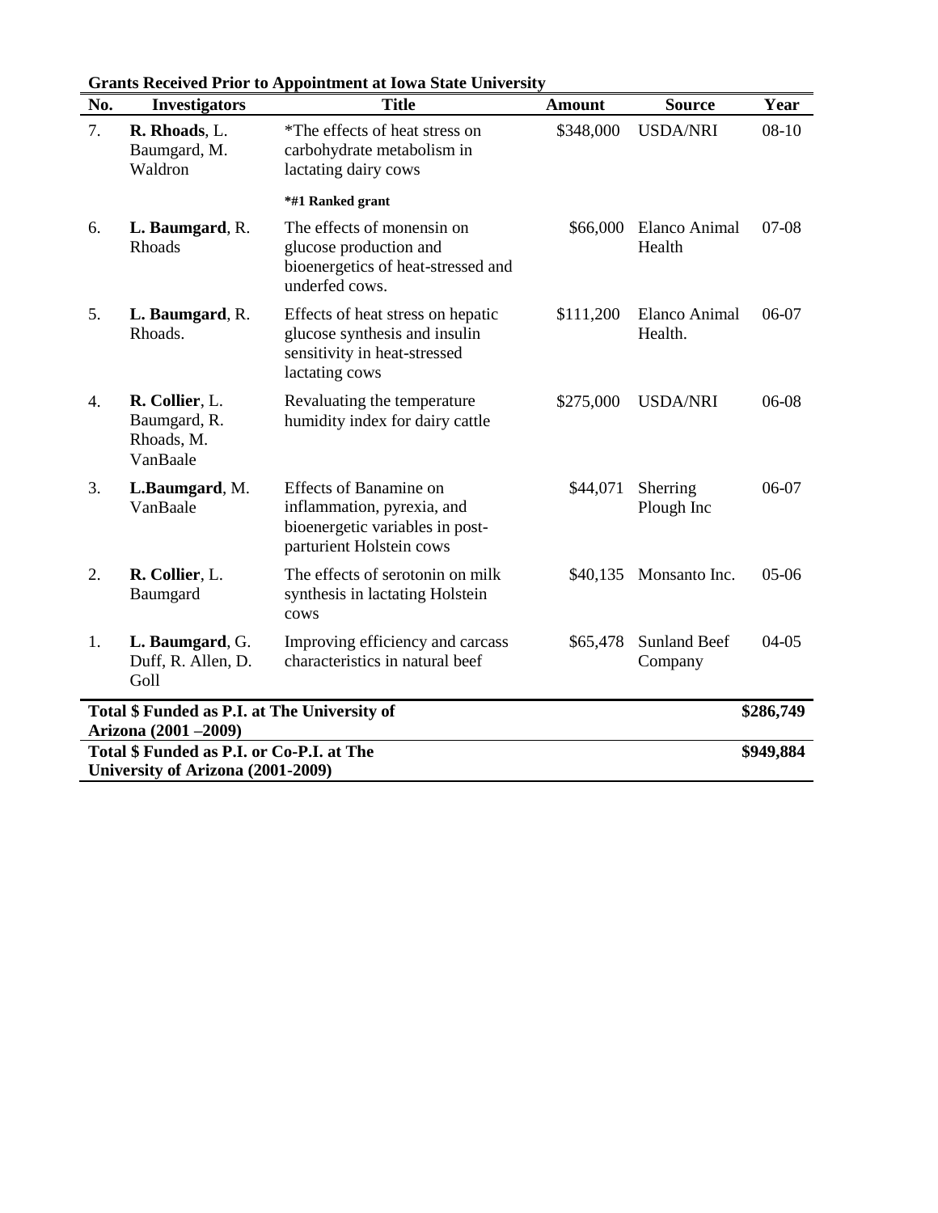**Grants Received Prior to Appointment at Iowa State University**

| No. | Investigators | Title | Amount | Source | Year |
|---|---|---|---|---|---|
| 7. | **R. Rhoads**, L. Baumgard, M. Waldron | *The effects of heat stress on carbohydrate metabolism in lactating dairy cows<br>***#1 Ranked grant** | $348,000 | USDA/NRI | 08-10 |
| 6. | **L. Baumgard**, R. Rhoads | The effects of monensin on glucose production and bioenergetics of heat-stressed and underfed cows. | $66,000 | Elanco Animal Health | 07-08 |
| 5. | **L. Baumgard**, R. Rhoads. | Effects of heat stress on hepatic glucose synthesis and insulin sensitivity in heat-stressed lactating cows | $111,200 | Elanco Animal Health. | 06-07 |
| 4. | **R. Collier**, L. Baumgard, R. Rhoads, M. VanBaale | Revaluating the temperature humidity index for dairy cattle | $275,000 | USDA/NRI | 06-08 |
| 3. | **L.Baumgard**, M. VanBaale | Effects of Banamine on inflammation, pyrexia, and bioenergetic variables in post-parturient Holstein cows | $44,071 | Sherring Plough Inc | 06-07 |
| 2. | **R. Collier**, L. Baumgard | The effects of serotonin on milk synthesis in lactating Holstein cows | $40,135 | Monsanto Inc. | 05-06 |
| 1. | **L. Baumgard**, G. Duff, R. Allen, D. Goll | Improving efficiency and carcass characteristics in natural beef | $65,478 | Sunland Beef Company | 04-05 |
| **Total $ Funded as P.I. at The University of Arizona (2001 –2009)** | | | | | **$286,749** |
| **Total $ Funded as P.I. or Co-P.I. at The University of Arizona (2001-2009)** | | | | | **$949,884** |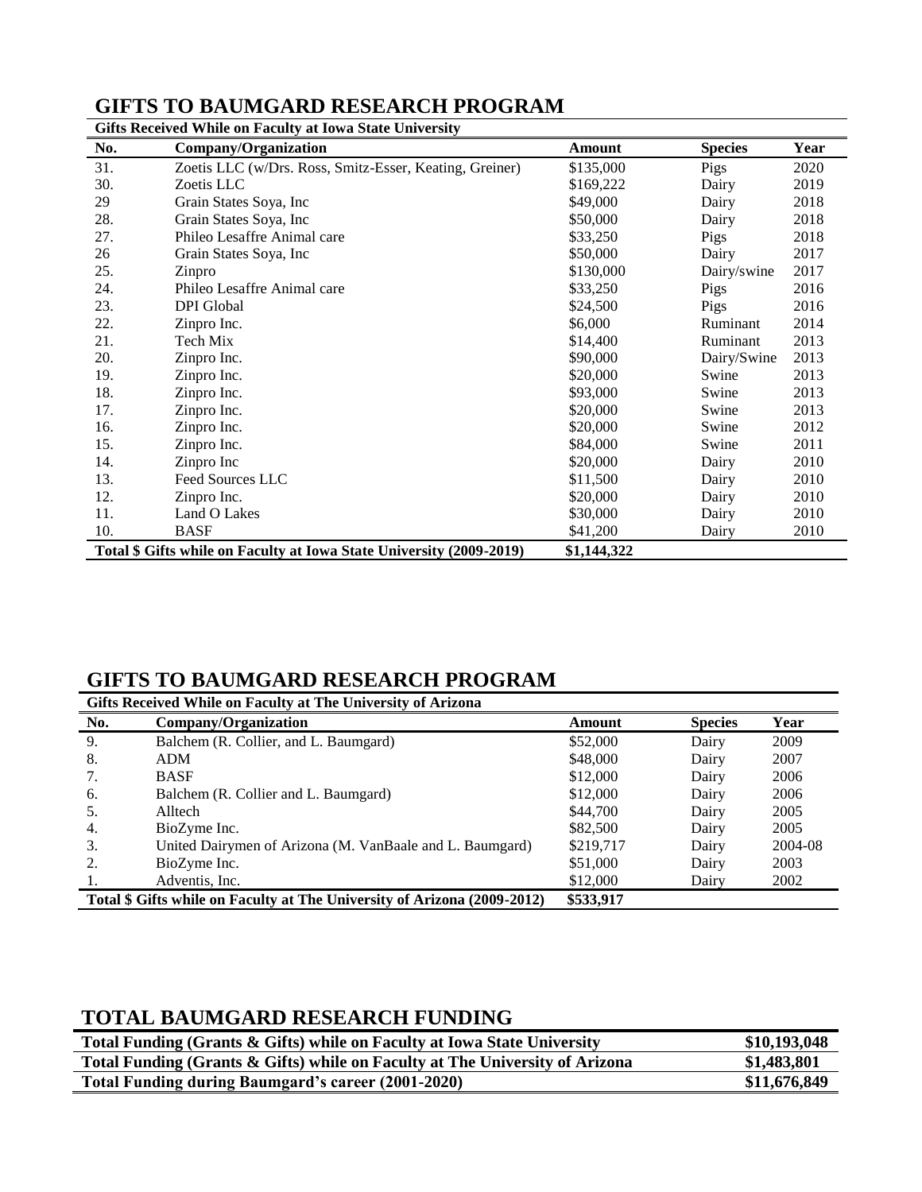## GIFTS TO BAUMGARD RESEARCH PROGRAM

**Gifts Received While on Faculty at Iowa State University**

| No. | Company/Organization | Amount | Species | Year |
|---|---|---|---|---|
| 31. | Zoetis LLC (w/Drs. Ross, Smitz-Esser, Keating, Greiner) | $135,000 | Pigs | 2020 |
| 30. | Zoetis LLC | $169,222 | Dairy | 2019 |
| 29 | Grain States Soya, Inc | $49,000 | Dairy | 2018 |
| 28. | Grain States Soya, Inc | $50,000 | Dairy | 2018 |
| 27. | Phileo Lesaffre Animal care | $33,250 | Pigs | 2018 |
| 26 | Grain States Soya, Inc | $50,000 | Dairy | 2017 |
| 25. | Zinpro | $130,000 | Dairy/swine | 2017 |
| 24. | Phileo Lesaffre Animal care | $33,250 | Pigs | 2016 |
| 23. | DPI Global | $24,500 | Pigs | 2016 |
| 22. | Zinpro Inc. | $6,000 | Ruminant | 2014 |
| 21. | Tech Mix | $14,400 | Ruminant | 2013 |
| 20. | Zinpro Inc. | $90,000 | Dairy/Swine | 2013 |
| 19. | Zinpro Inc. | $20,000 | Swine | 2013 |
| 18. | Zinpro Inc. | $93,000 | Swine | 2013 |
| 17. | Zinpro Inc. | $20,000 | Swine | 2013 |
| 16. | Zinpro Inc. | $20,000 | Swine | 2012 |
| 15. | Zinpro Inc. | $84,000 | Swine | 2011 |
| 14. | Zinpro Inc | $20,000 | Dairy | 2010 |
| 13. | Feed Sources LLC | $11,500 | Dairy | 2010 |
| 12. | Zinpro Inc. | $20,000 | Dairy | 2010 |
| 11. | Land O Lakes | $30,000 | Dairy | 2010 |
| 10. | BASF | $41,200 | Dairy | 2010 |
| **Total $ Gifts while on Faculty at Iowa State University (2009-2019)** | | **$1,144,322** | | |

## GIFTS TO BAUMGARD RESEARCH PROGRAM

**Gifts Received While on Faculty at The University of Arizona**

| No. | Company/Organization | Amount | Species | Year |
|---|---|---|---|---|
| 9. | Balchem (R. Collier, and L. Baumgard) | $52,000 | Dairy | 2009 |
| 8. | ADM | $48,000 | Dairy | 2007 |
| 7. | BASF | $12,000 | Dairy | 2006 |
| 6. | Balchem (R. Collier and L. Baumgard) | $12,000 | Dairy | 2006 |
| 5. | Alltech | $44,700 | Dairy | 2005 |
| 4. | BioZyme Inc. | $82,500 | Dairy | 2005 |
| 3. | United Dairymen of Arizona (M. VanBaale and L. Baumgard) | $219,717 | Dairy | 2004-08 |
| 2. | BioZyme Inc. | $51,000 | Dairy | 2003 |
| 1. | Adventis, Inc. | $12,000 | Dairy | 2002 |
| **Total $ Gifts while on Faculty at The University of Arizona (2009-2012)** | | **$533,917** | | |

## TOTAL BAUMGARD RESEARCH FUNDING

| | |
|---|---|
| **Total Funding (Grants & Gifts) while on Faculty at Iowa State University** | **$10,193,048** |
| **Total Funding (Grants & Gifts) while on Faculty at The University of Arizona** | **$1,483,801** |
| **Total Funding during Baumgard's career (2001-2020)** | **$11,676,849** |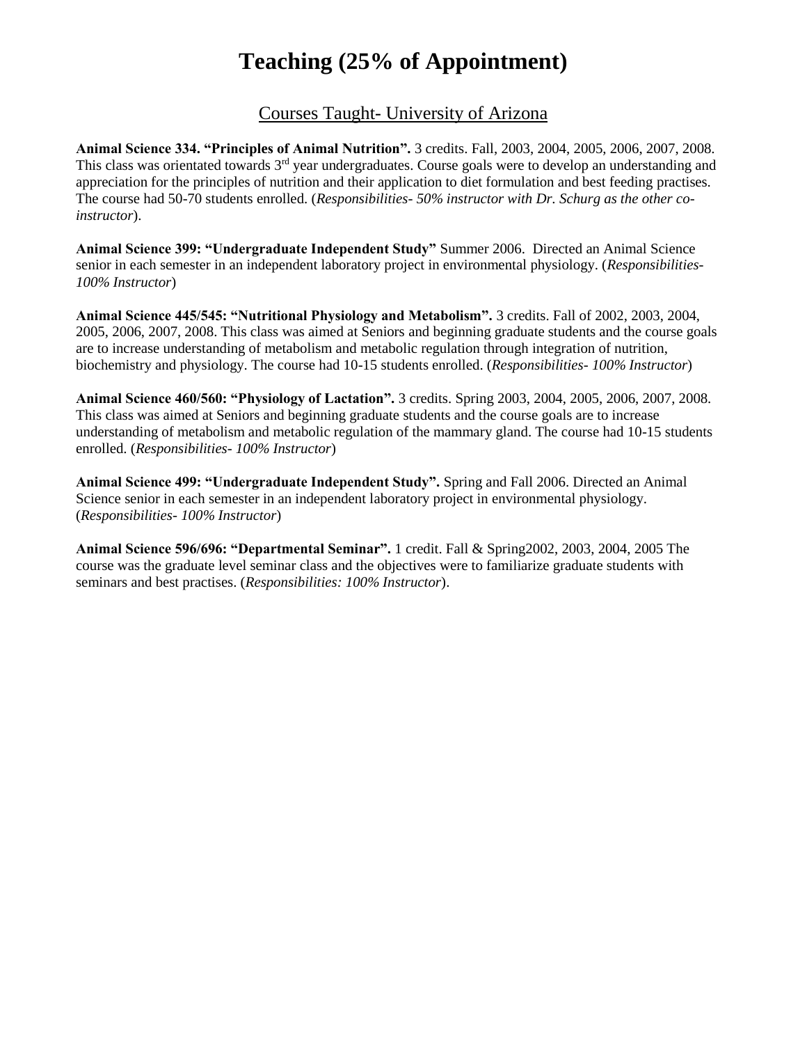# Teaching (25% of Appointment)

## Courses Taught- University of Arizona

**Animal Science 334. "Principles of Animal Nutrition".** 3 credits. Fall, 2003, 2004, 2005, 2006, 2007, 2008. This class was orientated towards 3rd year undergraduates. Course goals were to develop an understanding and appreciation for the principles of nutrition and their application to diet formulation and best feeding practises. The course had 50-70 students enrolled. (*Responsibilities- 50% instructor with Dr. Schurg as the other co-instructor*).

**Animal Science 399: "Undergraduate Independent Study"** Summer 2006. Directed an Animal Science senior in each semester in an independent laboratory project in environmental physiology. (*Responsibilities- 100% Instructor*)

**Animal Science 445/545: "Nutritional Physiology and Metabolism".** 3 credits. Fall of 2002, 2003, 2004, 2005, 2006, 2007, 2008. This class was aimed at Seniors and beginning graduate students and the course goals are to increase understanding of metabolism and metabolic regulation through integration of nutrition, biochemistry and physiology. The course had 10-15 students enrolled. (*Responsibilities- 100% Instructor*)

**Animal Science 460/560: "Physiology of Lactation".** 3 credits. Spring 2003, 2004, 2005, 2006, 2007, 2008. This class was aimed at Seniors and beginning graduate students and the course goals are to increase understanding of metabolism and metabolic regulation of the mammary gland. The course had 10-15 students enrolled. (*Responsibilities- 100% Instructor*)

**Animal Science 499: "Undergraduate Independent Study".** Spring and Fall 2006. Directed an Animal Science senior in each semester in an independent laboratory project in environmental physiology. (*Responsibilities- 100% Instructor*)

**Animal Science 596/696: "Departmental Seminar".** 1 credit. Fall & Spring2002, 2003, 2004, 2005 The course was the graduate level seminar class and the objectives were to familiarize graduate students with seminars and best practises. (*Responsibilities: 100% Instructor*).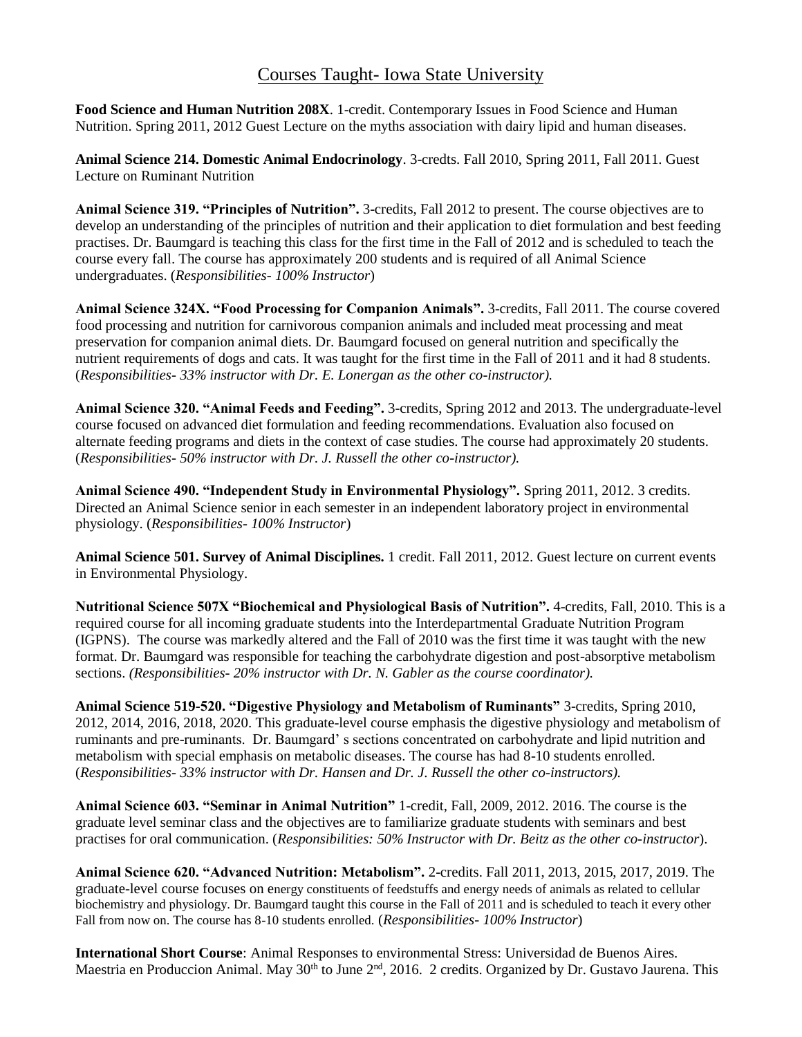## Courses Taught- Iowa State University

**Food Science and Human Nutrition 208X**. 1-credit. Contemporary Issues in Food Science and Human Nutrition. Spring 2011, 2012 Guest Lecture on the myths association with dairy lipid and human diseases.

**Animal Science 214. Domestic Animal Endocrinology**. 3-credts. Fall 2010, Spring 2011, Fall 2011. Guest Lecture on Ruminant Nutrition

**Animal Science 319. "Principles of Nutrition".** 3-credits, Fall 2012 to present. The course objectives are to develop an understanding of the principles of nutrition and their application to diet formulation and best feeding practises. Dr. Baumgard is teaching this class for the first time in the Fall of 2012 and is scheduled to teach the course every fall. The course has approximately 200 students and is required of all Animal Science undergraduates. (*Responsibilities- 100% Instructor*)

**Animal Science 324X. "Food Processing for Companion Animals".** 3-credits, Fall 2011. The course covered food processing and nutrition for carnivorous companion animals and included meat processing and meat preservation for companion animal diets. Dr. Baumgard focused on general nutrition and specifically the nutrient requirements of dogs and cats. It was taught for the first time in the Fall of 2011 and it had 8 students. (*Responsibilities- 33% instructor with Dr. E. Lonergan as the other co-instructor).*

**Animal Science 320. "Animal Feeds and Feeding".** 3-credits, Spring 2012 and 2013. The undergraduate-level course focused on advanced diet formulation and feeding recommendations. Evaluation also focused on alternate feeding programs and diets in the context of case studies. The course had approximately 20 students. (*Responsibilities- 50% instructor with Dr. J. Russell the other co-instructor).*

**Animal Science 490. "Independent Study in Environmental Physiology".** Spring 2011, 2012. 3 credits. Directed an Animal Science senior in each semester in an independent laboratory project in environmental physiology. (*Responsibilities- 100% Instructor*)

**Animal Science 501. Survey of Animal Disciplines.** 1 credit. Fall 2011, 2012. Guest lecture on current events in Environmental Physiology.

**Nutritional Science 507X "Biochemical and Physiological Basis of Nutrition".** 4-credits, Fall, 2010. This is a required course for all incoming graduate students into the Interdepartmental Graduate Nutrition Program (IGPNS). The course was markedly altered and the Fall of 2010 was the first time it was taught with the new format. Dr. Baumgard was responsible for teaching the carbohydrate digestion and post-absorptive metabolism sections. *(Responsibilities- 20% instructor with Dr. N. Gabler as the course coordinator).*

**Animal Science 519-520. "Digestive Physiology and Metabolism of Ruminants"** 3-credits, Spring 2010, 2012, 2014, 2016, 2018, 2020. This graduate-level course emphasis the digestive physiology and metabolism of ruminants and pre-ruminants. Dr. Baumgard' s sections concentrated on carbohydrate and lipid nutrition and metabolism with special emphasis on metabolic diseases. The course has had 8-10 students enrolled. (*Responsibilities- 33% instructor with Dr. Hansen and Dr. J. Russell the other co-instructors).*

**Animal Science 603. "Seminar in Animal Nutrition"** 1-credit, Fall, 2009, 2012. 2016. The course is the graduate level seminar class and the objectives are to familiarize graduate students with seminars and best practises for oral communication. (*Responsibilities: 50% Instructor with Dr. Beitz as the other co-instructor*).

**Animal Science 620. "Advanced Nutrition: Metabolism".** 2-credits. Fall 2011, 2013, 2015, 2017, 2019. The graduate-level course focuses on energy constituents of feedstuffs and energy needs of animals as related to cellular biochemistry and physiology. Dr. Baumgard taught this course in the Fall of 2011 and is scheduled to teach it every other Fall from now on. The course has 8-10 students enrolled. (*Responsibilities- 100% Instructor*)

**International Short Course**: Animal Responses to environmental Stress: Universidad de Buenos Aires. Maestria en Produccion Animal. May 30th to June 2nd, 2016. 2 credits. Organized by Dr. Gustavo Jaurena. This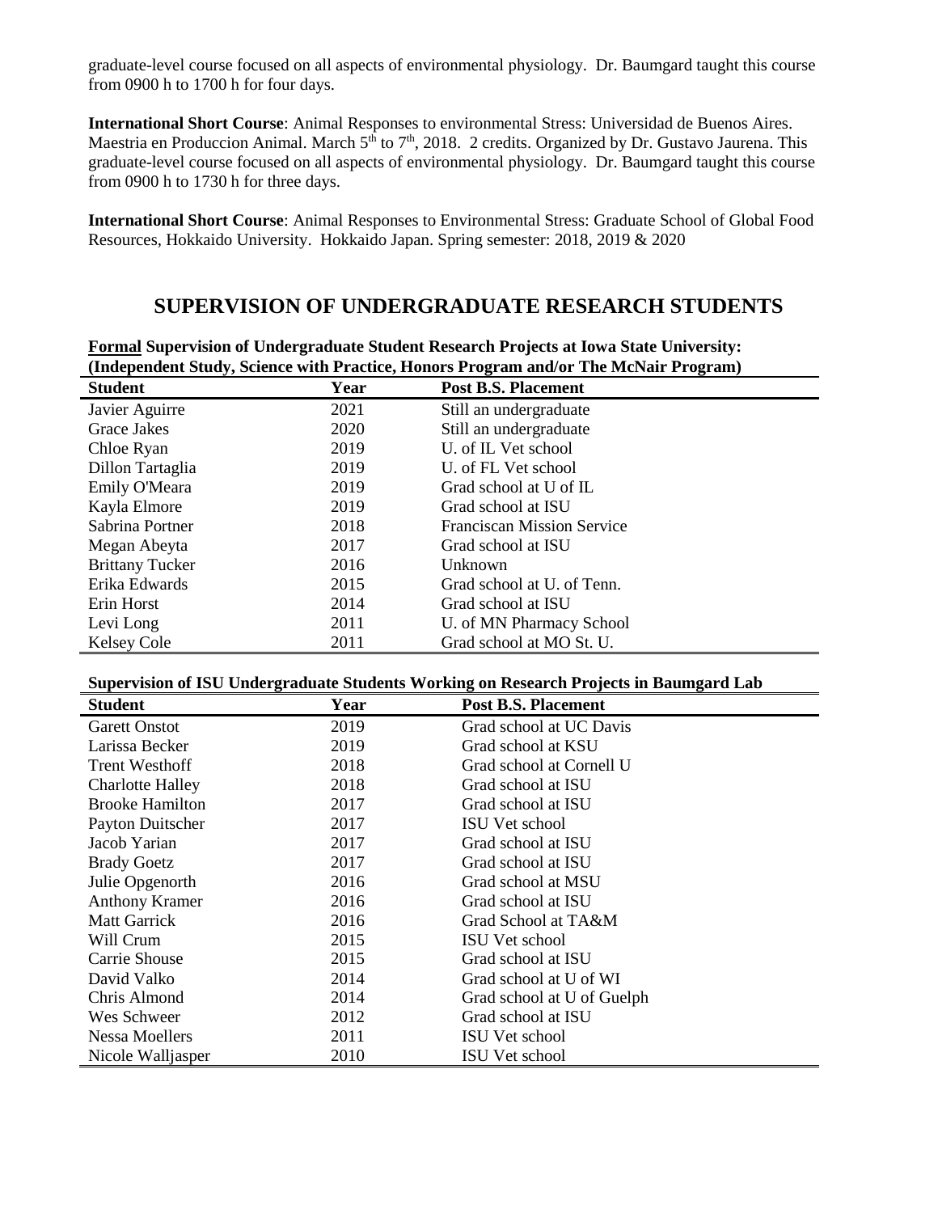graduate-level course focused on all aspects of environmental physiology. Dr. Baumgard taught this course from 0900 h to 1700 h for four days.

**International Short Course**: Animal Responses to environmental Stress: Universidad de Buenos Aires. Maestria en Produccion Animal. March 5th to 7th, 2018. 2 credits. Organized by Dr. Gustavo Jaurena. This graduate-level course focused on all aspects of environmental physiology. Dr. Baumgard taught this course from 0900 h to 1730 h for three days.

**International Short Course**: Animal Responses to Environmental Stress: Graduate School of Global Food Resources, Hokkaido University. Hokkaido Japan. Spring semester: 2018, 2019 & 2020

## SUPERVISION OF UNDERGRADUATE RESEARCH STUDENTS

**Formal Supervision of Undergraduate Student Research Projects at Iowa State University: (Independent Study, Science with Practice, Honors Program and/or The McNair Program)**

| Student | Year | Post B.S. Placement |
|---|---|---|
| Javier Aguirre | 2021 | Still an undergraduate |
| Grace Jakes | 2020 | Still an undergraduate |
| Chloe Ryan | 2019 | U. of IL Vet school |
| Dillon Tartaglia | 2019 | U. of FL Vet school |
| Emily O'Meara | 2019 | Grad school at U of IL |
| Kayla Elmore | 2019 | Grad school at ISU |
| Sabrina Portner | 2018 | Franciscan Mission Service |
| Megan Abeyta | 2017 | Grad school at ISU |
| Brittany Tucker | 2016 | Unknown |
| Erika Edwards | 2015 | Grad school at U. of Tenn. |
| Erin Horst | 2014 | Grad school at ISU |
| Levi Long | 2011 | U. of MN Pharmacy School |
| Kelsey Cole | 2011 | Grad school at MO St. U. |

**Supervision of ISU Undergraduate Students Working on Research Projects in Baumgard Lab**

| Student | Year | Post B.S. Placement |
|---|---|---|
| Garett Onstot | 2019 | Grad school at UC Davis |
| Larissa Becker | 2019 | Grad school at KSU |
| Trent Westhoff | 2018 | Grad school at Cornell U |
| Charlotte Halley | 2018 | Grad school at ISU |
| Brooke Hamilton | 2017 | Grad school at ISU |
| Payton Duitscher | 2017 | ISU Vet school |
| Jacob Yarian | 2017 | Grad school at ISU |
| Brady Goetz | 2017 | Grad school at ISU |
| Julie Opgenorth | 2016 | Grad school at MSU |
| Anthony Kramer | 2016 | Grad school at ISU |
| Matt Garrick | 2016 | Grad School at TA&M |
| Will Crum | 2015 | ISU Vet school |
| Carrie Shouse | 2015 | Grad school at ISU |
| David Valko | 2014 | Grad school at U of WI |
| Chris Almond | 2014 | Grad school at U of Guelph |
| Wes Schweer | 2012 | Grad school at ISU |
| Nessa Moellers | 2011 | ISU Vet school |
| Nicole Walljasper | 2010 | ISU Vet school |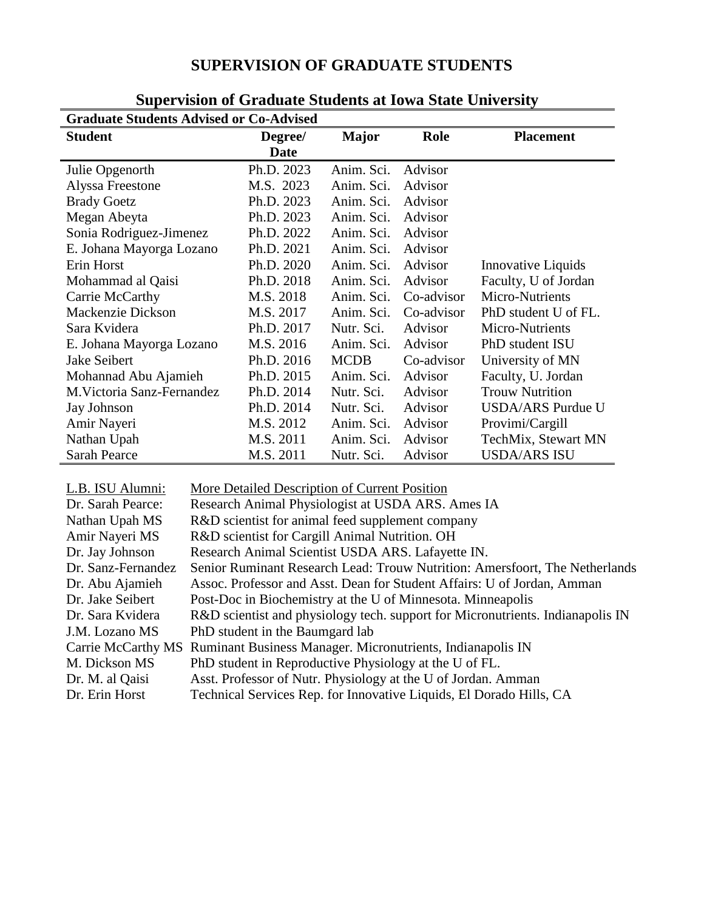# SUPERVISION OF GRADUATE STUDENTS

## Supervision of Graduate Students at Iowa State University

**Graduate Students Advised or Co-Advised**

| Student | Degree/ Date | Major | Role | Placement |
|---|---|---|---|---|
| Julie Opgenorth | Ph.D. 2023 | Anim. Sci. | Advisor | |
| Alyssa Freestone | M.S. 2023 | Anim. Sci. | Advisor | |
| Brady Goetz | Ph.D. 2023 | Anim. Sci. | Advisor | |
| Megan Abeyta | Ph.D. 2023 | Anim. Sci. | Advisor | |
| Sonia Rodriguez-Jimenez | Ph.D. 2022 | Anim. Sci. | Advisor | |
| E. Johana Mayorga Lozano | Ph.D. 2021 | Anim. Sci. | Advisor | |
| Erin Horst | Ph.D. 2020 | Anim. Sci. | Advisor | Innovative Liquids |
| Mohammad al Qaisi | Ph.D. 2018 | Anim. Sci. | Advisor | Faculty, U of Jordan |
| Carrie McCarthy | M.S. 2018 | Anim. Sci. | Co-advisor | Micro-Nutrients |
| Mackenzie Dickson | M.S. 2017 | Anim. Sci. | Co-advisor | PhD student U of FL. |
| Sara Kvidera | Ph.D. 2017 | Nutr. Sci. | Advisor | Micro-Nutrients |
| E. Johana Mayorga Lozano | M.S. 2016 | Anim. Sci. | Advisor | PhD student ISU |
| Jake Seibert | Ph.D. 2016 | MCDB | Co-advisor | University of MN |
| Mohannad Abu Ajamieh | Ph.D. 2015 | Anim. Sci. | Advisor | Faculty, U. Jordan |
| M.Victoria Sanz-Fernandez | Ph.D. 2014 | Nutr. Sci. | Advisor | Trouw Nutrition |
| Jay Johnson | Ph.D. 2014 | Nutr. Sci. | Advisor | USDA/ARS Purdue U |
| Amir Nayeri | M.S. 2012 | Anim. Sci. | Advisor | Provimi/Cargill |
| Nathan Upah | M.S. 2011 | Anim. Sci. | Advisor | TechMix, Stewart MN |
| Sarah Pearce | M.S. 2011 | Nutr. Sci. | Advisor | USDA/ARS ISU |

| L.B. ISU Alumni: | More Detailed Description of Current Position |
|---|---|
| Dr. Sarah Pearce: | Research Animal Physiologist at USDA ARS. Ames IA |
| Nathan Upah MS | R&D scientist for animal feed supplement company |
| Amir Nayeri MS | R&D scientist for Cargill Animal Nutrition. OH |
| Dr. Jay Johnson | Research Animal Scientist USDA ARS. Lafayette IN. |
| Dr. Sanz-Fernandez | Senior Ruminant Research Lead: Trouw Nutrition: Amersfoort, The Netherlands |
| Dr. Abu Ajamieh | Assoc. Professor and Asst. Dean for Student Affairs: U of Jordan, Amman |
| Dr. Jake Seibert | Post-Doc in Biochemistry at the U of Minnesota. Minneapolis |
| Dr. Sara Kvidera | R&D scientist and physiology tech. support for Micronutrients. Indianapolis IN |
| J.M. Lozano MS | PhD student in the Baumgard lab |
| Carrie McCarthy MS | Ruminant Business Manager. Micronutrients, Indianapolis IN |
| M. Dickson MS | PhD student in Reproductive Physiology at the U of FL. |
| Dr. M. al Qaisi | Asst. Professor of Nutr. Physiology at the U of Jordan. Amman |
| Dr. Erin Horst | Technical Services Rep. for Innovative Liquids, El Dorado Hills, CA |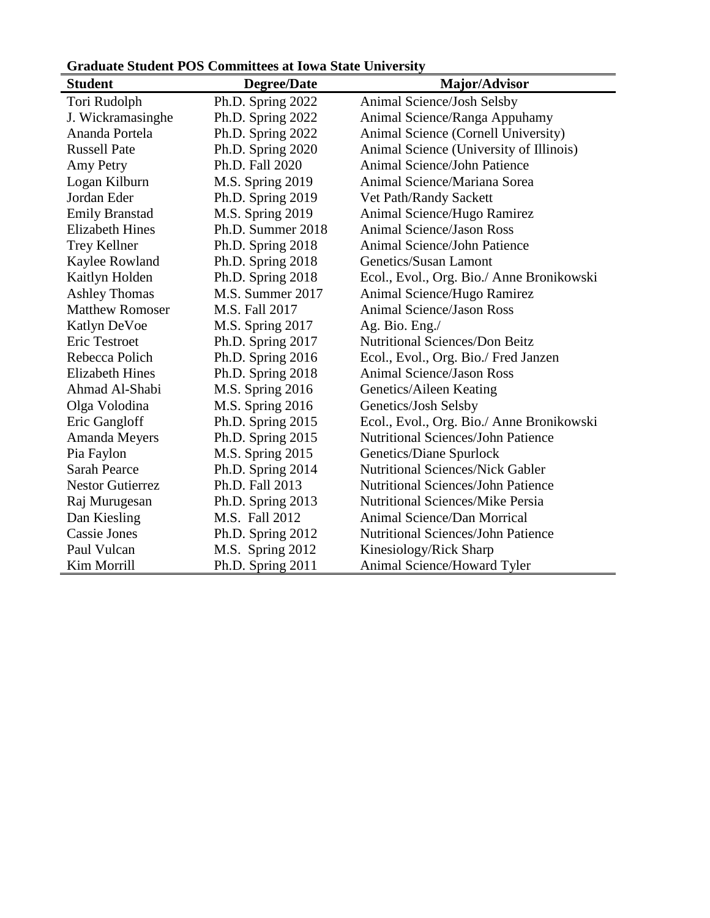**Graduate Student POS Committees at Iowa State University**

| Student | Degree/Date | Major/Advisor |
|---|---|---|
| Tori Rudolph | Ph.D. Spring 2022 | Animal Science/Josh Selsby |
| J. Wickramasinghe | Ph.D. Spring 2022 | Animal Science/Ranga Appuhamy |
| Ananda Portela | Ph.D. Spring 2022 | Animal Science (Cornell University) |
| Russell Pate | Ph.D. Spring 2020 | Animal Science (University of Illinois) |
| Amy Petry | Ph.D. Fall 2020 | Animal Science/John Patience |
| Logan Kilburn | M.S. Spring 2019 | Animal Science/Mariana Sorea |
| Jordan Eder | Ph.D. Spring 2019 | Vet Path/Randy Sackett |
| Emily Branstad | M.S. Spring 2019 | Animal Science/Hugo Ramirez |
| Elizabeth Hines | Ph.D. Summer 2018 | Animal Science/Jason Ross |
| Trey Kellner | Ph.D. Spring 2018 | Animal Science/John Patience |
| Kaylee Rowland | Ph.D. Spring 2018 | Genetics/Susan Lamont |
| Kaitlyn Holden | Ph.D. Spring 2018 | Ecol., Evol., Org. Bio./ Anne Bronikowski |
| Ashley Thomas | M.S. Summer 2017 | Animal Science/Hugo Ramirez |
| Matthew Romoser | M.S. Fall 2017 | Animal Science/Jason Ross |
| Katlyn DeVoe | M.S. Spring 2017 | Ag. Bio. Eng./ |
| Eric Testroet | Ph.D. Spring 2017 | Nutritional Sciences/Don Beitz |
| Rebecca Polich | Ph.D. Spring 2016 | Ecol., Evol., Org. Bio./ Fred Janzen |
| Elizabeth Hines | Ph.D. Spring 2018 | Animal Science/Jason Ross |
| Ahmad Al-Shabi | M.S. Spring 2016 | Genetics/Aileen Keating |
| Olga Volodina | M.S. Spring 2016 | Genetics/Josh Selsby |
| Eric Gangloff | Ph.D. Spring 2015 | Ecol., Evol., Org. Bio./ Anne Bronikowski |
| Amanda Meyers | Ph.D. Spring 2015 | Nutritional Sciences/John Patience |
| Pia Faylon | M.S. Spring 2015 | Genetics/Diane Spurlock |
| Sarah Pearce | Ph.D. Spring 2014 | Nutritional Sciences/Nick Gabler |
| Nestor Gutierrez | Ph.D. Fall 2013 | Nutritional Sciences/John Patience |
| Raj Murugesan | Ph.D. Spring 2013 | Nutritional Sciences/Mike Persia |
| Dan Kiesling | M.S. Fall 2012 | Animal Science/Dan Morrical |
| Cassie Jones | Ph.D. Spring 2012 | Nutritional Sciences/John Patience |
| Paul Vulcan | M.S. Spring 2012 | Kinesiology/Rick Sharp |
| Kim Morrill | Ph.D. Spring 2011 | Animal Science/Howard Tyler |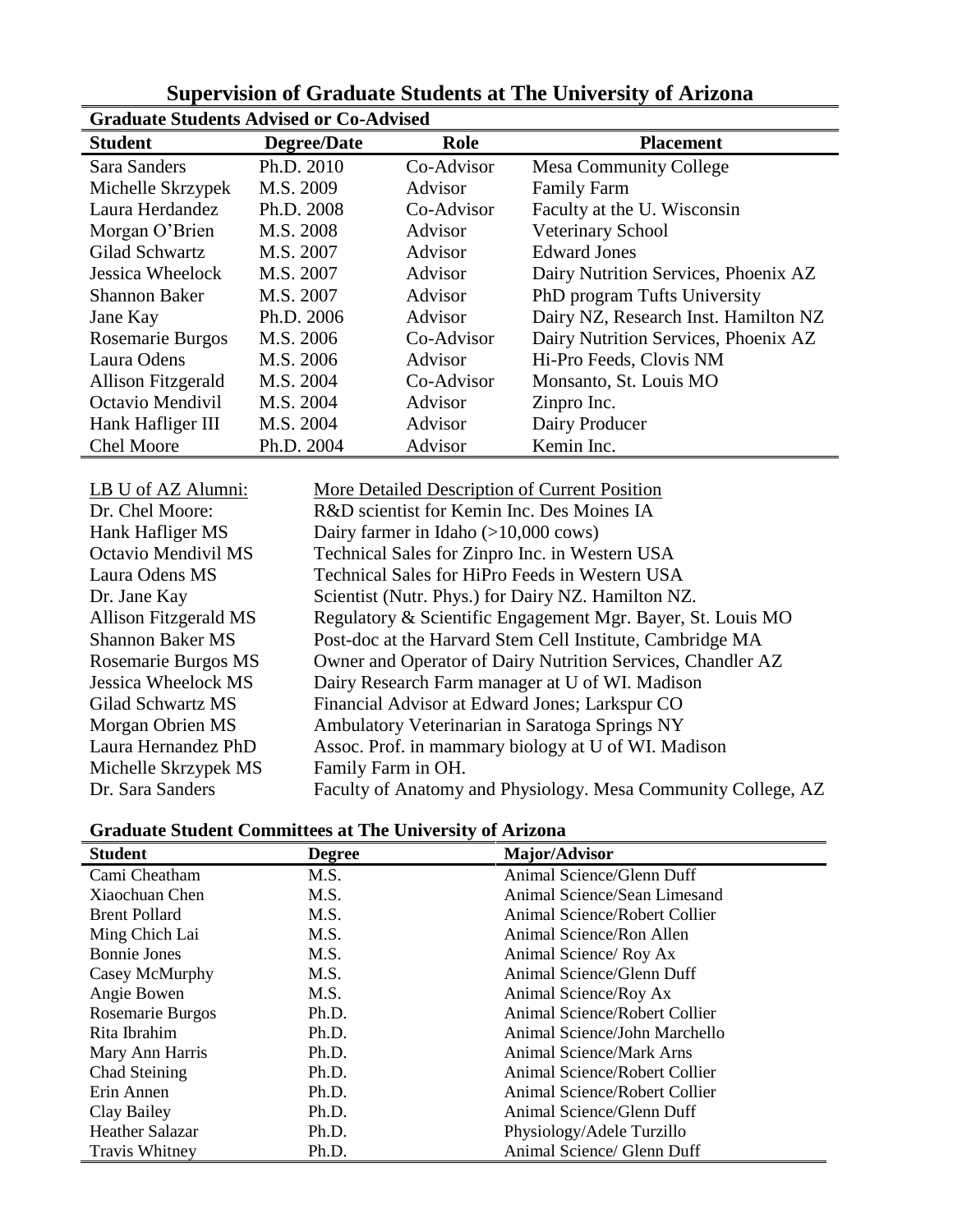## Supervision of Graduate Students at The University of Arizona

### Graduate Students Advised or Co-Advised

| Student | Degree/Date | Role | Placement |
|---|---|---|---|
| Sara Sanders | Ph.D. 2010 | Co-Advisor | Mesa Community College |
| Michelle Skrzypek | M.S. 2009 | Advisor | Family Farm |
| Laura Herdandez | Ph.D. 2008 | Co-Advisor | Faculty at the U. Wisconsin |
| Morgan O'Brien | M.S. 2008 | Advisor | Veterinary School |
| Gilad Schwartz | M.S. 2007 | Advisor | Edward Jones |
| Jessica Wheelock | M.S. 2007 | Advisor | Dairy Nutrition Services, Phoenix AZ |
| Shannon Baker | M.S. 2007 | Advisor | PhD program Tufts University |
| Jane Kay | Ph.D. 2006 | Advisor | Dairy NZ, Research Inst. Hamilton NZ |
| Rosemarie Burgos | M.S. 2006 | Co-Advisor | Dairy Nutrition Services, Phoenix AZ |
| Laura Odens | M.S. 2006 | Advisor | Hi-Pro Feeds, Clovis NM |
| Allison Fitzgerald | M.S. 2004 | Co-Advisor | Monsanto, St. Louis MO |
| Octavio Mendivil | M.S. 2004 | Advisor | Zinpro Inc. |
| Hank Hafliger III | M.S. 2004 | Advisor | Dairy Producer |
| Chel Moore | Ph.D. 2004 | Advisor | Kemin Inc. |

| LB U of AZ Alumni: | More Detailed Description of Current Position |
|---|---|
| Dr. Chel Moore: | R&D scientist for Kemin Inc. Des Moines IA |
| Hank Hafliger MS | Dairy farmer in Idaho (>10,000 cows) |
| Octavio Mendivil MS | Technical Sales for Zinpro Inc. in Western USA |
| Laura Odens MS | Technical Sales for HiPro Feeds in Western USA |
| Dr. Jane Kay | Scientist (Nutr. Phys.) for Dairy NZ. Hamilton NZ. |
| Allison Fitzgerald MS | Regulatory & Scientific Engagement Mgr. Bayer, St. Louis MO |
| Shannon Baker MS | Post-doc at the Harvard Stem Cell Institute, Cambridge MA |
| Rosemarie Burgos MS | Owner and Operator of Dairy Nutrition Services, Chandler AZ |
| Jessica Wheelock MS | Dairy Research Farm manager at U of WI. Madison |
| Gilad Schwartz MS | Financial Advisor at Edward Jones; Larkspur CO |
| Morgan Obrien MS | Ambulatory Veterinarian in Saratoga Springs NY |
| Laura Hernandez PhD | Assoc. Prof. in mammary biology at U of WI. Madison |
| Michelle Skrzypek MS | Family Farm in OH. |
| Dr. Sara Sanders | Faculty of Anatomy and Physiology. Mesa Community College, AZ |

### Graduate Student Committees at The University of Arizona

| Student | Degree | Major/Advisor |
|---|---|---|
| Cami Cheatham | M.S. | Animal Science/Glenn Duff |
| Xiaochuan Chen | M.S. | Animal Science/Sean Limesand |
| Brent Pollard | M.S. | Animal Science/Robert Collier |
| Ming Chich Lai | M.S. | Animal Science/Ron Allen |
| Bonnie Jones | M.S. | Animal Science/ Roy Ax |
| Casey McMurphy | M.S. | Animal Science/Glenn Duff |
| Angie Bowen | M.S. | Animal Science/Roy Ax |
| Rosemarie Burgos | Ph.D. | Animal Science/Robert Collier |
| Rita Ibrahim | Ph.D. | Animal Science/John Marchello |
| Mary Ann Harris | Ph.D. | Animal Science/Mark Arns |
| Chad Steining | Ph.D. | Animal Science/Robert Collier |
| Erin Annen | Ph.D. | Animal Science/Robert Collier |
| Clay Bailey | Ph.D. | Animal Science/Glenn Duff |
| Heather Salazar | Ph.D. | Physiology/Adele Turzillo |
| Travis Whitney | Ph.D. | Animal Science/ Glenn Duff |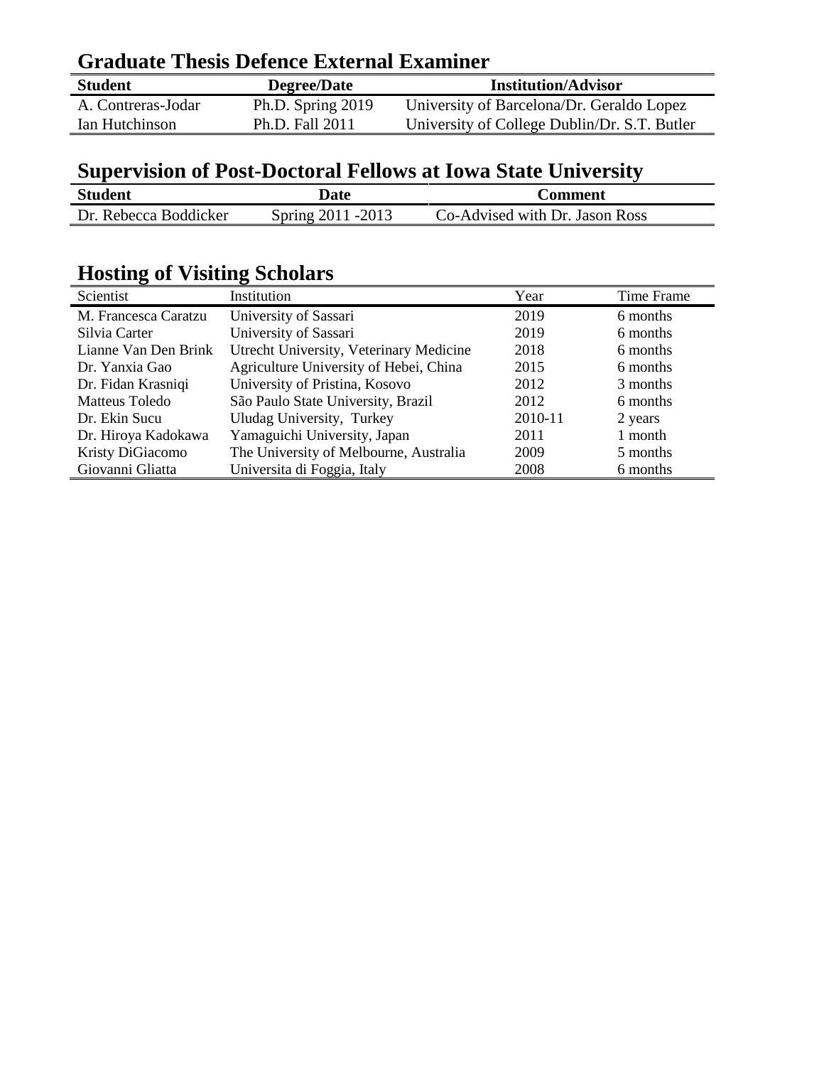## Graduate Thesis Defence External Examiner

| Student | Degree/Date | Institution/Advisor |
|---|---|---|
| A. Contreras-Jodar | Ph.D. Spring 2019 | University of Barcelona/Dr. Geraldo Lopez |
| Ian Hutchinson | Ph.D. Fall 2011 | University of College Dublin/Dr. S.T. Butler |

## Supervision of Post-Doctoral Fellows at Iowa State University

| Student | Date | Comment |
|---|---|---|
| Dr. Rebecca Boddicker | Spring 2011 -2013 | Co-Advised with Dr. Jason Ross |

## Hosting of Visiting Scholars

| Scientist | Institution | Year | Time Frame |
|---|---|---|---|
| M. Francesca Caratzu | University of Sassari | 2019 | 6 months |
| Silvia Carter | University of Sassari | 2019 | 6 months |
| Lianne Van Den Brink | Utrecht University, Veterinary Medicine | 2018 | 6 months |
| Dr. Yanxia Gao | Agriculture University of Hebei, China | 2015 | 6 months |
| Dr. Fidan Krasniqi | University of Pristina, Kosovo | 2012 | 3 months |
| Matteus Toledo | São Paulo State University, Brazil | 2012 | 6 months |
| Dr. Ekin Sucu | Uludag University, Turkey | 2010-11 | 2 years |
| Dr. Hiroya Kadokawa | Yamaguichi University, Japan | 2011 | 1 month |
| Kristy DiGiacomo | The University of Melbourne, Australia | 2009 | 5 months |
| Giovanni Gliatta | Universita di Foggia, Italy | 2008 | 6 months |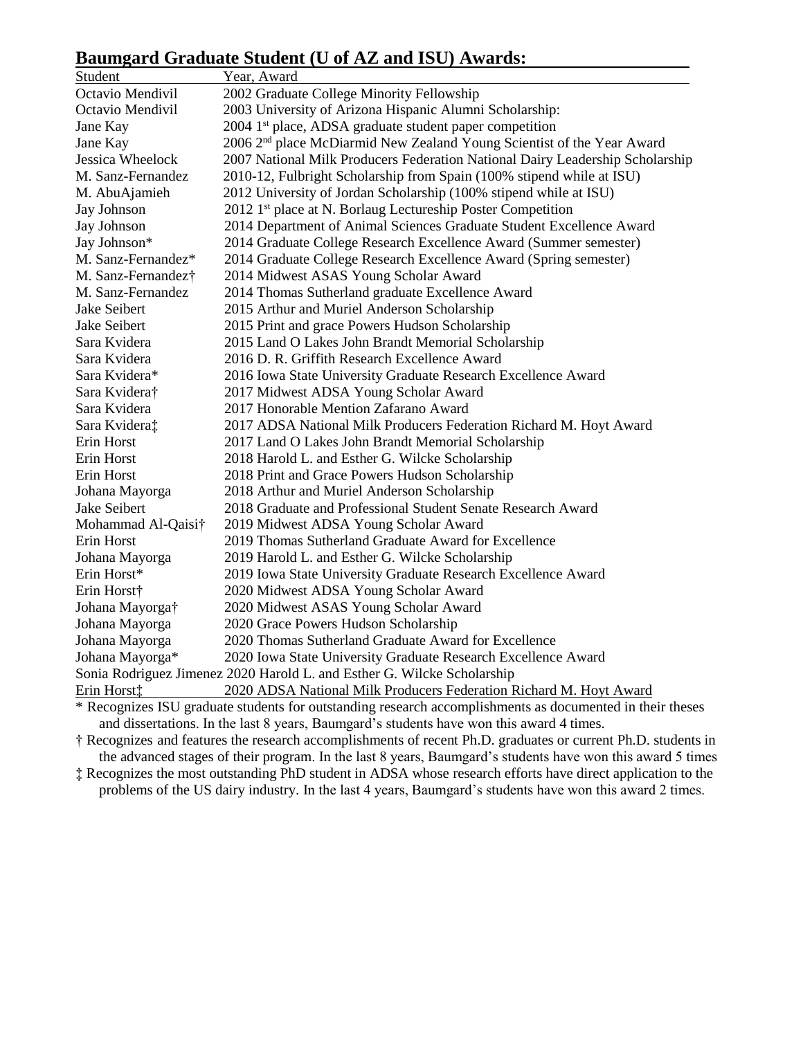## Baumgard Graduate Student (U of AZ and ISU) Awards:

| Student | Year, Award |
|---|---|
| Octavio Mendivil | 2002 Graduate College Minority Fellowship |
| Octavio Mendivil | 2003 University of Arizona Hispanic Alumni Scholarship: |
| Jane Kay | 2004 1st place, ADSA graduate student paper competition |
| Jane Kay | 2006 2nd place McDiarmid New Zealand Young Scientist of the Year Award |
| Jessica Wheelock | 2007 National Milk Producers Federation National Dairy Leadership Scholarship |
| M. Sanz-Fernandez | 2010-12, Fulbright Scholarship from Spain (100% stipend while at ISU) |
| M. AbuAjamieh | 2012 University of Jordan Scholarship (100% stipend while at ISU) |
| Jay Johnson | 2012 1st place at N. Borlaug Lectureship Poster Competition |
| Jay Johnson | 2014 Department of Animal Sciences Graduate Student Excellence Award |
| Jay Johnson* | 2014 Graduate College Research Excellence Award (Summer semester) |
| M. Sanz-Fernandez* | 2014 Graduate College Research Excellence Award (Spring semester) |
| M. Sanz-Fernandez† | 2014 Midwest ASAS Young Scholar Award |
| M. Sanz-Fernandez | 2014 Thomas Sutherland graduate Excellence Award |
| Jake Seibert | 2015 Arthur and Muriel Anderson Scholarship |
| Jake Seibert | 2015 Print and grace Powers Hudson Scholarship |
| Sara Kvidera | 2015 Land O Lakes John Brandt Memorial Scholarship |
| Sara Kvidera | 2016 D. R. Griffith Research Excellence Award |
| Sara Kvidera* | 2016 Iowa State University Graduate Research Excellence Award |
| Sara Kvidera† | 2017 Midwest ADSA Young Scholar Award |
| Sara Kvidera | 2017 Honorable Mention Zafarano Award |
| Sara Kvidera‡ | 2017 ADSA National Milk Producers Federation Richard M. Hoyt Award |
| Erin Horst | 2017 Land O Lakes John Brandt Memorial Scholarship |
| Erin Horst | 2018 Harold L. and Esther G. Wilcke Scholarship |
| Erin Horst | 2018 Print and Grace Powers Hudson Scholarship |
| Johana Mayorga | 2018 Arthur and Muriel Anderson Scholarship |
| Jake Seibert | 2018 Graduate and Professional Student Senate Research Award |
| Mohammad Al-Qaisi† | 2019 Midwest ADSA Young Scholar Award |
| Erin Horst | 2019 Thomas Sutherland Graduate Award for Excellence |
| Johana Mayorga | 2019 Harold L. and Esther G. Wilcke Scholarship |
| Erin Horst* | 2019 Iowa State University Graduate Research Excellence Award |
| Erin Horst† | 2020 Midwest ADSA Young Scholar Award |
| Johana Mayorga† | 2020 Midwest ASAS Young Scholar Award |
| Johana Mayorga | 2020 Grace Powers Hudson Scholarship |
| Johana Mayorga | 2020 Thomas Sutherland Graduate Award for Excellence |
| Johana Mayorga* | 2020 Iowa State University Graduate Research Excellence Award |
| Sonia Rodriguez Jimenez | 2020 Harold L. and Esther G. Wilcke Scholarship |
| Erin Horst‡ | 2020 ADSA National Milk Producers Federation Richard M. Hoyt Award |

\* Recognizes ISU graduate students for outstanding research accomplishments as documented in their theses and dissertations. In the last 8 years, Baumgard's students have won this award 4 times.

† Recognizes and features the research accomplishments of recent Ph.D. graduates or current Ph.D. students in the advanced stages of their program. In the last 8 years, Baumgard's students have won this award 5 times

‡ Recognizes the most outstanding PhD student in ADSA whose research efforts have direct application to the problems of the US dairy industry. In the last 4 years, Baumgard's students have won this award 2 times.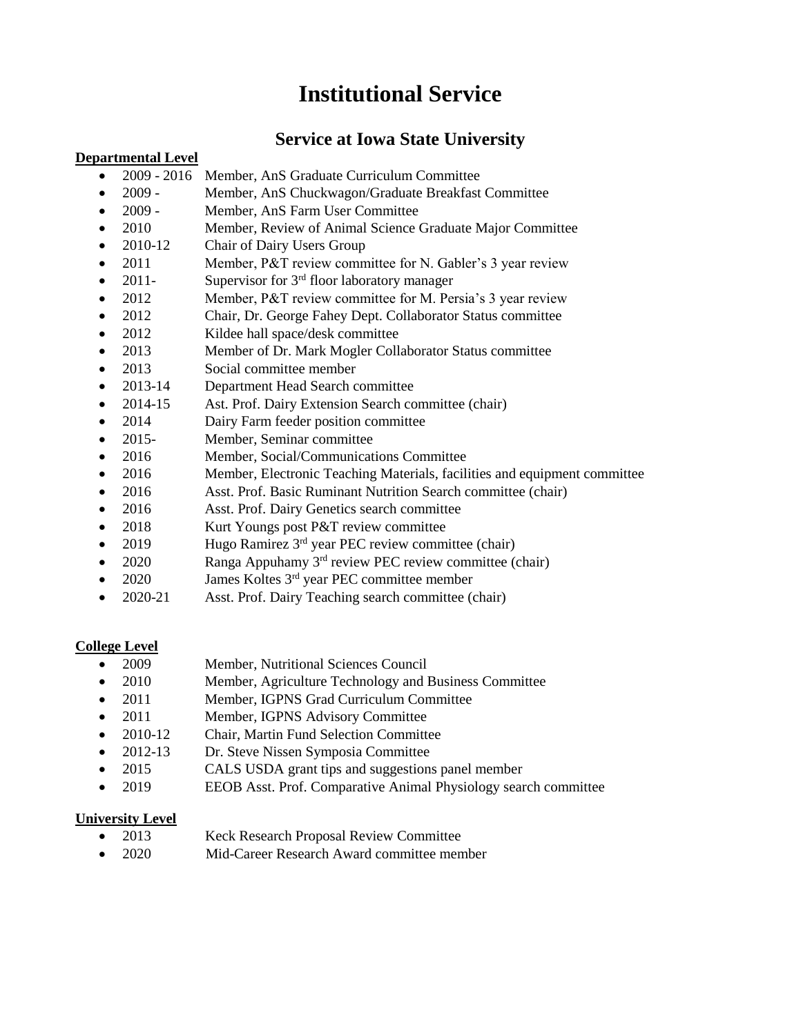# Institutional Service

## Service at Iowa State University

**Departmental Level**

- 2009 - 2016 Member, AnS Graduate Curriculum Committee
- 2009 - Member, AnS Chuckwagon/Graduate Breakfast Committee
- 2009 - Member, AnS Farm User Committee
- 2010 Member, Review of Animal Science Graduate Major Committee
- 2010-12 Chair of Dairy Users Group
- 2011 Member, P&T review committee for N. Gabler's 3 year review
- 2011- Supervisor for 3rd floor laboratory manager
- 2012 Member, P&T review committee for M. Persia's 3 year review
- 2012 Chair, Dr. George Fahey Dept. Collaborator Status committee
- 2012 Kildee hall space/desk committee
- 2013 Member of Dr. Mark Mogler Collaborator Status committee
- 2013 Social committee member
- 2013-14 Department Head Search committee
- 2014-15 Ast. Prof. Dairy Extension Search committee (chair)
- 2014 Dairy Farm feeder position committee
- 2015- Member, Seminar committee
- 2016 Member, Social/Communications Committee
- 2016 Member, Electronic Teaching Materials, facilities and equipment committee
- 2016 Asst. Prof. Basic Ruminant Nutrition Search committee (chair)
- 2016 Asst. Prof. Dairy Genetics search committee
- 2018 Kurt Youngs post P&T review committee
- 2019 Hugo Ramirez 3rd year PEC review committee (chair)
- 2020 Ranga Appuhamy 3rd review PEC review committee (chair)
- 2020 James Koltes 3rd year PEC committee member
- 2020-21 Asst. Prof. Dairy Teaching search committee (chair)

**College Level**

- 2009 Member, Nutritional Sciences Council
- 2010 Member, Agriculture Technology and Business Committee
- 2011 Member, IGPNS Grad Curriculum Committee
- 2011 Member, IGPNS Advisory Committee
- 2010-12 Chair, Martin Fund Selection Committee
- 2012-13 Dr. Steve Nissen Symposia Committee
- 2015 CALS USDA grant tips and suggestions panel member
- 2019 EEOB Asst. Prof. Comparative Animal Physiology search committee

**University Level**

- 2013 Keck Research Proposal Review Committee
- 2020 Mid-Career Research Award committee member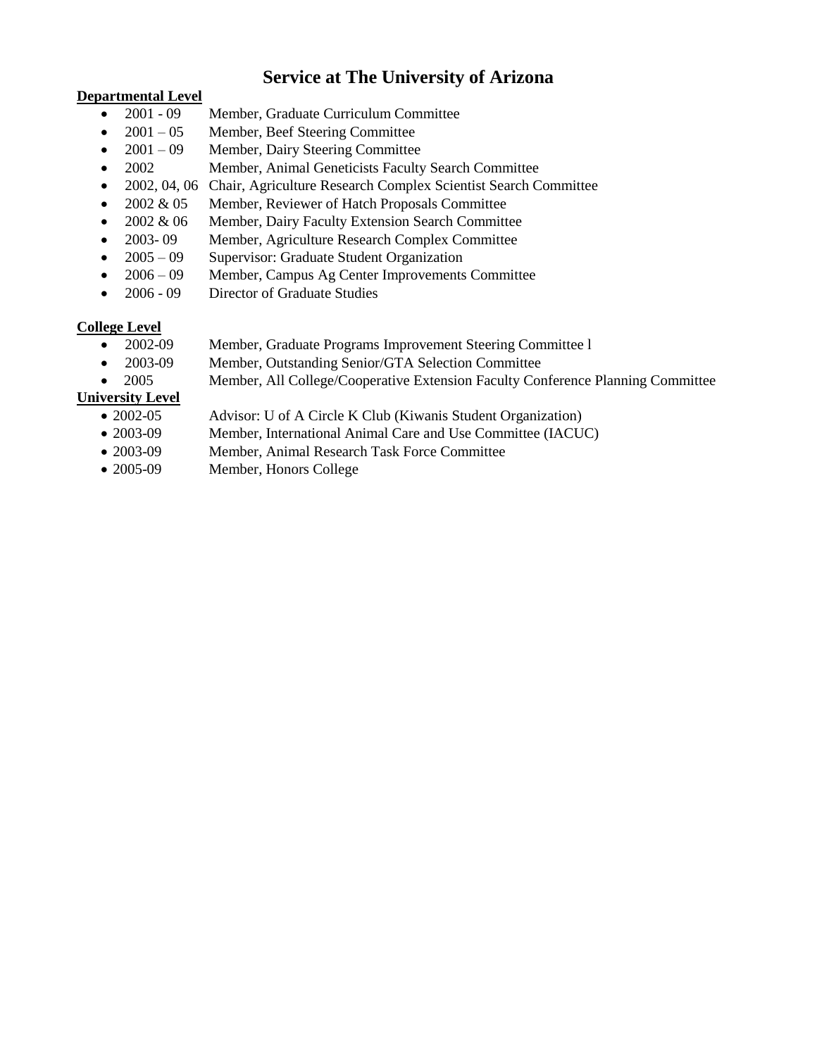# Service at The University of Arizona

**Departmental Level**

- 2001 - 09 Member, Graduate Curriculum Committee
- 2001 – 05 Member, Beef Steering Committee
- 2001 – 09 Member, Dairy Steering Committee
- 2002 Member, Animal Geneticists Faculty Search Committee
- 2002, 04, 06 Chair, Agriculture Research Complex Scientist Search Committee
- 2002 & 05 Member, Reviewer of Hatch Proposals Committee
- 2002 & 06 Member, Dairy Faculty Extension Search Committee
- 2003- 09 Member, Agriculture Research Complex Committee
- 2005 – 09 Supervisor: Graduate Student Organization
- 2006 – 09 Member, Campus Ag Center Improvements Committee
- 2006 - 09 Director of Graduate Studies

**College Level**

- 2002-09 Member, Graduate Programs Improvement Steering Committee l
- 2003-09 Member, Outstanding Senior/GTA Selection Committee
- 2005 Member, All College/Cooperative Extension Faculty Conference Planning Committee

**University Level**

- 2002-05 Advisor: U of A Circle K Club (Kiwanis Student Organization)
- 2003-09 Member, International Animal Care and Use Committee (IACUC)
- 2003-09 Member, Animal Research Task Force Committee
- 2005-09 Member, Honors College